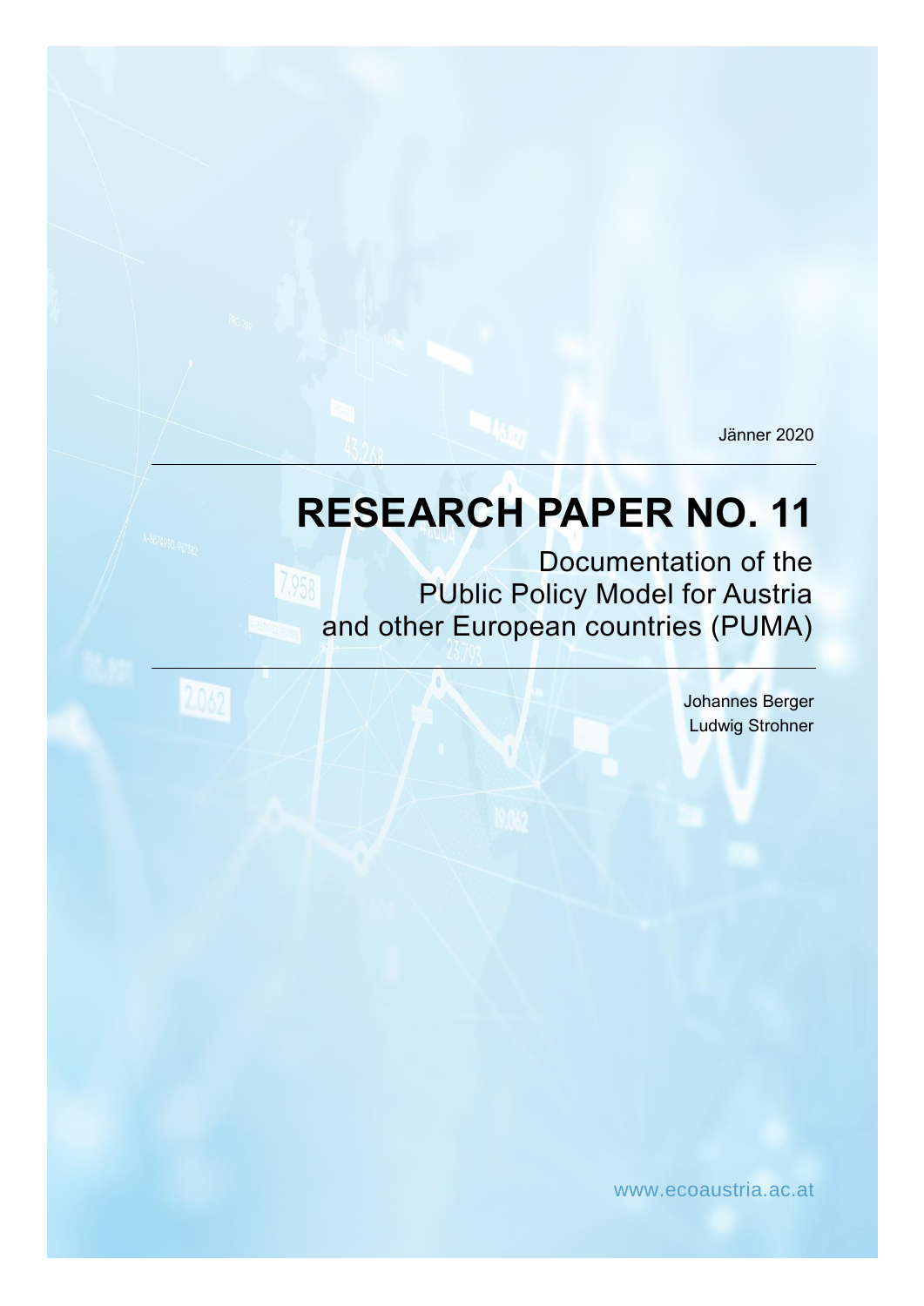Jänner 2020

# RESEARCH PAPER NO. 11

## Documentation of the PUblic Policy Model for Austria and other European countries (PUMA)

Johannes Berger
Ludwig Strohner

www.ecoaustria.ac.at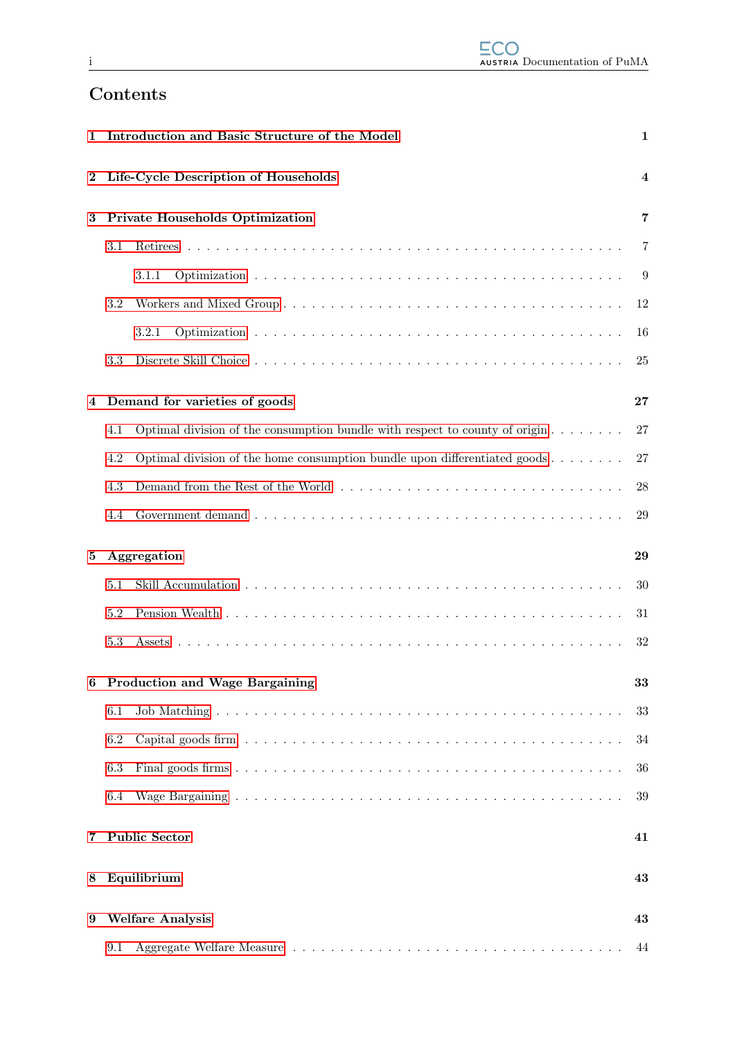# Contents

1 Introduction and Basic Structure of the Model — 1

2 Life-Cycle Description of Households — 4

3 Private Households Optimization — 7

- 3.1 Retirees — 7
  - 3.1.1 Optimization — 9
- 3.2 Workers and Mixed Group — 12
  - 3.2.1 Optimization — 16
- 3.3 Discrete Skill Choice — 25

4 Demand for varieties of goods — 27

- 4.1 Optimal division of the consumption bundle with respect to county of origin — 27
- 4.2 Optimal division of the home consumption bundle upon differentiated goods — 27
- 4.3 Demand from the Rest of the World — 28
- 4.4 Government demand — 29

5 Aggregation — 29

- 5.1 Skill Accumulation — 30
- 5.2 Pension Wealth — 31
- 5.3 Assets — 32

6 Production and Wage Bargaining — 33

- 6.1 Job Matching — 33
- 6.2 Capital goods firm — 34
- 6.3 Final goods firms — 36
- 6.4 Wage Bargaining — 39

7 Public Sector — 41

8 Equilibrium — 43

9 Welfare Analysis — 43

- 9.1 Aggregate Welfare Measure — 44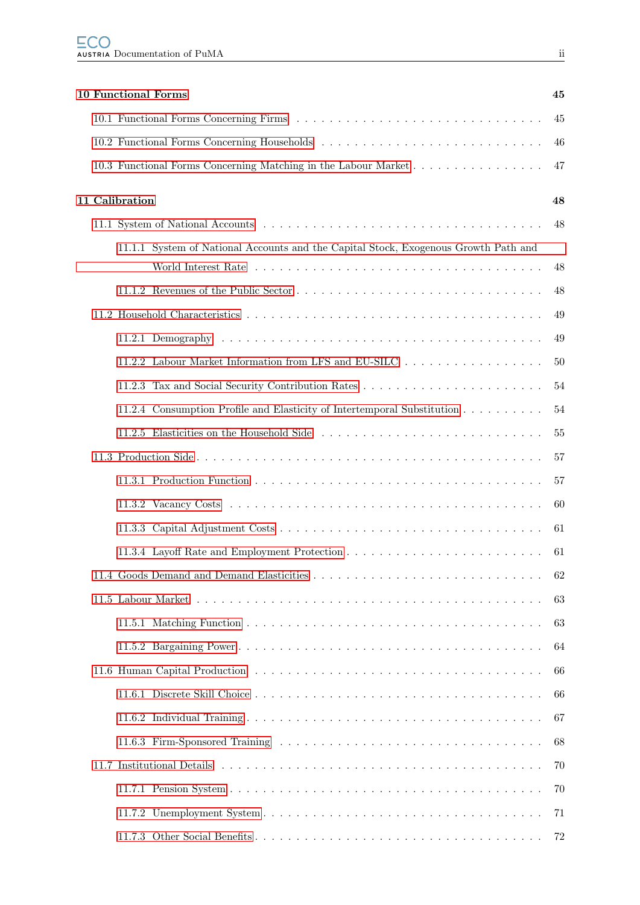**10 Functional Forms** **45**

10.1 Functional Forms Concerning Firms . . . . . . . . . . . . . . . . . . . . . . . . . . . . 45

10.2 Functional Forms Concerning Households . . . . . . . . . . . . . . . . . . . . . . . . . 46

10.3 Functional Forms Concerning Matching in the Labour Market . . . . . . . . . . . . . . . 47

**11 Calibration** **48**

11.1 System of National Accounts . . . . . . . . . . . . . . . . . . . . . . . . . . . . . . . 48

11.1.1 System of National Accounts and the Capital Stock, Exogenous Growth Path and World Interest Rate . . . . . . . . . . . . . . . . . . . . . . . . . . . . . . . . 48

11.1.2 Revenues of the Public Sector . . . . . . . . . . . . . . . . . . . . . . . . . . . . 48

11.2 Household Characteristics . . . . . . . . . . . . . . . . . . . . . . . . . . . . . . . . . 49

11.2.1 Demography . . . . . . . . . . . . . . . . . . . . . . . . . . . . . . . . . . . . . 49

11.2.2 Labour Market Information from LFS and EU-SILC . . . . . . . . . . . . . . . . . 50

11.2.3 Tax and Social Security Contribution Rates . . . . . . . . . . . . . . . . . . . . . 54

11.2.4 Consumption Profile and Elasticity of Intertemporal Substitution . . . . . . . . . . 54

11.2.5 Elasticities on the Household Side . . . . . . . . . . . . . . . . . . . . . . . . . . 55

11.3 Production Side . . . . . . . . . . . . . . . . . . . . . . . . . . . . . . . . . . . . . . . 57

11.3.1 Production Function . . . . . . . . . . . . . . . . . . . . . . . . . . . . . . . . . 57

11.3.2 Vacancy Costs . . . . . . . . . . . . . . . . . . . . . . . . . . . . . . . . . . . . 60

11.3.3 Capital Adjustment Costs . . . . . . . . . . . . . . . . . . . . . . . . . . . . . . 61

11.3.4 Layoff Rate and Employment Protection . . . . . . . . . . . . . . . . . . . . . . 61

11.4 Goods Demand and Demand Elasticities . . . . . . . . . . . . . . . . . . . . . . . . . . 62

11.5 Labour Market . . . . . . . . . . . . . . . . . . . . . . . . . . . . . . . . . . . . . . . 63

11.5.1 Matching Function . . . . . . . . . . . . . . . . . . . . . . . . . . . . . . . . . . 63

11.5.2 Bargaining Power . . . . . . . . . . . . . . . . . . . . . . . . . . . . . . . . . . . 64

11.6 Human Capital Production . . . . . . . . . . . . . . . . . . . . . . . . . . . . . . . . . 66

11.6.1 Discrete Skill Choice . . . . . . . . . . . . . . . . . . . . . . . . . . . . . . . . . 66

11.6.2 Individual Training . . . . . . . . . . . . . . . . . . . . . . . . . . . . . . . . . . 67

11.6.3 Firm-Sponsored Training . . . . . . . . . . . . . . . . . . . . . . . . . . . . . . . 68

11.7 Institutional Details . . . . . . . . . . . . . . . . . . . . . . . . . . . . . . . . . . . . 70

11.7.1 Pension System . . . . . . . . . . . . . . . . . . . . . . . . . . . . . . . . . . . . 70

11.7.2 Unemployment System . . . . . . . . . . . . . . . . . . . . . . . . . . . . . . . . 71

11.7.3 Other Social Benefits . . . . . . . . . . . . . . . . . . . . . . . . . . . . . . . . . 72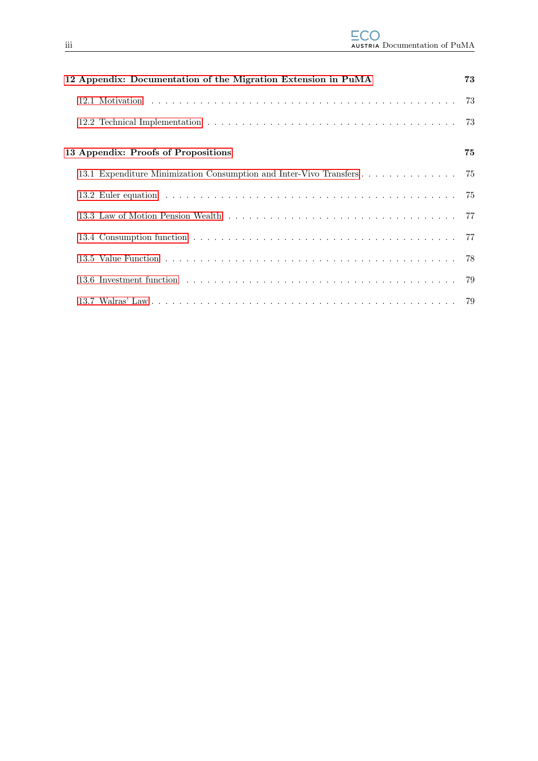**12 Appendix: Documentation of the Migration Extension in PuMA** 73

- 12.1 Motivation . . . 73
- 12.2 Technical Implementation . . . 73

**13 Appendix: Proofs of Propositions** 75

- 13.1 Expenditure Minimization Consumption and Inter-Vivo Transfers . . . 75
- 13.2 Euler equation . . . 75
- 13.3 Law of Motion Pension Wealth . . . 77
- 13.4 Consumption function . . . 77
- 13.5 Value Function . . . 78
- 13.6 Investment function . . . 79
- 13.7 Walras' Law . . . 79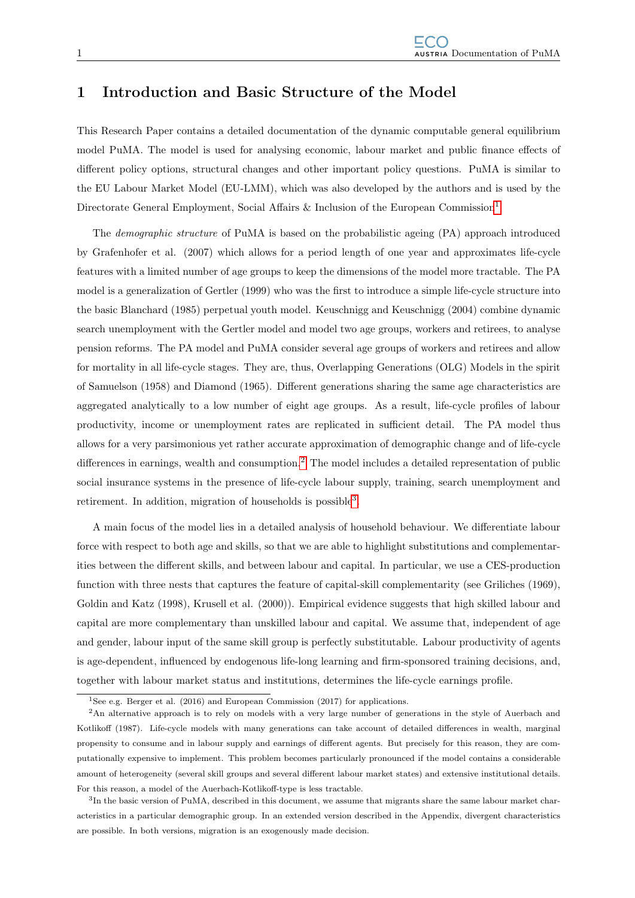# 1 Introduction and Basic Structure of the Model

This Research Paper contains a detailed documentation of the dynamic computable general equilibrium model PuMA. The model is used for analysing economic, labour market and public finance effects of different policy options, structural changes and other important policy questions. PuMA is similar to the EU Labour Market Model (EU-LMM), which was also developed by the authors and is used by the Directorate General Employment, Social Affairs & Inclusion of the European Commission.[1]

The *demographic structure* of PuMA is based on the probabilistic ageing (PA) approach introduced by Grafenhofer et al. (2007) which allows for a period length of one year and approximates life-cycle features with a limited number of age groups to keep the dimensions of the model more tractable. The PA model is a generalization of Gertler (1999) who was the first to introduce a simple life-cycle structure into the basic Blanchard (1985) perpetual youth model. Keuschnigg and Keuschnigg (2004) combine dynamic search unemployment with the Gertler model and model two age groups, workers and retirees, to analyse pension reforms. The PA model and PuMA consider several age groups of workers and retirees and allow for mortality in all life-cycle stages. They are, thus, Overlapping Generations (OLG) Models in the spirit of Samuelson (1958) and Diamond (1965). Different generations sharing the same age characteristics are aggregated analytically to a low number of eight age groups. As a result, life-cycle profiles of labour productivity, income or unemployment rates are replicated in sufficient detail. The PA model thus allows for a very parsimonious yet rather accurate approximation of demographic change and of life-cycle differences in earnings, wealth and consumption.[2] The model includes a detailed representation of public social insurance systems in the presence of life-cycle labour supply, training, search unemployment and retirement. In addition, migration of households is possible[3].

A main focus of the model lies in a detailed analysis of household behaviour. We differentiate labour force with respect to both age and skills, so that we are able to highlight substitutions and complementarities between the different skills, and between labour and capital. In particular, we use a CES-production function with three nests that captures the feature of capital-skill complementarity (see Griliches (1969), Goldin and Katz (1998), Krusell et al. (2000)). Empirical evidence suggests that high skilled labour and capital are more complementary than unskilled labour and capital. We assume that, independent of age and gender, labour input of the same skill group is perfectly substitutable. Labour productivity of agents is age-dependent, influenced by endogenous life-long learning and firm-sponsored training decisions, and, together with labour market status and institutions, determines the life-cycle earnings profile.

[1] See e.g. Berger et al. (2016) and European Commission (2017) for applications.

[2] An alternative approach is to rely on models with a very large number of generations in the style of Auerbach and Kotlikoff (1987). Life-cycle models with many generations can take account of detailed differences in wealth, marginal propensity to consume and in labour supply and earnings of different agents. But precisely for this reason, they are computationally expensive to implement. This problem becomes particularly pronounced if the model contains a considerable amount of heterogeneity (several skill groups and several different labour market states) and extensive institutional details. For this reason, a model of the Auerbach-Kotlikoff-type is less tractable.

[3] In the basic version of PuMA, described in this document, we assume that migrants share the same labour market characteristics in a particular demographic group. In an extended version described in the Appendix, divergent characteristics are possible. In both versions, migration is an exogenously made decision.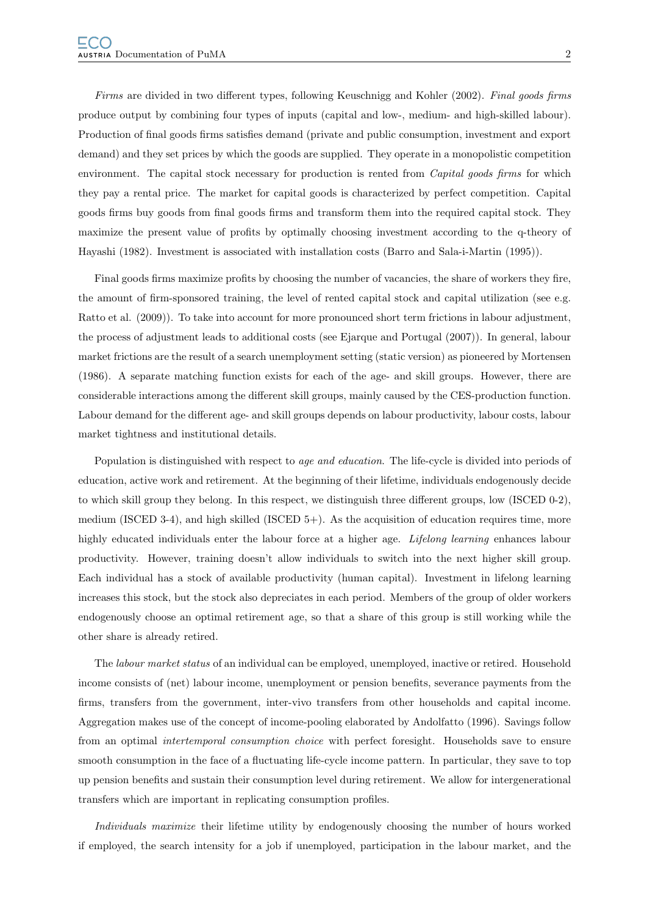*Firms* are divided in two different types, following Keuschnigg and Kohler (2002). *Final goods firms* produce output by combining four types of inputs (capital and low-, medium- and high-skilled labour). Production of final goods firms satisfies demand (private and public consumption, investment and export demand) and they set prices by which the goods are supplied. They operate in a monopolistic competition environment. The capital stock necessary for production is rented from *Capital goods firms* for which they pay a rental price. The market for capital goods is characterized by perfect competition. Capital goods firms buy goods from final goods firms and transform them into the required capital stock. They maximize the present value of profits by optimally choosing investment according to the q-theory of Hayashi (1982). Investment is associated with installation costs (Barro and Sala-i-Martin (1995)).

Final goods firms maximize profits by choosing the number of vacancies, the share of workers they fire, the amount of firm-sponsored training, the level of rented capital stock and capital utilization (see e.g. Ratto et al. (2009)). To take into account for more pronounced short term frictions in labour adjustment, the process of adjustment leads to additional costs (see Ejarque and Portugal (2007)). In general, labour market frictions are the result of a search unemployment setting (static version) as pioneered by Mortensen (1986). A separate matching function exists for each of the age- and skill groups. However, there are considerable interactions among the different skill groups, mainly caused by the CES-production function. Labour demand for the different age- and skill groups depends on labour productivity, labour costs, labour market tightness and institutional details.

Population is distinguished with respect to *age and education*. The life-cycle is divided into periods of education, active work and retirement. At the beginning of their lifetime, individuals endogenously decide to which skill group they belong. In this respect, we distinguish three different groups, low (ISCED 0-2), medium (ISCED 3-4), and high skilled (ISCED 5+). As the acquisition of education requires time, more highly educated individuals enter the labour force at a higher age. *Lifelong learning* enhances labour productivity. However, training doesn't allow individuals to switch into the next higher skill group. Each individual has a stock of available productivity (human capital). Investment in lifelong learning increases this stock, but the stock also depreciates in each period. Members of the group of older workers endogenously choose an optimal retirement age, so that a share of this group is still working while the other share is already retired.

The *labour market status* of an individual can be employed, unemployed, inactive or retired. Household income consists of (net) labour income, unemployment or pension benefits, severance payments from the firms, transfers from the government, inter-vivo transfers from other households and capital income. Aggregation makes use of the concept of income-pooling elaborated by Andolfatto (1996). Savings follow from an optimal *intertemporal consumption choice* with perfect foresight. Households save to ensure smooth consumption in the face of a fluctuating life-cycle income pattern. In particular, they save to top up pension benefits and sustain their consumption level during retirement. We allow for intergenerational transfers which are important in replicating consumption profiles.

*Individuals maximize* their lifetime utility by endogenously choosing the number of hours worked if employed, the search intensity for a job if unemployed, participation in the labour market, and the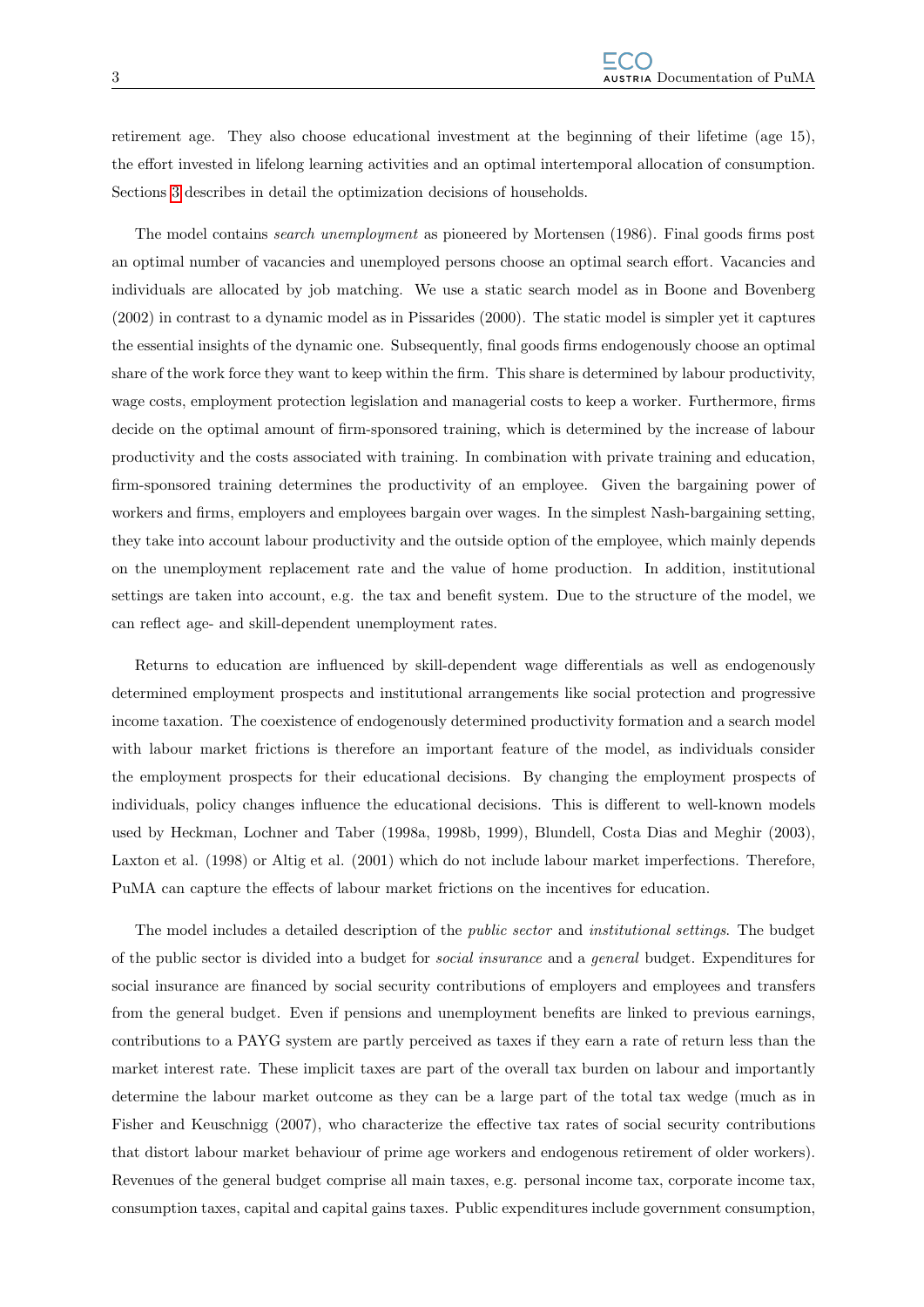retirement age. They also choose educational investment at the beginning of their lifetime (age 15), the effort invested in lifelong learning activities and an optimal intertemporal allocation of consumption. Sections 3 describes in detail the optimization decisions of households.

The model contains *search unemployment* as pioneered by Mortensen (1986). Final goods firms post an optimal number of vacancies and unemployed persons choose an optimal search effort. Vacancies and individuals are allocated by job matching. We use a static search model as in Boone and Bovenberg (2002) in contrast to a dynamic model as in Pissarides (2000). The static model is simpler yet it captures the essential insights of the dynamic one. Subsequently, final goods firms endogenously choose an optimal share of the work force they want to keep within the firm. This share is determined by labour productivity, wage costs, employment protection legislation and managerial costs to keep a worker. Furthermore, firms decide on the optimal amount of firm-sponsored training, which is determined by the increase of labour productivity and the costs associated with training. In combination with private training and education, firm-sponsored training determines the productivity of an employee. Given the bargaining power of workers and firms, employers and employees bargain over wages. In the simplest Nash-bargaining setting, they take into account labour productivity and the outside option of the employee, which mainly depends on the unemployment replacement rate and the value of home production. In addition, institutional settings are taken into account, e.g. the tax and benefit system. Due to the structure of the model, we can reflect age- and skill-dependent unemployment rates.

Returns to education are influenced by skill-dependent wage differentials as well as endogenously determined employment prospects and institutional arrangements like social protection and progressive income taxation. The coexistence of endogenously determined productivity formation and a search model with labour market frictions is therefore an important feature of the model, as individuals consider the employment prospects for their educational decisions. By changing the employment prospects of individuals, policy changes influence the educational decisions. This is different to well-known models used by Heckman, Lochner and Taber (1998a, 1998b, 1999), Blundell, Costa Dias and Meghir (2003), Laxton et al. (1998) or Altig et al. (2001) which do not include labour market imperfections. Therefore, PuMA can capture the effects of labour market frictions on the incentives for education.

The model includes a detailed description of the *public sector* and *institutional settings*. The budget of the public sector is divided into a budget for *social insurance* and a *general* budget. Expenditures for social insurance are financed by social security contributions of employers and employees and transfers from the general budget. Even if pensions and unemployment benefits are linked to previous earnings, contributions to a PAYG system are partly perceived as taxes if they earn a rate of return less than the market interest rate. These implicit taxes are part of the overall tax burden on labour and importantly determine the labour market outcome as they can be a large part of the total tax wedge (much as in Fisher and Keuschnigg (2007), who characterize the effective tax rates of social security contributions that distort labour market behaviour of prime age workers and endogenous retirement of older workers). Revenues of the general budget comprise all main taxes, e.g. personal income tax, corporate income tax, consumption taxes, capital and capital gains taxes. Public expenditures include government consumption,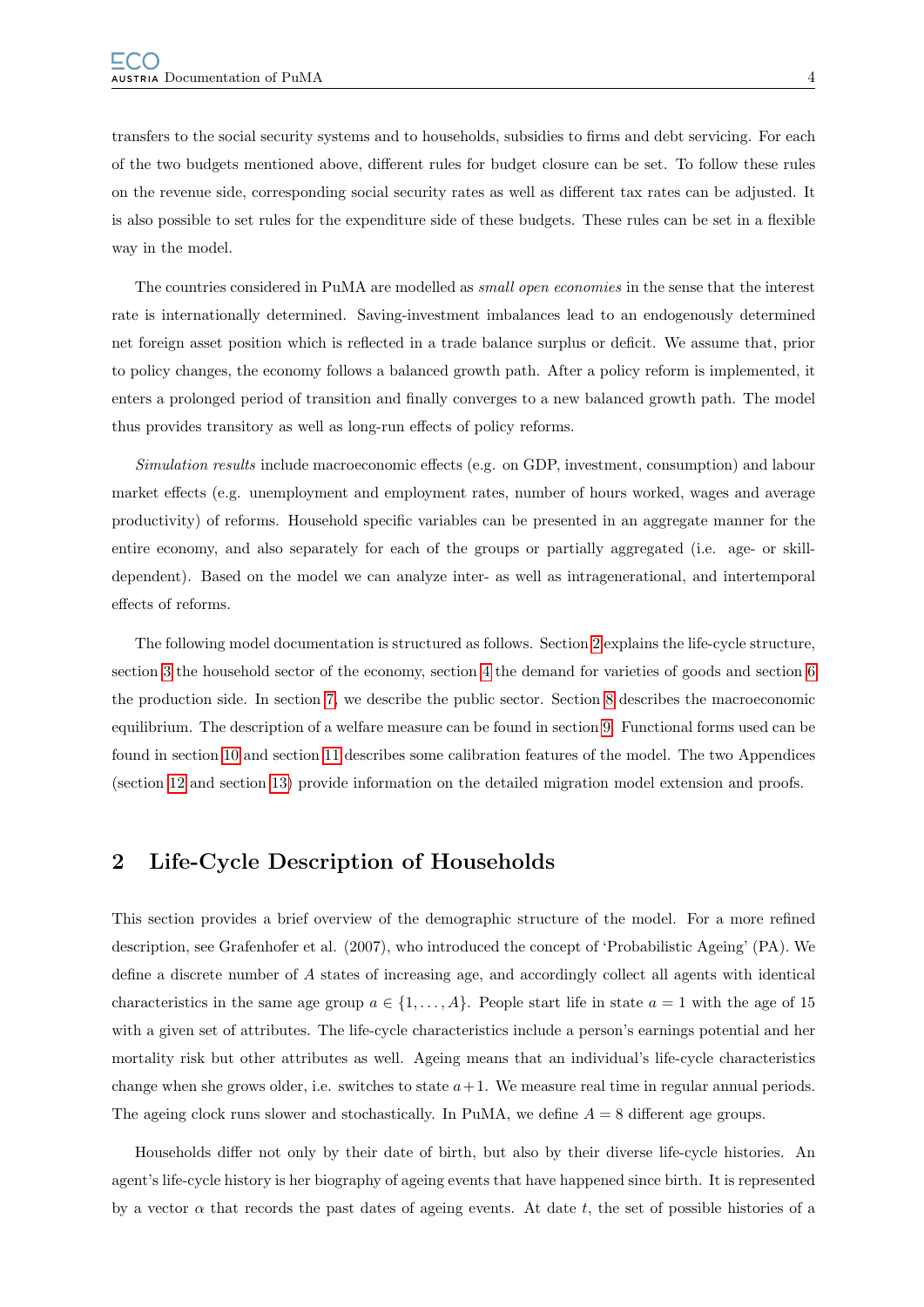transfers to the social security systems and to households, subsidies to firms and debt servicing. For each of the two budgets mentioned above, different rules for budget closure can be set. To follow these rules on the revenue side, corresponding social security rates as well as different tax rates can be adjusted. It is also possible to set rules for the expenditure side of these budgets. These rules can be set in a flexible way in the model.

The countries considered in PuMA are modelled as *small open economies* in the sense that the interest rate is internationally determined. Saving-investment imbalances lead to an endogenously determined net foreign asset position which is reflected in a trade balance surplus or deficit. We assume that, prior to policy changes, the economy follows a balanced growth path. After a policy reform is implemented, it enters a prolonged period of transition and finally converges to a new balanced growth path. The model thus provides transitory as well as long-run effects of policy reforms.

*Simulation results* include macroeconomic effects (e.g. on GDP, investment, consumption) and labour market effects (e.g. unemployment and employment rates, number of hours worked, wages and average productivity) of reforms. Household specific variables can be presented in an aggregate manner for the entire economy, and also separately for each of the groups or partially aggregated (i.e. age- or skill-dependent). Based on the model we can analyze inter- as well as intragenerational, and intertemporal effects of reforms.

The following model documentation is structured as follows. Section 2 explains the life-cycle structure, section 3 the household sector of the economy, section 4 the demand for varieties of goods and section 6 the production side. In section 7, we describe the public sector. Section 8 describes the macroeconomic equilibrium. The description of a welfare measure can be found in section 9. Functional forms used can be found in section 10 and section 11 describes some calibration features of the model. The two Appendices (section 12 and section 13) provide information on the detailed migration model extension and proofs.

## 2 Life-Cycle Description of Households

This section provides a brief overview of the demographic structure of the model. For a more refined description, see Grafenhofer et al. (2007), who introduced the concept of 'Probabilistic Ageing' (PA). We define a discrete number of $A$ states of increasing age, and accordingly collect all agents with identical characteristics in the same age group $a \in \{1, \dots, A\}$. People start life in state $a = 1$ with the age of 15 with a given set of attributes. The life-cycle characteristics include a person's earnings potential and her mortality risk but other attributes as well. Ageing means that an individual's life-cycle characteristics change when she grows older, i.e. switches to state $a+1$. We measure real time in regular annual periods. The ageing clock runs slower and stochastically. In PuMA, we define $A = 8$ different age groups.

Households differ not only by their date of birth, but also by their diverse life-cycle histories. An agent's life-cycle history is her biography of ageing events that have happened since birth. It is represented by a vector $\alpha$ that records the past dates of ageing events. At date $t$, the set of possible histories of a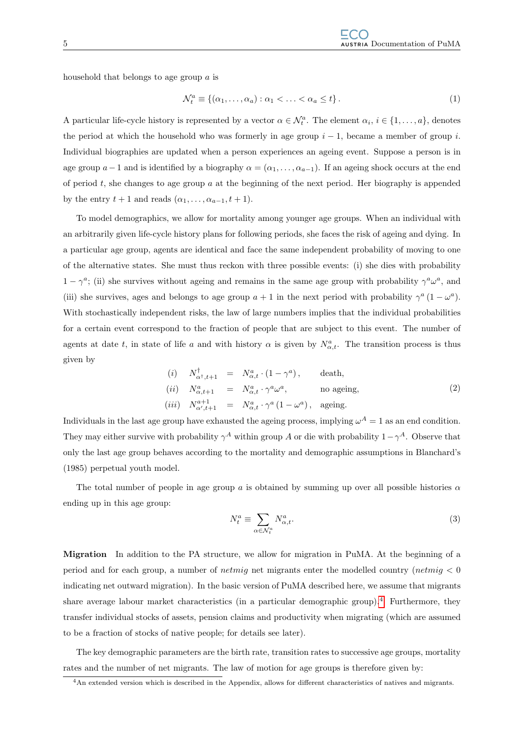household that belongs to age group $a$ is

$$\mathcal{N}_t^a \equiv \{(\alpha_1, \ldots, \alpha_a) : \alpha_1 < \ldots < \alpha_a \leq t\}. \tag{1}$$

A particular life-cycle history is represented by a vector $\alpha \in \mathcal{N}_t^a$. The element $\alpha_i$, $i \in \{1, \ldots, a\}$, denotes the period at which the household who was formerly in age group $i-1$, became a member of group $i$. Individual biographies are updated when a person experiences an ageing event. Suppose a person is in age group $a-1$ and is identified by a biography $\alpha = (\alpha_1, \ldots, \alpha_{a-1})$. If an ageing shock occurs at the end of period $t$, she changes to age group $a$ at the beginning of the next period. Her biography is appended by the entry $t+1$ and reads $(\alpha_1, \ldots, \alpha_{a-1}, t+1)$.

To model demographics, we allow for mortality among younger age groups. When an individual with an arbitrarily given life-cycle history plans for following periods, she faces the risk of ageing and dying. In a particular age group, agents are identical and face the same independent probability of moving to one of the alternative states. She must thus reckon with three possible events: (i) she dies with probability $1-\gamma^a$; (ii) she survives without ageing and remains in the same age group with probability $\gamma^a \omega^a$, and (iii) she survives, ages and belongs to age group $a+1$ in the next period with probability $\gamma^a (1-\omega^a)$. With stochastically independent risks, the law of large numbers implies that the individual probabilities for a certain event correspond to the fraction of people that are subject to this event. The number of agents at date $t$, in state of life $a$ and with history $\alpha$ is given by $N_{\alpha,t}^a$. The transition process is thus given by

$$\begin{aligned}
(i) \quad & N_{\alpha^\dagger,t+1}^\dagger &=& \; N_{\alpha,t}^a \cdot (1-\gamma^a), & \text{death,} \\
(ii) \quad & N_{\alpha,t+1}^a &=& \; N_{\alpha,t}^a \cdot \gamma^a \omega^a, & \text{no ageing,} \\
(iii) \quad & N_{\alpha',t+1}^{a+1} &=& \; N_{\alpha,t}^a \cdot \gamma^a (1-\omega^a), & \text{ageing.}
\end{aligned} \tag{2}$$

Individuals in the last age group have exhausted the ageing process, implying $\omega^A = 1$ as an end condition. They may either survive with probability $\gamma^A$ within group $A$ or die with probability $1-\gamma^A$. Observe that only the last age group behaves according to the mortality and demographic assumptions in Blanchard's (1985) perpetual youth model.

The total number of people in age group $a$ is obtained by summing up over all possible histories $\alpha$ ending up in this age group:

$$N_t^a \equiv \sum_{\alpha \in \mathcal{N}_t^a} N_{\alpha,t}^a. \tag{3}$$

**Migration** In addition to the PA structure, we allow for migration in PuMA. At the beginning of a period and for each group, a number of *netmig* net migrants enter the modelled country (*netmig* $< 0$ indicating net outward migration). In the basic version of PuMA described here, we assume that migrants share average labour market characteristics (in a particular demographic group).[4] Furthermore, they transfer individual stocks of assets, pension claims and productivity when migrating (which are assumed to be a fraction of stocks of native people; for details see later).

The key demographic parameters are the birth rate, transition rates to successive age groups, mortality rates and the number of net migrants. The law of motion for age groups is therefore given by:

[4] An extended version which is described in the Appendix, allows for different characteristics of natives and migrants.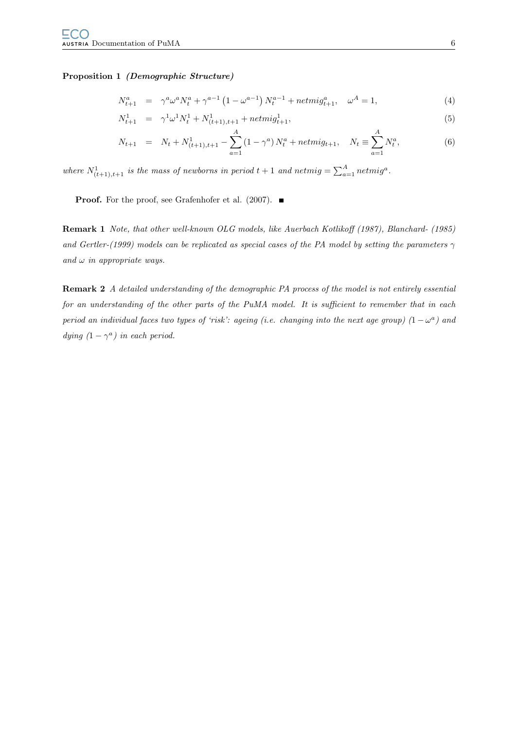**Proposition 1** ***(Demographic Structure)***

$$
\begin{aligned}
N_{t+1}^{a} &= \gamma^{a}\omega^{a}N_{t}^{a} + \gamma^{a-1}\left(1-\omega^{a-1}\right)N_{t}^{a-1} + netmig_{t+1}^{a}, \quad \omega^{A}=1, && (4)\\
N_{t+1}^{1} &= \gamma^{1}\omega^{1}N_{t}^{1} + N_{(t+1),t+1}^{1} + netmig_{t+1}^{1}, && (5)\\
N_{t+1} &= N_{t} + N_{(t+1),t+1}^{1} - \sum_{a=1}^{A}\left(1-\gamma^{a}\right)N_{t}^{a} + netmig_{t+1}, \quad N_{t} \equiv \sum_{a=1}^{A} N_{t}^{a}, && (6)
\end{aligned}
$$

*where $N_{(t+1),t+1}^{1}$ is the mass of newborns in period $t+1$ and $netmig = \sum_{a=1}^{A} netmig^{a}$.*

**Proof.** For the proof, see Grafenhofer et al. (2007). ■

**Remark 1** *Note, that other well-known OLG models, like Auerbach Kotlikoff (1987), Blanchard- (1985) and Gertler-(1999) models can be replicated as special cases of the PA model by setting the parameters $\gamma$ and $\omega$ in appropriate ways.*

**Remark 2** *A detailed understanding of the demographic PA process of the model is not entirely essential for an understanding of the other parts of the PuMA model. It is sufficient to remember that in each period an individual faces two types of 'risk': ageing (i.e. changing into the next age group) $(1-\omega^{a})$ and dying $(1-\gamma^{a})$ in each period.*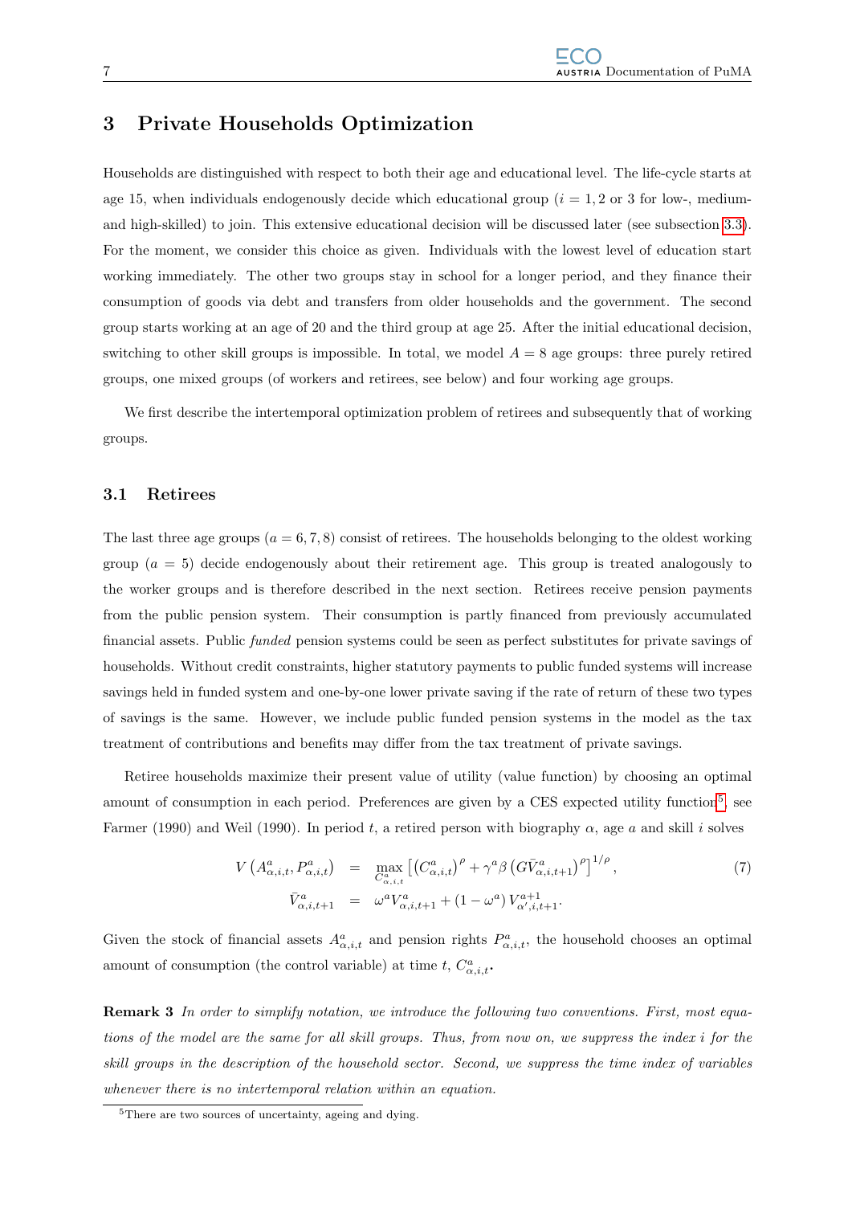# 3 Private Households Optimization

Households are distinguished with respect to both their age and educational level. The life-cycle starts at age 15, when individuals endogenously decide which educational group ($i = 1, 2$ or $3$ for low-, medium- and high-skilled) to join. This extensive educational decision will be discussed later (see subsection 3.3). For the moment, we consider this choice as given. Individuals with the lowest level of education start working immediately. The other two groups stay in school for a longer period, and they finance their consumption of goods via debt and transfers from older households and the government. The second group starts working at an age of 20 and the third group at age 25. After the initial educational decision, switching to other skill groups is impossible. In total, we model $A = 8$ age groups: three purely retired groups, one mixed groups (of workers and retirees, see below) and four working age groups.

We first describe the intertemporal optimization problem of retirees and subsequently that of working groups.

## 3.1 Retirees

The last three age groups ($a = 6, 7, 8$) consist of retirees. The households belonging to the oldest working group ($a = 5$) decide endogenously about their retirement age. This group is treated analogously to the worker groups and is therefore described in the next section. Retirees receive pension payments from the public pension system. Their consumption is partly financed from previously accumulated financial assets. Public *funded* pension systems could be seen as perfect substitutes for private savings of households. Without credit constraints, higher statutory payments to public funded systems will increase savings held in funded system and one-by-one lower private saving if the rate of return of these two types of savings is the same. However, we include public funded pension systems in the model as the tax treatment of contributions and benefits may differ from the tax treatment of private savings.

Retiree households maximize their present value of utility (value function) by choosing an optimal amount of consumption in each period. Preferences are given by a CES expected utility function[5], see Farmer (1990) and Weil (1990). In period $t$, a retired person with biography $\alpha$, age $a$ and skill $i$ solves

$$
\begin{aligned}
V\left(A^{a}_{\alpha,i,t}, P^{a}_{\alpha,i,t}\right) &= \max_{C^{a}_{\alpha,i,t}} \left[\left(C^{a}_{\alpha,i,t}\right)^{\rho} + \gamma^{a}\beta\left(G\bar{V}^{a}_{\alpha,i,t+1}\right)^{\rho}\right]^{1/\rho}, \\
\bar{V}^{a}_{\alpha,i,t+1} &= \omega^{a}V^{a}_{\alpha,i,t+1} + \left(1-\omega^{a}\right)V^{a+1}_{\alpha',i,t+1}.
\end{aligned}
\tag{7}
$$

Given the stock of financial assets $A^{a}_{\alpha,i,t}$ and pension rights $P^{a}_{\alpha,i,t}$, the household chooses an optimal amount of consumption (the control variable) at time $t$, $C^{a}_{\alpha,i,t}$.

**Remark 3** *In order to simplify notation, we introduce the following two conventions. First, most equations of the model are the same for all skill groups. Thus, from now on, we suppress the index $i$ for the skill groups in the description of the household sector. Second, we suppress the time index of variables whenever there is no intertemporal relation within an equation.*

[5] There are two sources of uncertainty, ageing and dying.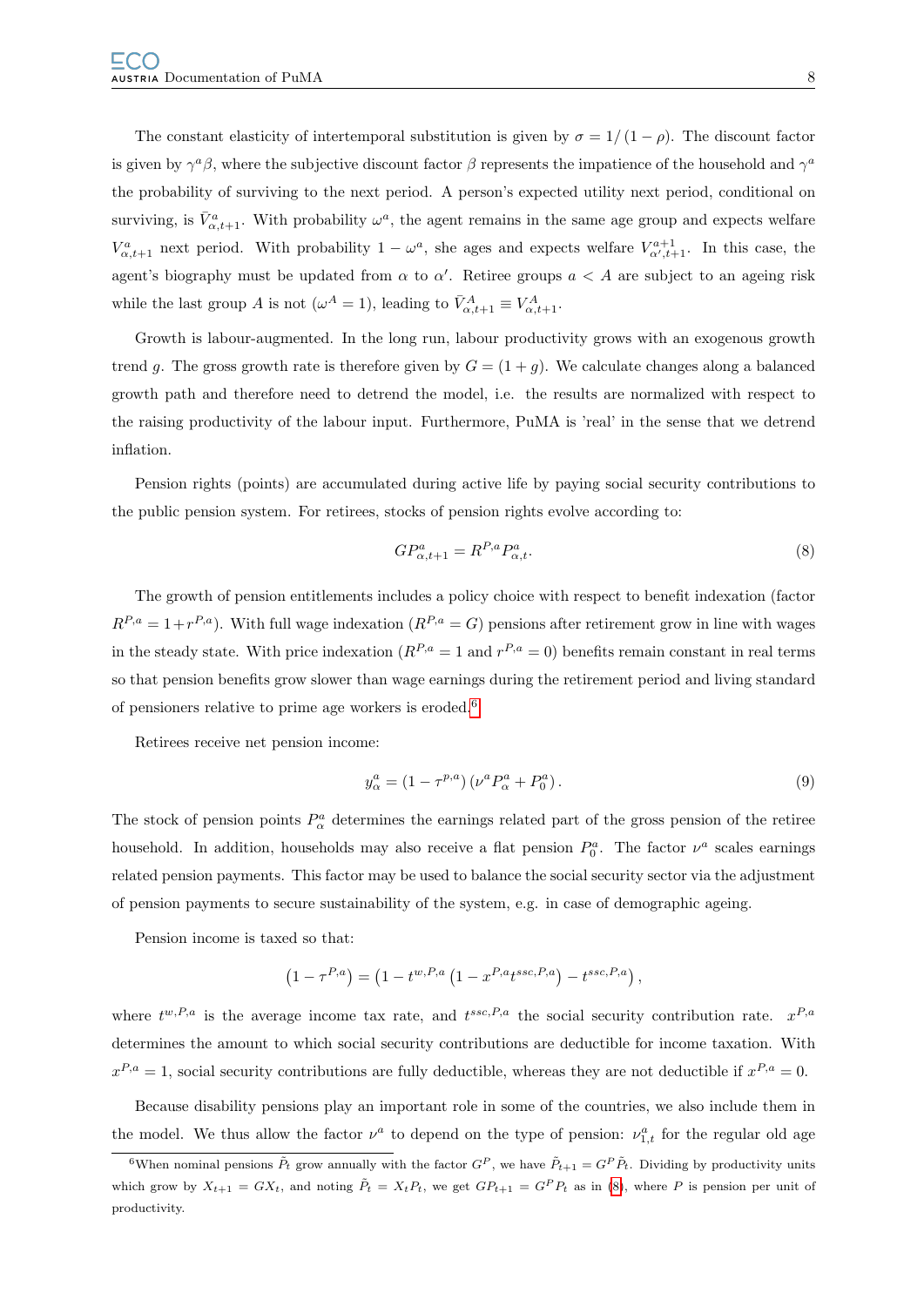The constant elasticity of intertemporal substitution is given by $\sigma = 1/(1-\rho)$. The discount factor is given by $\gamma^a \beta$, where the subjective discount factor $\beta$ represents the impatience of the household and $\gamma^a$ the probability of surviving to the next period. A person's expected utility next period, conditional on surviving, is $\bar{V}^a_{\alpha,t+1}$. With probability $\omega^a$, the agent remains in the same age group and expects welfare $V^a_{\alpha,t+1}$ next period. With probability $1-\omega^a$, she ages and expects welfare $V^{a+1}_{\alpha',t+1}$. In this case, the agent's biography must be updated from $\alpha$ to $\alpha'$. Retiree groups $a < A$ are subject to an ageing risk while the last group $A$ is not ($\omega^A = 1$), leading to $\bar{V}^A_{\alpha,t+1} \equiv V^A_{\alpha,t+1}$.

Growth is labour-augmented. In the long run, labour productivity grows with an exogenous growth trend $g$. The gross growth rate is therefore given by $G = (1+g)$. We calculate changes along a balanced growth path and therefore need to detrend the model, i.e. the results are normalized with respect to the raising productivity of the labour input. Furthermore, PuMA is 'real' in the sense that we detrend inflation.

Pension rights (points) are accumulated during active life by paying social security contributions to the public pension system. For retirees, stocks of pension rights evolve according to:

$$GP^a_{\alpha,t+1} = R^{P,a} P^a_{\alpha,t}. \tag{8}$$

The growth of pension entitlements includes a policy choice with respect to benefit indexation (factor $R^{P,a} = 1 + r^{P,a}$). With full wage indexation ($R^{P,a} = G$) pensions after retirement grow in line with wages in the steady state. With price indexation ($R^{P,a} = 1$ and $r^{P,a} = 0$) benefits remain constant in real terms so that pension benefits grow slower than wage earnings during the retirement period and living standard of pensioners relative to prime age workers is eroded.[6]

Retirees receive net pension income:

$$y^a_\alpha = \left(1 - \tau^{p,a}\right)\left(\nu^a P^a_\alpha + P^a_0\right). \tag{9}$$

The stock of pension points $P^a_\alpha$ determines the earnings related part of the gross pension of the retiree household. In addition, households may also receive a flat pension $P^a_0$. The factor $\nu^a$ scales earnings related pension payments. This factor may be used to balance the social security sector via the adjustment of pension payments to secure sustainability of the system, e.g. in case of demographic ageing.

Pension income is taxed so that:

$$\left(1 - \tau^{P,a}\right) = \left(1 - t^{w,P,a}\left(1 - x^{P,a} t^{ssc,P,a}\right) - t^{ssc,P,a}\right),$$

where $t^{w,P,a}$ is the average income tax rate, and $t^{ssc,P,a}$ the social security contribution rate. $x^{P,a}$ determines the amount to which social security contributions are deductible for income taxation. With $x^{P,a} = 1$, social security contributions are fully deductible, whereas they are not deductible if $x^{P,a} = 0$.

Because disability pensions play an important role in some of the countries, we also include them in the model. We thus allow the factor $\nu^a$ to depend on the type of pension: $\nu^a_{1,t}$ for the regular old age

---

[6] When nominal pensions $\tilde{P}_t$ grow annually with the factor $G^P$, we have $\tilde{P}_{t+1} = G^P \tilde{P}_t$. Dividing by productivity units which grow by $X_{t+1} = GX_t$, and noting $\tilde{P}_t = X_t P_t$, we get $GP_{t+1} = G^P P_t$ as in (8), where $P$ is pension per unit of productivity.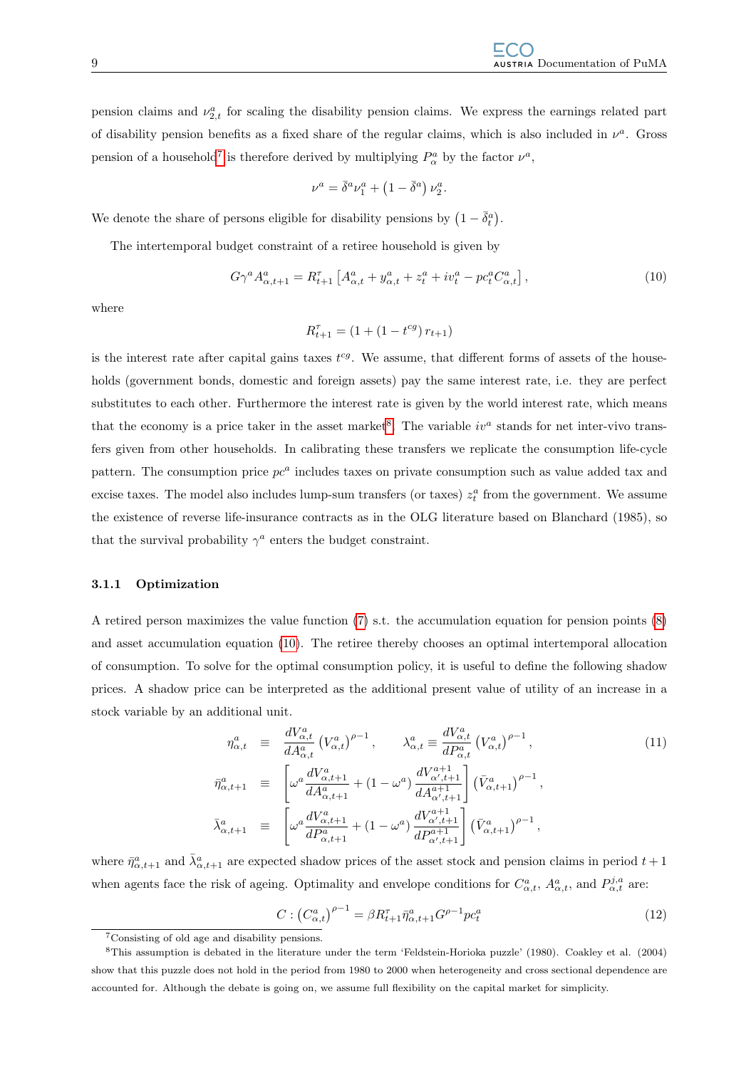pension claims and $\nu_{2,t}^{a}$ for scaling the disability pension claims. We express the earnings related part of disability pension benefits as a fixed share of the regular claims, which is also included in $\nu^{a}$. Gross pension of a household[7] is therefore derived by multiplying $P_{\alpha}^{a}$ by the factor $\nu^{a}$,

$$\nu^{a}=\bar{\delta}^{a}\nu_{1}^{a}+\left(1-\bar{\delta}^{a}\right)\nu_{2}^{a}.$$

We denote the share of persons eligible for disability pensions by $\left(1-\bar{\delta}_{t}^{a}\right)$.

The intertemporal budget constraint of a retiree household is given by

$$G\gamma^{a}A_{\alpha,t+1}^{a}=R_{t+1}^{\tau}\left[A_{\alpha,t}^{a}+y_{\alpha,t}^{a}+z_{t}^{a}+iv_{t}^{a}-pc_{t}^{a}C_{\alpha,t}^{a}\right],\tag{10}$$

where

$$R_{t+1}^{\tau}=\left(1+\left(1-t^{cg}\right)r_{t+1}\right)$$

is the interest rate after capital gains taxes $t^{cg}$. We assume, that different forms of assets of the households (government bonds, domestic and foreign assets) pay the same interest rate, i.e. they are perfect substitutes to each other. Furthermore the interest rate is given by the world interest rate, which means that the economy is a price taker in the asset market[8]. The variable $iv^{a}$ stands for net inter-vivo transfers given from other households. In calibrating these transfers we replicate the consumption life-cycle pattern. The consumption price $pc^{a}$ includes taxes on private consumption such as value added tax and excise taxes. The model also includes lump-sum transfers (or taxes) $z_{t}^{a}$ from the government. We assume the existence of reverse life-insurance contracts as in the OLG literature based on Blanchard (1985), so that the survival probability $\gamma^{a}$ enters the budget constraint.

### 3.1.1 Optimization

A retired person maximizes the value function (7) s.t. the accumulation equation for pension points (8) and asset accumulation equation (10). The retiree thereby chooses an optimal intertemporal allocation of consumption. To solve for the optimal consumption policy, it is useful to define the following shadow prices. A shadow price can be interpreted as the additional present value of utility of an increase in a stock variable by an additional unit.

$$\begin{aligned}
\eta_{\alpha,t}^{a} &\equiv \frac{dV_{\alpha,t}^{a}}{dA_{\alpha,t}^{a}}\left(V_{\alpha,t}^{a}\right)^{\rho-1}, \qquad \lambda_{\alpha,t}^{a}\equiv\frac{dV_{\alpha,t}^{a}}{dP_{\alpha,t}^{a}}\left(V_{\alpha,t}^{a}\right)^{\rho-1}, \\
\bar{\eta}_{\alpha,t+1}^{a} &\equiv \left[\omega^{a}\frac{dV_{\alpha,t+1}^{a}}{dA_{\alpha,t+1}^{a}}+\left(1-\omega^{a}\right)\frac{dV_{\alpha',t+1}^{a+1}}{dA_{\alpha',t+1}^{a+1}}\right]\left(\bar{V}_{\alpha,t+1}^{a}\right)^{\rho-1}, \\
\bar{\lambda}_{\alpha,t+1}^{a} &\equiv \left[\omega^{a}\frac{dV_{\alpha,t+1}^{a}}{dP_{\alpha,t+1}^{a}}+\left(1-\omega^{a}\right)\frac{dV_{\alpha',t+1}^{a+1}}{dP_{\alpha',t+1}^{a+1}}\right]\left(\bar{V}_{\alpha,t+1}^{a}\right)^{\rho-1},
\end{aligned}\tag{11}$$

where $\bar{\eta}_{\alpha,t+1}^{a}$ and $\bar{\lambda}_{\alpha,t+1}^{a}$ are expected shadow prices of the asset stock and pension claims in period $t+1$ when agents face the risk of ageing. Optimality and envelope conditions for $C_{\alpha,t}^{a}$, $A_{\alpha,t}^{a}$, and $P_{\alpha,t}^{j,a}$ are:

$$C:\left(C_{\alpha,t}^{a}\right)^{\rho-1}=\beta R_{t+1}^{\tau}\bar{\eta}_{\alpha,t+1}^{a}G^{\rho-1}pc_{t}^{a}\tag{12}$$

[7] Consisting of old age and disability pensions.

[8] This assumption is debated in the literature under the term 'Feldstein-Horioka puzzle' (1980). Coakley et al. (2004) show that this puzzle does not hold in the period from 1980 to 2000 when heterogeneity and cross sectional dependence are accounted for. Although the debate is going on, we assume full flexibility on the capital market for simplicity.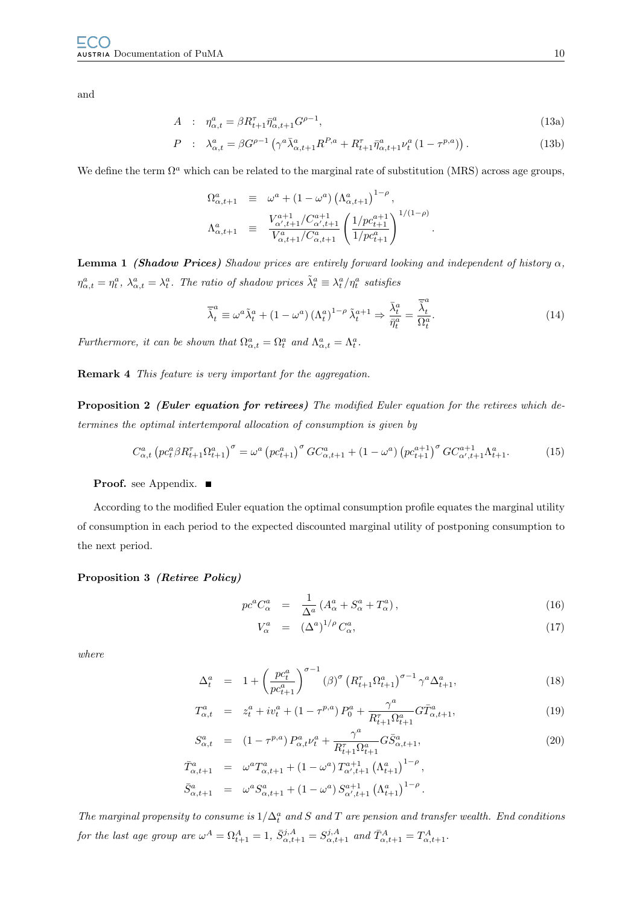and

$$
\begin{aligned}
A &: \quad \eta^a_{\alpha,t} = \beta R^{\tau}_{t+1} \bar{\eta}^a_{\alpha,t+1} G^{\rho-1}, && (13a)\\
P &: \quad \lambda^a_{\alpha,t} = \beta G^{\rho-1} \left( \gamma^a \bar{\lambda}^a_{\alpha,t+1} R^{P,a} + R^{\tau}_{t+1} \bar{\eta}^a_{\alpha,t+1} \nu^a_t \left(1-\tau^{p,a}\right) \right). && (13b)
\end{aligned}
$$

We define the term $\Omega^a$ which can be related to the marginal rate of substitution (MRS) across age groups,

$$
\begin{aligned}
\Omega^a_{\alpha,t+1} &\equiv \omega^a + (1-\omega^a) \left( \Lambda^a_{\alpha,t+1} \right)^{1-\rho}, \\
\Lambda^a_{\alpha,t+1} &\equiv \frac{V^{a+1}_{\alpha',t+1}/C^{a+1}_{\alpha',t+1}}{V^a_{\alpha,t+1}/C^a_{\alpha,t+1}} \left( \frac{1/pc^{a+1}_{t+1}}{1/pc^a_{t+1}} \right)^{1/(1-\rho)}.
\end{aligned}
$$

**Lemma 1** ***(Shadow Prices)*** *Shadow prices are entirely forward looking and independent of history $\alpha$, $\eta^a_{\alpha,t} = \eta^a_t$, $\lambda^a_{\alpha,t} = \lambda^a_t$. The ratio of shadow prices $\tilde{\lambda}^a_t \equiv \lambda^a_t / \eta^a_t$ satisfies*

$$
\bar{\tilde{\lambda}}^a_t \equiv \omega^a \tilde{\lambda}^a_t + (1-\omega^a) \left( \Lambda^a_t \right)^{1-\rho} \tilde{\lambda}^{a+1}_t \Rightarrow \frac{\bar{\lambda}^a_t}{\bar{\eta}^a_t} = \frac{\bar{\tilde{\lambda}}^a_t}{\Omega^a_t}. \tag{14}
$$

*Furthermore, it can be shown that $\Omega^a_{\alpha,t} = \Omega^a_t$ and $\Lambda^a_{\alpha,t} = \Lambda^a_t$.*

**Remark 4** *This feature is very important for the aggregation.*

**Proposition 2** ***(Euler equation for retirees)*** *The modified Euler equation for the retirees which determines the optimal intertemporal allocation of consumption is given by*

$$
C^a_{\alpha,t} \left( pc^a_t \beta R^{\tau}_{t+1} \Omega^a_{t+1} \right)^{\sigma} = \omega^a \left( pc^a_{t+1} \right)^{\sigma} G C^a_{\alpha,t+1} + (1-\omega^a) \left( pc^{a+1}_{t+1} \right)^{\sigma} G C^{a+1}_{\alpha',t+1} \Lambda^a_{t+1}. \tag{15}
$$

**Proof.** see Appendix. ■

According to the modified Euler equation the optimal consumption profile equates the marginal utility of consumption in each period to the expected discounted marginal utility of postponing consumption to the next period.

**Proposition 3** ***(Retiree Policy)***

$$
\begin{aligned}
pc^a C^a_{\alpha} &= \frac{1}{\Delta^a} \left( A^a_{\alpha} + S^a_{\alpha} + T^a_{\alpha} \right), && (16)\\
V^a_{\alpha} &= \left( \Delta^a \right)^{1/\rho} C^a_{\alpha}, && (17)
\end{aligned}
$$

*where*

$$
\begin{aligned}
\Delta^a_t &= 1 + \left( \frac{pc^a_t}{pc^a_{t+1}} \right)^{\sigma-1} (\beta)^{\sigma} \left( R^{\tau}_{t+1} \Omega^a_{t+1} \right)^{\sigma-1} \gamma^a \Delta^a_{t+1}, && (18)\\
T^a_{\alpha,t} &= z^a_t + iv^a_t + \left(1-\tau^{p,a}\right) P^a_0 + \frac{\gamma^a}{R^{\tau}_{t+1} \Omega^a_{t+1}} G \bar{T}^a_{\alpha,t+1}, && (19)\\
S^a_{\alpha,t} &= \left(1-\tau^{p,a}\right) P^a_{\alpha,t} \nu^a_t + \frac{\gamma^a}{R^{\tau}_{t+1} \Omega^a_{t+1}} G \bar{S}^a_{\alpha,t+1}, && (20)\\
\bar{T}^a_{\alpha,t+1} &= \omega^a T^a_{\alpha,t+1} + (1-\omega^a) T^{a+1}_{\alpha',t+1} \left( \Lambda^a_{t+1} \right)^{1-\rho}, \\
\bar{S}^a_{\alpha,t+1} &= \omega^a S^a_{\alpha,t+1} + (1-\omega^a) S^{a+1}_{\alpha',t+1} \left( \Lambda^a_{t+1} \right)^{1-\rho}.
\end{aligned}
$$

*The marginal propensity to consume is $1/\Delta^a_t$ and $S$ and $T$ are pension and transfer wealth. End conditions for the last age group are $\omega^A = \Omega^A_{t+1} = 1$, $\bar{S}^{j,A}_{\alpha,t+1} = S^{j,A}_{\alpha,t+1}$ and $\bar{T}^A_{\alpha,t+1} = T^A_{\alpha,t+1}$.*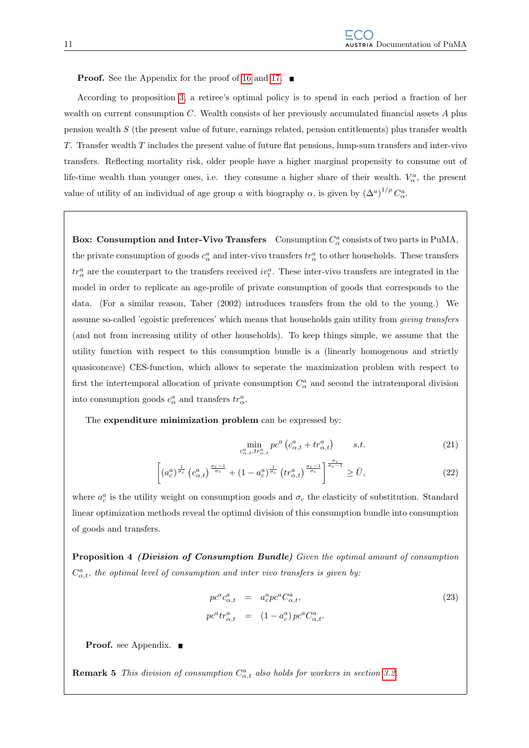**Proof.** See the Appendix for the proof of 16 and 17. ■

According to proposition 3, a retiree's optimal policy is to spend in each period a fraction of her wealth on current consumption $C$. Wealth consists of her previously accumulated financial assets $A$ plus pension wealth $S$ (the present value of future, earnings related, pension entitlements) plus transfer wealth $T$. Transfer wealth $T$ includes the present value of future flat pensions, lump-sum transfers and inter-vivo transfers. Reflecting mortality risk, older people have a higher marginal propensity to consume out of life-time wealth than younger ones, i.e. they consume a higher share of their wealth. $V_{\alpha}^{a}$, the present value of utility of an individual of age group $a$ with biography $\alpha$, is given by $(\Delta^{a})^{1/\rho} C_{\alpha}^{a}$.

**Box: Consumption and Inter-Vivo Transfers** Consumption $C_{\alpha}^{a}$ consists of two parts in PuMA, the private consumption of goods $c_{\alpha}^{a}$ and inter-vivo transfers $tr_{\alpha}^{a}$ to other households. These transfers $tr_{\alpha}^{a}$ are the counterpart to the transfers received $iv_{t}^{a}$. These inter-vivo transfers are integrated in the model in order to replicate an age-profile of private consumption of goods that corresponds to the data. (For a similar reason, Taber (2002) introduces transfers from the old to the young.) We assume so-called 'egoistic preferences' which means that households gain utility from *giving transfers* (and not from increasing utility of other households). To keep things simple, we assume that the utility function with respect to this consumption bundle is a (linearly homogenous and strictly quasiconcave) CES-function, which allows to seperate the maximization problem with respect to first the intertemporal allocation of private consumption $C_{\alpha}^{a}$ and second the intratemporal division into consumption goods $c_{\alpha}^{a}$ and transfers $tr_{\alpha}^{a}$.

The **expenditure minimization problem** can be expressed by:

$$\min_{c_{\alpha,t}^{a}, tr_{\alpha,t}^{a}} pc^{a}\left(c_{\alpha,t}^{a} + tr_{\alpha,t}^{a}\right) \qquad s.t. \tag{21}$$

$$\left[\left(a_{c}^{a}\right)^{\frac{1}{\sigma_{c}}}\left(c_{\alpha,t}^{a}\right)^{\frac{\sigma_{c}-1}{\sigma_{c}}} + \left(1-a_{c}^{a}\right)^{\frac{1}{\sigma_{c}}}\left(tr_{\alpha,t}^{a}\right)^{\frac{\sigma_{c}-1}{\sigma_{c}}}\right]^{\frac{\sigma_{c}}{\sigma_{c}-1}} \geq \bar{U}, \tag{22}$$

where $a_{c}^{a}$ is the utility weight on consumption goods and $\sigma_{c}$ the elasticity of substitution. Standard linear optimization methods reveal the optimal division of this consumption bundle into consumption of goods and transfers.

**Proposition 4** ***(Division of Consumption Bundle)*** *Given the optimal amount of consumption $C_{\alpha,t}^{a}$, the optimal level of consumption and inter vivo transfers is given by:*

$$\begin{aligned} pc^{a}c_{\alpha,t}^{a} &= a_{c}^{a}pc^{a}C_{\alpha,t}^{a}, \\ pc^{a}tr_{\alpha,t}^{a} &= \left(1-a_{c}^{a}\right)pc^{a}C_{\alpha,t}^{a}. \end{aligned} \tag{23}$$

**Proof.** see Appendix. ■

**Remark 5** *This division of consumption $C_{\alpha,t}^{a}$ also holds for workers in section 3.2.*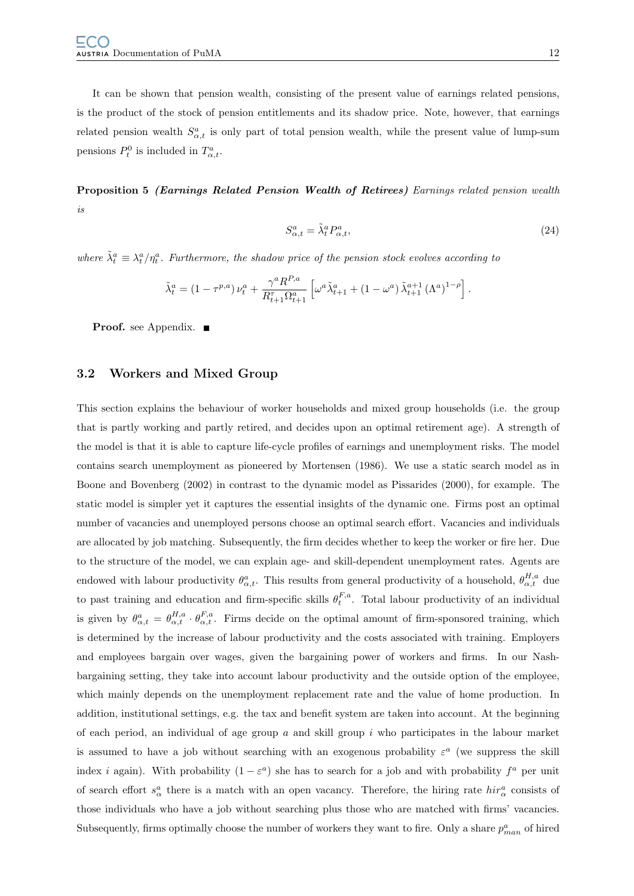It can be shown that pension wealth, consisting of the present value of earnings related pensions, is the product of the stock of pension entitlements and its shadow price. Note, however, that earnings related pension wealth $S^a_{\alpha,t}$ is only part of total pension wealth, while the present value of lump-sum pensions $P^0_t$ is included in $T^a_{\alpha,t}$.

**Proposition 5** ***(Earnings Related Pension Wealth of Retirees)*** *Earnings related pension wealth is*

$$S^a_{\alpha,t} = \tilde{\lambda}^a_t P^a_{\alpha,t}, \tag{24}$$

*where* $\tilde{\lambda}^a_t \equiv \lambda^a_t / \eta^a_t$*. Furthermore, the shadow price of the pension stock evolves according to*

$$\tilde{\lambda}^a_t = \left(1 - \tau^{p,a}\right) \nu^a_t + \frac{\gamma^a R^{P,a}}{R^r_{t+1} \Omega^a_{t+1}} \left[ \omega^a \tilde{\lambda}^a_{t+1} + \left(1 - \omega^a\right) \tilde{\lambda}^{a+1}_{t+1} \left(\Lambda^a\right)^{1-\rho} \right].$$

**Proof.** see Appendix. ■

## 3.2 Workers and Mixed Group

This section explains the behaviour of worker households and mixed group households (i.e. the group that is partly working and partly retired, and decides upon an optimal retirement age). A strength of the model is that it is able to capture life-cycle profiles of earnings and unemployment risks. The model contains search unemployment as pioneered by Mortensen (1986). We use a static search model as in Boone and Bovenberg (2002) in contrast to the dynamic model as Pissarides (2000), for example. The static model is simpler yet it captures the essential insights of the dynamic one. Firms post an optimal number of vacancies and unemployed persons choose an optimal search effort. Vacancies and individuals are allocated by job matching. Subsequently, the firm decides whether to keep the worker or fire her. Due to the structure of the model, we can explain age- and skill-dependent unemployment rates. Agents are endowed with labour productivity $\theta^a_{\alpha,t}$. This results from general productivity of a household, $\theta^{H,a}_{\alpha,t}$ due to past training and education and firm-specific skills $\theta^{F,a}_t$. Total labour productivity of an individual is given by $\theta^a_{\alpha,t} = \theta^{H,a}_{\alpha,t} \cdot \theta^{F,a}_{\alpha,t}$. Firms decide on the optimal amount of firm-sponsored training, which is determined by the increase of labour productivity and the costs associated with training. Employers and employees bargain over wages, given the bargaining power of workers and firms. In our Nash-bargaining setting, they take into account labour productivity and the outside option of the employee, which mainly depends on the unemployment replacement rate and the value of home production. In addition, institutional settings, e.g. the tax and benefit system are taken into account. At the beginning of each period, an individual of age group $a$ and skill group $i$ who participates in the labour market is assumed to have a job without searching with an exogenous probability $\varepsilon^a$ (we suppress the skill index $i$ again). With probability $(1 - \varepsilon^a)$ she has to search for a job and with probability $f^a$ per unit of search effort $s^a_\alpha$ there is a match with an open vacancy. Therefore, the hiring rate $hir^a_\alpha$ consists of those individuals who have a job without searching plus those who are matched with firms' vacancies. Subsequently, firms optimally choose the number of workers they want to fire. Only a share $p^a_{man}$ of hired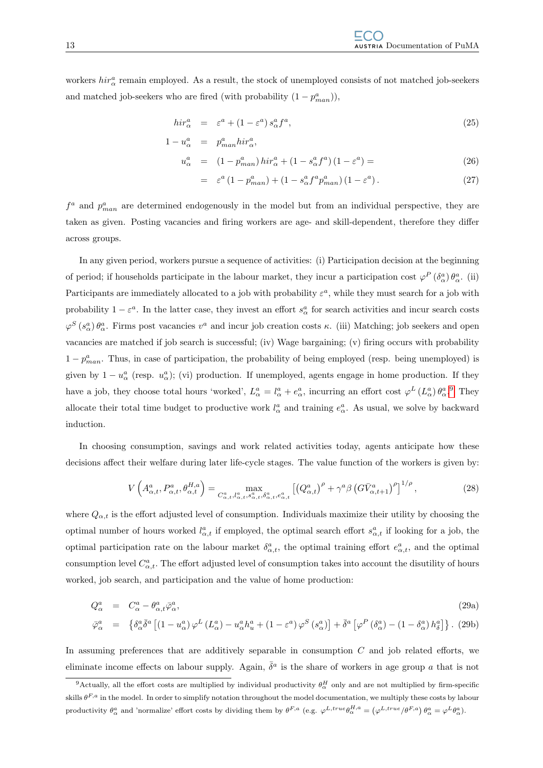workers $hir^a_\alpha$ remain employed. As a result, the stock of unemployed consists of not matched job-seekers and matched job-seekers who are fired (with probability $(1-p^a_{man})$),

$$
\begin{aligned}
hir^a_\alpha &= \varepsilon^a + (1-\varepsilon^a)\, s^a_\alpha f^a, && (25)\\
1-u^a_\alpha &= p^a_{man} hir^a_\alpha, &&\\
u^a_\alpha &= (1-p^a_{man})\, hir^a_\alpha + (1-s^a_\alpha f^a)(1-\varepsilon^a) = && (26)\\
&= \varepsilon^a (1-p^a_{man}) + (1-s^a_\alpha f^a p^a_{man})(1-\varepsilon^a). && (27)
\end{aligned}
$$

$f^a$ and $p^a_{man}$ are determined endogenously in the model but from an individual perspective, they are taken as given. Posting vacancies and firing workers are age- and skill-dependent, therefore they differ across groups.

In any given period, workers pursue a sequence of activities: (i) Participation decision at the beginning of period; if households participate in the labour market, they incur a participation cost $\varphi^P(\delta^a_\alpha)\,\theta^a_\alpha$. (ii) Participants are immediately allocated to a job with probability $\varepsilon^a$, while they must search for a job with probability $1-\varepsilon^a$. In the latter case, they invest an effort $s^a_\alpha$ for search activities and incur search costs $\varphi^S(s^a_\alpha)\,\theta^a_\alpha$. Firms post vacancies $v^a$ and incur job creation costs $\kappa$. (iii) Matching; job seekers and open vacancies are matched if job search is successful; (iv) Wage bargaining; (v) firing occurs with probability $1-p^a_{man}$. Thus, in case of participation, the probability of being employed (resp. being unemployed) is given by $1-u^a_\alpha$ (resp. $u^a_\alpha$); (vi) production. If unemployed, agents engage in home production. If they have a job, they choose total hours 'worked', $L^a_\alpha = l^a_\alpha + e^a_\alpha$, incurring an effort cost $\varphi^L(L^a_\alpha)\,\theta^a_\alpha$.[9] They allocate their total time budget to productive work $l^a_\alpha$ and training $e^a_\alpha$. As usual, we solve by backward induction.

In choosing consumption, savings and work related activities today, agents anticipate how these decisions affect their welfare during later life-cycle stages. The value function of the workers is given by:

$$
V\left(A^a_{\alpha,t}, P^a_{\alpha,t}, \theta^{H,a}_{\alpha,t}\right) = \max_{C^a_{\alpha,t}, l^a_{\alpha,t}, s^a_{\alpha,t}, \delta^a_{\alpha,t}, e^a_{\alpha,t}} \left[\left(Q^a_{\alpha,t}\right)^\rho + \gamma^a \beta \left(G\bar{V}^a_{\alpha,t+1}\right)^\rho\right]^{1/\rho}, \tag{28}
$$

where $Q_{\alpha,t}$ is the effort adjusted level of consumption. Individuals maximize their utility by choosing the optimal number of hours worked $l^a_{\alpha,t}$ if employed, the optimal search effort $s^a_{\alpha,t}$ if looking for a job, the optimal participation rate on the labour market $\delta^a_{\alpha,t}$, the optimal training effort $e^a_{\alpha,t}$, and the optimal consumption level $C^a_{\alpha,t}$. The effort adjusted level of consumption takes into account the disutility of hours worked, job search, and participation and the value of home production:

$$
\begin{aligned}
Q^a_\alpha &= C^a_\alpha - \theta^a_{\alpha,t}\bar{\varphi}^a_\alpha, && \text{(29a)}\\
\bar{\varphi}^a_\alpha &= \left\{\delta^a_\alpha \bar{\delta}^a \left[(1-u^a_\alpha)\,\varphi^L(L^a_\alpha) - u^a_\alpha h^a_u + (1-\varepsilon^a)\,\varphi^S(s^a_\alpha)\right] + \bar{\delta}^a\left[\varphi^P(\delta^a_\alpha) - (1-\delta^a_\alpha)\,h^a_\delta\right]\right\}. && \text{(29b)}
\end{aligned}
$$

In assuming preferences that are additively separable in consumption $C$ and job related efforts, we eliminate income effects on labour supply. Again, $\bar{\delta}^a$ is the share of workers in age group $a$ that is not

[9] Actually, all the effort costs are multiplied by individual productivity $\theta^H_\alpha$ only and are not multiplied by firm-specific skills $\theta^{F,a}$ in the model. In order to simplify notation throughout the model documentation, we multiply these costs by labour productivity $\theta^a_\alpha$ and 'normalize' effort costs by dividing them by $\theta^{F,a}$ (e.g. $\varphi^{L,true}\theta^{H,a}_\alpha = \left(\varphi^{L,true}/\theta^{F,a}\right)\theta^a_\alpha = \varphi^L\theta^a_\alpha$).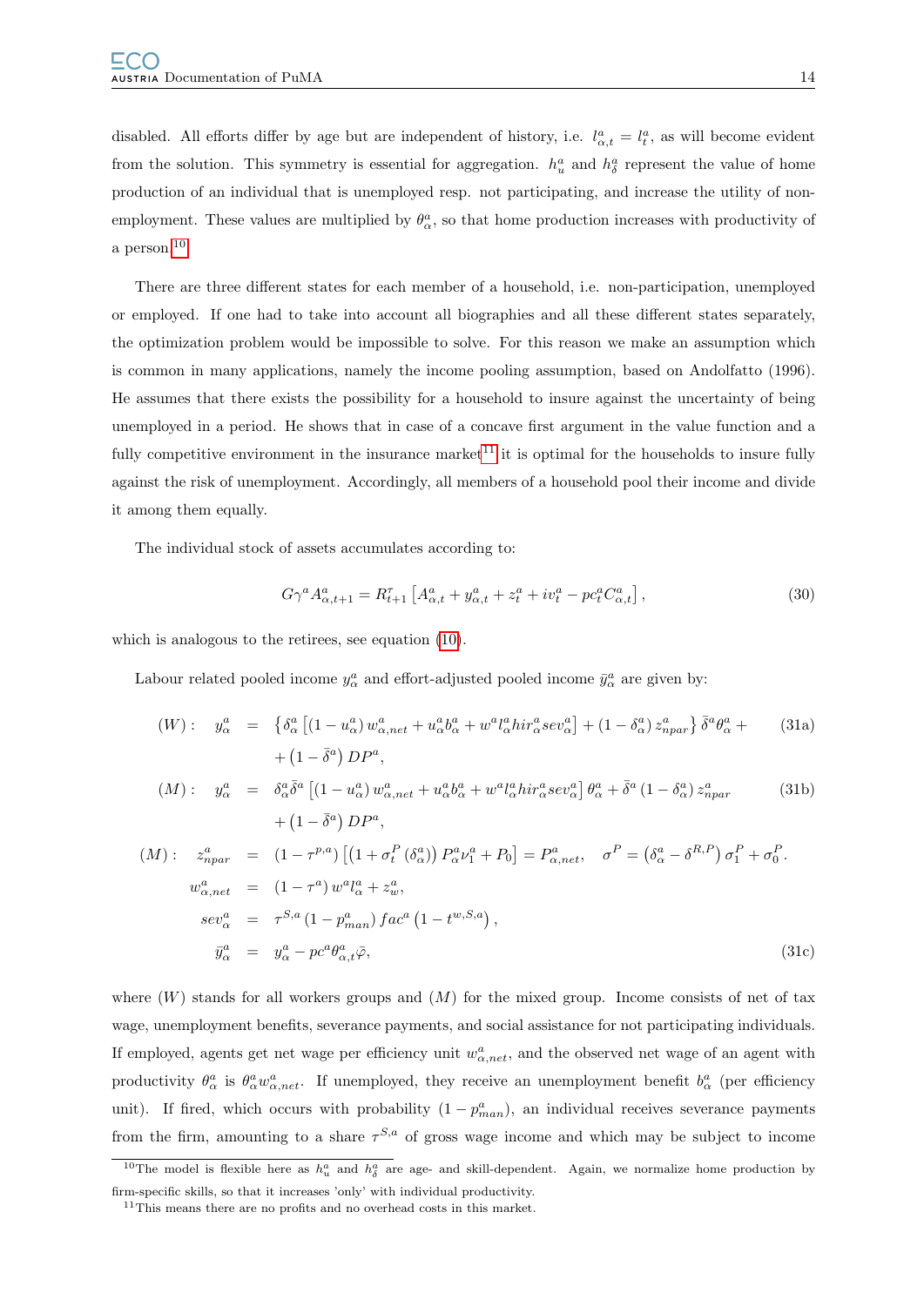disabled. All efforts differ by age but are independent of history, i.e. $l^a_{\alpha,t} = l^a_t$, as will become evident from the solution. This symmetry is essential for aggregation. $h^a_u$ and $h^a_\delta$ represent the value of home production of an individual that is unemployed resp. not participating, and increase the utility of non-employment. These values are multiplied by $\theta^a_\alpha$, so that home production increases with productivity of a person.[10]

There are three different states for each member of a household, i.e. non-participation, unemployed or employed. If one had to take into account all biographies and all these different states separately, the optimization problem would be impossible to solve. For this reason we make an assumption which is common in many applications, namely the income pooling assumption, based on Andolfatto (1996). He assumes that there exists the possibility for a household to insure against the uncertainty of being unemployed in a period. He shows that in case of a concave first argument in the value function and a fully competitive environment in the insurance market[11] it is optimal for the households to insure fully against the risk of unemployment. Accordingly, all members of a household pool their income and divide it among them equally.

The individual stock of assets accumulates according to:

$$G\gamma^a A^a_{\alpha,t+1} = R^\tau_{t+1}\left[A^a_{\alpha,t} + y^a_{\alpha,t} + z^a_t + iv^a_t - pc^a_t C^a_{\alpha,t}\right], \tag{30}$$

which is analogous to the retirees, see equation (10).

Labour related pooled income $y^a_\alpha$ and effort-adjusted pooled income $\bar{y}^a_\alpha$ are given by:

$$(W): \quad y^a_\alpha = \left\{\delta^a_\alpha\left[(1-u^a_\alpha)\, w^a_{\alpha,net} + u^a_\alpha b^a_\alpha + w^a l^a_\alpha hir^a_\alpha sev^a_\alpha\right] + (1-\delta^a_\alpha)\, z^a_{npar}\right\}\bar{\delta}^a\theta^a_\alpha + \left(1-\bar{\delta}^a\right) DP^a, \tag{31a}$$

$$(M): \quad y^a_\alpha = \delta^a_\alpha\bar{\delta}^a\left[(1-u^a_\alpha)\, w^a_{\alpha,net} + u^a_\alpha b^a_\alpha + w^a l^a_\alpha hir^a_\alpha sev^a_\alpha\right]\theta^a_\alpha + \bar{\delta}^a\left(1-\delta^a_\alpha\right) z^a_{npar} + \left(1-\bar{\delta}^a\right) DP^a, \tag{31b}$$

$$(M): \quad z^a_{npar} = \left(1-\tau^{p,a}\right)\left[\left(1+\sigma^P_t\left(\delta^a_\alpha\right)\right) P^a_\alpha \nu^a_1 + P_0\right] = P^a_{\alpha,net}, \quad \sigma^P = \left(\delta^a_\alpha - \delta^{R,P}\right)\sigma^P_1 + \sigma^P_0.$$

$$w^a_{\alpha,net} = (1-\tau^a)\, w^a l^a_\alpha + z^a_w,$$

$$sev^a_\alpha = \tau^{S,a}\left(1-p^a_{man}\right) fac^a\left(1-t^{w,S,a}\right),$$

$$\bar{y}^a_\alpha = y^a_\alpha - pc^a\theta^a_{\alpha,t}\bar{\varphi}, \tag{31c}$$

where $(W)$ stands for all workers groups and $(M)$ for the mixed group. Income consists of net of tax wage, unemployment benefits, severance payments, and social assistance for not participating individuals. If employed, agents get net wage per efficiency unit $w^a_{\alpha,net}$, and the observed net wage of an agent with productivity $\theta^a_\alpha$ is $\theta^a_\alpha w^a_{\alpha,net}$. If unemployed, they receive an unemployment benefit $b^a_\alpha$ (per efficiency unit). If fired, which occurs with probability $(1-p^a_{man})$, an individual receives severance payments from the firm, amounting to a share $\tau^{S,a}$ of gross wage income and which may be subject to income

[10] The model is flexible here as $h^a_u$ and $h^a_\delta$ are age- and skill-dependent. Again, we normalize home production by firm-specific skills, so that it increases 'only' with individual productivity.

[11] This means there are no profits and no overhead costs in this market.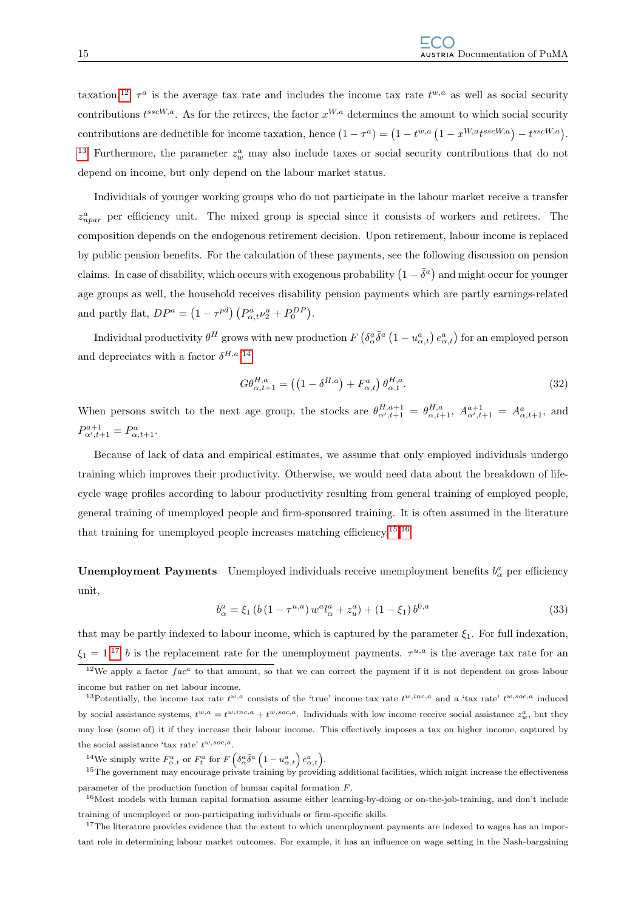taxation.[12] $\tau^a$ is the average tax rate and includes the income tax rate $t^{w,a}$ as well as social security contributions $t^{sscW,a}$. As for the retirees, the factor $x^{W,a}$ determines the amount to which social security contributions are deductible for income taxation, hence $(1-\tau^a) = \left(1 - t^{w,a}\left(1 - x^{W,a} t^{sscW,a}\right) - t^{sscW,a}\right)$. [13] Furthermore, the parameter $z_w^a$ may also include taxes or social security contributions that do not depend on income, but only depend on the labour market status.

Individuals of younger working groups who do not participate in the labour market receive a transfer $z_{npar}^a$ per efficiency unit. The mixed group is special since it consists of workers and retirees. The composition depends on the endogenous retirement decision. Upon retirement, labour income is replaced by public pension benefits. For the calculation of these payments, see the following discussion on pension claims. In case of disability, which occurs with exogenous probability $\left(1 - \bar{\delta}^a\right)$ and might occur for younger age groups as well, the household receives disability pension payments which are partly earnings-related and partly flat, $DP^a = \left(1 - \tau^{pd}\right)\left(P_{\alpha,t}^a \nu_2^a + P_0^{DP}\right)$.

Individual productivity $\theta^H$ grows with new production $F\left(\delta_\alpha^a \bar{\delta}^a \left(1 - u_{\alpha,t}^a\right) e_{\alpha,t}^a\right)$ for an employed person and depreciates with a factor $\delta^{H,a}$.[14]

$$G\theta_{\alpha,t+1}^{H,a} = \left(\left(1 - \delta^{H,a}\right) + F_{\alpha,t}^a\right)\theta_{\alpha,t}^{H,a}. \tag{32}$$

When persons switch to the next age group, the stocks are $\theta_{\alpha',t+1}^{H,a+1} = \theta_{\alpha,t+1}^{H,a}$, $A_{\alpha',t+1}^{a+1} = A_{\alpha,t+1}^a$, and $P_{\alpha',t+1}^{a+1} = P_{\alpha,t+1}^a$.

Because of lack of data and empirical estimates, we assume that only employed individuals undergo training which improves their productivity. Otherwise, we would need data about the breakdown of life-cycle wage profiles according to labour productivity resulting from general training of employed people, general training of unemployed people and firm-sponsored training. It is often assumed in the literature that training for unemployed people increases matching efficiency.[15,16]

**Unemployment Payments** Unemployed individuals receive unemployment benefits $b_\alpha^a$ per efficiency unit,

$$b_\alpha^a = \xi_1 \left(b\left(1 - \tau^{u,a}\right) w^a l_\alpha^a + z_u^a\right) + \left(1 - \xi_1\right) b^{0,a} \tag{33}$$

that may be partly indexed to labour income, which is captured by the parameter $\xi_1$. For full indexation, $\xi_1 = 1$.[17] $b$ is the replacement rate for the unemployment payments. $\tau^{u,a}$ is the average tax rate for an

[12] We apply a factor $fac^a$ to that amount, so that we can correct the payment if it is not dependent on gross labour income but rather on net labour income.

[13] Potentially, the income tax rate $t^{w,a}$ consists of the 'true' income tax rate $t^{w,inc,a}$ and a 'tax rate' $t^{w,soc,a}$ induced by social assistance systems, $t^{w,a} = t^{w,inc,a} + t^{w,soc,a}$. Individuals with low income receive social assistance $z_w^a$, but they may lose (some of) it if they increase their labour income. This effectively imposes a tax on higher income, captured by the social assistance 'tax rate' $t^{w,soc,a}$.

[14] We simply write $F_{\alpha,t}^a$ or $F_t^a$ for $F\left(\delta_\alpha^a \bar{\delta}^a \left(1 - u_{\alpha,t}^a\right) e_{\alpha,t}^a\right)$.

[15] The government may encourage private training by providing additional facilities, which might increase the effectiveness parameter of the production function of human capital formation $F$.

[16] Most models with human capital formation assume either learning-by-doing or on-the-job-training, and don't include training of unemployed or non-participating individuals or firm-specific skills.

[17] The literature provides evidence that the extent to which unemployment payments are indexed to wages has an important role in determining labour market outcomes. For example, it has an influence on wage setting in the Nash-bargaining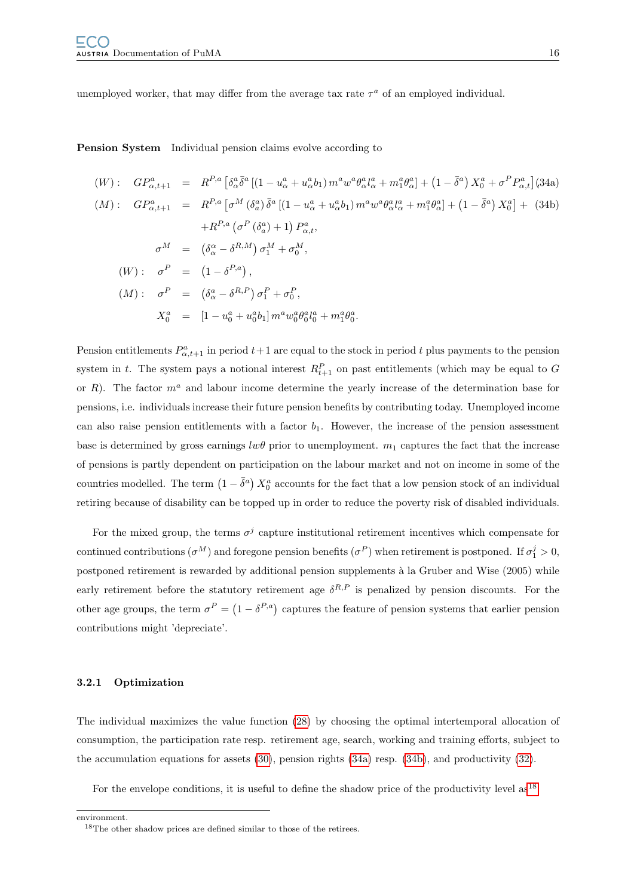unemployed worker, that may differ from the average tax rate $\tau^a$ of an employed individual.

**Pension System** Individual pension claims evolve according to

$$
\begin{aligned}
(W): \quad GP^a_{\alpha,t+1} &= R^{P,a}\left[\delta^a_\alpha \bar{\delta}^a \left[\left(1-u^a_\alpha + u^a_\alpha b_1\right) m^a w^a \theta^a_\alpha l^a_\alpha + m^a_1 \theta^a_\alpha\right] + \left(1-\bar{\delta}^a\right) X^a_0 + \sigma^P P^a_{\alpha,t}\right] && \text{(34a)}\\
(M): \quad GP^a_{\alpha,t+1} &= R^{P,a}\left[\sigma^M \left(\delta^a_a\right) \bar{\delta}^a \left[\left(1-u^a_\alpha + u^a_\alpha b_1\right) m^a w^a \theta^a_\alpha l^a_\alpha + m^a_1 \theta^a_\alpha\right] + \left(1-\bar{\delta}^a\right) X^a_0\right] + && \text{(34b)}\\
&\quad + R^{P,a}\left(\sigma^P\left(\delta^a_a\right) + 1\right) P^a_{\alpha,t},\\
\sigma^M &= \left(\delta^\alpha_\alpha - \delta^{R,M}\right)\sigma^M_1 + \sigma^M_0,\\
(W): \quad \sigma^P &= \left(1-\delta^{P,a}\right),\\
(M): \quad \sigma^P &= \left(\delta^a_\alpha - \delta^{R,P}\right)\sigma^P_1 + \sigma^P_0,\\
X^a_0 &= \left[1-u^a_0 + u^a_0 b_1\right] m^a w^a_0 \theta^a_0 l^a_0 + m^a_1 \theta^a_0.
\end{aligned}
$$

Pension entitlements $P^a_{\alpha,t+1}$ in period $t+1$ are equal to the stock in period $t$ plus payments to the pension system in $t$. The system pays a notional interest $R^P_{t+1}$ on past entitlements (which may be equal to $G$ or $R$). The factor $m^a$ and labour income determine the yearly increase of the determination base for pensions, i.e. individuals increase their future pension benefits by contributing today. Unemployed income can also raise pension entitlements with a factor $b_1$. However, the increase of the pension assessment base is determined by gross earnings $lw\theta$ prior to unemployment. $m_1$ captures the fact that the increase of pensions is partly dependent on participation on the labour market and not on income in some of the countries modelled. The term $\left(1-\bar{\delta}^a\right) X^a_0$ accounts for the fact that a low pension stock of an individual retiring because of disability can be topped up in order to reduce the poverty risk of disabled individuals.

For the mixed group, the terms $\sigma^j$ capture institutional retirement incentives which compensate for continued contributions ($\sigma^M$) and foregone pension benefits ($\sigma^P$) when retirement is postponed. If $\sigma^j_1 > 0$, postponed retirement is rewarded by additional pension supplements à la Gruber and Wise (2005) while early retirement before the statutory retirement age $\delta^{R,P}$ is penalized by pension discounts. For the other age groups, the term $\sigma^P = \left(1-\delta^{P,a}\right)$ captures the feature of pension systems that earlier pension contributions might 'depreciate'.

### 3.2.1 Optimization

The individual maximizes the value function (28) by choosing the optimal intertemporal allocation of consumption, the participation rate resp. retirement age, search, working and training efforts, subject to the accumulation equations for assets (30), pension rights (34a) resp. (34b), and productivity (32).

For the envelope conditions, it is useful to define the shadow price of the productivity level as[18]

---

environment.

[18] The other shadow prices are defined similar to those of the retirees.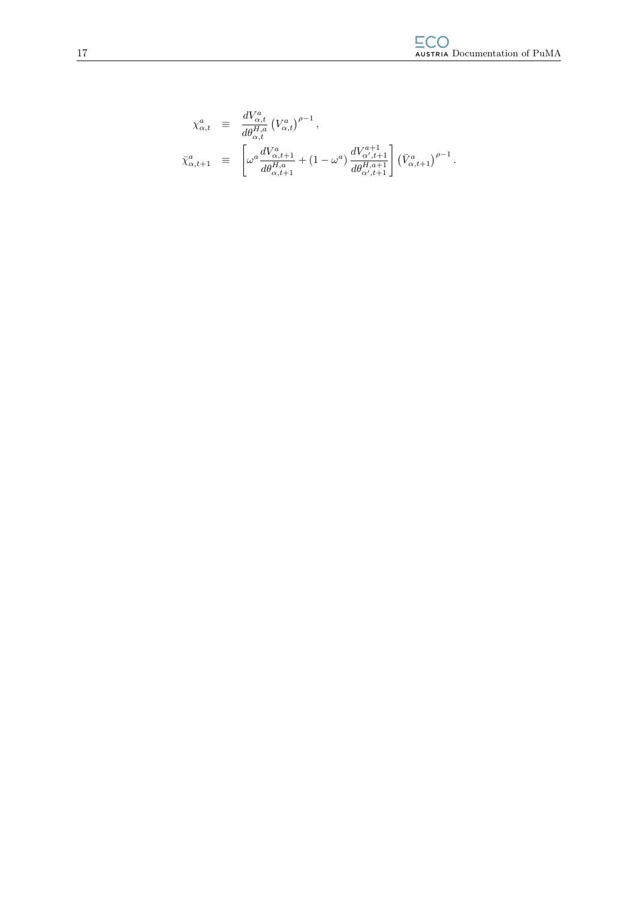$$
\begin{aligned}
\chi^{a}_{\alpha,t} &\equiv \frac{dV^{a}_{\alpha,t}}{d\theta^{H,a}_{\alpha,t}} \left(V^{a}_{\alpha,t}\right)^{\rho-1}, \\
\bar{\chi}^{a}_{\alpha,t+1} &\equiv \left[\omega^{a} \frac{dV^{a}_{\alpha,t+1}}{d\theta^{H,a}_{\alpha,t+1}} + \left(1-\omega^{a}\right) \frac{dV^{a+1}_{\alpha',t+1}}{d\theta^{H,a+1}_{\alpha',t+1}}\right] \left(\bar{V}^{a}_{\alpha,t+1}\right)^{\rho-1}.
\end{aligned}
$$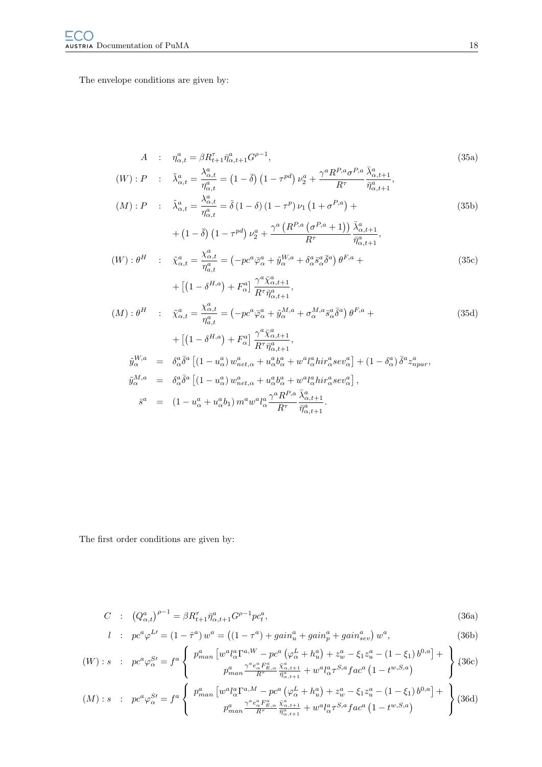The envelope conditions are given by:

$$
\begin{aligned}
A \quad &: \quad \eta^{a}_{\alpha,t} = \beta R^{\tau}_{t+1} \bar{\eta}^{a}_{\alpha,t+1} G^{\rho-1}, && \text{(35a)} \\
(W): P \quad &: \quad \tilde{\lambda}^{a}_{\alpha,t} = \frac{\lambda^{a}_{\alpha,t}}{\eta^{a}_{\alpha,t}} = \left(1-\bar{\delta}\right)\left(1-\tau^{pd}\right)\nu^{a}_{2} + \frac{\gamma^{a} R^{P,a} \sigma^{P,a}}{R^{\tau}} \frac{\bar{\lambda}^{a}_{\alpha,t+1}}{\bar{\eta}^{a}_{\alpha,t+1}}, \\
(M): P \quad &: \quad \tilde{\lambda}^{a}_{\alpha,t} = \frac{\lambda^{a}_{\alpha,t}}{\eta^{a}_{\alpha,t}} = \bar{\delta}\left(1-\delta\right)\left(1-\tau^{p}\right)\nu_{1}\left(1+\sigma^{P,a}\right) + && \text{(35b)} \\
&\qquad + \left(1-\bar{\delta}\right)\left(1-\tau^{pd}\right)\nu^{a}_{2} + \frac{\gamma^{a}\left(R^{P,a}\left(\sigma^{P,a}+1\right)\right)}{R^{\tau}} \frac{\bar{\lambda}^{a}_{\alpha,t+1}}{\bar{\eta}^{a}_{\alpha,t+1}}, \\
(W): \theta^{H} \quad &: \quad \tilde{\chi}^{a}_{\alpha,t} = \frac{\chi^{a}_{\alpha,t}}{\eta^{a}_{a,t}} = \left(-pc^{a}\bar{\varphi}^{a}_{\alpha} + \tilde{y}^{W,a}_{\alpha} + \delta^{a}_{\alpha}\bar{s}^{a}_{\alpha}\bar{\delta}^{a}\right)\theta^{F,a} + && \text{(35c)} \\
&\qquad + \left[\left(1-\delta^{H,a}\right) + F^{a}_{\alpha}\right] \frac{\gamma^{a}\bar{\chi}^{a}_{\alpha,t+1}}{R^{\tau}\bar{\eta}^{a}_{\alpha,t+1}}, \\
(M): \theta^{H} \quad &: \quad \tilde{\chi}^{a}_{\alpha,t} = \frac{\chi^{a}_{\alpha,t}}{\eta^{a}_{a,t}} = \left(-pc^{a}\bar{\varphi}^{a}_{\alpha} + \tilde{y}^{M,a}_{\alpha} + \sigma^{M,a}_{\alpha}\bar{s}^{a}_{\alpha}\bar{\delta}^{a}\right)\theta^{F,a} + && \text{(35d)} \\
&\qquad + \left[\left(1-\delta^{H,a}\right) + F^{a}_{\alpha}\right] \frac{\gamma^{a}\bar{\chi}^{a}_{\alpha,t+1}}{R^{\tau}\bar{\eta}^{a}_{\alpha,t+1}}, \\
\tilde{y}^{W,a}_{\alpha} \quad &= \quad \delta^{a}_{\alpha}\bar{\delta}^{a}\left[\left(1-u^{a}_{\alpha}\right)w^{a}_{net,\alpha} + u^{a}_{\alpha}b^{a}_{\alpha} + w^{a}l^{a}_{\alpha}hir^{a}_{\alpha}sev^{a}_{\alpha}\right] + \left(1-\delta^{a}_{\alpha}\right)\bar{\delta}^{a}z^{a}_{npar}, \\
\tilde{y}^{M,a}_{\alpha} \quad &= \quad \delta^{a}_{\alpha}\bar{\delta}^{a}\left[\left(1-u^{a}_{\alpha}\right)w^{a}_{net,\alpha} + u^{a}_{\alpha}b^{a}_{\alpha} + w^{a}l^{a}_{\alpha}hir^{a}_{\alpha}sev^{a}_{\alpha}\right], \\
\bar{s}^{a} \quad &= \quad \left(1-u^{a}_{\alpha}+u^{a}_{\alpha}b_{1}\right)m^{a}w^{a}l^{a}_{\alpha}\frac{\gamma^{a}R^{P,a}}{R^{\tau}}\frac{\bar{\lambda}^{a}_{\alpha,t+1}}{\bar{\eta}^{a}_{\alpha,t+1}}.
\end{aligned}
$$

The first order conditions are given by:

$$
\begin{aligned}
C \quad &: \quad \left(Q^{a}_{\alpha,t}\right)^{\rho-1} = \beta R^{\tau}_{t+1}\bar{\eta}^{a}_{\alpha,t+1}G^{\rho-1}pc^{a}_{t}, && \text{(36a)} \\
l \quad &: \quad pc^{a}\varphi^{L\prime} = \left(1-\hat{\tau}^{a}\right)w^{a} = \left(\left(1-\tau^{a}\right) + gain^{a}_{u} + gain^{a}_{p} + gain^{a}_{sev}\right)w^{a}, && \text{(36b)} \\
(W): s \quad &: \quad pc^{a}\varphi^{S\prime}_{\alpha} = f^{a}\left\{ \begin{array}{c} p^{a}_{man}\left[w^{a}l^{a}_{\alpha}\Gamma^{a,W} - pc^{a}\left(\varphi^{L}_{\alpha}+h^{a}_{u}\right) + z^{a}_{w} - \xi_{1}z^{a}_{u} - \left(1-\xi_{1}\right)b^{0,a}\right] + \\ p^{a}_{man}\frac{\gamma^{a}e^{a}_{\alpha}F^{a}_{E,\alpha}}{R^{\tau}}\frac{\bar{\chi}^{a}_{\alpha,t+1}}{\bar{\eta}^{a}_{\alpha,t+1}} + w^{a}l^{a}_{\alpha}\tau^{S,a}fac^{a}\left(1-t^{w,S,a}\right) \end{array} \right\} && \text{(36c)} \\
(M): s \quad &: \quad pc^{a}\varphi^{S\prime}_{\alpha} = f^{a}\left\{ \begin{array}{c} p^{a}_{man}\left[w^{a}l^{a}_{\alpha}\Gamma^{a,M} - pc^{a}\left(\varphi^{L}_{\alpha}+h^{a}_{u}\right) + z^{a}_{w} - \xi_{1}z^{a}_{u} - \left(1-\xi_{1}\right)b^{0,a}\right] + \\ p^{a}_{man}\frac{\gamma^{a}e^{a}_{\alpha}F^{a}_{E,\alpha}}{R^{\tau}}\frac{\bar{\chi}^{a}_{\alpha,t+1}}{\bar{\eta}^{a}_{\alpha,t+1}} + w^{a}l^{a}_{\alpha}\tau^{S,a}fac^{a}\left(1-t^{w,S,a}\right) \end{array} \right\} && \text{(36d)}
\end{aligned}
$$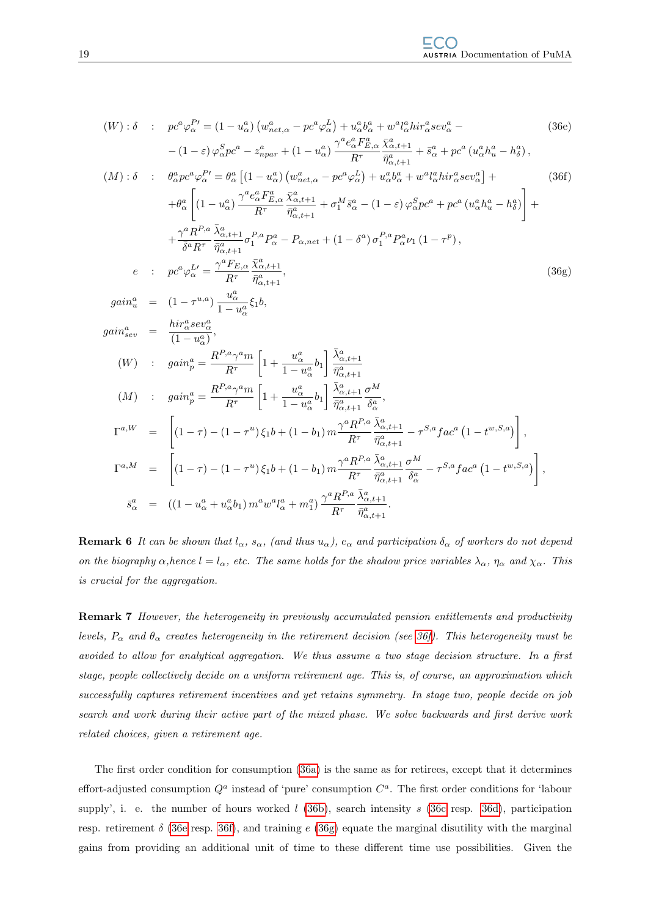$$(W):\delta \quad : \quad pc^a\varphi_\alpha^{P\prime} = (1-u_\alpha^a)\left(w_{net,\alpha}^a - pc^a\varphi_\alpha^L\right) + u_\alpha^a b_\alpha^a + w^a l_\alpha^a hir_\alpha^a sev_\alpha^a - \tag{36e}$$

$$-(1-\varepsilon)\,\varphi_\alpha^S pc^a - z_{npar}^a + (1-u_\alpha^a)\,\frac{\gamma^a e_\alpha^a F_{E,\alpha}^a}{R^\tau}\frac{\bar{\lambda}_{\alpha,t+1}^a}{\bar{\eta}_{\alpha,t+1}^a} + \bar{s}_\alpha^a + pc^a\left(u_\alpha^a h_u^a - h_\delta^a\right),$$

$$(M):\delta \quad : \quad \theta_\alpha^a pc^a\varphi_\alpha^{P\prime} = \theta_\alpha^a\left[(1-u_\alpha^a)\left(w_{net,\alpha}^a - pc^a\varphi_\alpha^L\right) + u_\alpha^a b_\alpha^a + w^a l_\alpha^a hir_\alpha^a sev_\alpha^a\right] + \tag{36f}$$

$$+\theta_\alpha^a\left[(1-u_\alpha^a)\,\frac{\gamma^a e_\alpha^a F_{E,\alpha}^a}{R^\tau}\frac{\bar{\lambda}_{\alpha,t+1}^a}{\bar{\eta}_{\alpha,t+1}^a} + \sigma_1^M\bar{s}_\alpha^a - (1-\varepsilon)\,\varphi_\alpha^S pc^a + pc^a\left(u_\alpha^a h_u^a - h_\delta^a\right)\right] +$$

$$+\frac{\gamma^a R^{P,a}}{\delta^a R^\tau}\frac{\bar{\lambda}_{\alpha,t+1}^a}{\bar{\eta}_{\alpha,t+1}^a}\sigma_1^{P,a}P_\alpha^a - P_{\alpha,net} + (1-\delta^a)\,\sigma_1^{P,a}P_\alpha^a\nu_1\,(1-\tau^p),$$

$$e \quad : \quad pc^a\varphi_\alpha^{L\prime} = \frac{\gamma^a F_{E,\alpha}}{R^\tau}\frac{\bar{\lambda}_{\alpha,t+1}^a}{\bar{\eta}_{\alpha,t+1}^a}, \tag{36g}$$

$$gain_u^a = (1-\tau^{u,a})\,\frac{u_\alpha^a}{1-u_\alpha^a}\xi_1 b,$$

$$gain_{sev}^a = \frac{hir_\alpha^a sev_\alpha^a}{(1-u_\alpha^a)},$$

$$(W) \quad : \quad gain_p^a = \frac{R^{P,a}\gamma^a m}{R^\tau}\left[1 + \frac{u_\alpha^a}{1-u_\alpha^a}b_1\right]\frac{\bar{\lambda}_{\alpha,t+1}^a}{\bar{\eta}_{\alpha,t+1}^a}$$

$$(M) \quad : \quad gain_p^a = \frac{R^{P,a}\gamma^a m}{R^\tau}\left[1 + \frac{u_\alpha^a}{1-u_\alpha^a}b_1\right]\frac{\bar{\lambda}_{\alpha,t+1}^a}{\bar{\eta}_{\alpha,t+1}^a}\frac{\sigma^M}{\delta_\alpha^a},$$

$$\Gamma^{a,W} = \left[(1-\tau) - (1-\tau^u)\,\xi_1 b + (1-b_1)\,m\frac{\gamma^a R^{P,a}}{R^\tau}\frac{\bar{\lambda}_{\alpha,t+1}^a}{\bar{\eta}_{\alpha,t+1}^a} - \tau^{S,a} fac^a\left(1-t^{w,S,a}\right)\right],$$

$$\Gamma^{a,M} = \left[(1-\tau) - (1-\tau^u)\,\xi_1 b + (1-b_1)\,m\frac{\gamma^a R^{P,a}}{R^\tau}\frac{\bar{\lambda}_{\alpha,t+1}^a}{\bar{\eta}_{\alpha,t+1}^a}\frac{\sigma^M}{\delta_\alpha^a} - \tau^{S,a} fac^a\left(1-t^{w,S,a}\right)\right],$$

$$\bar{s}_\alpha^a = \left((1-u_\alpha^a + u_\alpha^a b_1)\,m^a w^a l_\alpha^a + m_1^a\right)\frac{\gamma^a R^{P,a}}{R^\tau}\frac{\bar{\lambda}_{\alpha,t+1}^a}{\bar{\eta}_{\alpha,t+1}^a}.$$

**Remark 6** *It can be shown that $l_\alpha$, $s_\alpha$, (and thus $u_\alpha$), $e_\alpha$ and participation $\delta_\alpha$ of workers do not depend on the biography $\alpha$,hence $l = l_\alpha$, etc. The same holds for the shadow price variables $\lambda_\alpha$, $\eta_\alpha$ and $\chi_\alpha$. This is crucial for the aggregation.*

**Remark 7** *However, the heterogeneity in previously accumulated pension entitlements and productivity levels, $P_\alpha$ and $\theta_\alpha$ creates heterogeneity in the retirement decision (see 36f). This heterogeneity must be avoided to allow for analytical aggregation. We thus assume a two stage decision structure. In a first stage, people collectively decide on a uniform retirement age. This is, of course, an approximation which successfully captures retirement incentives and yet retains symmetry. In stage two, people decide on job search and work during their active part of the mixed phase. We solve backwards and first derive work related choices, given a retirement age.*

The first order condition for consumption (36a) is the same as for retirees, except that it determines effort-adjusted consumption $Q^a$ instead of 'pure' consumption $C^a$. The first order conditions for 'labour supply', i. e. the number of hours worked $l$ (36b), search intensity $s$ (36c resp. 36d), participation resp. retirement $\delta$ (36e resp. 36f), and training $e$ (36g) equate the marginal disutility with the marginal gains from providing an additional unit of time to these different time use possibilities. Given the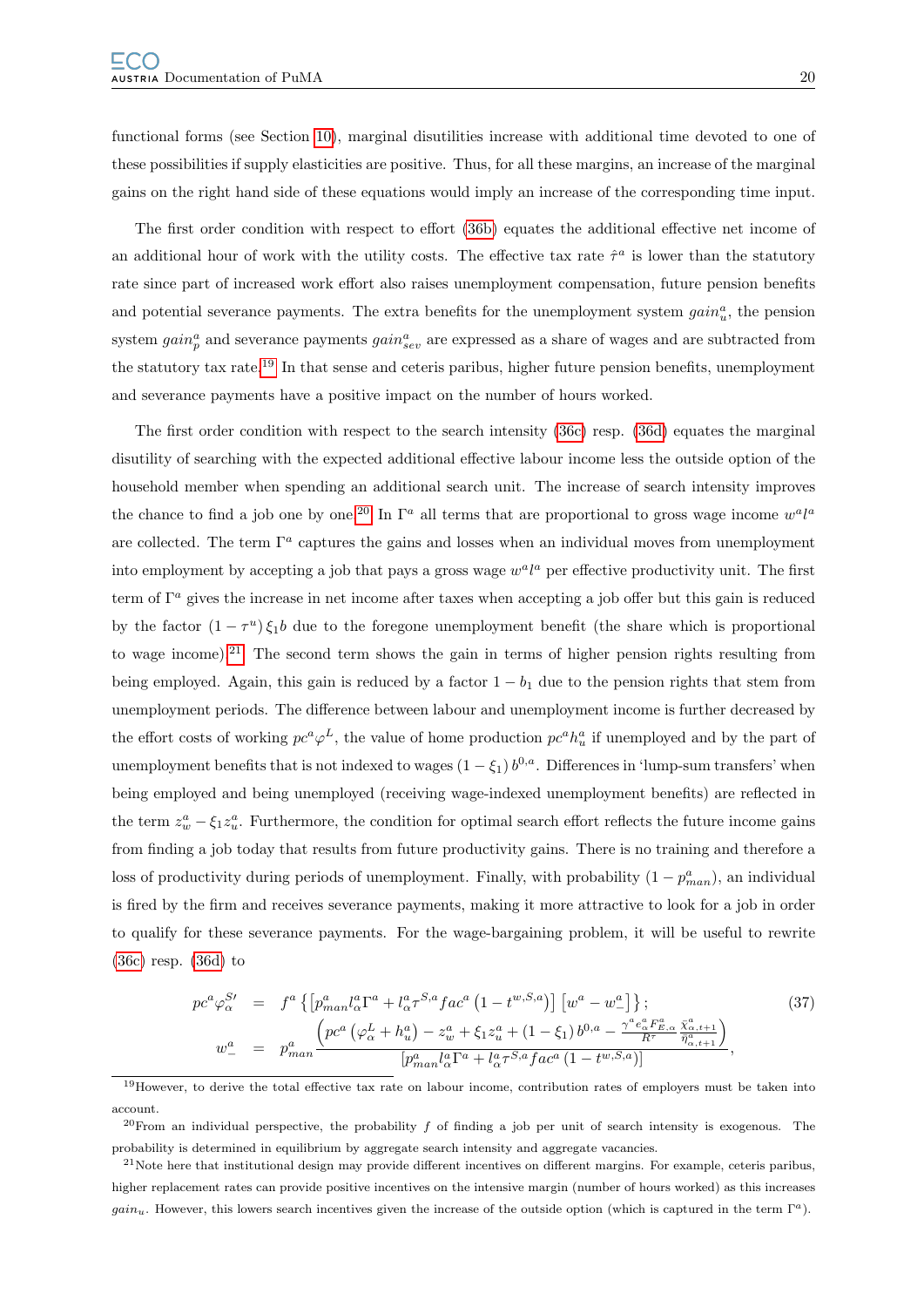functional forms (see Section 10), marginal disutilities increase with additional time devoted to one of these possibilities if supply elasticities are positive. Thus, for all these margins, an increase of the marginal gains on the right hand side of these equations would imply an increase of the corresponding time input.

The first order condition with respect to effort (36b) equates the additional effective net income of an additional hour of work with the utility costs. The effective tax rate $\hat{\tau}^a$ is lower than the statutory rate since part of increased work effort also raises unemployment compensation, future pension benefits and potential severance payments. The extra benefits for the unemployment system $gain_u^a$, the pension system $gain_p^a$ and severance payments $gain_{sev}^a$ are expressed as a share of wages and are subtracted from the statutory tax rate.[19] In that sense and ceteris paribus, higher future pension benefits, unemployment and severance payments have a positive impact on the number of hours worked.

The first order condition with respect to the search intensity (36c) resp. (36d) equates the marginal disutility of searching with the expected additional effective labour income less the outside option of the household member when spending an additional search unit. The increase of search intensity improves the chance to find a job one by one.[20] In $\Gamma^a$ all terms that are proportional to gross wage income $w^a l^a$ are collected. The term $\Gamma^a$ captures the gains and losses when an individual moves from unemployment into employment by accepting a job that pays a gross wage $w^a l^a$ per effective productivity unit. The first term of $\Gamma^a$ gives the increase in net income after taxes when accepting a job offer but this gain is reduced by the factor $(1-\tau^u)\,\xi_1 b$ due to the foregone unemployment benefit (the share which is proportional to wage income).[21] The second term shows the gain in terms of higher pension rights resulting from being employed. Again, this gain is reduced by a factor $1-b_1$ due to the pension rights that stem from unemployment periods. The difference between labour and unemployment income is further decreased by the effort costs of working $pc^a \varphi^L$, the value of home production $pc^a h_u^a$ if unemployed and by the part of unemployment benefits that is not indexed to wages $(1-\xi_1)\,b^{0,a}$. Differences in 'lump-sum transfers' when being employed and being unemployed (receiving wage-indexed unemployment benefits) are reflected in the term $z_w^a - \xi_1 z_u^a$. Furthermore, the condition for optimal search effort reflects the future income gains from finding a job today that results from future productivity gains. There is no training and therefore a loss of productivity during periods of unemployment. Finally, with probability $(1-p_{man}^a)$, an individual is fired by the firm and receives severance payments, making it more attractive to look for a job in order to qualify for these severance payments. For the wage-bargaining problem, it will be useful to rewrite (36c) resp. (36d) to

$$
\begin{aligned}
pc^a \varphi_\alpha^{S\prime} &= f^a \left\{ \left[ p_{man}^a l_\alpha^a \Gamma^a + l_\alpha^a \tau^{S,a} fac^a \left(1 - t^{w,S,a}\right) \right] \left[ w^a - w_-^a \right] \right\}; \\
w_-^a &= p_{man}^a \frac{\left( pc^a \left( \varphi_\alpha^L + h_u^a \right) - z_w^a + \xi_1 z_u^a + (1-\xi_1)\, b^{0,a} - \frac{\gamma^a e_\alpha^a F_{E,\alpha}^a}{R^\tau} \frac{\bar{X}_{\alpha,t+1}^a}{\bar{\eta}_{\alpha,t+1}^a} \right)}{\left[ p_{man}^a l_\alpha^a \Gamma^a + l_\alpha^a \tau^{S,a} fac^a \left(1 - t^{w,S,a}\right) \right]},
\end{aligned}
\tag{37}
$$

[19] However, to derive the total effective tax rate on labour income, contribution rates of employers must be taken into account.

[20] From an individual perspective, the probability $f$ of finding a job per unit of search intensity is exogenous. The probability is determined in equilibrium by aggregate search intensity and aggregate vacancies.

[21] Note here that institutional design may provide different incentives on different margins. For example, ceteris paribus, higher replacement rates can provide positive incentives on the intensive margin (number of hours worked) as this increases $gain_u$. However, this lowers search incentives given the increase of the outside option (which is captured in the term $\Gamma^a$).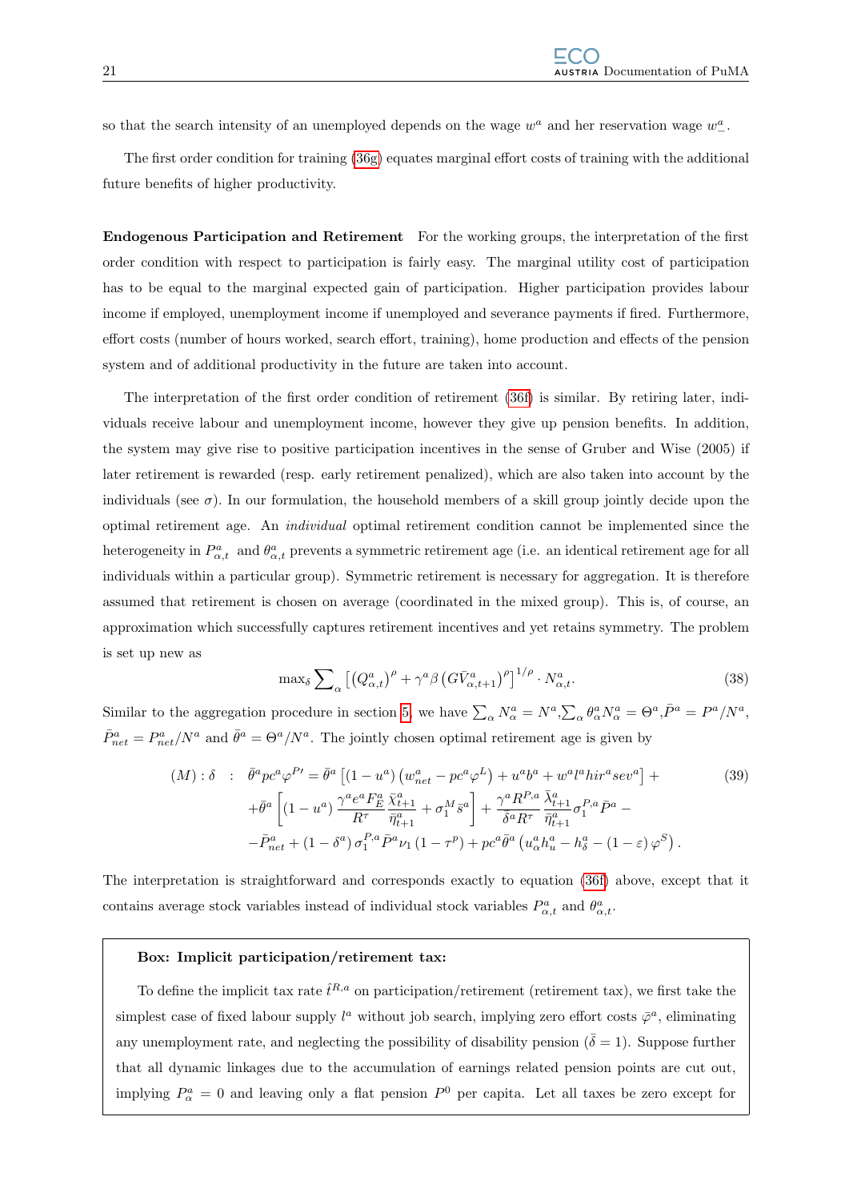so that the search intensity of an unemployed depends on the wage $w^a$ and her reservation wage $w_-^a$.

The first order condition for training (36g) equates marginal effort costs of training with the additional future benefits of higher productivity.

**Endogenous Participation and Retirement** For the working groups, the interpretation of the first order condition with respect to participation is fairly easy. The marginal utility cost of participation has to be equal to the marginal expected gain of participation. Higher participation provides labour income if employed, unemployment income if unemployed and severance payments if fired. Furthermore, effort costs (number of hours worked, search effort, training), home production and effects of the pension system and of additional productivity in the future are taken into account.

The interpretation of the first order condition of retirement (36f) is similar. By retiring later, individuals receive labour and unemployment income, however they give up pension benefits. In addition, the system may give rise to positive participation incentives in the sense of Gruber and Wise (2005) if later retirement is rewarded (resp. early retirement penalized), which are also taken into account by the individuals (see $\sigma$). In our formulation, the household members of a skill group jointly decide upon the optimal retirement age. An *individual* optimal retirement condition cannot be implemented since the heterogeneity in $P_{\alpha,t}^a$ and $\theta_{\alpha,t}^a$ prevents a symmetric retirement age (i.e. an identical retirement age for all individuals within a particular group). Symmetric retirement is necessary for aggregation. It is therefore assumed that retirement is chosen on average (coordinated in the mixed group). This is, of course, an approximation which successfully captures retirement incentives and yet retains symmetry. The problem is set up new as

$$\max_{\delta} \sum\nolimits_{\alpha} \left[ \left(Q_{\alpha,t}^a\right)^{\rho} + \gamma^a \beta \left(G\bar{V}_{\alpha,t+1}^a\right)^{\rho} \right]^{1/\rho} \cdot N_{\alpha,t}^a. \tag{38}$$

Similar to the aggregation procedure in section 5, we have $\sum_{\alpha} N_{\alpha}^a = N^a$, $\sum_{\alpha} \theta_{\alpha}^a N_{\alpha}^a = \Theta^a$, $\bar{P}^a = P^a/N^a$, $\bar{P}_{net}^a = P_{net}^a/N^a$ and $\bar{\theta}^a = \Theta^a/N^a$. The jointly chosen optimal retirement age is given by

$$\begin{aligned}
(M): \delta \quad : \quad & \bar{\theta}^a pc^a \varphi^{P\prime} = \bar{\theta}^a \left[ (1-u^a)\left(w_{net}^a - pc^a \varphi^L\right) + u^a b^a + w^a l^a hir^a sev^a \right] + \\
& + \bar{\theta}^a \left[ (1-u^a) \frac{\gamma^a e^a F_E^a}{R^\tau} \frac{\bar{\lambda}_{t+1}^a}{\bar{\eta}_{t+1}^a} + \sigma_1^M \bar{s}^a \right] + \frac{\gamma^a R^{P,a}}{\delta^a R^\tau} \frac{\bar{\lambda}_{t+1}^a}{\bar{\eta}_{t+1}^a} \sigma_1^{P,a} \bar{P}^a - \\
& - \bar{P}_{net}^a + (1-\delta^a)\, \sigma_1^{P,a} \bar{P}^a \nu_1 (1-\tau^p) + pc^a \bar{\theta}^a \left( u_{\alpha}^a h_u^a - h_{\delta}^a - (1-\varepsilon)\, \varphi^S \right).
\end{aligned} \tag{39}$$

The interpretation is straightforward and corresponds exactly to equation (36f) above, except that it contains average stock variables instead of individual stock variables $P_{\alpha,t}^a$ and $\theta_{\alpha,t}^a$.

**Box: Implicit participation/retirement tax:**

To define the implicit tax rate $\hat{t}^{R,a}$ on participation/retirement (retirement tax), we first take the simplest case of fixed labour supply $l^a$ without job search, implying zero effort costs $\bar{\varphi}^a$, eliminating any unemployment rate, and neglecting the possibility of disability pension ($\bar{\delta} = 1$). Suppose further that all dynamic linkages due to the accumulation of earnings related pension points are cut out, implying $P_{\alpha}^a = 0$ and leaving only a flat pension $P^0$ per capita. Let all taxes be zero except for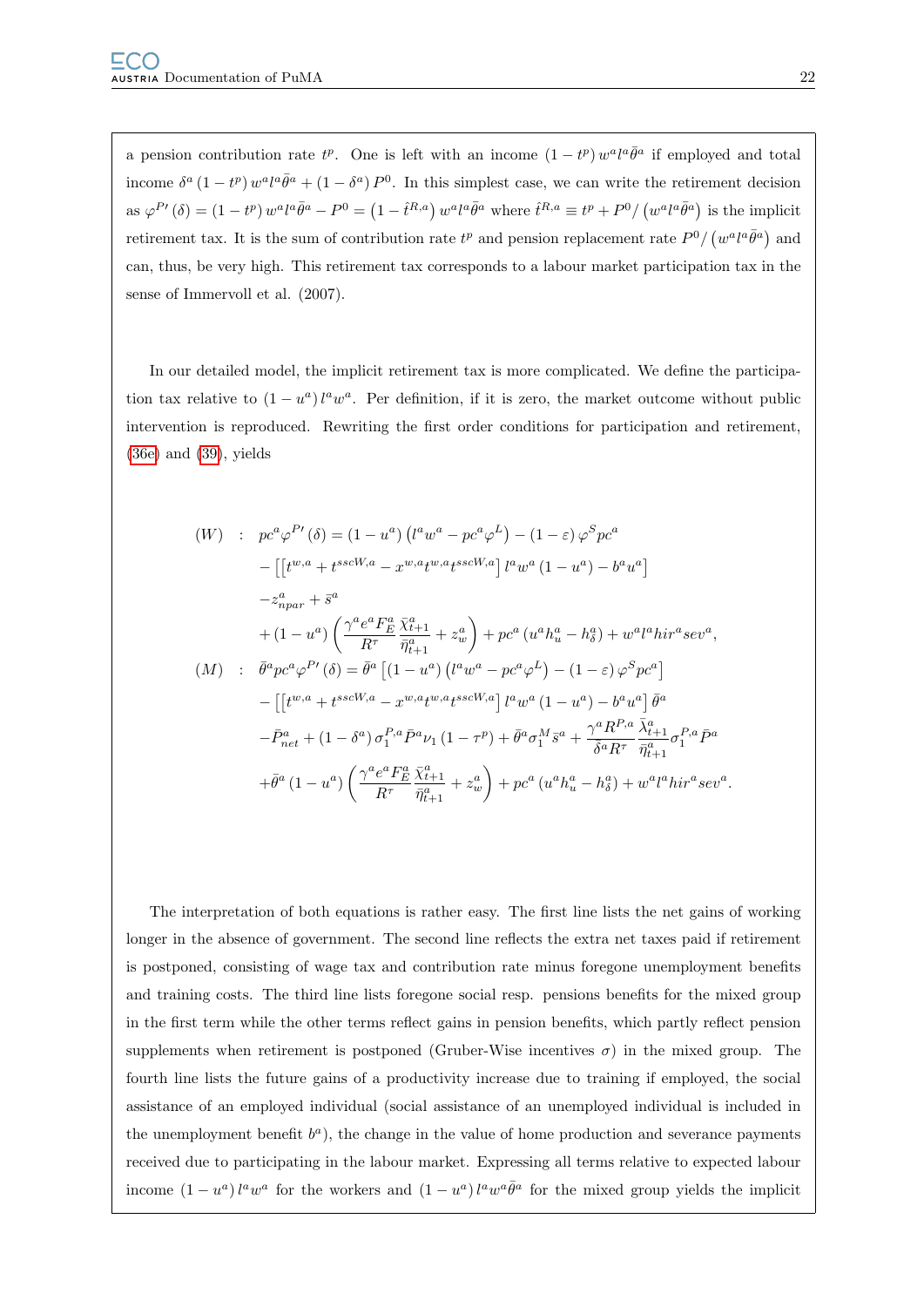a pension contribution rate $t^p$. One is left with an income $(1-t^p)\,w^a l^a \bar{\theta}^a$ if employed and total income $\delta^a (1-t^p)\,w^a l^a \bar{\theta}^a + (1-\delta^a)\,P^0$. In this simplest case, we can write the retirement decision as $\varphi^{P\prime}(\delta) = (1-t^p)\,w^a l^a \bar{\theta}^a - P^0 = \left(1-\hat{t}^{R,a}\right) w^a l^a \bar{\theta}^a$ where $\hat{t}^{R,a} \equiv t^p + P^0/\left(w^a l^a \bar{\theta}^a\right)$ is the implicit retirement tax. It is the sum of contribution rate $t^p$ and pension replacement rate $P^0/\left(w^a l^a \bar{\theta}^a\right)$ and can, thus, be very high. This retirement tax corresponds to a labour market participation tax in the sense of Immervoll et al. (2007).

In our detailed model, the implicit retirement tax is more complicated. We define the participation tax relative to $(1-u^a)\,l^a w^a$. Per definition, if it is zero, the market outcome without public intervention is reproduced. Rewriting the first order conditions for participation and retirement, (36e) and (39), yields

$$
\begin{aligned}
(W) \quad : \quad & pc^a \varphi^{P\prime}(\delta) = (1-u^a)\left(l^a w^a - pc^a \varphi^L\right) - (1-\varepsilon)\,\varphi^S pc^a \\
& - \left[\left[t^{w,a} + t^{sscW,a} - x^{w,a} t^{w,a} t^{sscW,a}\right] l^a w^a (1-u^a) - b^a u^a\right] \\
& - z^a_{npar} + \bar{s}^a \\
& + (1-u^a)\left(\frac{\gamma^a e^a F^a_E}{R^\tau}\frac{\bar{\chi}^a_{t+1}}{\bar{\eta}^a_{t+1}} + z^a_w\right) + pc^a\left(u^a h^a_u - h^a_\delta\right) + w^a l^a hir^a sev^a, \\
(M) \quad : \quad & \bar{\theta}^a pc^a \varphi^{P\prime}(\delta) = \bar{\theta}^a\left[(1-u^a)\left(l^a w^a - pc^a \varphi^L\right) - (1-\varepsilon)\,\varphi^S pc^a\right] \\
& - \left[\left[t^{w,a} + t^{sscW,a} - x^{w,a} t^{w,a} t^{sscW,a}\right] l^a w^a (1-u^a) - b^a u^a\right] \bar{\theta}^a \\
& - \bar{P}^a_{net} + (1-\delta^a)\,\sigma^{P,a}_1 \bar{P}^a \nu_1 (1-\tau^p) + \bar{\theta}^a \sigma^M_1 \bar{s}^a + \frac{\gamma^a R^{P,a}}{\bar{\delta}^a R^\tau}\frac{\bar{\lambda}^a_{t+1}}{\bar{\eta}^a_{t+1}}\sigma^{P,a}_1 \bar{P}^a \\
& + \bar{\theta}^a (1-u^a)\left(\frac{\gamma^a e^a F^a_E}{R^\tau}\frac{\bar{\chi}^a_{t+1}}{\bar{\eta}^a_{t+1}} + z^a_w\right) + pc^a\left(u^a h^a_u - h^a_\delta\right) + w^a l^a hir^a sev^a.
\end{aligned}
$$

The interpretation of both equations is rather easy. The first line lists the net gains of working longer in the absence of government. The second line reflects the extra net taxes paid if retirement is postponed, consisting of wage tax and contribution rate minus foregone unemployment benefits and training costs. The third line lists foregone social resp. pensions benefits for the mixed group in the first term while the other terms reflect gains in pension benefits, which partly reflect pension supplements when retirement is postponed (Gruber-Wise incentives $\sigma$) in the mixed group. The fourth line lists the future gains of a productivity increase due to training if employed, the social assistance of an employed individual (social assistance of an unemployed individual is included in the unemployment benefit $b^a$), the change in the value of home production and severance payments received due to participating in the labour market. Expressing all terms relative to expected labour income $(1-u^a)\,l^a w^a$ for the workers and $(1-u^a)\,l^a w^a \bar{\theta}^a$ for the mixed group yields the implicit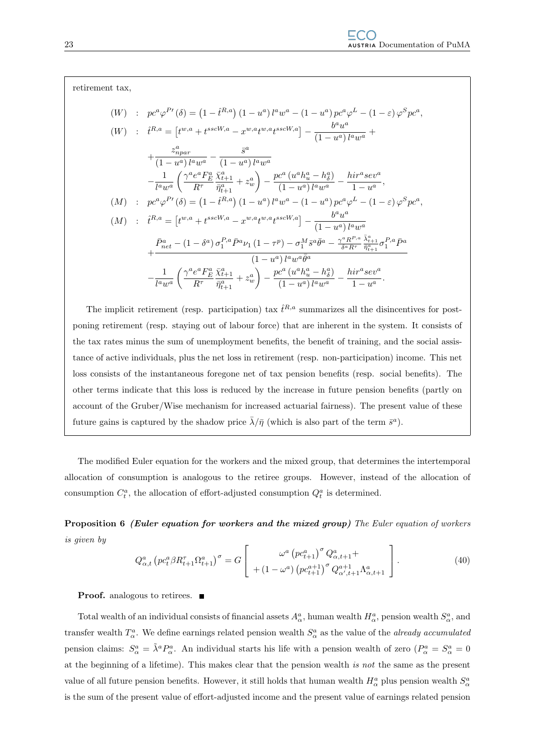retirement tax,

$$
\begin{aligned}
(W) \quad &: \quad pc^a \varphi^{P\prime}(\delta) = \left(1-\hat{t}^{R,a}\right)(1-u^a)\, l^a w^a - (1-u^a)\, pc^a \varphi^L - (1-\varepsilon)\, \varphi^S pc^a, \\
(W) \quad &: \quad \hat{t}^{R,a} = \left[t^{w,a} + t^{sscW,a} - x^{w,a} t^{w,a} t^{sscW,a}\right] - \frac{b^a u^a}{(1-u^a)\, l^a w^a} + \\
&\quad + \frac{z^a_{npar}}{(1-u^a)\, l^a w^a} - \frac{\bar{s}^a}{(1-u^a)\, l^a w^a} \\
&\quad - \frac{1}{l^a w^a}\left(\frac{\gamma^a e^a F^a_E}{R^\tau}\frac{\bar{\chi}^a_{t+1}}{\bar{\eta}^a_{t+1}} + z^a_w\right) - \frac{pc^a\left(u^a h^a_u - h^a_\delta\right)}{(1-u^a)\, l^a w^a} - \frac{hir^a sev^a}{1-u^a}, \\
(M) \quad &: \quad pc^a \varphi^{P\prime}(\delta) = \left(1-\hat{t}^{R,a}\right)(1-u^a)\, l^a w^a - (1-u^a)\, pc^a \varphi^L - (1-\varepsilon)\, \varphi^S pc^a, \\
(M) \quad &: \quad \hat{t}^{R,a} = \left[t^{w,a} + t^{sscW,a} - x^{w,a} t^{w,a} t^{sscW,a}\right] - \frac{b^a u^a}{(1-u^a)\, l^a w^a} \\
&\quad + \frac{\bar{P}^a_{net} - (1-\delta^a)\,\sigma^{P,a}_1 \bar{P}^a \nu_1 (1-\tau^p) - \sigma^M_1 \bar{s}^a \bar{\theta}^a - \frac{\gamma^a R^{P,a}}{\delta^a R^\tau}\frac{\bar{\lambda}^a_{t+1}}{\bar{\eta}^a_{t+1}}\sigma^{P,a}_1 \bar{P}^a}{(1-u^a)\, l^a w^a \bar{\theta}^a} \\
&\quad - \frac{1}{l^a w^a}\left(\frac{\gamma^a e^a F^a_E}{R^\tau}\frac{\bar{\chi}^a_{t+1}}{\bar{\eta}^a_{t+1}} + z^a_w\right) - \frac{pc^a\left(u^a h^a_u - h^a_\delta\right)}{(1-u^a)\, l^a w^a} - \frac{hir^a sev^a}{1-u^a}.
\end{aligned}
$$

The implicit retirement (resp. participation) tax $\hat{t}^{R,a}$ summarizes all the disincentives for postponing retirement (resp. staying out of labour force) that are inherent in the system. It consists of the tax rates minus the sum of unemployment benefits, the benefit of training, and the social assistance of active individuals, plus the net loss in retirement (resp. non-participation) income. This net loss consists of the instantaneous foregone net of tax pension benefits (resp. social benefits). The other terms indicate that this loss is reduced by the increase in future pension benefits (partly on account of the Gruber/Wise mechanism for increased actuarial fairness). The present value of these future gains is captured by the shadow price $\bar{\lambda}/\bar{\eta}$ (which is also part of the term $\bar{s}^a$).

The modified Euler equation for the workers and the mixed group, that determines the intertemporal allocation of consumption is analogous to the retiree groups. However, instead of the allocation of consumption $C^a_t$, the allocation of effort-adjusted consumption $Q^a_t$ is determined.

**Proposition 6** ***(Euler equation for workers and the mixed group)*** *The Euler equation of workers is given by*

$$
Q^a_{\alpha,t}\left(pc^a_t \beta R^\tau_{t+1}\Omega^a_{t+1}\right)^\sigma = G\left[\begin{array}{c} \omega^a \left(pc^a_{t+1}\right)^\sigma Q^a_{\alpha,t+1} + \\ + (1-\omega^a)\left(pc^{a+1}_{t+1}\right)^\sigma Q^{a+1}_{\alpha',t+1}\Lambda^a_{\alpha,t+1} \end{array}\right]. \tag{40}
$$

**Proof.** analogous to retirees. ∎

Total wealth of an individual consists of financial assets $A^a_\alpha$, human wealth $H^a_\alpha$, pension wealth $S^a_\alpha$, and transfer wealth $T^a_\alpha$. We define earnings related pension wealth $S^a_\alpha$ as the value of the *already accumulated* pension claims: $S^a_\alpha = \tilde{\lambda}^a P^a_\alpha$. An individual starts his life with a pension wealth of zero ($P^a_\alpha = S^a_\alpha = 0$ at the beginning of a lifetime). This makes clear that the pension wealth *is not* the same as the present value of all future pension benefits. However, it still holds that human wealth $H^a_\alpha$ plus pension wealth $S^a_\alpha$ is the sum of the present value of effort-adjusted income and the present value of earnings related pension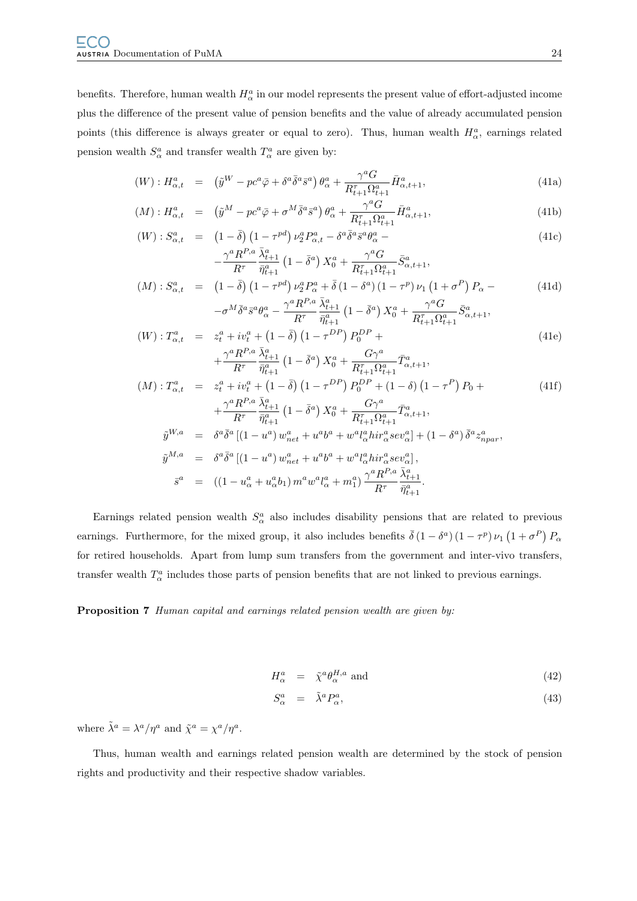benefits. Therefore, human wealth $H^a_\alpha$ in our model represents the present value of effort-adjusted income plus the difference of the present value of pension benefits and the value of already accumulated pension points (this difference is always greater or equal to zero). Thus, human wealth $H^a_\alpha$, earnings related pension wealth $S^a_\alpha$ and transfer wealth $T^a_\alpha$ are given by:

$$
\begin{aligned}
(W): H^a_{\alpha,t} &= \left(\tilde{y}^W - pc^a\bar{\varphi} + \delta^a\bar{\delta}^a\bar{s}^a\right)\theta^a_\alpha + \frac{\gamma^a G}{R^\tau_{t+1}\Omega^a_{t+1}}\bar{H}^a_{\alpha,t+1}, && \text{(41a)}\\
(M): H^a_{\alpha,t} &= \left(\tilde{y}^M - pc^a\bar{\varphi} + \sigma^M\bar{\delta}^a\bar{s}^a\right)\theta^a_\alpha + \frac{\gamma^a G}{R^\tau_{t+1}\Omega^a_{t+1}}\bar{H}^a_{\alpha,t+1}, && \text{(41b)}\\
(W): S^a_{\alpha,t} &= \left(1-\bar{\delta}\right)\left(1-\tau^{pd}\right)\nu^a_2 P^a_{\alpha,t} - \delta^a\bar{\delta}^a\bar{s}^a\theta^a_\alpha - && \text{(41c)}\\
&\quad -\frac{\gamma^a R^{P,a}}{R^\tau}\frac{\bar{\lambda}^a_{t+1}}{\bar{\eta}^a_{t+1}}\left(1-\bar{\delta}^a\right)X^a_0 + \frac{\gamma^a G}{R^\tau_{t+1}\Omega^a_{t+1}}\bar{S}^a_{\alpha,t+1}, \\
(M): S^a_{\alpha,t} &= \left(1-\bar{\delta}\right)\left(1-\tau^{pd}\right)\nu^a_2 P^a_\alpha + \bar{\delta}\left(1-\delta^a\right)\left(1-\tau^p\right)\nu_1\left(1+\sigma^P\right)P_\alpha - && \text{(41d)}\\
&\quad -\sigma^M\bar{\delta}^a\bar{s}^a\theta^a_\alpha - \frac{\gamma^a R^{P,a}}{R^\tau}\frac{\bar{\lambda}^a_{t+1}}{\bar{\eta}^a_{t+1}}\left(1-\bar{\delta}^a\right)X^a_0 + \frac{\gamma^a G}{R^\tau_{t+1}\Omega^a_{t+1}}\bar{S}^a_{\alpha,t+1}, \\
(W): T^a_{\alpha,t} &= z^a_t + iv^a_t + \left(1-\bar{\delta}\right)\left(1-\tau^{DP}\right)P^{DP}_0 + && \text{(41e)}\\
&\quad +\frac{\gamma^a R^{P,a}}{R^\tau}\frac{\bar{\lambda}^a_{t+1}}{\bar{\eta}^a_{t+1}}\left(1-\bar{\delta}^a\right)X^a_0 + \frac{G\gamma^a}{R^\tau_{t+1}\Omega^a_{t+1}}\bar{T}^a_{\alpha,t+1}, \\
(M): T^a_{\alpha,t} &= z^a_t + iv^a_t + \left(1-\bar{\delta}\right)\left(1-\tau^{DP}\right)P^{DP}_0 + \left(1-\delta\right)\left(1-\tau^P\right)P_0 + && \text{(41f)}\\
&\quad +\frac{\gamma^a R^{P,a}}{R^\tau}\frac{\bar{\lambda}^a_{t+1}}{\bar{\eta}^a_{t+1}}\left(1-\bar{\delta}^a\right)X^a_0 + \frac{G\gamma^a}{R^\tau_{t+1}\Omega^a_{t+1}}\bar{T}^a_{\alpha,t+1}, \\
\tilde{y}^{W,a} &= \delta^a\bar{\delta}^a\left[\left(1-u^a\right)w^a_{net} + u^a b^a + w^a l^a_\alpha hir^a_\alpha sev^a_\alpha\right] + \left(1-\delta^a\right)\bar{\delta}^a z^a_{npar}, \\
\tilde{y}^{M,a} &= \delta^a\bar{\delta}^a\left[\left(1-u^a\right)w^a_{net} + u^a b^a + w^a l^a_\alpha hir^a_\alpha sev^a_\alpha\right], \\
\bar{s}^a &= \left(\left(1-u^a_\alpha + u^a_\alpha b_1\right)m^a w^a l^a_\alpha + m^a_1\right)\frac{\gamma^a R^{P,a}}{R^\tau}\frac{\bar{\lambda}^a_{t+1}}{\bar{\eta}^a_{t+1}}.
\end{aligned}
$$

Earnings related pension wealth $S^a_\alpha$ also includes disability pensions that are related to previous earnings. Furthermore, for the mixed group, it also includes benefits $\bar{\delta}\left(1-\delta^a\right)\left(1-\tau^p\right)\nu_1\left(1+\sigma^P\right)P_\alpha$ for retired households. Apart from lump sum transfers from the government and inter-vivo transfers, transfer wealth $T^a_\alpha$ includes those parts of pension benefits that are not linked to previous earnings.

**Proposition 7** *Human capital and earnings related pension wealth are given by:*

$$
\begin{aligned}
H^a_\alpha &= \tilde{\chi}^a\theta^{H,a}_\alpha \text{ and} && \text{(42)}\\
S^a_\alpha &= \tilde{\lambda}^a P^a_\alpha, && \text{(43)}
\end{aligned}
$$

where $\tilde{\lambda}^a = \lambda^a/\eta^a$ and $\tilde{\chi}^a = \chi^a/\eta^a$.

Thus, human wealth and earnings related pension wealth are determined by the stock of pension rights and productivity and their respective shadow variables.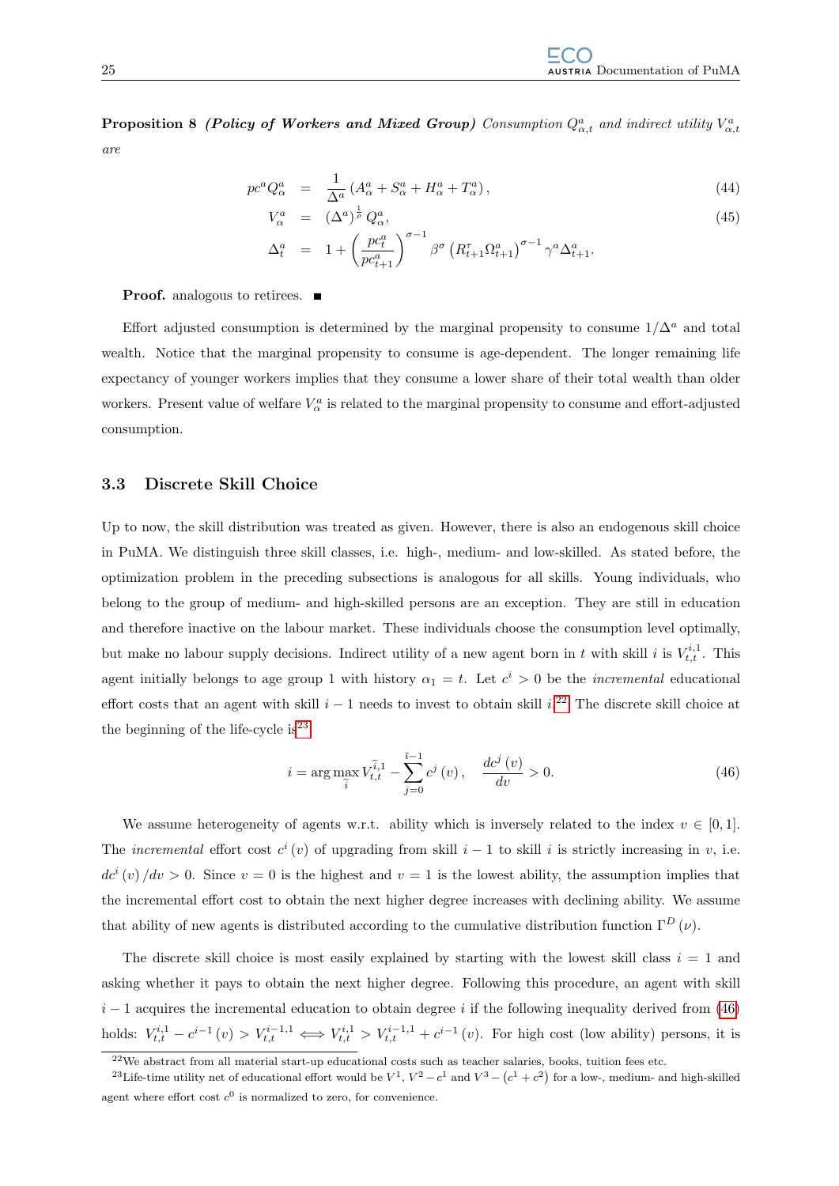**Proposition 8** ***(Policy of Workers and Mixed Group)*** *Consumption* $Q^a_{\alpha,t}$ *and indirect utility* $V^a_{\alpha,t}$ *are*

$$
\begin{aligned}
pc^a Q^a_\alpha &= \frac{1}{\Delta^a}\left(A^a_\alpha + S^a_\alpha + H^a_\alpha + T^a_\alpha\right), && (44)\\
V^a_\alpha &= \left(\Delta^a\right)^{\frac{1}{\rho}} Q^a_\alpha, && (45)\\
\Delta^a_t &= 1 + \left(\frac{pc^a_t}{pc^a_{t+1}}\right)^{\sigma-1} \beta^\sigma \left(R^r_{t+1}\Omega^a_{t+1}\right)^{\sigma-1} \gamma^a \Delta^a_{t+1}.
\end{aligned}
$$

**Proof.** analogous to retirees. ■

Effort adjusted consumption is determined by the marginal propensity to consume $1/\Delta^a$ and total wealth. Notice that the marginal propensity to consume is age-dependent. The longer remaining life expectancy of younger workers implies that they consume a lower share of their total wealth than older workers. Present value of welfare $V^a_\alpha$ is related to the marginal propensity to consume and effort-adjusted consumption.

### 3.3 Discrete Skill Choice

Up to now, the skill distribution was treated as given. However, there is also an endogenous skill choice in PuMA. We distinguish three skill classes, i.e. high-, medium- and low-skilled. As stated before, the optimization problem in the preceding subsections is analogous for all skills. Young individuals, who belong to the group of medium- and high-skilled persons are an exception. They are still in education and therefore inactive on the labour market. These individuals choose the consumption level optimally, but make no labour supply decisions. Indirect utility of a new agent born in $t$ with skill $i$ is $V^{i,1}_{t,t}$. This agent initially belongs to age group 1 with history $\alpha_1 = t$. Let $c^i > 0$ be the *incremental* educational effort costs that an agent with skill $i-1$ needs to invest to obtain skill $i$.[22] The discrete skill choice at the beginning of the life-cycle is[23]

$$
i = \arg\max_{\tilde{i}} V^{\tilde{i},1}_{t,t} - \sum_{j=0}^{\tilde{i}-1} c^j(v), \quad \frac{dc^j(v)}{dv} > 0. \tag{46}
$$

We assume heterogeneity of agents w.r.t. ability which is inversely related to the index $v \in [0,1]$. The *incremental* effort cost $c^i(v)$ of upgrading from skill $i-1$ to skill $i$ is strictly increasing in $v$, i.e. $dc^i(v)/dv > 0$. Since $v = 0$ is the highest and $v = 1$ is the lowest ability, the assumption implies that the incremental effort cost to obtain the next higher degree increases with declining ability. We assume that ability of new agents is distributed according to the cumulative distribution function $\Gamma^D(\nu)$.

The discrete skill choice is most easily explained by starting with the lowest skill class $i = 1$ and asking whether it pays to obtain the next higher degree. Following this procedure, an agent with skill $i-1$ acquires the incremental education to obtain degree $i$ if the following inequality derived from (46) holds: $V^{i,1}_{t,t} - c^{i-1}(v) > V^{i-1,1}_{t,t} \iff V^{i,1}_{t,t} > V^{i-1,1}_{t,t} + c^{i-1}(v)$. For high cost (low ability) persons, it is

[22] We abstract from all material start-up educational costs such as teacher salaries, books, tuition fees etc.

[23] Life-time utility net of educational effort would be $V^1$, $V^2 - c^1$ and $V^3 - (c^1 + c^2)$ for a low-, medium- and high-skilled agent where effort cost $c^0$ is normalized to zero, for convenience.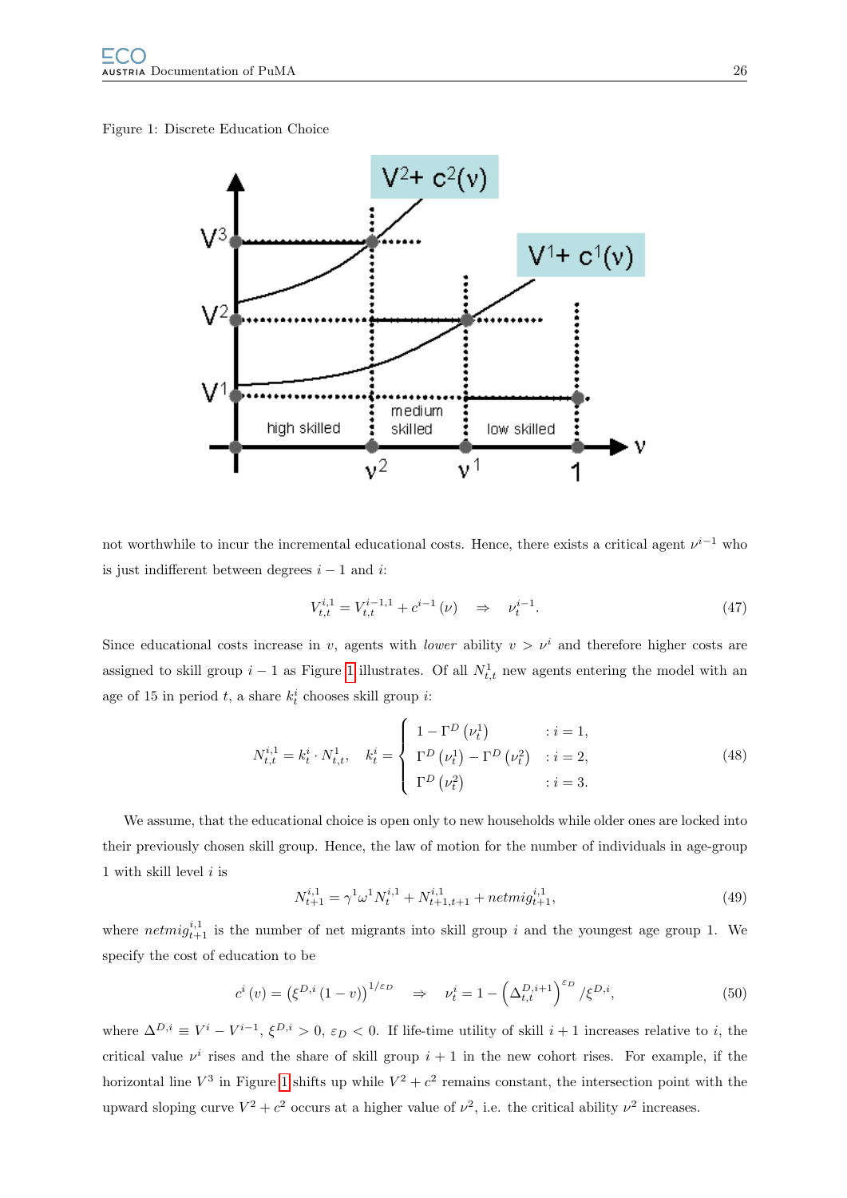Figure 1: Discrete Education Choice

not worthwhile to incur the incremental educational costs. Hence, there exists a critical agent $\nu^{i-1}$ who is just indifferent between degrees $i-1$ and $i$:

$$V_{t,t}^{i,1} = V_{t,t}^{i-1,1} + c^{i-1}(\nu) \quad \Rightarrow \quad \nu_t^{i-1}. \tag{47}$$

Since educational costs increase in $v$, agents with *lower* ability $v > \nu^i$ and therefore higher costs are assigned to skill group $i-1$ as Figure 1 illustrates. Of all $N_{t,t}^1$ new agents entering the model with an age of 15 in period $t$, a share $k_t^i$ chooses skill group $i$:

$$N_{t,t}^{i,1} = k_t^i \cdot N_{t,t}^1, \quad k_t^i = \begin{cases} 1 - \Gamma^D\left(\nu_t^1\right) & : i = 1, \\ \Gamma^D\left(\nu_t^1\right) - \Gamma^D\left(\nu_t^2\right) & : i = 2, \\ \Gamma^D\left(\nu_t^2\right) & : i = 3. \end{cases} \tag{48}$$

We assume, that the educational choice is open only to new households while older ones are locked into their previously chosen skill group. Hence, the law of motion for the number of individuals in age-group 1 with skill level $i$ is

$$N_{t+1}^{i,1} = \gamma^1 \omega^1 N_t^{i,1} + N_{t+1,t+1}^{i,1} + netmig_{t+1}^{i,1}, \tag{49}$$

where $netmig_{t+1}^{i,1}$ is the number of net migrants into skill group $i$ and the youngest age group 1. We specify the cost of education to be

$$c^i(v) = \left(\xi^{D,i}(1-v)\right)^{1/\varepsilon_D} \quad \Rightarrow \quad \nu_t^i = 1 - \left(\Delta_{t,t}^{D,i+1}\right)^{\varepsilon_D} / \xi^{D,i}, \tag{50}$$

where $\Delta^{D,i} \equiv V^i - V^{i-1}$, $\xi^{D,i} > 0$, $\varepsilon_D < 0$. If life-time utility of skill $i+1$ increases relative to $i$, the critical value $\nu^i$ rises and the share of skill group $i+1$ in the new cohort rises. For example, if the horizontal line $V^3$ in Figure 1 shifts up while $V^2 + c^2$ remains constant, the intersection point with the upward sloping curve $V^2 + c^2$ occurs at a higher value of $\nu^2$, i.e. the critical ability $\nu^2$ increases.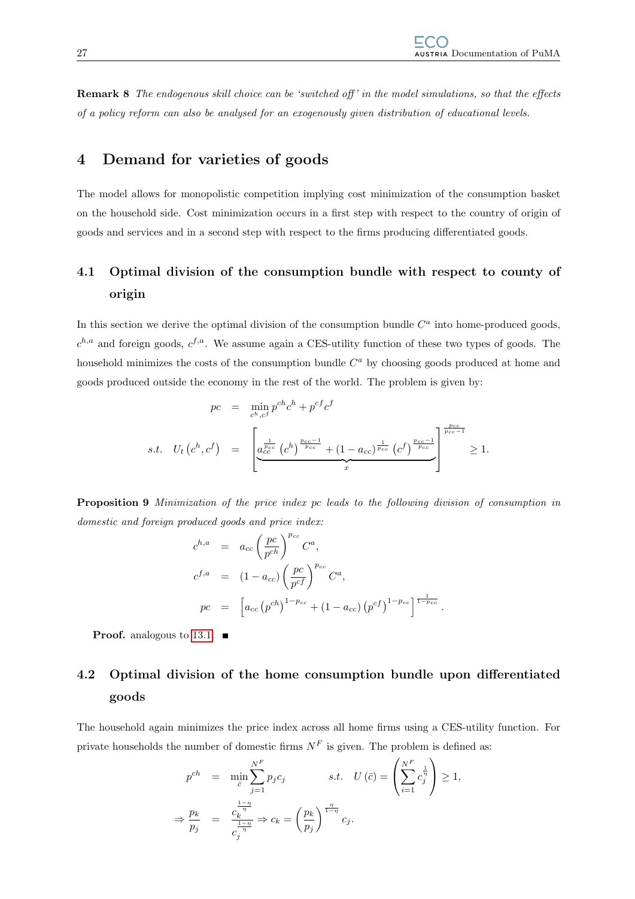**Remark 8** *The endogenous skill choice can be 'switched off' in the model simulations, so that the effects of a policy reform can also be analysed for an exogenously given distribution of educational levels.*

# 4 Demand for varieties of goods

The model allows for monopolistic competition implying cost minimization of the consumption basket on the household side. Cost minimization occurs in a first step with respect to the country of origin of goods and services and in a second step with respect to the firms producing differentiated goods.

## 4.1 Optimal division of the consumption bundle with respect to county of origin

In this section we derive the optimal division of the consumption bundle $C^a$ into home-produced goods, $c^{h,a}$ and foreign goods, $c^{f,a}$. We assume again a CES-utility function of these two types of goods. The household minimizes the costs of the consumption bundle $C^a$ by choosing goods produced at home and goods produced outside the economy in the rest of the world. The problem is given by:

$$
\begin{aligned}
pc &= \min_{c^h, c^f} p^{ch} c^h + p^{cf} c^f \\
s.t. \quad U_t\left(c^h, c^f\right) &= \left[ \underbrace{a_{cc}^{\frac{1}{p_{cc}}} \left(c^h\right)^{\frac{p_{cc}-1}{p_{cc}}} + (1-a_{cc})^{\frac{1}{p_{cc}}} \left(c^f\right)^{\frac{p_{cc}-1}{p_{cc}}}}_{x} \right]^{\frac{p_{cc}}{p_{cc}-1}} \geq 1.
\end{aligned}
$$

**Proposition 9** *Minimization of the price index pc leads to the following division of consumption in domestic and foreign produced goods and price index:*

$$
\begin{aligned}
c^{h,a} &= a_{cc} \left(\frac{pc}{p^{ch}}\right)^{p_{cc}} C^a, \\
c^{f,a} &= (1-a_{cc}) \left(\frac{pc}{p^{cf}}\right)^{p_{cc}} C^a, \\
pc &= \left[ a_{cc} \left(p^{ch}\right)^{1-p_{cc}} + (1-a_{cc}) \left(p^{cf}\right)^{1-p_{cc}} \right]^{\frac{1}{1-p_{cc}}}.
\end{aligned}
$$

**Proof.** analogous to 13.1. ∎

## 4.2 Optimal division of the home consumption bundle upon differentiated goods

The household again minimizes the price index across all home firms using a CES-utility function. For private households the number of domestic firms $N^F$ is given. The problem is defined as:

$$
\begin{aligned}
p^{ch} &= \min_{\bar{c}} \sum_{j=1}^{N^F} p_j c_j \qquad s.t. \quad U\left(\bar{c}\right) = \left( \sum_{i=1}^{N^F} c_j^{\frac{1}{\eta}} \right) \geq 1, \\
\Rightarrow \frac{p_k}{p_j} &= \frac{c_k^{\frac{1-\eta}{\eta}}}{c_j^{\frac{1-\eta}{\eta}}} \Rightarrow c_k = \left(\frac{p_k}{p_j}\right)^{\frac{\eta}{1-\eta}} c_j.
\end{aligned}
$$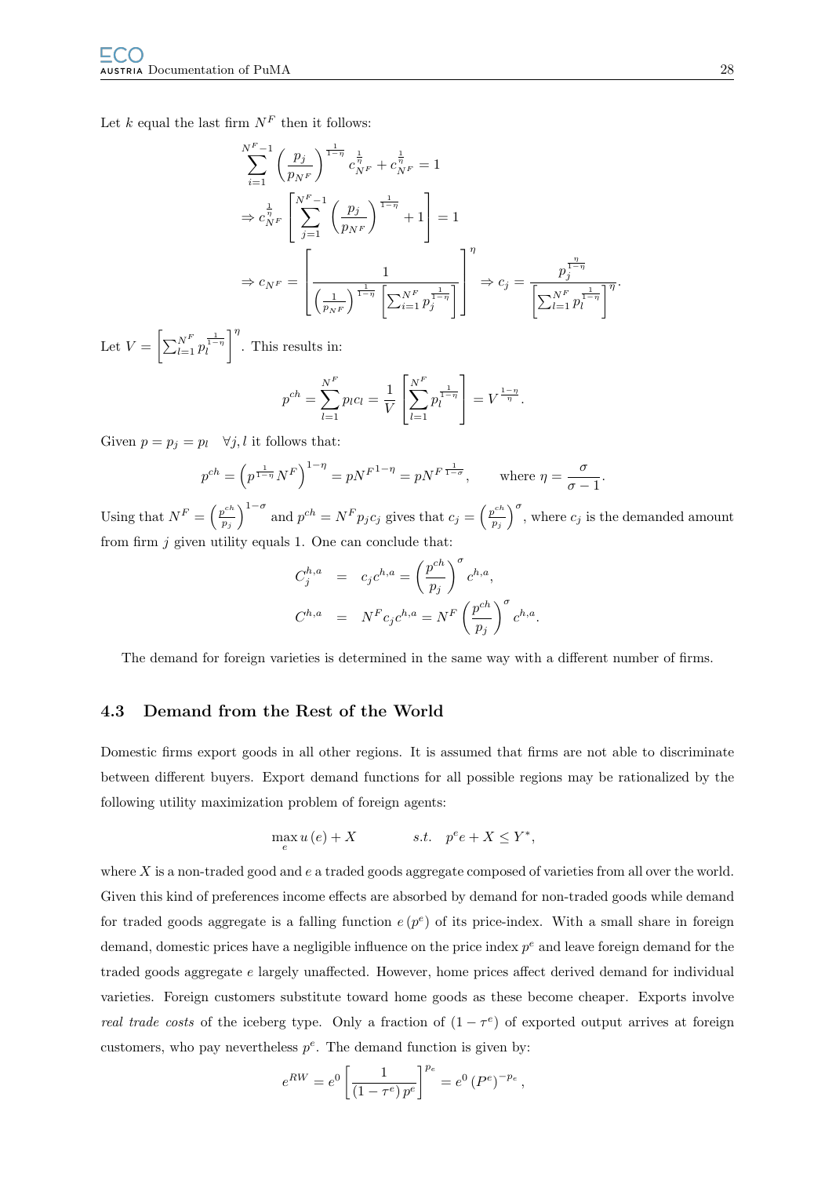Let $k$ equal the last firm $N^F$ then it follows:

$$\sum_{i=1}^{N^F-1} \left(\frac{p_j}{p_{N^F}}\right)^{\frac{1}{1-\eta}} c_{N^F}^{\frac{1}{\eta}} + c_{N^F}^{\frac{1}{\eta}} = 1$$

$$\Rightarrow c_{N^F}^{\frac{1}{\eta}} \left[\sum_{j=1}^{N^F-1} \left(\frac{p_j}{p_{N^F}}\right)^{\frac{1}{1-\eta}} + 1\right] = 1$$

$$\Rightarrow c_{N^F} = \left[\frac{1}{\left(\frac{1}{p_{N^F}}\right)^{\frac{1}{1-\eta}} \left[\sum_{i=1}^{N^F} p_j^{\frac{1}{1-\eta}}\right]}\right]^{\eta} \Rightarrow c_j = \frac{p_j^{\frac{\eta}{1-\eta}}}{\left[\sum_{l=1}^{N^F} p_l^{\frac{1}{1-\eta}}\right]^{\eta}}.$$

Let $V = \left[\sum_{l=1}^{N^F} p_l^{\frac{1}{1-\eta}}\right]^{\eta}$. This results in:

$$p^{ch} = \sum_{l=1}^{N^F} p_l c_l = \frac{1}{V}\left[\sum_{l=1}^{N^F} p_l^{\frac{1}{1-\eta}}\right] = V^{\frac{1-\eta}{\eta}}.$$

Given $p = p_j = p_l \quad \forall j, l$ it follows that:

$$p^{ch} = \left(p^{\frac{1}{1-\eta}} N^F\right)^{1-\eta} = p{N^F}^{1-\eta} = p{N^F}^{\frac{1}{1-\sigma}}, \qquad \text{where } \eta = \frac{\sigma}{\sigma-1}.$$

Using that $N^F = \left(\frac{p^{ch}}{p_j}\right)^{1-\sigma}$ and $p^{ch} = N^F p_j c_j$ gives that $c_j = \left(\frac{p^{ch}}{p_j}\right)^{\sigma}$, where $c_j$ is the demanded amount from firm $j$ given utility equals 1. One can conclude that:

$$C_j^{h,a} = c_j c^{h,a} = \left(\frac{p^{ch}}{p_j}\right)^{\sigma} c^{h,a},$$

$$C^{h,a} = N^F c_j c^{h,a} = N^F \left(\frac{p^{ch}}{p_j}\right)^{\sigma} c^{h,a}.$$

The demand for foreign varieties is determined in the same way with a different number of firms.

## 4.3 Demand from the Rest of the World

Domestic firms export goods in all other regions. It is assumed that firms are not able to discriminate between different buyers. Export demand functions for all possible regions may be rationalized by the following utility maximization problem of foreign agents:

$$\max_{e} u(e) + X \qquad s.t. \quad p^e e + X \leq Y^*,$$

where $X$ is a non-traded good and $e$ a traded goods aggregate composed of varieties from all over the world. Given this kind of preferences income effects are absorbed by demand for non-traded goods while demand for traded goods aggregate is a falling function $e(p^e)$ of its price-index. With a small share in foreign demand, domestic prices have a negligible influence on the price index $p^e$ and leave foreign demand for the traded goods aggregate $e$ largely unaffected. However, home prices affect derived demand for individual varieties. Foreign customers substitute toward home goods as these become cheaper. Exports involve *real trade costs* of the iceberg type. Only a fraction of $(1-\tau^e)$ of exported output arrives at foreign customers, who pay nevertheless $p^e$. The demand function is given by:

$$e^{RW} = e^0 \left[\frac{1}{(1-\tau^e)\, p^e}\right]^{p_e} = e^0 \left(P^e\right)^{-p_e},$$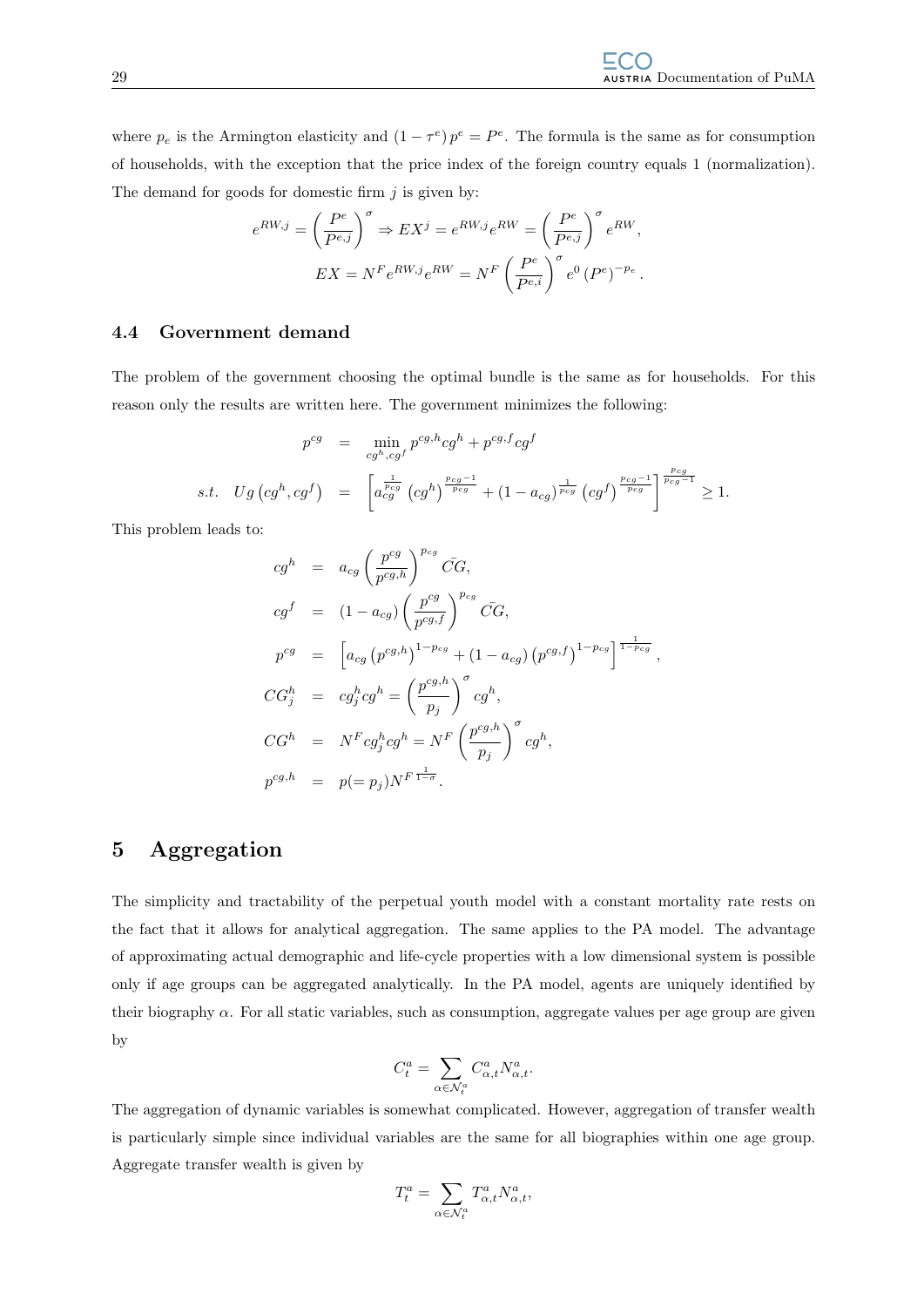where $p_e$ is the Armington elasticity and $(1 - \tau^e) p^e = P^e$. The formula is the same as for consumption of households, with the exception that the price index of the foreign country equals 1 (normalization). The demand for goods for domestic firm $j$ is given by:

$$e^{RW,j} = \left(\frac{P^e}{P^{e,j}}\right)^{\sigma} \Rightarrow EX^j = e^{RW,j} e^{RW} = \left(\frac{P^e}{P^{e,j}}\right)^{\sigma} e^{RW},$$

$$EX = N^F e^{RW,j} e^{RW} = N^F \left(\frac{P^e}{P^{e,i}}\right)^{\sigma} e^0 \left(P^e\right)^{-p_e}.$$

### 4.4 Government demand

The problem of the government choosing the optimal bundle is the same as for households. For this reason only the results are written here. The government minimizes the following:

$$\begin{aligned}
p^{cg} &= \min_{cg^h, cg^f} p^{cg,h} cg^h + p^{cg,f} cg^f \\
s.t. \quad Ug\left(cg^h, cg^f\right) &= \left[a_{cg}^{\frac{1}{p_{cg}}} \left(cg^h\right)^{\frac{p_{cg}-1}{p_{cg}}} + (1 - a_{cg})^{\frac{1}{p_{cg}}} \left(cg^f\right)^{\frac{p_{cg}-1}{p_{cg}}}\right]^{\frac{p_{cg}}{p_{cg}-1}} \geq 1.
\end{aligned}$$

This problem leads to:

$$\begin{aligned}
cg^h &= a_{cg} \left(\frac{p^{cg}}{p^{cg,h}}\right)^{p_{cg}} \bar{CG}, \\
cg^f &= (1 - a_{cg}) \left(\frac{p^{cg}}{p^{cg,f}}\right)^{p_{cg}} \bar{CG}, \\
p^{cg} &= \left[a_{cg} \left(p^{cg,h}\right)^{1-p_{cg}} + (1 - a_{cg}) \left(p^{cg,f}\right)^{1-p_{cg}}\right]^{\frac{1}{1-p_{cg}}}, \\
CG_j^h &= cg_j^h cg^h = \left(\frac{p^{cg,h}}{p_j}\right)^{\sigma} cg^h, \\
CG^h &= N^F cg_j^h cg^h = N^F \left(\frac{p^{cg,h}}{p_j}\right)^{\sigma} cg^h, \\
p^{cg,h} &= p(= p_j) N^{F\,\frac{1}{1-\sigma}}.
\end{aligned}$$

## 5 Aggregation

The simplicity and tractability of the perpetual youth model with a constant mortality rate rests on the fact that it allows for analytical aggregation. The same applies to the PA model. The advantage of approximating actual demographic and life-cycle properties with a low dimensional system is possible only if age groups can be aggregated analytically. In the PA model, agents are uniquely identified by their biography $\alpha$. For all static variables, such as consumption, aggregate values per age group are given by

$$C_t^a = \sum_{\alpha \in \mathcal{N}_t^a} C_{\alpha,t}^a N_{\alpha,t}^a.$$

The aggregation of dynamic variables is somewhat complicated. However, aggregation of transfer wealth is particularly simple since individual variables are the same for all biographies within one age group. Aggregate transfer wealth is given by

$$T_t^a = \sum_{\alpha \in \mathcal{N}_t^a} T_{\alpha,t}^a N_{\alpha,t}^a,$$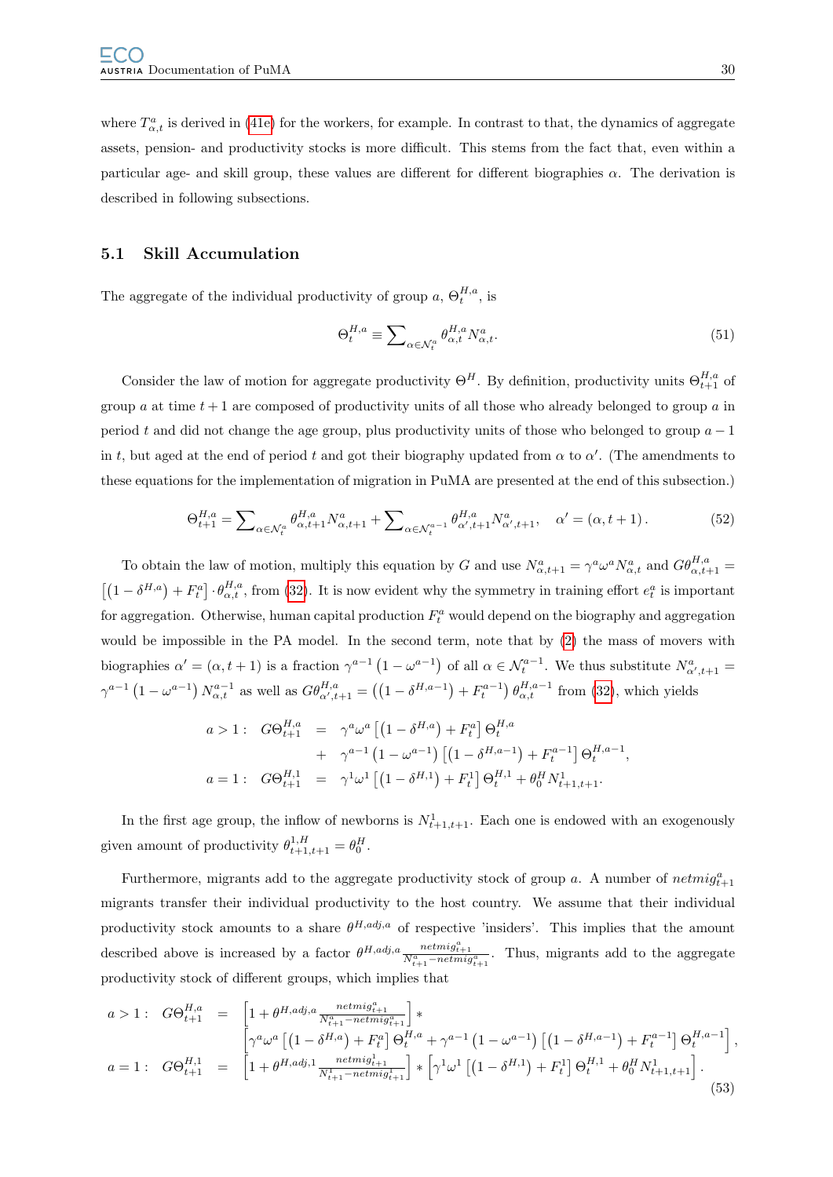where $T^a_{\alpha,t}$ is derived in (41e) for the workers, for example. In contrast to that, the dynamics of aggregate assets, pension- and productivity stocks is more difficult. This stems from the fact that, even within a particular age- and skill group, these values are different for different biographies $\alpha$. The derivation is described in following subsections.

## 5.1 Skill Accumulation

The aggregate of the individual productivity of group $a$, $\Theta^{H,a}_t$, is

$$\Theta^{H,a}_t \equiv \sum\nolimits_{\alpha \in \mathcal{N}^a_t} \theta^{H,a}_{\alpha,t} N^a_{\alpha,t}. \tag{51}$$

Consider the law of motion for aggregate productivity $\Theta^H$. By definition, productivity units $\Theta^{H,a}_{t+1}$ of group $a$ at time $t+1$ are composed of productivity units of all those who already belonged to group $a$ in period $t$ and did not change the age group, plus productivity units of those who belonged to group $a-1$ in $t$, but aged at the end of period $t$ and got their biography updated from $\alpha$ to $\alpha'$. (The amendments to these equations for the implementation of migration in PuMA are presented at the end of this subsection.)

$$\Theta^{H,a}_{t+1} = \sum\nolimits_{\alpha \in \mathcal{N}^a_t} \theta^{H,a}_{\alpha,t+1} N^a_{\alpha,t+1} + \sum\nolimits_{\alpha \in \mathcal{N}^{a-1}_t} \theta^{H,a}_{\alpha',t+1} N^a_{\alpha',t+1}, \quad \alpha' = (\alpha, t+1). \tag{52}$$

To obtain the law of motion, multiply this equation by $G$ and use $N^a_{\alpha,t+1} = \gamma^a \omega^a N^a_{\alpha,t}$ and $G\theta^{H,a}_{\alpha,t+1} = \left[\left(1-\delta^{H,a}\right) + F^a_t\right] \cdot \theta^{H,a}_{\alpha,t}$, from (32). It is now evident why the symmetry in training effort $e^a_t$ is important for aggregation. Otherwise, human capital production $F^a_t$ would depend on the biography and aggregation would be impossible in the PA model. In the second term, note that by (2) the mass of movers with biographies $\alpha' = (\alpha, t+1)$ is a fraction $\gamma^{a-1}\left(1-\omega^{a-1}\right)$ of all $\alpha \in \mathcal{N}^{a-1}_t$. We thus substitute $N^a_{\alpha',t+1} = \gamma^{a-1}\left(1-\omega^{a-1}\right) N^{a-1}_{\alpha,t}$ as well as $G\theta^{H,a}_{\alpha',t+1} = \left(\left(1-\delta^{H,a-1}\right) + F^{a-1}_t\right) \theta^{H,a-1}_{\alpha,t}$ from (32), which yields

$$\begin{aligned}
a>1: \quad G\Theta^{H,a}_{t+1} &= \gamma^a \omega^a \left[\left(1-\delta^{H,a}\right) + F^a_t\right] \Theta^{H,a}_t \\
&\quad + \gamma^{a-1}\left(1-\omega^{a-1}\right) \left[\left(1-\delta^{H,a-1}\right) + F^{a-1}_t\right] \Theta^{H,a-1}_t, \\
a=1: \quad G\Theta^{H,1}_{t+1} &= \gamma^1 \omega^1 \left[\left(1-\delta^{H,1}\right) + F^1_t\right] \Theta^{H,1}_t + \theta^H_0 N^1_{t+1,t+1}.
\end{aligned}$$

In the first age group, the inflow of newborns is $N^1_{t+1,t+1}$. Each one is endowed with an exogenously given amount of productivity $\theta^{1,H}_{t+1,t+1} = \theta^H_0$.

Furthermore, migrants add to the aggregate productivity stock of group $a$. A number of $netmig^a_{t+1}$ migrants transfer their individual productivity to the host country. We assume that their individual productivity stock amounts to a share $\theta^{H,adj,a}$ of respective 'insiders'. This implies that the amount described above is increased by a factor $\theta^{H,adj,a} \frac{netmig^a_{t+1}}{N^a_{t+1} - netmig^a_{t+1}}$. Thus, migrants add to the aggregate productivity stock of different groups, which implies that

$$\begin{aligned}
a>1: \quad G\Theta^{H,a}_{t+1} &= \left[1 + \theta^{H,adj,a} \frac{netmig^a_{t+1}}{N^a_{t+1} - netmig^a_{t+1}}\right] * \\
&\quad \left[\gamma^a \omega^a \left[\left(1-\delta^{H,a}\right) + F^a_t\right] \Theta^{H,a}_t + \gamma^{a-1}\left(1-\omega^{a-1}\right) \left[\left(1-\delta^{H,a-1}\right) + F^{a-1}_t\right] \Theta^{H,a-1}_t\right], \\
a=1: \quad G\Theta^{H,1}_{t+1} &= \left[1 + \theta^{H,adj,1} \frac{netmig^1_{t+1}}{N^1_{t+1} - netmig^1_{t+1}}\right] * \left[\gamma^1 \omega^1 \left[\left(1-\delta^{H,1}\right) + F^1_t\right] \Theta^{H,1}_t + \theta^H_0 N^1_{t+1,t+1}\right].
\end{aligned} \tag{53}$$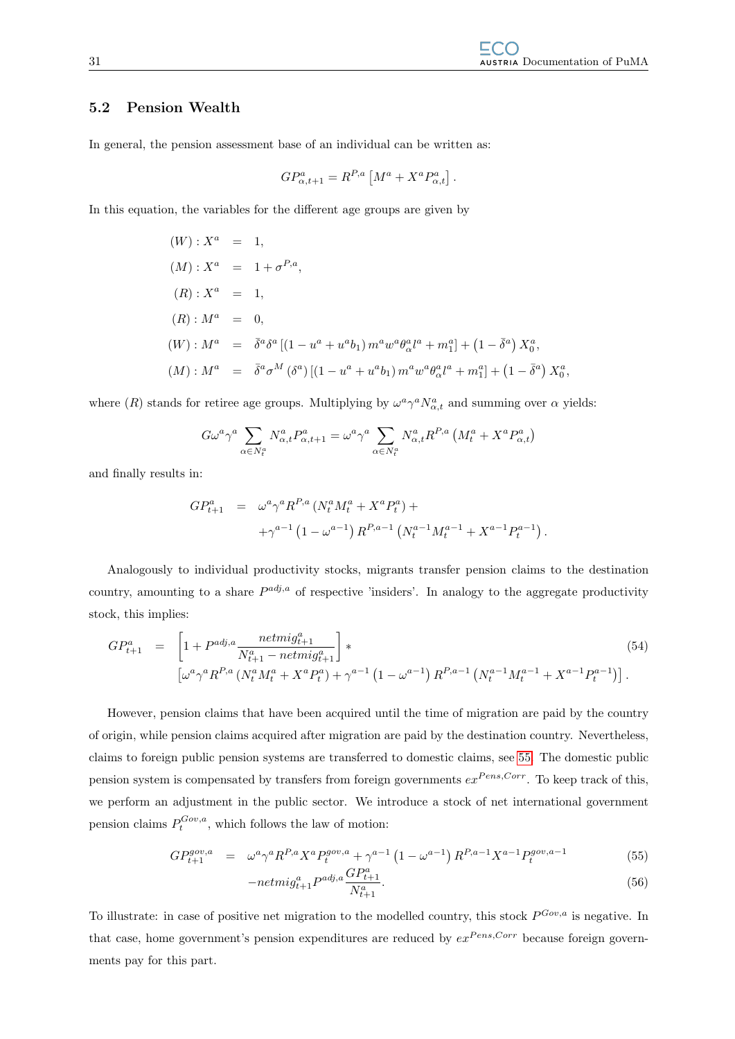## 5.2 Pension Wealth

In general, the pension assessment base of an individual can be written as:

$$GP^a_{\alpha,t+1} = R^{P,a}\left[M^a + X^a P^a_{\alpha,t}\right].$$

In this equation, the variables for the different age groups are given by

$$
\begin{aligned}
(W): X^a &= 1,\\
(M): X^a &= 1+\sigma^{P,a},\\
(R): X^a &= 1,\\
(R): M^a &= 0,\\
(W): M^a &= \bar{\delta}^a \delta^a \left[(1-u^a+u^a b_1)\, m^a w^a \theta^a_\alpha l^a + m^a_1\right] + \left(1-\bar{\delta}^a\right) X^a_0,\\
(M): M^a &= \bar{\delta}^a \sigma^M\left(\delta^a\right)\left[(1-u^a+u^a b_1)\, m^a w^a \theta^a_\alpha l^a + m^a_1\right] + \left(1-\bar{\delta}^a\right) X^a_0,
\end{aligned}
$$

where $(R)$ stands for retiree age groups. Multiplying by $\omega^a\gamma^a N^a_{\alpha,t}$ and summing over $\alpha$ yields:

$$G\omega^a\gamma^a \sum_{\alpha\in N^a_t} N^a_{\alpha,t} P^a_{\alpha,t+1} = \omega^a\gamma^a \sum_{\alpha\in N^a_t} N^a_{\alpha,t} R^{P,a}\left(M^a_t + X^a P^a_{\alpha,t}\right)$$

and finally results in:

$$
\begin{aligned}
GP^a_{t+1} \;=\;& \omega^a\gamma^a R^{P,a}\left(N^a_t M^a_t + X^a P^a_t\right) + \\
& + \gamma^{a-1}\left(1-\omega^{a-1}\right) R^{P,a-1}\left(N^{a-1}_t M^{a-1}_t + X^{a-1} P^{a-1}_t\right).
\end{aligned}
$$

Analogously to individual productivity stocks, migrants transfer pension claims to the destination country, amounting to a share $P^{adj,a}$ of respective 'insiders'. In analogy to the aggregate productivity stock, this implies:

$$
\begin{aligned}
GP^a_{t+1} \;=\;& \left[1 + P^{adj,a}\frac{netmig^a_{t+1}}{N^a_{t+1} - netmig^a_{t+1}}\right] * \\
& \left[\omega^a\gamma^a R^{P,a}\left(N^a_t M^a_t + X^a P^a_t\right) + \gamma^{a-1}\left(1-\omega^{a-1}\right) R^{P,a-1}\left(N^{a-1}_t M^{a-1}_t + X^{a-1} P^{a-1}_t\right)\right].
\end{aligned}
\tag{54}
$$

However, pension claims that have been acquired until the time of migration are paid by the country of origin, while pension claims acquired after migration are paid by the destination country. Nevertheless, claims to foreign public pension systems are transferred to domestic claims, see 55. The domestic public pension system is compensated by transfers from foreign governments $ex^{Pens,Corr}$. To keep track of this, we perform an adjustment in the public sector. We introduce a stock of net international government pension claims $P^{Gov,a}_t$, which follows the law of motion:

$$GP^{gov,a}_{t+1} = \omega^a\gamma^a R^{P,a} X^a P^{gov,a}_t + \gamma^{a-1}\left(1-\omega^{a-1}\right) R^{P,a-1} X^{a-1} P^{gov,a-1}_t \tag{55}$$

$$-netmig^a_{t+1} P^{adj,a}\frac{GP^a_{t+1}}{N^a_{t+1}}. \tag{56}$$

To illustrate: in case of positive net migration to the modelled country, this stock $P^{Gov,a}$ is negative. In that case, home government's pension expenditures are reduced by $ex^{Pens,Corr}$ because foreign governments pay for this part.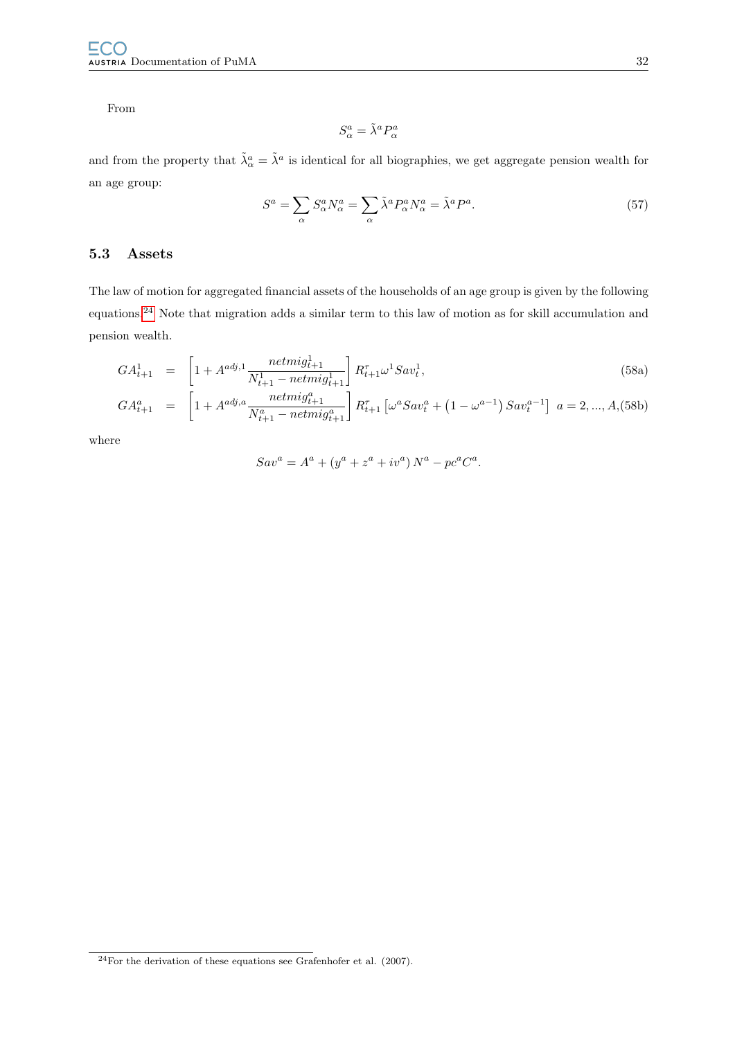From

$$S^a_\alpha = \tilde{\lambda}^a P^a_\alpha$$

and from the property that $\tilde{\lambda}^a_\alpha = \tilde{\lambda}^a$ is identical for all biographies, we get aggregate pension wealth for an age group:

$$S^a = \sum_\alpha S^a_\alpha N^a_\alpha = \sum_\alpha \tilde{\lambda}^a P^a_\alpha N^a_\alpha = \tilde{\lambda}^a P^a. \tag{57}$$

## 5.3 Assets

The law of motion for aggregated financial assets of the households of an age group is given by the following equations.[24] Note that migration adds a similar term to this law of motion as for skill accumulation and pension wealth.

$$GA^1_{t+1} = \left[1 + A^{adj,1} \frac{netmig^1_{t+1}}{N^1_{t+1} - netmig^1_{t+1}}\right] R^\tau_{t+1} \omega^1 Sav^1_t, \tag{58a}$$

$$GA^a_{t+1} = \left[1 + A^{adj,a} \frac{netmig^a_{t+1}}{N^a_{t+1} - netmig^a_{t+1}}\right] R^\tau_{t+1} \left[\omega^a Sav^a_t + \left(1 - \omega^{a-1}\right) Sav^{a-1}_t\right] \; a = 2, ..., A, \tag{58b}$$

where

$$Sav^a = A^a + (y^a + z^a + iv^a) N^a - pc^a C^a.$$

[24] For the derivation of these equations see Grafenhofer et al. (2007).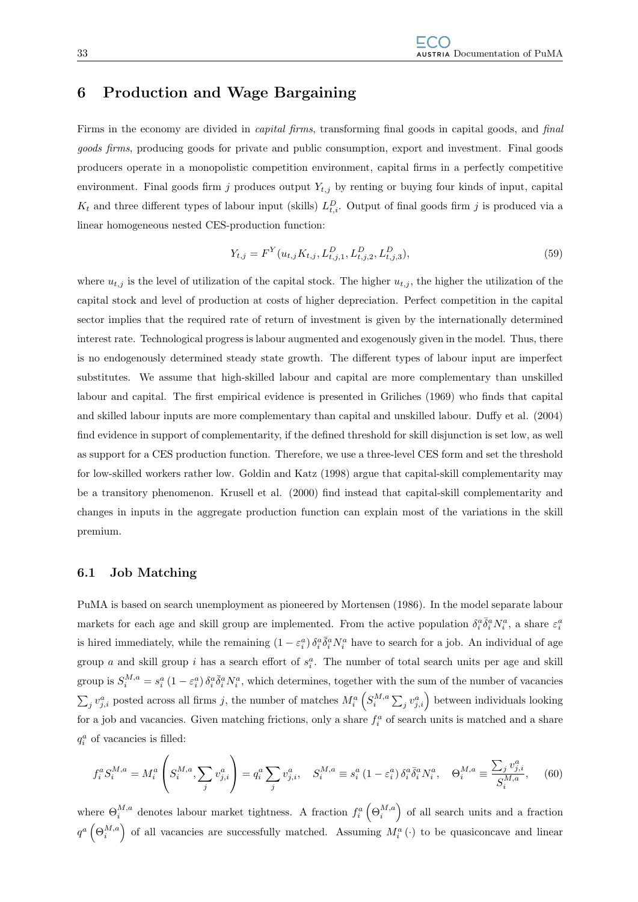# 6 Production and Wage Bargaining

Firms in the economy are divided in *capital firms*, transforming final goods in capital goods, and *final goods firms*, producing goods for private and public consumption, export and investment. Final goods producers operate in a monopolistic competition environment, capital firms in a perfectly competitive environment. Final goods firm $j$ produces output $Y_{t,j}$ by renting or buying four kinds of input, capital $K_t$ and three different types of labour input (skills) $L^D_{t,i}$. Output of final goods firm $j$ is produced via a linear homogeneous nested CES-production function:

$$Y_{t,j} = F^Y(u_{t,j}K_{t,j}, L^D_{t,j,1}, L^D_{t,j,2}, L^D_{t,j,3}), \tag{59}$$

where $u_{t,j}$ is the level of utilization of the capital stock. The higher $u_{t,j}$, the higher the utilization of the capital stock and level of production at costs of higher depreciation. Perfect competition in the capital sector implies that the required rate of return of investment is given by the internationally determined interest rate. Technological progress is labour augmented and exogenously given in the model. Thus, there is no endogenously determined steady state growth. The different types of labour input are imperfect substitutes. We assume that high-skilled labour and capital are more complementary than unskilled labour and capital. The first empirical evidence is presented in Griliches (1969) who finds that capital and skilled labour inputs are more complementary than capital and unskilled labour. Duffy et al. (2004) find evidence in support of complementarity, if the defined threshold for skill disjunction is set low, as well as support for a CES production function. Therefore, we use a three-level CES form and set the threshold for low-skilled workers rather low. Goldin and Katz (1998) argue that capital-skill complementarity may be a transitory phenomenon. Krusell et al. (2000) find instead that capital-skill complementarity and changes in inputs in the aggregate production function can explain most of the variations in the skill premium.

## 6.1 Job Matching

PuMA is based on search unemployment as pioneered by Mortensen (1986). In the model separate labour markets for each age and skill group are implemented. From the active population $\delta^a_i \bar{\delta}^a_i N^a_i$, a share $\varepsilon^a_i$ is hired immediately, while the remaining $(1-\varepsilon^a_i)\,\delta^a_i \bar{\delta}^a_i N^a_i$ have to search for a job. An individual of age group $a$ and skill group $i$ has a search effort of $s^a_i$. The number of total search units per age and skill group is $S^{M,a}_i = s^a_i\,(1-\varepsilon^a_i)\,\delta^a_i \bar{\delta}^a_i N^a_i$, which determines, together with the sum of the number of vacancies $\sum_j v^a_{j,i}$ posted across all firms $j$, the number of matches $M^a_i\left(S^{M,a}_i \sum_j v^a_{j,i}\right)$ between individuals looking for a job and vacancies. Given matching frictions, only a share $f^a_i$ of search units is matched and a share $q^a_i$ of vacancies is filled:

$$f^a_i S^{M,a}_i = M^a_i\left(S^{M,a}_i, \sum_j v^a_{j,i}\right) = q^a_i \sum_j v^a_{j,i}, \quad S^{M,a}_i \equiv s^a_i\,(1-\varepsilon^a_i)\,\delta^a_i \bar{\delta}^a_i N^a_i, \quad \Theta^{M,a}_i \equiv \frac{\sum_j v^a_{j,i}}{S^{M,a}_i}, \tag{60}$$

where $\Theta^{M,a}_i$ denotes labour market tightness. A fraction $f^a_i\left(\Theta^{M,a}_i\right)$ of all search units and a fraction $q^a\left(\Theta^{M,a}_i\right)$ of all vacancies are successfully matched. Assuming $M^a_i(\cdot)$ to be quasiconcave and linear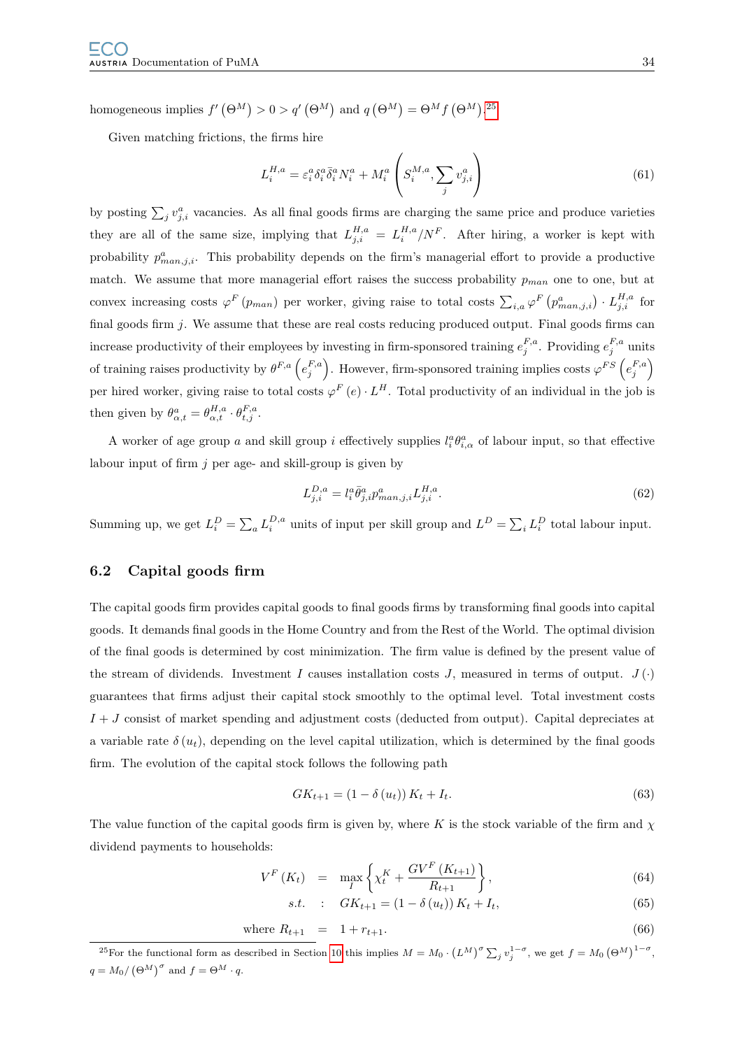homogeneous implies $f'\left(\Theta^M\right) > 0 > q'\left(\Theta^M\right)$ and $q\left(\Theta^M\right) = \Theta^M f\left(\Theta^M\right)$.[25]

Given matching frictions, the firms hire

$$L_i^{H,a} = \varepsilon_i^a \delta_i^a \bar{\delta}_i^a N_i^a + M_i^a \left( S_i^{M,a}, \sum_j v_{j,i}^a \right) \tag{61}$$

by posting $\sum_j v_{j,i}^a$ vacancies. As all final goods firms are charging the same price and produce varieties they are all of the same size, implying that $L_{j,i}^{H,a} = L_i^{H,a}/N^F$. After hiring, a worker is kept with probability $p_{man,j,i}^a$. This probability depends on the firm's managerial effort to provide a productive match. We assume that more managerial effort raises the success probability $p_{man}$ one to one, but at convex increasing costs $\varphi^F\left(p_{man}\right)$ per worker, giving raise to total costs $\sum_{i,a} \varphi^F\left(p_{man,j,i}^a\right) \cdot L_{j,i}^{H,a}$ for final goods firm $j$. We assume that these are real costs reducing produced output. Final goods firms can increase productivity of their employees by investing in firm-sponsored training $e_j^{F,a}$. Providing $e_j^{F,a}$ units of training raises productivity by $\theta^{F,a}\left(e_j^{F,a}\right)$. However, firm-sponsored training implies costs $\varphi^{FS}\left(e_j^{F,a}\right)$ per hired worker, giving raise to total costs $\varphi^F\left(e\right) \cdot L^H$. Total productivity of an individual in the job is then given by $\theta_{\alpha,t}^a = \theta_{\alpha,t}^{H,a} \cdot \theta_{t,j}^{F,a}$.

A worker of age group $a$ and skill group $i$ effectively supplies $l_i^a \theta_{i,\alpha}^a$ of labour input, so that effective labour input of firm $j$ per age- and skill-group is given by

$$L_{j,i}^{D,a} = l_i^a \bar{\theta}_{j,i}^a p_{man,j,i}^a L_{j,i}^{H,a}. \tag{62}$$

Summing up, we get $L_i^D = \sum_a L_i^{D,a}$ units of input per skill group and $L^D = \sum_i L_i^D$ total labour input.

## 6.2 Capital goods firm

The capital goods firm provides capital goods to final goods firms by transforming final goods into capital goods. It demands final goods in the Home Country and from the Rest of the World. The optimal division of the final goods is determined by cost minimization. The firm value is defined by the present value of the stream of dividends. Investment $I$ causes installation costs $J$, measured in terms of output. $J\left(\cdot\right)$ guarantees that firms adjust their capital stock smoothly to the optimal level. Total investment costs $I + J$ consist of market spending and adjustment costs (deducted from output). Capital depreciates at a variable rate $\delta\left(u_t\right)$, depending on the level capital utilization, which is determined by the final goods firm. The evolution of the capital stock follows the following path

$$GK_{t+1} = \left(1 - \delta\left(u_t\right)\right) K_t + I_t. \tag{63}$$

The value function of the capital goods firm is given by, where $K$ is the stock variable of the firm and $\chi$ dividend payments to households:

$$V^F\left(K_t\right) = \max_I \left\{ \chi_t^K + \frac{GV^F\left(K_{t+1}\right)}{R_{t+1}} \right\}, \tag{64}$$

$$s.t. \quad : \quad GK_{t+1} = \left(1 - \delta\left(u_t\right)\right) K_t + I_t, \tag{65}$$

$$\text{where } R_{t+1} = 1 + r_{t+1}. \tag{66}$$

[25] For the functional form as described in Section 10 this implies $M = M_0 \cdot \left(L^M\right)^\sigma \sum_j v_j^{1-\sigma}$, we get $f = M_0 \left(\Theta^M\right)^{1-\sigma}$, $q = M_0 / \left(\Theta^M\right)^\sigma$ and $f = \Theta^M \cdot q$.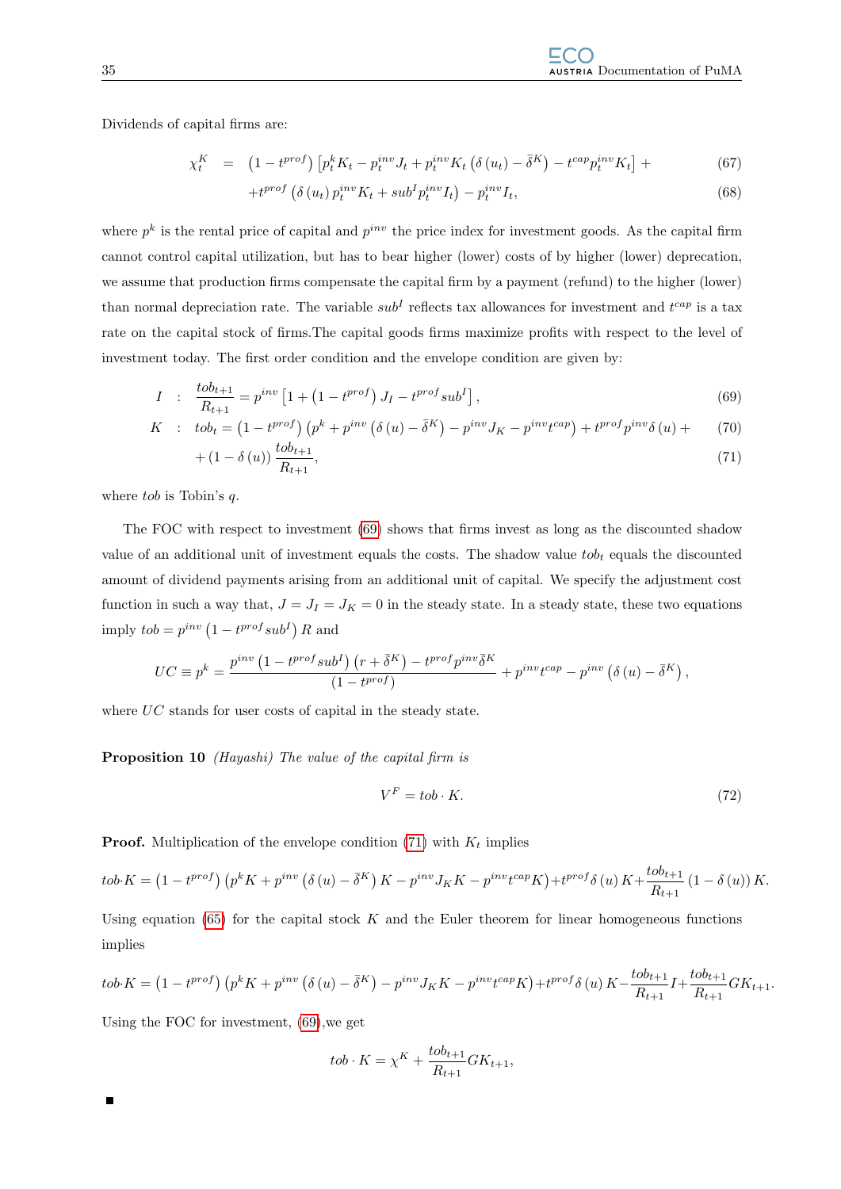Dividends of capital firms are:

$$\chi_t^K = \left(1-t^{prof}\right)\left[p_t^k K_t - p_t^{inv} J_t + p_t^{inv} K_t\left(\delta\left(u_t\right)-\bar{\delta}^K\right) - t^{cap} p_t^{inv} K_t\right] + \tag{67}$$

$$+ t^{prof}\left(\delta\left(u_t\right) p_t^{inv} K_t + sub^I p_t^{inv} I_t\right) - p_t^{inv} I_t, \tag{68}$$

where $p^k$ is the rental price of capital and $p^{inv}$ the price index for investment goods. As the capital firm cannot control capital utilization, but has to bear higher (lower) costs of by higher (lower) deprecation, we assume that production firms compensate the capital firm by a payment (refund) to the higher (lower) than normal depreciation rate. The variable $sub^I$ reflects tax allowances for investment and $t^{cap}$ is a tax rate on the capital stock of firms.The capital goods firms maximize profits with respect to the level of investment today. The first order condition and the envelope condition are given by:

$$I \quad : \quad \frac{tob_{t+1}}{R_{t+1}} = p^{inv}\left[1+\left(1-t^{prof}\right) J_I - t^{prof} sub^I\right], \tag{69}$$

$$K \quad : \quad tob_t = \left(1-t^{prof}\right)\left(p^k + p^{inv}\left(\delta\left(u\right)-\bar{\delta}^K\right) - p^{inv} J_K - p^{inv} t^{cap}\right) + t^{prof} p^{inv}\delta\left(u\right) + \tag{70}$$

$$+\left(1-\delta\left(u\right)\right)\frac{tob_{t+1}}{R_{t+1}}, \tag{71}$$

where $tob$ is Tobin's $q$.

The FOC with respect to investment (69) shows that firms invest as long as the discounted shadow value of an additional unit of investment equals the costs. The shadow value $tob_t$ equals the discounted amount of dividend payments arising from an additional unit of capital. We specify the adjustment cost function in such a way that, $J = J_I = J_K = 0$ in the steady state. In a steady state, these two equations imply $tob = p^{inv}\left(1-t^{prof} sub^I\right) R$ and

$$UC \equiv p^k = \frac{p^{inv}\left(1-t^{prof} sub^I\right)\left(r+\bar{\delta}^K\right) - t^{prof} p^{inv}\bar{\delta}^K}{\left(1-t^{prof}\right)} + p^{inv} t^{cap} - p^{inv}\left(\delta\left(u\right)-\bar{\delta}^K\right),$$

where $UC$ stands for user costs of capital in the steady state.

**Proposition 10** *(Hayashi) The value of the capital firm is*

$$V^F = tob \cdot K. \tag{72}$$

**Proof.** Multiplication of the envelope condition (71) with $K_t$ implies

$$tob \cdot K = \left(1-t^{prof}\right)\left(p^k K + p^{inv}\left(\delta\left(u\right)-\bar{\delta}^K\right) K - p^{inv} J_K K - p^{inv} t^{cap} K\right) + t^{prof}\delta\left(u\right) K + \frac{tob_{t+1}}{R_{t+1}}\left(1-\delta\left(u\right)\right) K.$$

Using equation (65) for the capital stock $K$ and the Euler theorem for linear homogeneous functions implies

$$tob \cdot K = \left(1-t^{prof}\right)\left(p^k K + p^{inv}\left(\delta\left(u\right)-\bar{\delta}^K\right) - p^{inv} J_K K - p^{inv} t^{cap} K\right) + t^{prof}\delta\left(u\right) K - \frac{tob_{t+1}}{R_{t+1}} I + \frac{tob_{t+1}}{R_{t+1}} G K_{t+1}.$$

Using the FOC for investment, (69),we get

$$tob \cdot K = \chi^K + \frac{tob_{t+1}}{R_{t+1}} G K_{t+1},$$

■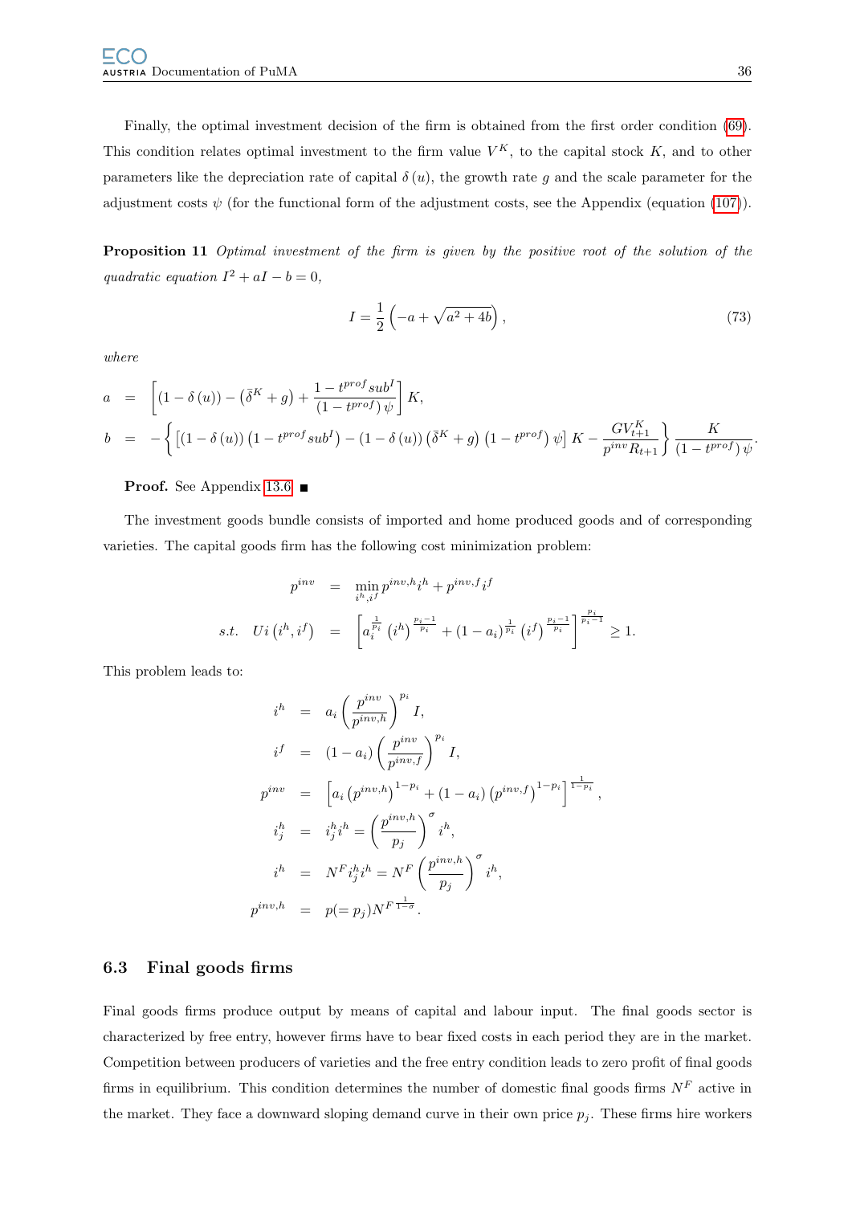Finally, the optimal investment decision of the firm is obtained from the first order condition (69). This condition relates optimal investment to the firm value $V^K$, to the capital stock $K$, and to other parameters like the depreciation rate of capital $\delta(u)$, the growth rate $g$ and the scale parameter for the adjustment costs $\psi$ (for the functional form of the adjustment costs, see the Appendix (equation (107)).

**Proposition 11** *Optimal investment of the firm is given by the positive root of the solution of the quadratic equation* $I^2 + aI - b = 0$*,*

$$I = \frac{1}{2}\left(-a + \sqrt{a^2 + 4b}\right), \tag{73}$$

*where*

$$\begin{aligned}
a &= \left[(1-\delta(u)) - \left(\bar{\delta}^K + g\right) + \frac{1 - t^{prof} sub^I}{\left(1 - t^{prof}\right)\psi}\right] K, \\
b &= -\left\{\left[(1-\delta(u))\left(1 - t^{prof} sub^I\right) - (1-\delta(u))\left(\bar{\delta}^K + g\right)\left(1 - t^{prof}\right)\psi\right] K - \frac{G V_{t+1}^K}{p^{inv} R_{t+1}}\right\} \frac{K}{\left(1 - t^{prof}\right)\psi}.
\end{aligned}$$

**Proof.** See Appendix 13.6. ■

The investment goods bundle consists of imported and home produced goods and of corresponding varieties. The capital goods firm has the following cost minimization problem:

$$\begin{aligned}
p^{inv} &= \min_{i^h, i^f} p^{inv,h} i^h + p^{inv,f} i^f \\
s.t. \quad Ui\left(i^h, i^f\right) &= \left[a_i^{\frac{1}{p_i}} \left(i^h\right)^{\frac{p_i - 1}{p_i}} + (1 - a_i)^{\frac{1}{p_i}} \left(i^f\right)^{\frac{p_i - 1}{p_i}}\right]^{\frac{p_i}{p_i - 1}} \geq 1.
\end{aligned}$$

This problem leads to:

$$\begin{aligned}
i^h &= a_i \left(\frac{p^{inv}}{p^{inv,h}}\right)^{p_i} I, \\
i^f &= (1 - a_i)\left(\frac{p^{inv}}{p^{inv,f}}\right)^{p_i} I, \\
p^{inv} &= \left[a_i \left(p^{inv,h}\right)^{1-p_i} + (1 - a_i)\left(p^{inv,f}\right)^{1-p_i}\right]^{\frac{1}{1-p_i}}, \\
i_j^h &= i_j^h i^h = \left(\frac{p^{inv,h}}{p_j}\right)^{\sigma} i^h, \\
i^h &= N^F i_j^h i^h = N^F \left(\frac{p^{inv,h}}{p_j}\right)^{\sigma} i^h, \\
p^{inv,h} &= p(= p_j) N^{F\,\frac{1}{1-\sigma}}.
\end{aligned}$$

### 6.3 Final goods firms

Final goods firms produce output by means of capital and labour input. The final goods sector is characterized by free entry, however firms have to bear fixed costs in each period they are in the market. Competition between producers of varieties and the free entry condition leads to zero profit of final goods firms in equilibrium. This condition determines the number of domestic final goods firms $N^F$ active in the market. They face a downward sloping demand curve in their own price $p_j$. These firms hire workers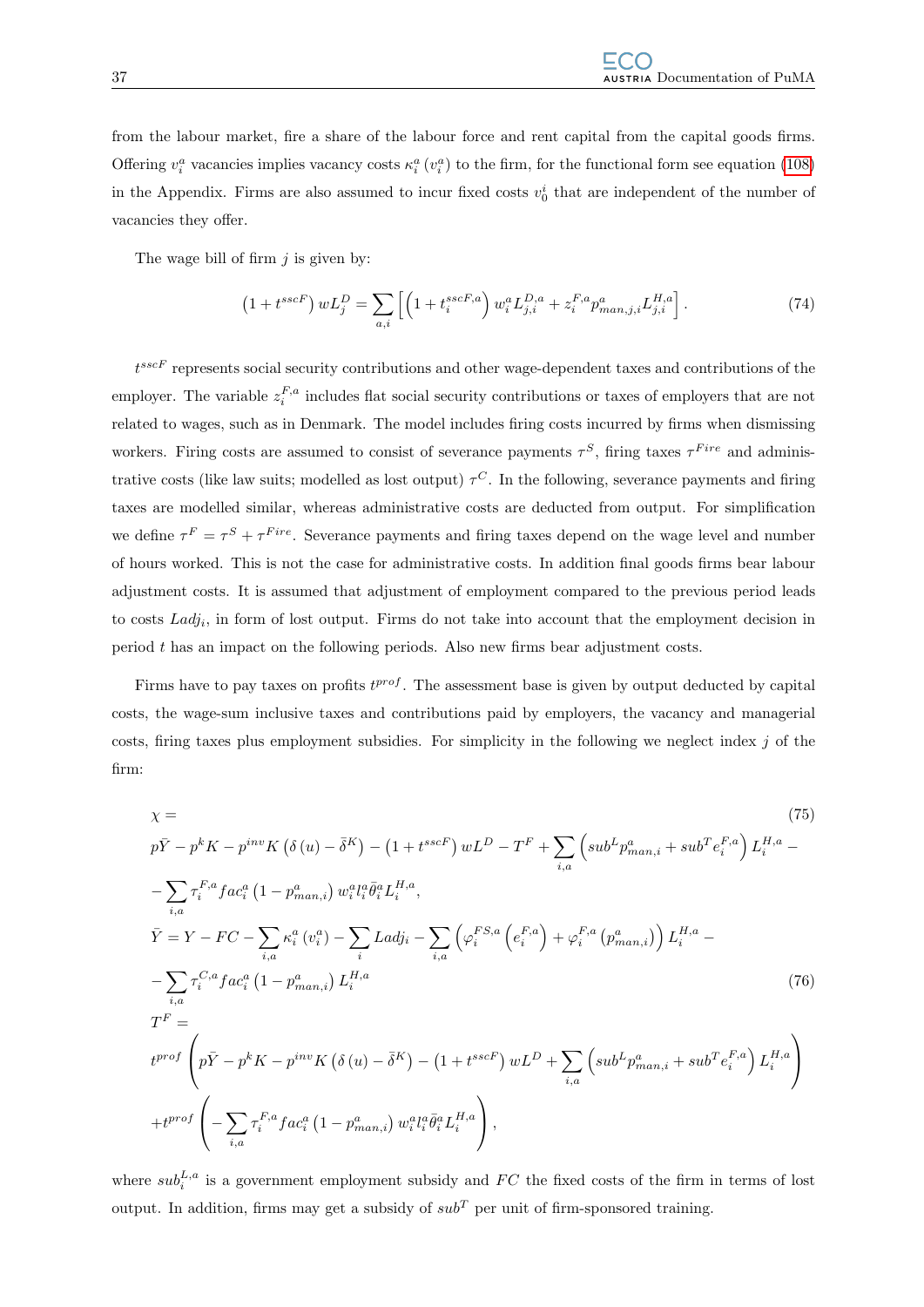from the labour market, fire a share of the labour force and rent capital from the capital goods firms. Offering $v_i^a$ vacancies implies vacancy costs $\kappa_i^a(v_i^a)$ to the firm, for the functional form see equation (108) in the Appendix. Firms are also assumed to incur fixed costs $v_0^i$ that are independent of the number of vacancies they offer.

The wage bill of firm $j$ is given by:

$$\left(1+t^{sscF}\right) wL_j^D = \sum_{a,i}\left[\left(1+t_i^{sscF,a}\right) w_i^a L_{j,i}^{D,a} + z_i^{F,a} p_{man,j,i}^a L_{j,i}^{H,a}\right]. \tag{74}$$

$t^{sscF}$ represents social security contributions and other wage-dependent taxes and contributions of the employer. The variable $z_i^{F,a}$ includes flat social security contributions or taxes of employers that are not related to wages, such as in Denmark. The model includes firing costs incurred by firms when dismissing workers. Firing costs are assumed to consist of severance payments $\tau^S$, firing taxes $\tau^{Fire}$ and administrative costs (like law suits; modelled as lost output) $\tau^C$. In the following, severance payments and firing taxes are modelled similar, whereas administrative costs are deducted from output. For simplification we define $\tau^F = \tau^S + \tau^{Fire}$. Severance payments and firing taxes depend on the wage level and number of hours worked. This is not the case for administrative costs. In addition final goods firms bear labour adjustment costs. It is assumed that adjustment of employment compared to the previous period leads to costs $Ladj_i$, in form of lost output. Firms do not take into account that the employment decision in period $t$ has an impact on the following periods. Also new firms bear adjustment costs.

Firms have to pay taxes on profits $t^{prof}$. The assessment base is given by output deducted by capital costs, the wage-sum inclusive taxes and contributions paid by employers, the vacancy and managerial costs, firing taxes plus employment subsidies. For simplicity in the following we neglect index $j$ of the firm:

$$\chi = \tag{75}$$

$$p\bar{Y} - p^k K - p^{inv} K\left(\delta(u) - \bar{\delta}^K\right) - \left(1+t^{sscF}\right) wL^D - T^F + \sum_{i,a}\left(sub^L p_{man,i}^a + sub^T e_i^{F,a}\right) L_i^{H,a} -$$

$$-\sum_{i,a} \tau_i^{F,a} fac_i^a \left(1-p_{man,i}^a\right) w_i^a l_i^a \bar{\theta}_i^a L_i^{H,a},$$

$$\bar{Y} = Y - FC - \sum_{i,a}\kappa_i^a(v_i^a) - \sum_i Ladj_i - \sum_{i,a}\left(\varphi_i^{FS,a}\left(e_i^{F,a}\right) + \varphi_i^{F,a}\left(p_{man,i}^a\right)\right) L_i^{H,a} -$$

$$-\sum_{i,a}\tau_i^{C,a} fac_i^a\left(1-p_{man,i}^a\right) L_i^{H,a} \tag{76}$$

$$T^F =$$

$$t^{prof}\left(p\bar{Y} - p^k K - p^{inv} K\left(\delta(u) - \bar{\delta}^K\right) - \left(1+t^{sscF}\right) wL^D + \sum_{i,a}\left(sub^L p_{man,i}^a + sub^T e_i^{F,a}\right) L_i^{H,a}\right)$$

$$+t^{prof}\left(-\sum_{i,a}\tau_i^{F,a} fac_i^a\left(1-p_{man,i}^a\right) w_i^a l_i^a \bar{\theta}_i^a L_i^{H,a}\right),$$

where $sub_i^{L,a}$ is a government employment subsidy and $FC$ the fixed costs of the firm in terms of lost output. In addition, firms may get a subsidy of $sub^T$ per unit of firm-sponsored training.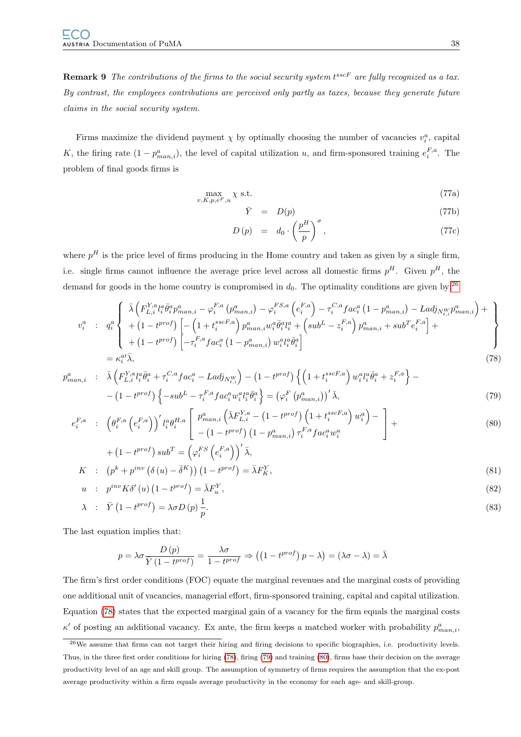**Remark 9** *The contributions of the firms to the social security system $t^{sscF}$ are fully recognized as a tax. By contrast, the employees contributions are perceived only partly as taxes, because they generate future claims in the social security system.*

Firms maximize the dividend payment $\chi$ by optimally choosing the number of vacancies $v_i^a$, capital $K$, the firing rate $(1-p_{man,i}^a)$, the level of capital utilization $u$, and firm-sponsored training $e_i^{F,a}$. The problem of final goods firms is

$$\max_{v,K,p,e^F,u} \chi \text{ s.t.} \tag{77a}$$

$$\bar{Y} = D(p) \tag{77b}$$

$$D(p) = d_0 \cdot \left(\frac{p^H}{p}\right)^{\sigma}, \tag{77c}$$

where $p^H$ is the price level of firms producing in the Home country and taken as given by a single firm, i.e. single firms cannot influence the average price level across all domestic firms $p^H$. Given $p^H$, the demand for goods in the home country is compromised in $d_0$. The optimality conditions are given by:[26]

$$\begin{aligned}
v_i^a \quad &: \quad q_i^a \left\{ \begin{array}{l} \bar{\lambda}\left(F_{L,i}^{Y,a} l_i^a \bar{\theta}_i^a p_{man,i}^a - \varphi_i^{F,a}\left(p_{man,i}^a\right) - \varphi_i^{FS,a}\left(e_i^{F,a}\right) - \tau_i^{C,a} fac_i^a \left(1-p_{man,i}^a\right) - Ladj_{N_{t,i}^W} p_{man,i}^a\right) + \\ + \left(1-t^{prof}\right)\left[-\left(1+t_i^{sscF,a}\right) p_{man,i}^a w_i^a \bar{\theta}_i^a l_i^a + \left(sub^L - z_i^{F,a}\right) p_{man,i}^a + sub^T e_i^{F,a}\right] + \\ + \left(1-t^{prof}\right)\left[-\tau_i^{F,a} fac_i^a \left(1-p_{man,i}^a\right) w_i^a l_i^a \bar{\theta}_i^a\right] \end{array} \right\} \\
&= \kappa_i^{a\prime} \bar{\lambda},
\end{aligned} \tag{78}$$

$$\begin{aligned}
p_{man,i}^a \quad &: \quad \bar{\lambda}\left(F_{L,i}^{Y,a} l_i^a \bar{\theta}_i^a + \tau_i^{C,a} fac_i^a - Ladj_{N_{t,i}^W}\right) - \left(1-t^{prof}\right)\left\{\left(1+t_i^{sscF,a}\right) w_i^a l_i^a \bar{\theta}_i^a + z_i^{F,a}\right\} - \\
&- \left(1-t^{prof}\right)\left\{-sub^L - \tau_i^{F,a} fac_i^a w_i^a l_i^a \bar{\theta}_i^a\right\} = \left(\varphi_i^F\left(p_{man,i}^a\right)\right)' \bar{\lambda},
\end{aligned} \tag{79}$$

$$\begin{aligned}
e_i^{F,a} \quad &: \quad \left(\theta_i^{F,a}\left(e_i^{F,a}\right)\right)' l_i^a \theta_i^{H,a} \left[ \begin{array}{l} p_{man,i}^a \left(\bar{\lambda} F_{L,i}^{Y,a} - \left(1-t^{prof}\right)\left(1+t_i^{sscF,a}\right) w_i^a\right) - \\ - \left(1-t^{prof}\right)\left(1-p_{man,i}^a\right) \tau_i^{F,a} fac_i^a w_i^a \end{array} \right] + \\
&+ \left(1-t^{prof}\right) sub^T = \left(\varphi_i^{FS}\left(e_i^{F,a}\right)\right)' \bar{\lambda},
\end{aligned} \tag{80}$$

$$K \quad : \quad \left(p^k + p^{inv}\left(\delta(u) - \bar{\delta}^K\right)\right)\left(1-t^{prof}\right) = \bar{\lambda} F_K^Y, \tag{81}$$

$$u \quad : \quad p^{inv} K \delta'(u)\left(1-t^{prof}\right) = \bar{\lambda} F_u^Y, \tag{82}$$

$$\lambda \quad : \quad \bar{Y}\left(1-t^{prof}\right) = \lambda \sigma D(p) \frac{1}{p}. \tag{83}$$

The last equation implies that:

$$p = \lambda\sigma \frac{D(p)}{\bar{Y}\left(1-t^{prof}\right)} = \frac{\lambda\sigma}{1-t^{prof}} \Rightarrow \left(\left(1-t^{prof}\right)p - \lambda\right) = (\lambda\sigma - \lambda) = \bar{\lambda}$$

The firm's first order conditions (FOC) equate the marginal revenues and the marginal costs of providing one additional unit of vacancies, managerial effort, firm-sponsored training, capital and capital utilization. Equation (78) states that the expected marginal gain of a vacancy for the firm equals the marginal costs $\kappa'$ of posting an additional vacancy. Ex ante, the firm keeps a matched worker with probability $p_{man,i}^a$,

[26] We assume that firms can not target their hiring and firing decisions to specific biographies, i.e. productivity levels. Thus, in the three first order conditions for hiring (78), firing (79) and training (80), firms base their decision on the average productivity level of an age and skill group. The assumption of symmetry of firms requires the assumption that the ex-post average productivity within a firm equals average productivity in the economy for each age- and skill-group.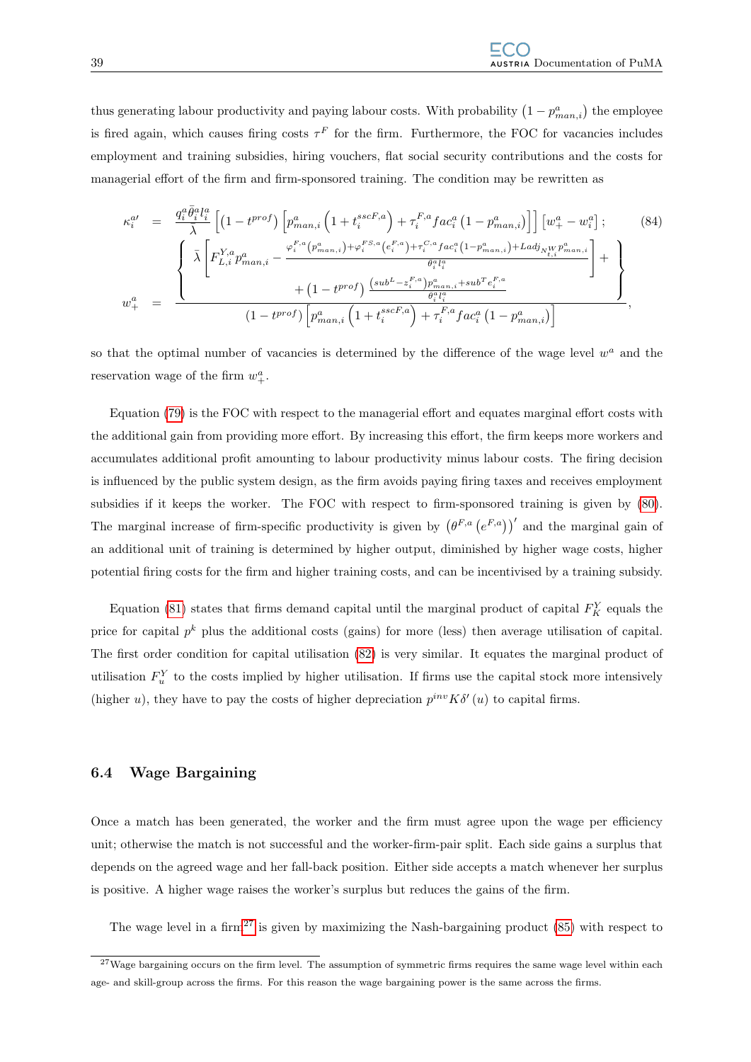thus generating labour productivity and paying labour costs. With probability $\left(1-p^a_{man,i}\right)$ the employee is fired again, which causes firing costs $\tau^F$ for the firm. Furthermore, the FOC for vacancies includes employment and training subsidies, hiring vouchers, flat social security contributions and the costs for managerial effort of the firm and firm-sponsored training. The condition may be rewritten as

$$
\begin{aligned}
\kappa_i^{a\prime} &= \frac{q_i^a \bar{\theta}_i^a l_i^a}{\bar{\lambda}} \left[\left(1-t^{prof}\right)\left[p^a_{man,i}\left(1+t_i^{sscF,a}\right)+\tau_i^{F,a} fac_i^a \left(1-p^a_{man,i}\right)\right]\right]\left[w_+^a - w_i^a\right]; \qquad (84) \\
w_+^a &= \frac{\left\{ \begin{array}{c} \bar{\lambda}\left[F^{Y,a}_{L,i} p^a_{man,i} - \frac{\varphi_i^{F,a}\left(p^a_{man,i}\right)+\varphi_i^{FS,a}\left(e_i^{F,a}\right)+\tau_i^{C,a} fac_i^a\left(1-p^a_{man,i}\right)+Ladj_{N^W_{t,i}} p^a_{man,i}}{\theta_i^a l_i^a}\right] + \\ +\left(1-t^{prof}\right)\frac{\left(sub^L - z_i^{F,a}\right)p^a_{man,i}+sub^T e_i^{F,a}}{\theta_i^a l_i^a} \end{array} \right\}}{\left(1-t^{prof}\right)\left[p^a_{man,i}\left(1+t_i^{sscF,a}\right)+\tau_i^{F,a} fac_i^a\left(1-p^a_{man,i}\right)\right]},
\end{aligned}
$$

so that the optimal number of vacancies is determined by the difference of the wage level $w^a$ and the reservation wage of the firm $w_+^a$.

Equation (79) is the FOC with respect to the managerial effort and equates marginal effort costs with the additional gain from providing more effort. By increasing this effort, the firm keeps more workers and accumulates additional profit amounting to labour productivity minus labour costs. The firing decision is influenced by the public system design, as the firm avoids paying firing taxes and receives employment subsidies if it keeps the worker. The FOC with respect to firm-sponsored training is given by (80). The marginal increase of firm-specific productivity is given by $\left(\theta^{F,a}\left(e^{F,a}\right)\right)'$ and the marginal gain of an additional unit of training is determined by higher output, diminished by higher wage costs, higher potential firing costs for the firm and higher training costs, and can be incentivised by a training subsidy.

Equation (81) states that firms demand capital until the marginal product of capital $F_K^Y$ equals the price for capital $p^k$ plus the additional costs (gains) for more (less) then average utilisation of capital. The first order condition for capital utilisation (82) is very similar. It equates the marginal product of utilisation $F_u^Y$ to the costs implied by higher utilisation. If firms use the capital stock more intensively (higher $u$), they have to pay the costs of higher depreciation $p^{inv}K\delta'(u)$ to capital firms.

## 6.4 Wage Bargaining

Once a match has been generated, the worker and the firm must agree upon the wage per efficiency unit; otherwise the match is not successful and the worker-firm-pair split. Each side gains a surplus that depends on the agreed wage and her fall-back position. Either side accepts a match whenever her surplus is positive. A higher wage raises the worker's surplus but reduces the gains of the firm.

The wage level in a firm[27] is given by maximizing the Nash-bargaining product (85) with respect to

[27] Wage bargaining occurs on the firm level. The assumption of symmetric firms requires the same wage level within each age- and skill-group across the firms. For this reason the wage bargaining power is the same across the firms.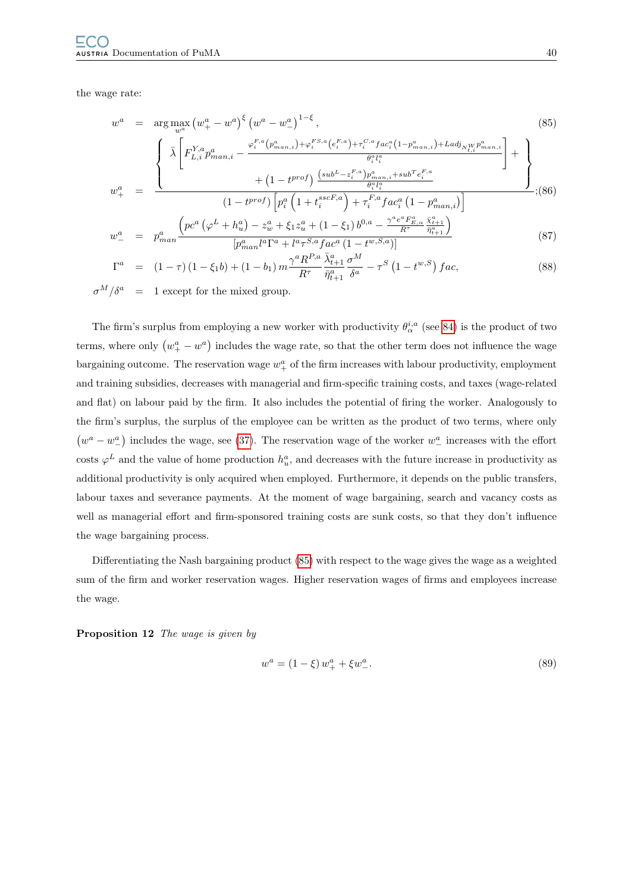the wage rate:

$$w^a = \arg\max_{w^a} \left(w^a_+ - w^a\right)^{\xi} \left(w^a - w^a_-\right)^{1-\xi}, \tag{85}$$

$$w^a_+ = \frac{\left\{ \begin{array}{c} \bar{\lambda}\left[F^{Y,a}_{L,i} p^a_{man,i} - \frac{\varphi^{F,a}_i\left(p^a_{man,i}\right)+\varphi^{FS,a}_i\left(e^{F,a}_i\right)+\tau^{C,a}_i fac^a_i\left(1-p^a_{man,i}\right)+Ladj_{N^W_{t,i}} p^a_{man,i}}{\theta^a_i l^a_i}\right] + \\ +\left(1-t^{prof}\right)\frac{\left(sub^L - z^{F,a}_i\right)p^a_{man,i}+sub^T e^{F,a}_i}{\theta^a_i l^a_i} \end{array} \right\}}{\left(1-t^{prof}\right)\left[p^a_i\left(1+t^{sscF,a}_i\right)+\tau^{F,a}_i fac^a_i\left(1-p^a_{man,i}\right)\right]}; \tag{86}$$

$$w^a_- = p^a_{man} \frac{\left(pc^a\left(\varphi^L + h^a_u\right) - z^a_w + \xi_1 z^a_u + \left(1-\xi_1\right) b^{0,a} - \frac{\gamma^a e^a F^a_{E,\alpha}}{R^\tau}\frac{\bar{\chi}^a_{t+1}}{\bar{\eta}^a_{t+1}}\right)}{\left[p^a_{man} l^a \Gamma^a + l^a \tau^{S,a} fac^a \left(1-t^{w,S,a}\right)\right]} \tag{87}$$

$$\Gamma^a = \left(1-\tau\right)\left(1-\xi_1 b\right) + \left(1-b_1\right) m \frac{\gamma^a R^{P,a}}{R^\tau}\frac{\bar{\lambda}^a_{t+1}}{\bar{\eta}^a_{t+1}}\frac{\sigma^M}{\delta^a} - \tau^S\left(1-t^{w,S}\right) fac, \tag{88}$$

$$\sigma^M/\delta^a = 1 \text{ except for the mixed group.}$$

The firm's surplus from employing a new worker with productivity $\theta^{i,a}_\alpha$ (see 84) is the product of two terms, where only $\left(w^a_+ - w^a\right)$ includes the wage rate, so that the other term does not influence the wage bargaining outcome. The reservation wage $w^a_+$ of the firm increases with labour productivity, employment and training subsidies, decreases with managerial and firm-specific training costs, and taxes (wage-related and flat) on labour paid by the firm. It also includes the potential of firing the worker. Analogously to the firm's surplus, the surplus of the employee can be written as the product of two terms, where only $\left(w^a - w^a_-\right)$ includes the wage, see (37). The reservation wage of the worker $w^a_-$ increases with the effort costs $\varphi^L$ and the value of home production $h^a_u$, and decreases with the future increase in productivity as additional productivity is only acquired when employed. Furthermore, it depends on the public transfers, labour taxes and severance payments. At the moment of wage bargaining, search and vacancy costs as well as managerial effort and firm-sponsored training costs are sunk costs, so that they don't influence the wage bargaining process.

Differentiating the Nash bargaining product (85) with respect to the wage gives the wage as a weighted sum of the firm and worker reservation wages. Higher reservation wages of firms and employees increase the wage.

**Proposition 12** *The wage is given by*

$$w^a = \left(1-\xi\right) w^a_+ + \xi w^a_-. \tag{89}$$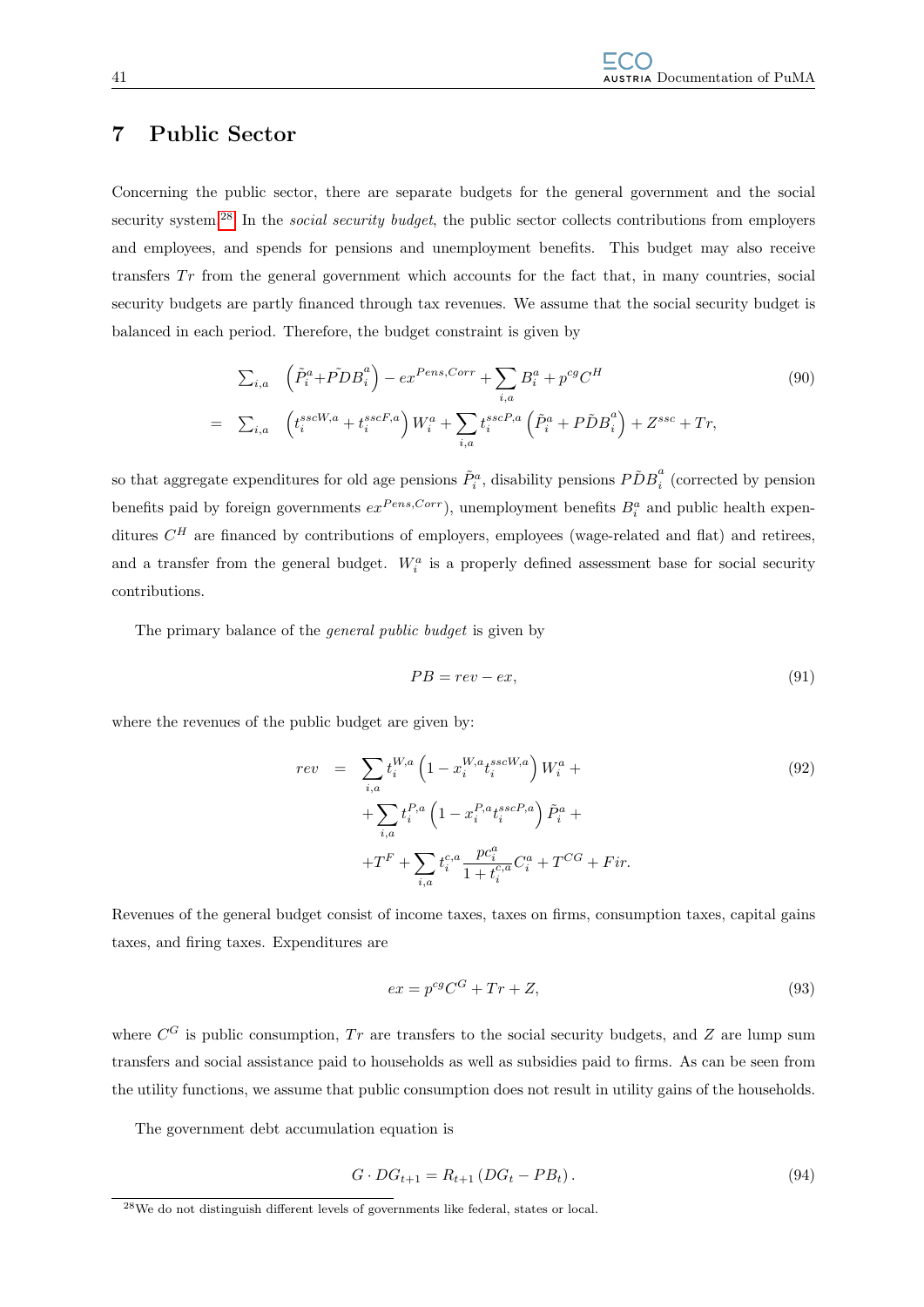# 7 Public Sector

Concerning the public sector, there are separate budgets for the general government and the social security system.[28] In the *social security budget*, the public sector collects contributions from employers and employees, and spends for pensions and unemployment benefits. This budget may also receive transfers $Tr$ from the general government which accounts for the fact that, in many countries, social security budgets are partly financed through tax revenues. We assume that the social security budget is balanced in each period. Therefore, the budget constraint is given by

$$
\begin{aligned}
&\sum_{i,a} \left(\tilde{P}_i^a + \tilde{PDB}_i^a\right) - ex^{Pens,Corr} + \sum_{i,a} B_i^a + p^{cg} C^H \\
=\; &\sum_{i,a} \left(t_i^{sscW,a} + t_i^{sscF,a}\right) W_i^a + \sum_{i,a} t_i^{sscP,a} \left(\tilde{P}_i^a + P\tilde{D}B_i^a\right) + Z^{ssc} + Tr,
\end{aligned}
\tag{90}
$$

so that aggregate expenditures for old age pensions $\tilde{P}_i^a$, disability pensions $P\tilde{D}B_i^a$ (corrected by pension benefits paid by foreign governments $ex^{Pens,Corr}$), unemployment benefits $B_i^a$ and public health expenditures $C^H$ are financed by contributions of employers, employees (wage-related and flat) and retirees, and a transfer from the general budget. $W_i^a$ is a properly defined assessment base for social security contributions.

The primary balance of the *general public budget* is given by

$$
PB = rev - ex, \tag{91}
$$

where the revenues of the public budget are given by:

$$
\begin{aligned}
rev \;=\; &\sum_{i,a} t_i^{W,a} \left(1 - x_i^{W,a} t_i^{sscW,a}\right) W_i^a + \\
&+ \sum_{i,a} t_i^{P,a} \left(1 - x_i^{P,a} t_i^{sscP,a}\right) \tilde{P}_i^a + \\
&+ T^F + \sum_{i,a} t_i^{c,a} \frac{pc_i^a}{1 + t_i^{c,a}} C_i^a + T^{CG} + Fir.
\end{aligned}
\tag{92}
$$

Revenues of the general budget consist of income taxes, taxes on firms, consumption taxes, capital gains taxes, and firing taxes. Expenditures are

$$
ex = p^{cg} C^G + Tr + Z, \tag{93}
$$

where $C^G$ is public consumption, $Tr$ are transfers to the social security budgets, and $Z$ are lump sum transfers and social assistance paid to households as well as subsidies paid to firms. As can be seen from the utility functions, we assume that public consumption does not result in utility gains of the households.

The government debt accumulation equation is

$$
G \cdot DG_{t+1} = R_{t+1} \left(DG_t - PB_t\right). \tag{94}
$$

[28] We do not distinguish different levels of governments like federal, states or local.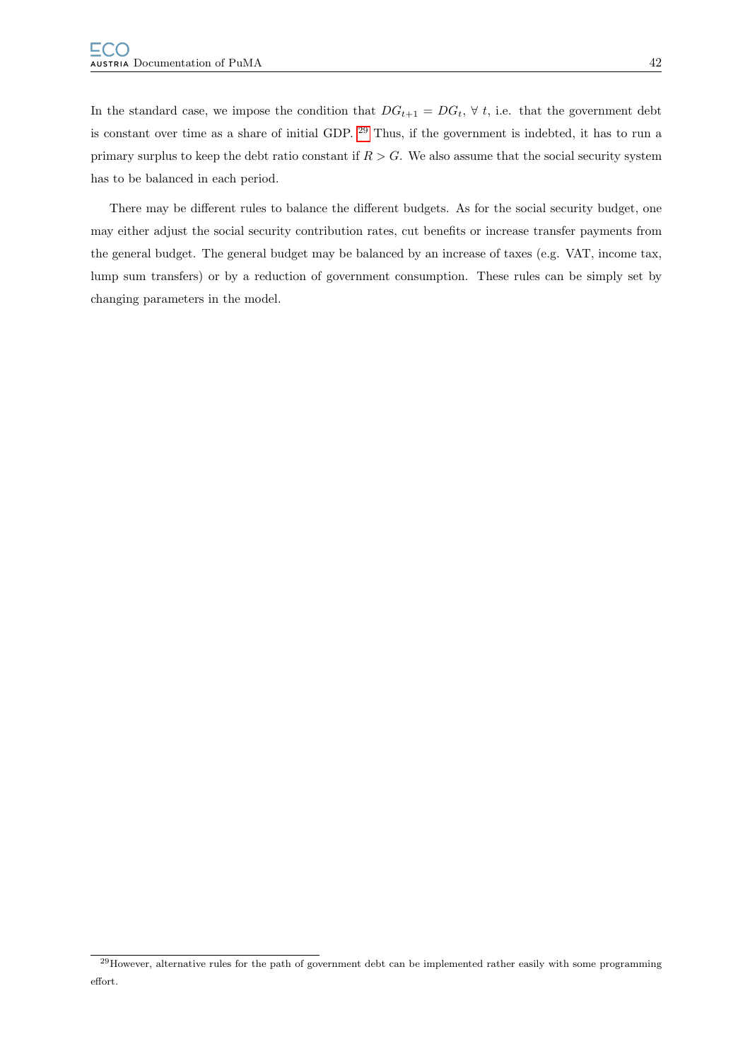In the standard case, we impose the condition that $DG_{t+1} = DG_t$, $\forall$ $t$, i.e. that the government debt is constant over time as a share of initial GDP. [29] Thus, if the government is indebted, it has to run a primary surplus to keep the debt ratio constant if $R > G$. We also assume that the social security system has to be balanced in each period.

There may be different rules to balance the different budgets. As for the social security budget, one may either adjust the social security contribution rates, cut benefits or increase transfer payments from the general budget. The general budget may be balanced by an increase of taxes (e.g. VAT, income tax, lump sum transfers) or by a reduction of government consumption. These rules can be simply set by changing parameters in the model.

[29] However, alternative rules for the path of government debt can be implemented rather easily with some programming effort.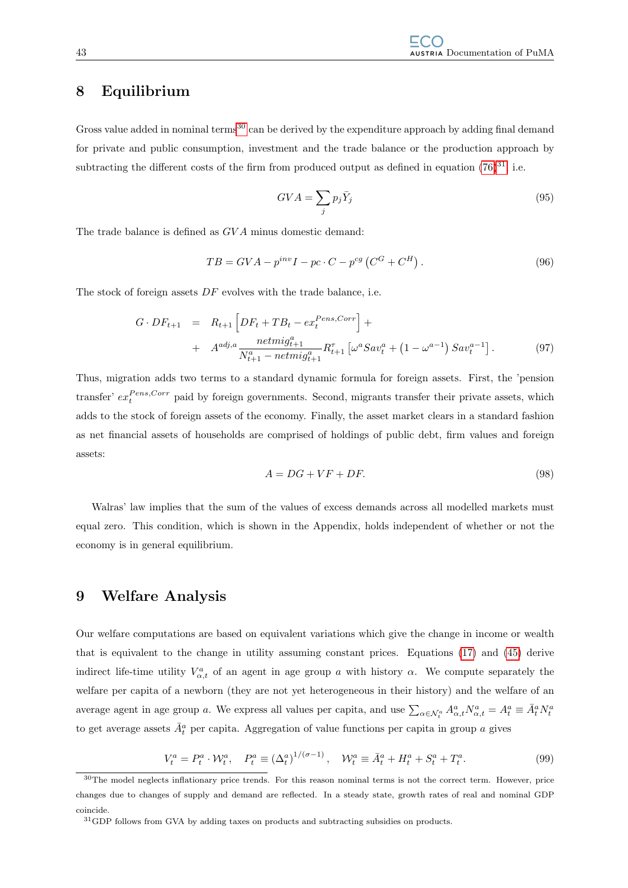# 8 Equilibrium

Gross value added in nominal terms[30] can be derived by the expenditure approach by adding final demand for private and public consumption, investment and the trade balance or the production approach by subtracting the different costs of the firm from produced output as defined in equation (76)[31], i.e.

$$GVA = \sum_j p_j \bar{Y}_j \tag{95}$$

The trade balance is defined as $GVA$ minus domestic demand:

$$TB = GVA - p^{inv} I - pc \cdot C - p^{cg}\left(C^G + C^H\right). \tag{96}$$

The stock of foreign assets $DF$ evolves with the trade balance, i.e.

$$\begin{aligned} G \cdot DF_{t+1} &= R_{t+1}\left[DF_t + TB_t - ex_t^{Pens,Corr}\right] + \\ &+ A^{adj,a} \frac{netmig_{t+1}^a}{N_{t+1}^a - netmig_{t+1}^a} R_{t+1}^{\tau}\left[\omega^a Sav_t^a + \left(1-\omega^{a-1}\right) Sav_t^{a-1}\right]. \end{aligned} \tag{97}$$

Thus, migration adds two terms to a standard dynamic formula for foreign assets. First, the 'pension transfer' $ex_t^{Pens,Corr}$ paid by foreign governments. Second, migrants transfer their private assets, which adds to the stock of foreign assets of the economy. Finally, the asset market clears in a standard fashion as net financial assets of households are comprised of holdings of public debt, firm values and foreign assets:

$$A = DG + VF + DF. \tag{98}$$

Walras' law implies that the sum of the values of excess demands across all modelled markets must equal zero. This condition, which is shown in the Appendix, holds independent of whether or not the economy is in general equilibrium.

# 9 Welfare Analysis

Our welfare computations are based on equivalent variations which give the change in income or wealth that is equivalent to the change in utility assuming constant prices. Equations (17) and (45) derive indirect life-time utility $V_{\alpha,t}^a$ of an agent in age group $a$ with history $\alpha$. We compute separately the welfare per capita of a newborn (they are not yet heterogeneous in their history) and the welfare of an average agent in age group $a$. We express all values per capita, and use $\sum_{\alpha \in \mathcal{N}_t^a} A_{\alpha,t}^a N_{\alpha,t}^a = A_t^a \equiv \bar{A}_t^a N_t^a$ to get average assets $\bar{A}_t^a$ per capita. Aggregation of value functions per capita in group $a$ gives

$$V_t^a = P_t^a \cdot \mathcal{W}_t^a, \quad P_t^a \equiv \left(\Delta_t^a\right)^{1/(\sigma-1)}, \quad \mathcal{W}_t^a \equiv \bar{A}_t^a + H_t^a + S_t^a + T_t^a. \tag{99}$$

[30] The model neglects inflationary price trends. For this reason nominal terms is not the correct term. However, price changes due to changes of supply and demand are reflected. In a steady state, growth rates of real and nominal GDP coincide.

[31] GDP follows from GVA by adding taxes on products and subtracting subsidies on products.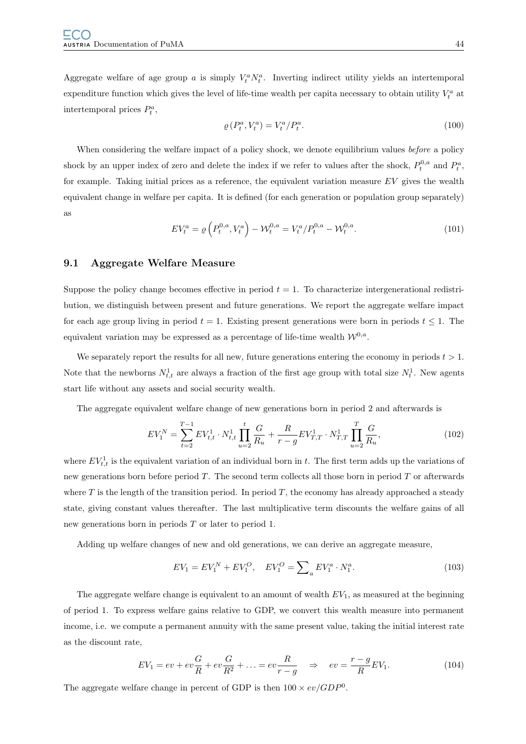Aggregate welfare of age group $a$ is simply $V_t^a N_t^a$. Inverting indirect utility yields an intertemporal expenditure function which gives the level of life-time wealth per capita necessary to obtain utility $V_t^a$ at intertemporal prices $P_t^a$,

$$\varrho\left(P_t^a, V_t^a\right) = V_t^a / P_t^a. \tag{100}$$

When considering the welfare impact of a policy shock, we denote equilibrium values *before* a policy shock by an upper index of zero and delete the index if we refer to values after the shock, $P_t^{0,a}$ and $P_t^a$, for example. Taking initial prices as a reference, the equivalent variation measure $EV$ gives the wealth equivalent change in welfare per capita. It is defined (for each generation or population group separately) as

$$EV_t^a = \varrho\left(P_t^{0,a}, V_t^a\right) - \mathcal{W}_t^{0,a} = V_t^a / P_t^{0,a} - \mathcal{W}_t^{0,a}. \tag{101}$$

## 9.1 Aggregate Welfare Measure

Suppose the policy change becomes effective in period $t = 1$. To characterize intergenerational redistribution, we distinguish between present and future generations. We report the aggregate welfare impact for each age group living in period $t = 1$. Existing present generations were born in periods $t \leq 1$. The equivalent variation may be expressed as a percentage of life-time wealth $\mathcal{W}^{0,a}$.

We separately report the results for all new, future generations entering the economy in periods $t > 1$. Note that the newborns $N_{t,t}^1$ are always a fraction of the first age group with total size $N_t^1$. New agents start life without any assets and social security wealth.

The aggregate equivalent welfare change of new generations born in period 2 and afterwards is

$$EV_1^N = \sum_{t=2}^{T-1} EV_{t,t}^1 \cdot N_{t,t}^1 \prod_{u=2}^{t} \frac{G}{R_u} + \frac{R}{r-g} EV_{T,T}^1 \cdot N_{T,T}^1 \prod_{u=2}^{T} \frac{G}{R_u}, \tag{102}$$

where $EV_{t,t}^1$ is the equivalent variation of an individual born in $t$. The first term adds up the variations of new generations born before period $T$. The second term collects all those born in period $T$ or afterwards where $T$ is the length of the transition period. In period $T$, the economy has already approached a steady state, giving constant values thereafter. The last multiplicative term discounts the welfare gains of all new generations born in periods $T$ or later to period 1.

Adding up welfare changes of new and old generations, we can derive an aggregate measure,

$$EV_1 = EV_1^N + EV_1^O, \quad EV_1^O = \sum\nolimits_a EV_1^a \cdot N_1^a. \tag{103}$$

The aggregate welfare change is equivalent to an amount of wealth $EV_1$, as measured at the beginning of period 1. To express welfare gains relative to GDP, we convert this wealth measure into permanent income, i.e. we compute a permanent annuity with the same present value, taking the initial interest rate as the discount rate,

$$EV_1 = ev + ev\frac{G}{R} + ev\frac{G}{R^2} + \ldots = ev\frac{R}{r-g} \quad \Rightarrow \quad ev = \frac{r-g}{R} EV_1. \tag{104}$$

The aggregate welfare change in percent of GDP is then $100 \times ev/GDP^0$.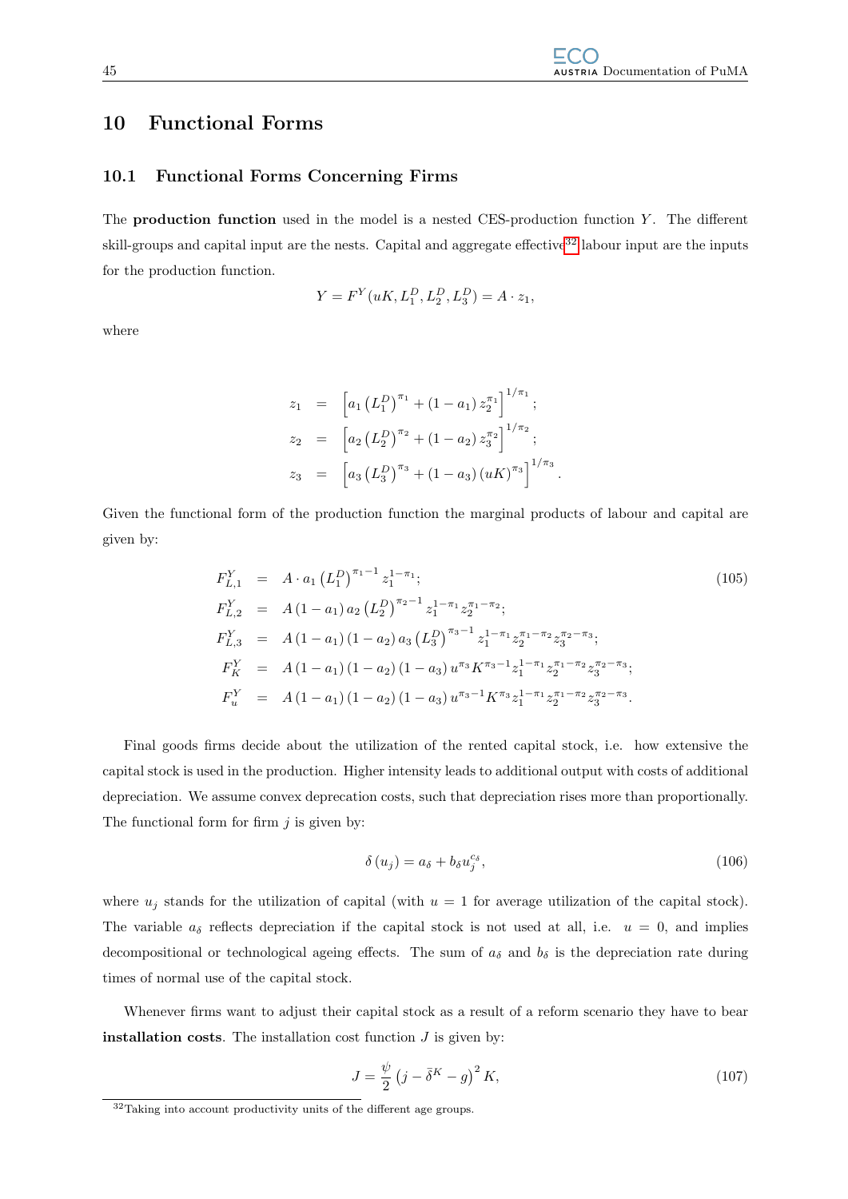# 10 Functional Forms

## 10.1 Functional Forms Concerning Firms

The **production function** used in the model is a nested CES-production function $Y$. The different skill-groups and capital input are the nests. Capital and aggregate effective[32] labour input are the inputs for the production function.

$$Y = F^Y(uK, L_1^D, L_2^D, L_3^D) = A \cdot z_1,$$

where

$$\begin{aligned}
z_1 &= \left[a_1 \left(L_1^D\right)^{\pi_1} + (1-a_1)\, z_2^{\pi_1}\right]^{1/\pi_1}; \\
z_2 &= \left[a_2 \left(L_2^D\right)^{\pi_2} + (1-a_2)\, z_3^{\pi_2}\right]^{1/\pi_2}; \\
z_3 &= \left[a_3 \left(L_3^D\right)^{\pi_3} + (1-a_3)\, (uK)^{\pi_3}\right]^{1/\pi_3}.
\end{aligned}$$

Given the functional form of the production function the marginal products of labour and capital are given by:

$$\begin{aligned}
F_{L,1}^Y &= A \cdot a_1 \left(L_1^D\right)^{\pi_1 - 1} z_1^{1-\pi_1}; \\
F_{L,2}^Y &= A\,(1-a_1)\, a_2 \left(L_2^D\right)^{\pi_2 - 1} z_1^{1-\pi_1} z_2^{\pi_1-\pi_2}; \\
F_{L,3}^Y &= A\,(1-a_1)\,(1-a_2)\, a_3 \left(L_3^D\right)^{\pi_3 - 1} z_1^{1-\pi_1} z_2^{\pi_1-\pi_2} z_3^{\pi_2-\pi_3}; \\
F_K^Y &= A\,(1-a_1)\,(1-a_2)\,(1-a_3)\, u^{\pi_3} K^{\pi_3-1} z_1^{1-\pi_1} z_2^{\pi_1-\pi_2} z_3^{\pi_2-\pi_3}; \\
F_u^Y &= A\,(1-a_1)\,(1-a_2)\,(1-a_3)\, u^{\pi_3-1} K^{\pi_3} z_1^{1-\pi_1} z_2^{\pi_1-\pi_2} z_3^{\pi_2-\pi_3}.
\end{aligned} \tag{105}$$

Final goods firms decide about the utilization of the rented capital stock, i.e. how extensive the capital stock is used in the production. Higher intensity leads to additional output with costs of additional depreciation. We assume convex deprecation costs, such that depreciation rises more than proportionally. The functional form for firm $j$ is given by:

$$\delta\left(u_j\right) = a_\delta + b_\delta u_j^{c_\delta}, \tag{106}$$

where $u_j$ stands for the utilization of capital (with $u = 1$ for average utilization of the capital stock). The variable $a_\delta$ reflects depreciation if the capital stock is not used at all, i.e. $u = 0$, and implies decompositional or technological ageing effects. The sum of $a_\delta$ and $b_\delta$ is the depreciation rate during times of normal use of the capital stock.

Whenever firms want to adjust their capital stock as a result of a reform scenario they have to bear **installation costs**. The installation cost function $J$ is given by:

$$J = \frac{\psi}{2}\left(j - \bar{\delta}^K - g\right)^2 K, \tag{107}$$

[32] Taking into account productivity units of the different age groups.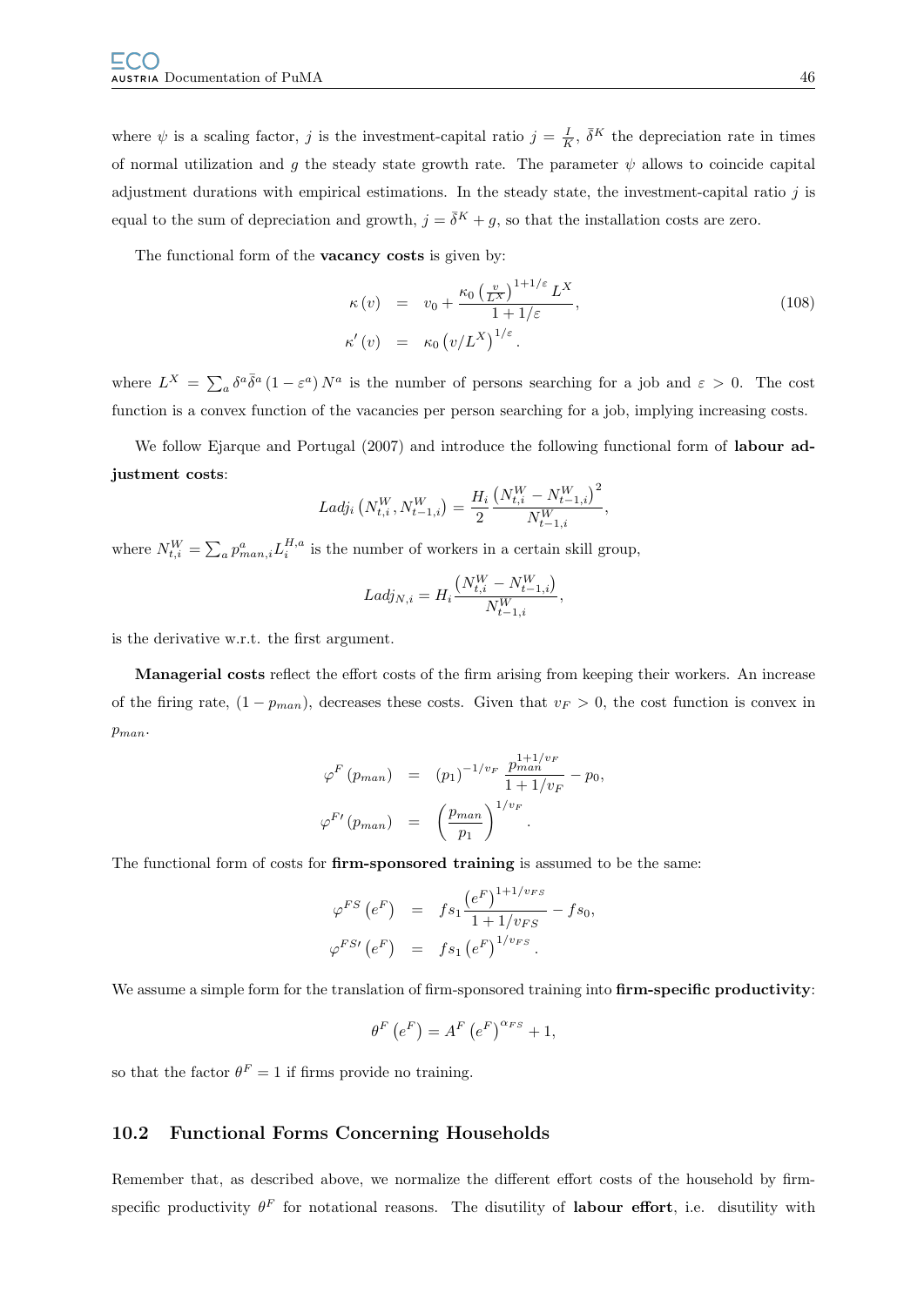where $\psi$ is a scaling factor, $j$ is the investment-capital ratio $j = \frac{I}{K}$, $\bar{\delta}^K$ the depreciation rate in times of normal utilization and $g$ the steady state growth rate. The parameter $\psi$ allows to coincide capital adjustment durations with empirical estimations. In the steady state, the investment-capital ratio $j$ is equal to the sum of depreciation and growth, $j = \bar{\delta}^K + g$, so that the installation costs are zero.

The functional form of the **vacancy costs** is given by:

$$
\begin{aligned}
\kappa(v) &= v_0 + \frac{\kappa_0 \left(\frac{v}{L^X}\right)^{1+1/\varepsilon} L^X}{1+1/\varepsilon}, \\
\kappa'(v) &= \kappa_0 \left(v/L^X\right)^{1/\varepsilon}.
\end{aligned}
\tag{108}
$$

where $L^X = \sum_a \delta^a \bar{\delta}^a (1-\varepsilon^a) N^a$ is the number of persons searching for a job and $\varepsilon > 0$. The cost function is a convex function of the vacancies per person searching for a job, implying increasing costs.

We follow Ejarque and Portugal (2007) and introduce the following functional form of **labour adjustment costs**:

$$
Ladj_i\left(N_{t,i}^W, N_{t-1,i}^W\right) = \frac{H_i}{2} \frac{\left(N_{t,i}^W - N_{t-1,i}^W\right)^2}{N_{t-1,i}^W},
$$

where $N_{t,i}^W = \sum_a p_{man,i}^a L_i^{H,a}$ is the number of workers in a certain skill group,

$$
Ladj_{N,i} = H_i \frac{\left(N_{t,i}^W - N_{t-1,i}^W\right)}{N_{t-1,i}^W},
$$

is the derivative w.r.t. the first argument.

**Managerial costs** reflect the effort costs of the firm arising from keeping their workers. An increase of the firing rate, $(1 - p_{man})$, decreases these costs. Given that $v_F > 0$, the cost function is convex in $p_{man}$.

$$
\begin{aligned}
\varphi^F(p_{man}) &= (p_1)^{-1/v_F} \frac{p_{man}^{1+1/v_F}}{1+1/v_F} - p_0, \\
\varphi^{F\prime}(p_{man}) &= \left(\frac{p_{man}}{p_1}\right)^{1/v_F}.
\end{aligned}
$$

The functional form of costs for **firm-sponsored training** is assumed to be the same:

$$
\begin{aligned}
\varphi^{FS}\left(e^F\right) &= fs_1 \frac{\left(e^F\right)^{1+1/v_{FS}}}{1+1/v_{FS}} - fs_0, \\
\varphi^{FS\prime}\left(e^F\right) &= fs_1 \left(e^F\right)^{1/v_{FS}}.
\end{aligned}
$$

We assume a simple form for the translation of firm-sponsored training into **firm-specific productivity**:

$$
\theta^F\left(e^F\right) = A^F \left(e^F\right)^{\alpha_{FS}} + 1,
$$

so that the factor $\theta^F = 1$ if firms provide no training.

## 10.2 Functional Forms Concerning Households

Remember that, as described above, we normalize the different effort costs of the household by firm-specific productivity $\theta^F$ for notational reasons. The disutility of **labour effort**, i.e. disutility with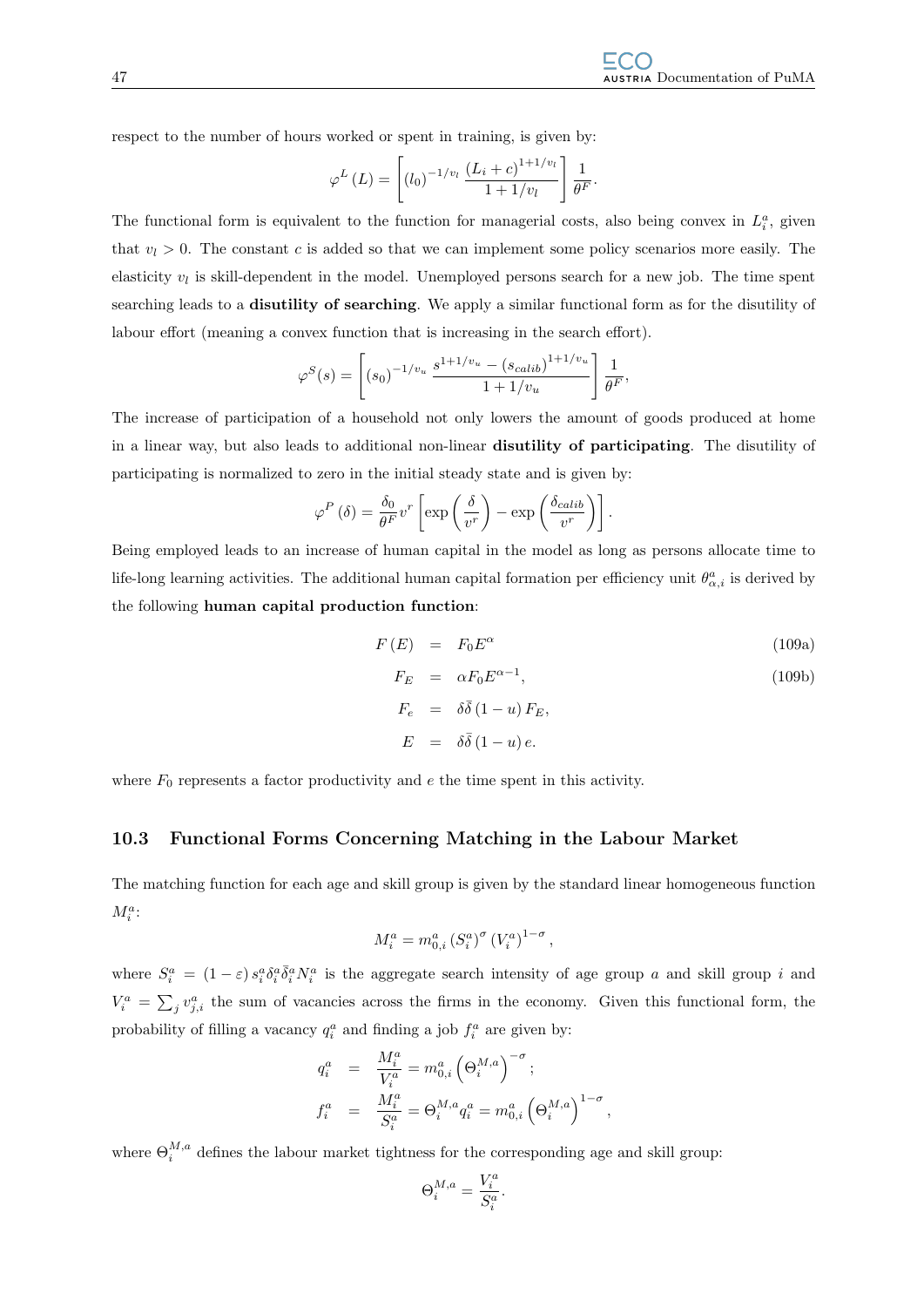respect to the number of hours worked or spent in training, is given by:

$$\varphi^{L}(L) = \left[ (l_0)^{-1/v_l} \, \frac{(L_i + c)^{1+1/v_l}}{1+1/v_l} \right] \frac{1}{\theta^F}.$$

The functional form is equivalent to the function for managerial costs, also being convex in $L_i^a$, given that $v_l > 0$. The constant $c$ is added so that we can implement some policy scenarios more easily. The elasticity $v_l$ is skill-dependent in the model. Unemployed persons search for a new job. The time spent searching leads to a **disutility of searching**. We apply a similar functional form as for the disutility of labour effort (meaning a convex function that is increasing in the search effort).

$$\varphi^{S}(s) = \left[ (s_0)^{-1/v_u} \, \frac{s^{1+1/v_u} - (s_{calib})^{1+1/v_u}}{1+1/v_u} \right] \frac{1}{\theta^F},$$

The increase of participation of a household not only lowers the amount of goods produced at home in a linear way, but also leads to additional non-linear **disutility of participating**. The disutility of participating is normalized to zero in the initial steady state and is given by:

$$\varphi^{P}(\delta) = \frac{\delta_0}{\theta^F} v^r \left[ \exp\left(\frac{\delta}{v^r}\right) - \exp\left(\frac{\delta_{calib}}{v^r}\right) \right].$$

Being employed leads to an increase of human capital in the model as long as persons allocate time to life-long learning activities. The additional human capital formation per efficiency unit $\theta^a_{\alpha,i}$ is derived by the following **human capital production function**:

$$F(E) = F_0 E^{\alpha} \tag{109a}$$

$$F_E = \alpha F_0 E^{\alpha - 1}, \tag{109b}$$

$$F_e = \delta \bar{\delta} (1-u) F_E,$$

$$E = \delta \bar{\delta} (1-u) e.$$

where $F_0$ represents a factor productivity and $e$ the time spent in this activity.

## 10.3 Functional Forms Concerning Matching in the Labour Market

The matching function for each age and skill group is given by the standard linear homogeneous function $M_i^a$:

$$M_i^a = m_{0,i}^a \left(S_i^a\right)^{\sigma} \left(V_i^a\right)^{1-\sigma},$$

where $S_i^a = (1-\varepsilon) s_i^a \delta_i^a \bar{\delta}_i^a N_i^a$ is the aggregate search intensity of age group $a$ and skill group $i$ and $V_i^a = \sum_j v_{j,i}^a$ the sum of vacancies across the firms in the economy. Given this functional form, the probability of filling a vacancy $q_i^a$ and finding a job $f_i^a$ are given by:

$$q_i^a = \frac{M_i^a}{V_i^a} = m_{0,i}^a \left(\Theta_i^{M,a}\right)^{-\sigma};$$

$$f_i^a = \frac{M_i^a}{S_i^a} = \Theta_i^{M,a} q_i^a = m_{0,i}^a \left(\Theta_i^{M,a}\right)^{1-\sigma},$$

where $\Theta_i^{M,a}$ defines the labour market tightness for the corresponding age and skill group:

$$\Theta_i^{M,a} = \frac{V_i^a}{S_i^a}.$$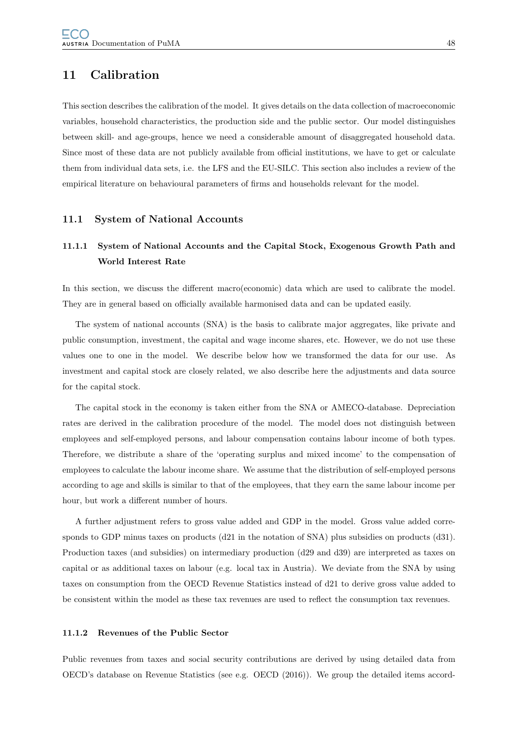# 11 Calibration

This section describes the calibration of the model. It gives details on the data collection of macroeconomic variables, household characteristics, the production side and the public sector. Our model distinguishes between skill- and age-groups, hence we need a considerable amount of disaggregated household data. Since most of these data are not publicly available from official institutions, we have to get or calculate them from individual data sets, i.e. the LFS and the EU-SILC. This section also includes a review of the empirical literature on behavioural parameters of firms and households relevant for the model.

## 11.1 System of National Accounts

### 11.1.1 System of National Accounts and the Capital Stock, Exogenous Growth Path and World Interest Rate

In this section, we discuss the different macro(economic) data which are used to calibrate the model. They are in general based on officially available harmonised data and can be updated easily.

The system of national accounts (SNA) is the basis to calibrate major aggregates, like private and public consumption, investment, the capital and wage income shares, etc. However, we do not use these values one to one in the model. We describe below how we transformed the data for our use. As investment and capital stock are closely related, we also describe here the adjustments and data source for the capital stock.

The capital stock in the economy is taken either from the SNA or AMECO-database. Depreciation rates are derived in the calibration procedure of the model. The model does not distinguish between employees and self-employed persons, and labour compensation contains labour income of both types. Therefore, we distribute a share of the 'operating surplus and mixed income' to the compensation of employees to calculate the labour income share. We assume that the distribution of self-employed persons according to age and skills is similar to that of the employees, that they earn the same labour income per hour, but work a different number of hours.

A further adjustment refers to gross value added and GDP in the model. Gross value added corresponds to GDP minus taxes on products (d21 in the notation of SNA) plus subsidies on products (d31). Production taxes (and subsidies) on intermediary production (d29 and d39) are interpreted as taxes on capital or as additional taxes on labour (e.g. local tax in Austria). We deviate from the SNA by using taxes on consumption from the OECD Revenue Statistics instead of d21 to derive gross value added to be consistent within the model as these tax revenues are used to reflect the consumption tax revenues.

### 11.1.2 Revenues of the Public Sector

Public revenues from taxes and social security contributions are derived by using detailed data from OECD's database on Revenue Statistics (see e.g. OECD (2016)). We group the detailed items accord-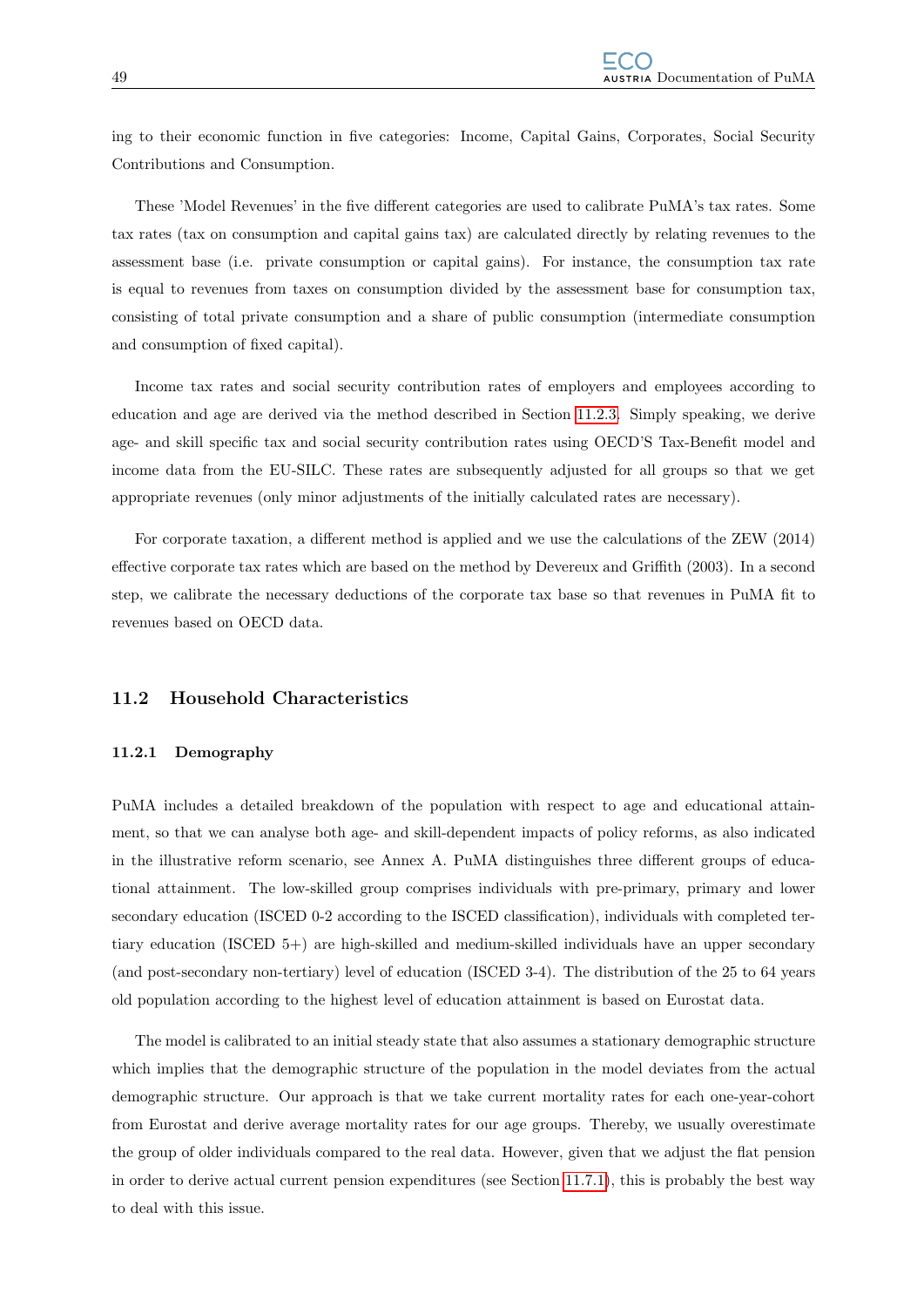ing to their economic function in five categories: Income, Capital Gains, Corporates, Social Security Contributions and Consumption.

These 'Model Revenues' in the five different categories are used to calibrate PuMA's tax rates. Some tax rates (tax on consumption and capital gains tax) are calculated directly by relating revenues to the assessment base (i.e. private consumption or capital gains). For instance, the consumption tax rate is equal to revenues from taxes on consumption divided by the assessment base for consumption tax, consisting of total private consumption and a share of public consumption (intermediate consumption and consumption of fixed capital).

Income tax rates and social security contribution rates of employers and employees according to education and age are derived via the method described in Section 11.2.3. Simply speaking, we derive age- and skill specific tax and social security contribution rates using OECD'S Tax-Benefit model and income data from the EU-SILC. These rates are subsequently adjusted for all groups so that we get appropriate revenues (only minor adjustments of the initially calculated rates are necessary).

For corporate taxation, a different method is applied and we use the calculations of the ZEW (2014) effective corporate tax rates which are based on the method by Devereux and Griffith (2003). In a second step, we calibrate the necessary deductions of the corporate tax base so that revenues in PuMA fit to revenues based on OECD data.

## 11.2 Household Characteristics

### 11.2.1 Demography

PuMA includes a detailed breakdown of the population with respect to age and educational attainment, so that we can analyse both age- and skill-dependent impacts of policy reforms, as also indicated in the illustrative reform scenario, see Annex A. PuMA distinguishes three different groups of educational attainment. The low-skilled group comprises individuals with pre-primary, primary and lower secondary education (ISCED 0-2 according to the ISCED classification), individuals with completed tertiary education (ISCED 5+) are high-skilled and medium-skilled individuals have an upper secondary (and post-secondary non-tertiary) level of education (ISCED 3-4). The distribution of the 25 to 64 years old population according to the highest level of education attainment is based on Eurostat data.

The model is calibrated to an initial steady state that also assumes a stationary demographic structure which implies that the demographic structure of the population in the model deviates from the actual demographic structure. Our approach is that we take current mortality rates for each one-year-cohort from Eurostat and derive average mortality rates for our age groups. Thereby, we usually overestimate the group of older individuals compared to the real data. However, given that we adjust the flat pension in order to derive actual current pension expenditures (see Section 11.7.1), this is probably the best way to deal with this issue.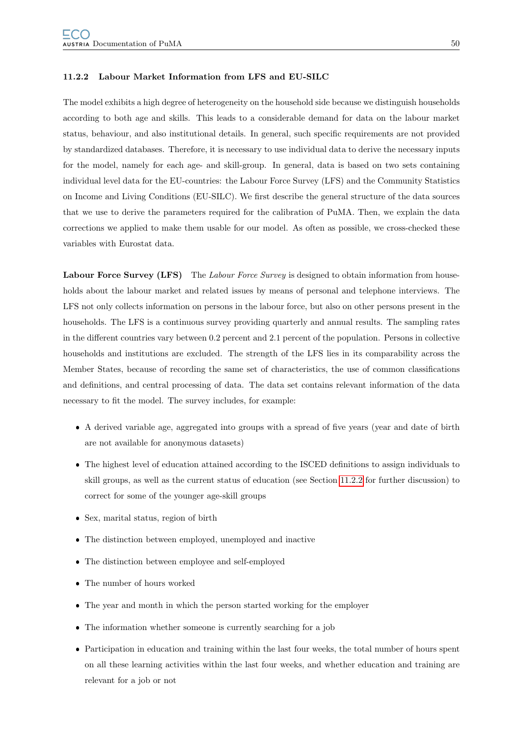### 11.2.2 Labour Market Information from LFS and EU-SILC

The model exhibits a high degree of heterogeneity on the household side because we distinguish households according to both age and skills. This leads to a considerable demand for data on the labour market status, behaviour, and also institutional details. In general, such specific requirements are not provided by standardized databases. Therefore, it is necessary to use individual data to derive the necessary inputs for the model, namely for each age- and skill-group. In general, data is based on two sets containing individual level data for the EU-countries: the Labour Force Survey (LFS) and the Community Statistics on Income and Living Conditions (EU-SILC). We first describe the general structure of the data sources that we use to derive the parameters required for the calibration of PuMA. Then, we explain the data corrections we applied to make them usable for our model. As often as possible, we cross-checked these variables with Eurostat data.

**Labour Force Survey (LFS)** The *Labour Force Survey* is designed to obtain information from households about the labour market and related issues by means of personal and telephone interviews. The LFS not only collects information on persons in the labour force, but also on other persons present in the households. The LFS is a continuous survey providing quarterly and annual results. The sampling rates in the different countries vary between 0.2 percent and 2.1 percent of the population. Persons in collective households and institutions are excluded. The strength of the LFS lies in its comparability across the Member States, because of recording the same set of characteristics, the use of common classifications and definitions, and central processing of data. The data set contains relevant information of the data necessary to fit the model. The survey includes, for example:

- A derived variable age, aggregated into groups with a spread of five years (year and date of birth are not available for anonymous datasets)
- The highest level of education attained according to the ISCED definitions to assign individuals to skill groups, as well as the current status of education (see Section 11.2.2 for further discussion) to correct for some of the younger age-skill groups
- Sex, marital status, region of birth
- The distinction between employed, unemployed and inactive
- The distinction between employee and self-employed
- The number of hours worked
- The year and month in which the person started working for the employer
- The information whether someone is currently searching for a job
- Participation in education and training within the last four weeks, the total number of hours spent on all these learning activities within the last four weeks, and whether education and training are relevant for a job or not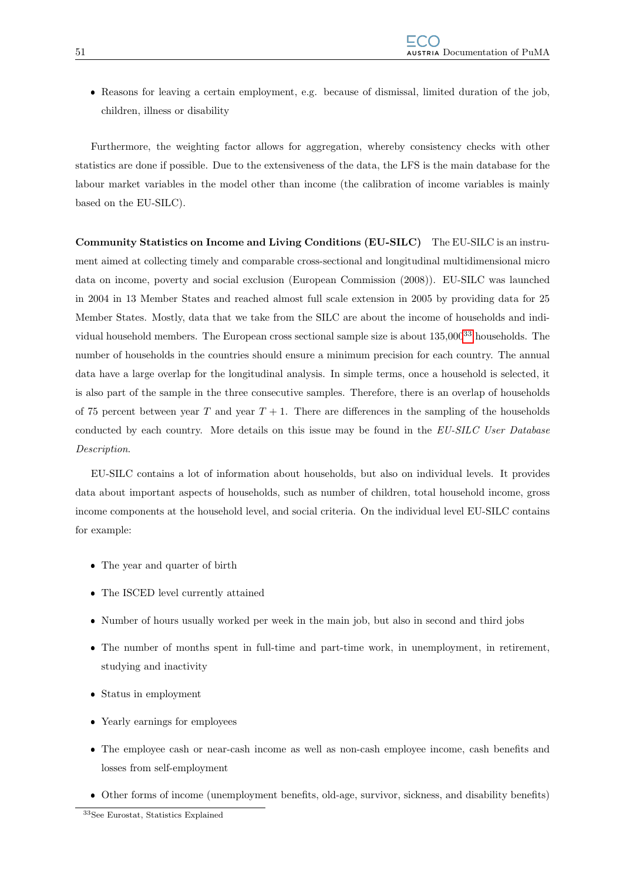- Reasons for leaving a certain employment, e.g. because of dismissal, limited duration of the job, children, illness or disability

Furthermore, the weighting factor allows for aggregation, whereby consistency checks with other statistics are done if possible. Due to the extensiveness of the data, the LFS is the main database for the labour market variables in the model other than income (the calibration of income variables is mainly based on the EU-SILC).

**Community Statistics on Income and Living Conditions (EU-SILC)** The EU-SILC is an instrument aimed at collecting timely and comparable cross-sectional and longitudinal multidimensional micro data on income, poverty and social exclusion (European Commission (2008)). EU-SILC was launched in 2004 in 13 Member States and reached almost full scale extension in 2005 by providing data for 25 Member States. Mostly, data that we take from the SILC are about the income of households and individual household members. The European cross sectional sample size is about 135,000[33] households. The number of households in the countries should ensure a minimum precision for each country. The annual data have a large overlap for the longitudinal analysis. In simple terms, once a household is selected, it is also part of the sample in the three consecutive samples. Therefore, there is an overlap of households of 75 percent between year $T$ and year $T + 1$. There are differences in the sampling of the households conducted by each country. More details on this issue may be found in the *EU-SILC User Database Description*.

EU-SILC contains a lot of information about households, but also on individual levels. It provides data about important aspects of households, such as number of children, total household income, gross income components at the household level, and social criteria. On the individual level EU-SILC contains for example:

- The year and quarter of birth
- The ISCED level currently attained
- Number of hours usually worked per week in the main job, but also in second and third jobs
- The number of months spent in full-time and part-time work, in unemployment, in retirement, studying and inactivity
- Status in employment
- Yearly earnings for employees
- The employee cash or near-cash income as well as non-cash employee income, cash benefits and losses from self-employment
- Other forms of income (unemployment benefits, old-age, survivor, sickness, and disability benefits)

[33] See Eurostat, Statistics Explained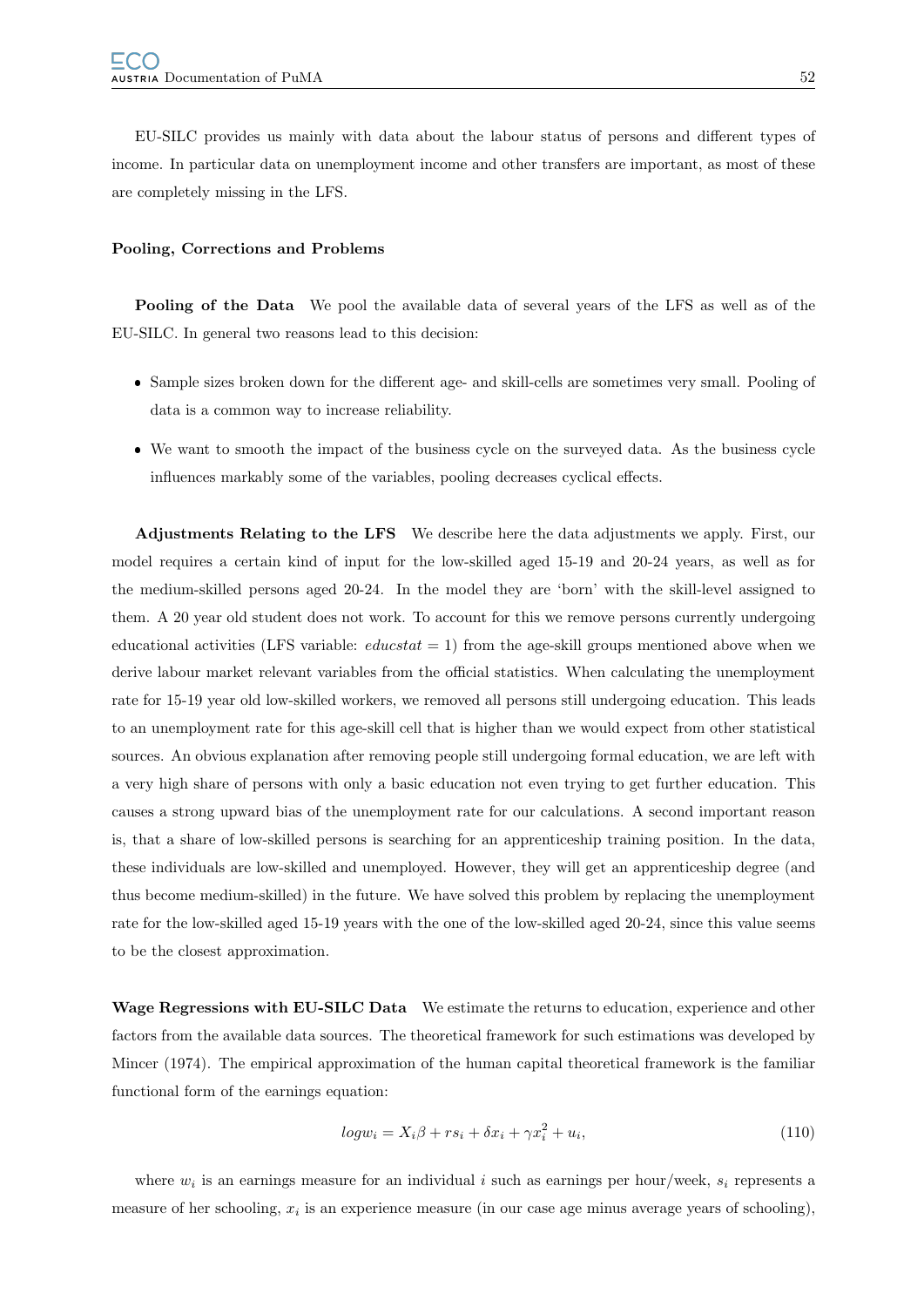EU-SILC provides us mainly with data about the labour status of persons and different types of income. In particular data on unemployment income and other transfers are important, as most of these are completely missing in the LFS.

#### Pooling, Corrections and Problems

**Pooling of the Data** We pool the available data of several years of the LFS as well as of the EU-SILC. In general two reasons lead to this decision:

- Sample sizes broken down for the different age- and skill-cells are sometimes very small. Pooling of data is a common way to increase reliability.
- We want to smooth the impact of the business cycle on the surveyed data. As the business cycle influences markably some of the variables, pooling decreases cyclical effects.

**Adjustments Relating to the LFS** We describe here the data adjustments we apply. First, our model requires a certain kind of input for the low-skilled aged 15-19 and 20-24 years, as well as for the medium-skilled persons aged 20-24. In the model they are 'born' with the skill-level assigned to them. A 20 year old student does not work. To account for this we remove persons currently undergoing educational activities (LFS variable: *educstat* = 1) from the age-skill groups mentioned above when we derive labour market relevant variables from the official statistics. When calculating the unemployment rate for 15-19 year old low-skilled workers, we removed all persons still undergoing education. This leads to an unemployment rate for this age-skill cell that is higher than we would expect from other statistical sources. An obvious explanation after removing people still undergoing formal education, we are left with a very high share of persons with only a basic education not even trying to get further education. This causes a strong upward bias of the unemployment rate for our calculations. A second important reason is, that a share of low-skilled persons is searching for an apprenticeship training position. In the data, these individuals are low-skilled and unemployed. However, they will get an apprenticeship degree (and thus become medium-skilled) in the future. We have solved this problem by replacing the unemployment rate for the low-skilled aged 15-19 years with the one of the low-skilled aged 20-24, since this value seems to be the closest approximation.

**Wage Regressions with EU-SILC Data** We estimate the returns to education, experience and other factors from the available data sources. The theoretical framework for such estimations was developed by Mincer (1974). The empirical approximation of the human capital theoretical framework is the familiar functional form of the earnings equation:

$$log w_i = X_i\beta + rs_i + \delta x_i + \gamma x_i^2 + u_i, \tag{110}$$

where $w_i$ is an earnings measure for an individual $i$ such as earnings per hour/week, $s_i$ represents a measure of her schooling, $x_i$ is an experience measure (in our case age minus average years of schooling),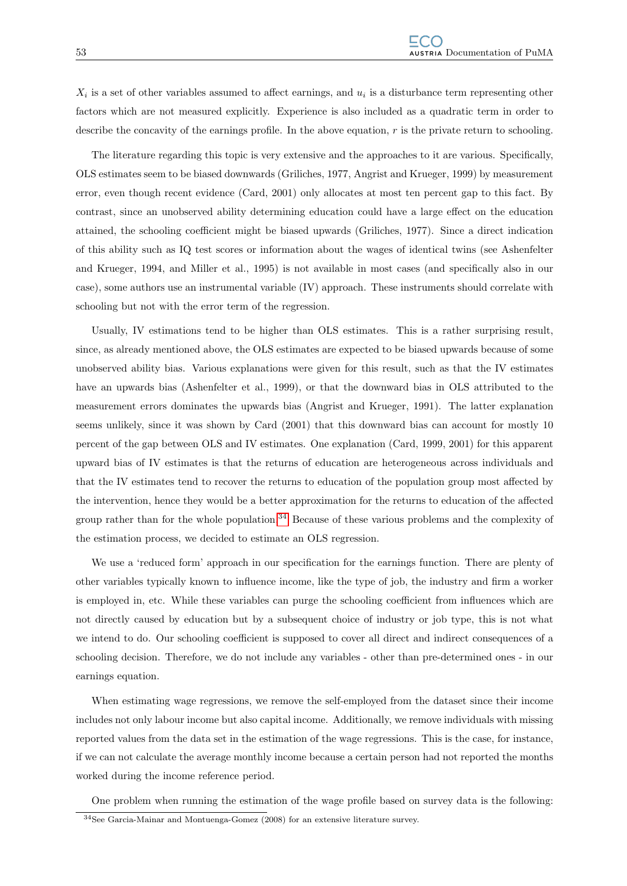$X_i$ is a set of other variables assumed to affect earnings, and $u_i$ is a disturbance term representing other factors which are not measured explicitly. Experience is also included as a quadratic term in order to describe the concavity of the earnings profile. In the above equation, $r$ is the private return to schooling.

The literature regarding this topic is very extensive and the approaches to it are various. Specifically, OLS estimates seem to be biased downwards (Griliches, 1977, Angrist and Krueger, 1999) by measurement error, even though recent evidence (Card, 2001) only allocates at most ten percent gap to this fact. By contrast, since an unobserved ability determining education could have a large effect on the education attained, the schooling coefficient might be biased upwards (Griliches, 1977). Since a direct indication of this ability such as IQ test scores or information about the wages of identical twins (see Ashenfelter and Krueger, 1994, and Miller et al., 1995) is not available in most cases (and specifically also in our case), some authors use an instrumental variable (IV) approach. These instruments should correlate with schooling but not with the error term of the regression.

Usually, IV estimations tend to be higher than OLS estimates. This is a rather surprising result, since, as already mentioned above, the OLS estimates are expected to be biased upwards because of some unobserved ability bias. Various explanations were given for this result, such as that the IV estimates have an upwards bias (Ashenfelter et al., 1999), or that the downward bias in OLS attributed to the measurement errors dominates the upwards bias (Angrist and Krueger, 1991). The latter explanation seems unlikely, since it was shown by Card (2001) that this downward bias can account for mostly 10 percent of the gap between OLS and IV estimates. One explanation (Card, 1999, 2001) for this apparent upward bias of IV estimates is that the returns of education are heterogeneous across individuals and that the IV estimates tend to recover the returns to education of the population group most affected by the intervention, hence they would be a better approximation for the returns to education of the affected group rather than for the whole population.[34] Because of these various problems and the complexity of the estimation process, we decided to estimate an OLS regression.

We use a 'reduced form' approach in our specification for the earnings function. There are plenty of other variables typically known to influence income, like the type of job, the industry and firm a worker is employed in, etc. While these variables can purge the schooling coefficient from influences which are not directly caused by education but by a subsequent choice of industry or job type, this is not what we intend to do. Our schooling coefficient is supposed to cover all direct and indirect consequences of a schooling decision. Therefore, we do not include any variables - other than pre-determined ones - in our earnings equation.

When estimating wage regressions, we remove the self-employed from the dataset since their income includes not only labour income but also capital income. Additionally, we remove individuals with missing reported values from the data set in the estimation of the wage regressions. This is the case, for instance, if we can not calculate the average monthly income because a certain person had not reported the months worked during the income reference period.

One problem when running the estimation of the wage profile based on survey data is the following:

[34] See Garcia-Mainar and Montuenga-Gomez (2008) for an extensive literature survey.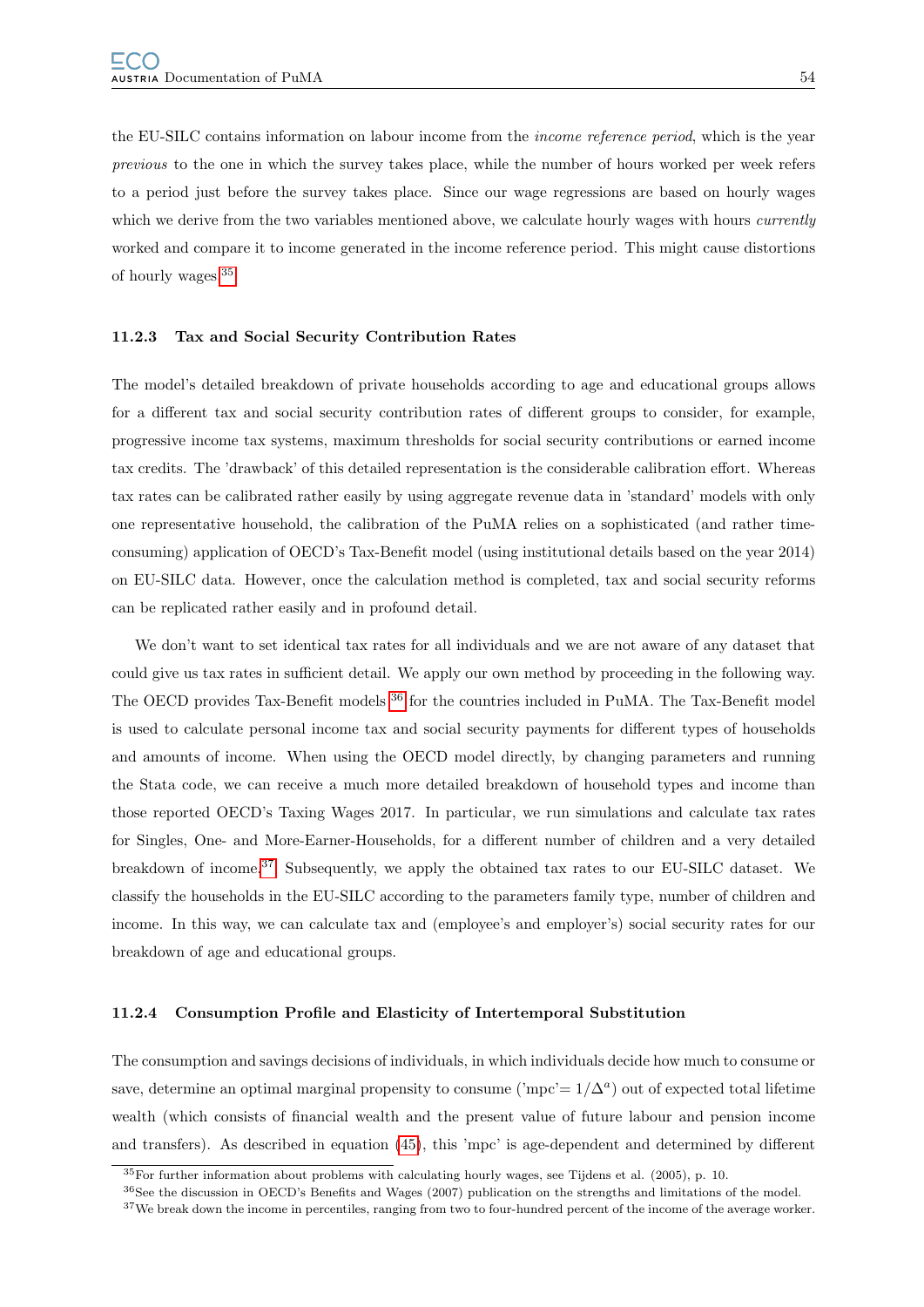the EU-SILC contains information on labour income from the *income reference period*, which is the year *previous* to the one in which the survey takes place, while the number of hours worked per week refers to a period just before the survey takes place. Since our wage regressions are based on hourly wages which we derive from the two variables mentioned above, we calculate hourly wages with hours *currently* worked and compare it to income generated in the income reference period. This might cause distortions of hourly wages.[35]

### 11.2.3 Tax and Social Security Contribution Rates

The model's detailed breakdown of private households according to age and educational groups allows for a different tax and social security contribution rates of different groups to consider, for example, progressive income tax systems, maximum thresholds for social security contributions or earned income tax credits. The 'drawback' of this detailed representation is the considerable calibration effort. Whereas tax rates can be calibrated rather easily by using aggregate revenue data in 'standard' models with only one representative household, the calibration of the PuMA relies on a sophisticated (and rather time-consuming) application of OECD's Tax-Benefit model (using institutional details based on the year 2014) on EU-SILC data. However, once the calculation method is completed, tax and social security reforms can be replicated rather easily and in profound detail.

We don't want to set identical tax rates for all individuals and we are not aware of any dataset that could give us tax rates in sufficient detail. We apply our own method by proceeding in the following way. The OECD provides Tax-Benefit models [36] for the countries included in PuMA. The Tax-Benefit model is used to calculate personal income tax and social security payments for different types of households and amounts of income. When using the OECD model directly, by changing parameters and running the Stata code, we can receive a much more detailed breakdown of household types and income than those reported OECD's Taxing Wages 2017. In particular, we run simulations and calculate tax rates for Singles, One- and More-Earner-Households, for a different number of children and a very detailed breakdown of income.[37] Subsequently, we apply the obtained tax rates to our EU-SILC dataset. We classify the households in the EU-SILC according to the parameters family type, number of children and income. In this way, we can calculate tax and (employee's and employer's) social security rates for our breakdown of age and educational groups.

### 11.2.4 Consumption Profile and Elasticity of Intertemporal Substitution

The consumption and savings decisions of individuals, in which individuals decide how much to consume or save, determine an optimal marginal propensity to consume ('mpc'$= 1/\Delta^a$) out of expected total lifetime wealth (which consists of financial wealth and the present value of future labour and pension income and transfers). As described in equation (45), this 'mpc' is age-dependent and determined by different

[35] For further information about problems with calculating hourly wages, see Tijdens et al. (2005), p. 10.

[36] See the discussion in OECD's Benefits and Wages (2007) publication on the strengths and limitations of the model.

[37] We break down the income in percentiles, ranging from two to four-hundred percent of the income of the average worker.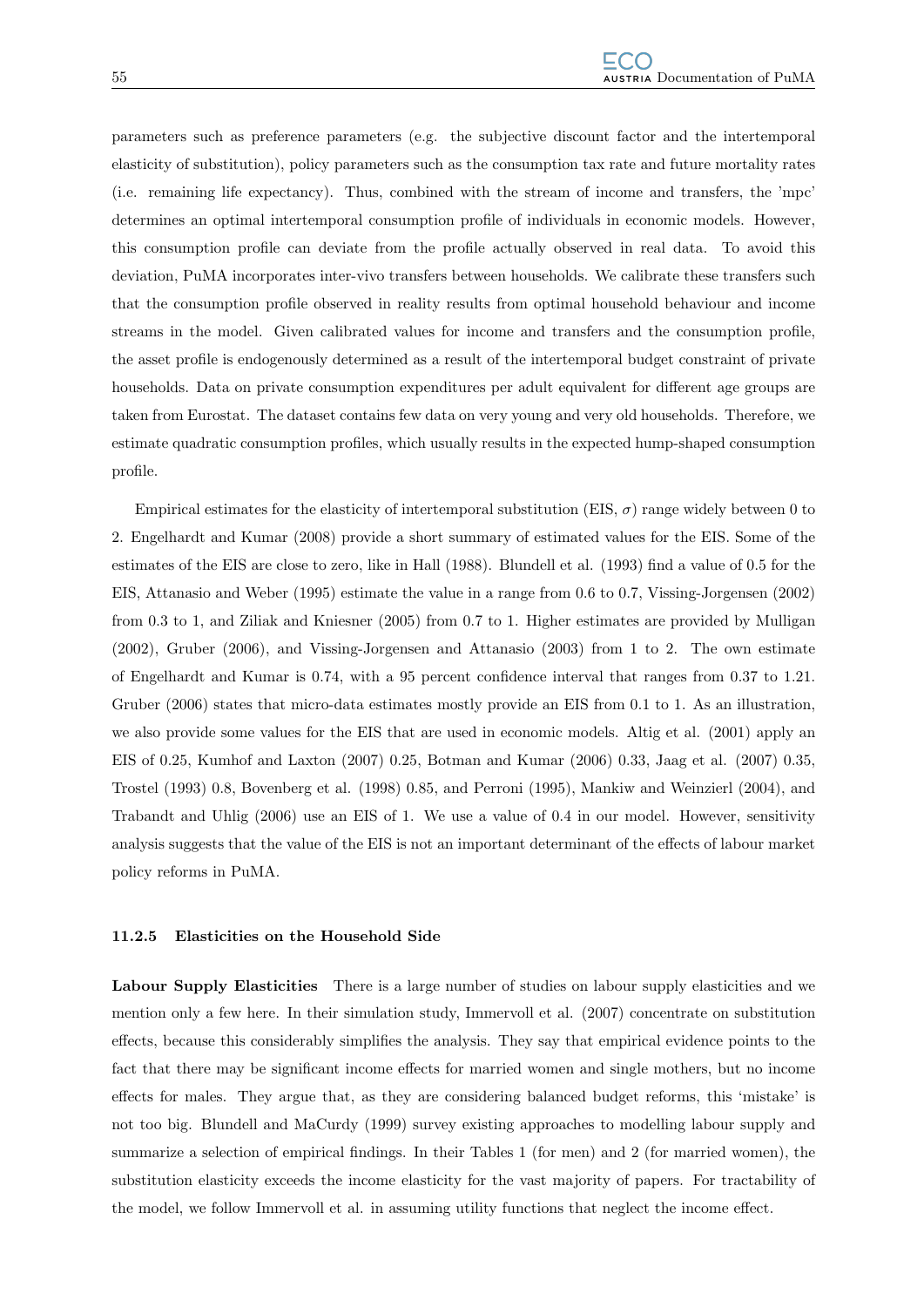parameters such as preference parameters (e.g. the subjective discount factor and the intertemporal elasticity of substitution), policy parameters such as the consumption tax rate and future mortality rates (i.e. remaining life expectancy). Thus, combined with the stream of income and transfers, the 'mpc' determines an optimal intertemporal consumption profile of individuals in economic models. However, this consumption profile can deviate from the profile actually observed in real data. To avoid this deviation, PuMA incorporates inter-vivo transfers between households. We calibrate these transfers such that the consumption profile observed in reality results from optimal household behaviour and income streams in the model. Given calibrated values for income and transfers and the consumption profile, the asset profile is endogenously determined as a result of the intertemporal budget constraint of private households. Data on private consumption expenditures per adult equivalent for different age groups are taken from Eurostat. The dataset contains few data on very young and very old households. Therefore, we estimate quadratic consumption profiles, which usually results in the expected hump-shaped consumption profile.

Empirical estimates for the elasticity of intertemporal substitution (EIS, $\sigma$) range widely between 0 to 2. Engelhardt and Kumar (2008) provide a short summary of estimated values for the EIS. Some of the estimates of the EIS are close to zero, like in Hall (1988). Blundell et al. (1993) find a value of 0.5 for the EIS, Attanasio and Weber (1995) estimate the value in a range from 0.6 to 0.7, Vissing-Jorgensen (2002) from 0.3 to 1, and Ziliak and Kniesner (2005) from 0.7 to 1. Higher estimates are provided by Mulligan (2002), Gruber (2006), and Vissing-Jorgensen and Attanasio (2003) from 1 to 2. The own estimate of Engelhardt and Kumar is 0.74, with a 95 percent confidence interval that ranges from 0.37 to 1.21. Gruber (2006) states that micro-data estimates mostly provide an EIS from 0.1 to 1. As an illustration, we also provide some values for the EIS that are used in economic models. Altig et al. (2001) apply an EIS of 0.25, Kumhof and Laxton (2007) 0.25, Botman and Kumar (2006) 0.33, Jaag et al. (2007) 0.35, Trostel (1993) 0.8, Bovenberg et al. (1998) 0.85, and Perroni (1995), Mankiw and Weinzierl (2004), and Trabandt and Uhlig (2006) use an EIS of 1. We use a value of 0.4 in our model. However, sensitivity analysis suggests that the value of the EIS is not an important determinant of the effects of labour market policy reforms in PuMA.

#### 11.2.5 Elasticities on the Household Side

**Labour Supply Elasticities** There is a large number of studies on labour supply elasticities and we mention only a few here. In their simulation study, Immervoll et al. (2007) concentrate on substitution effects, because this considerably simplifies the analysis. They say that empirical evidence points to the fact that there may be significant income effects for married women and single mothers, but no income effects for males. They argue that, as they are considering balanced budget reforms, this 'mistake' is not too big. Blundell and MaCurdy (1999) survey existing approaches to modelling labour supply and summarize a selection of empirical findings. In their Tables 1 (for men) and 2 (for married women), the substitution elasticity exceeds the income elasticity for the vast majority of papers. For tractability of the model, we follow Immervoll et al. in assuming utility functions that neglect the income effect.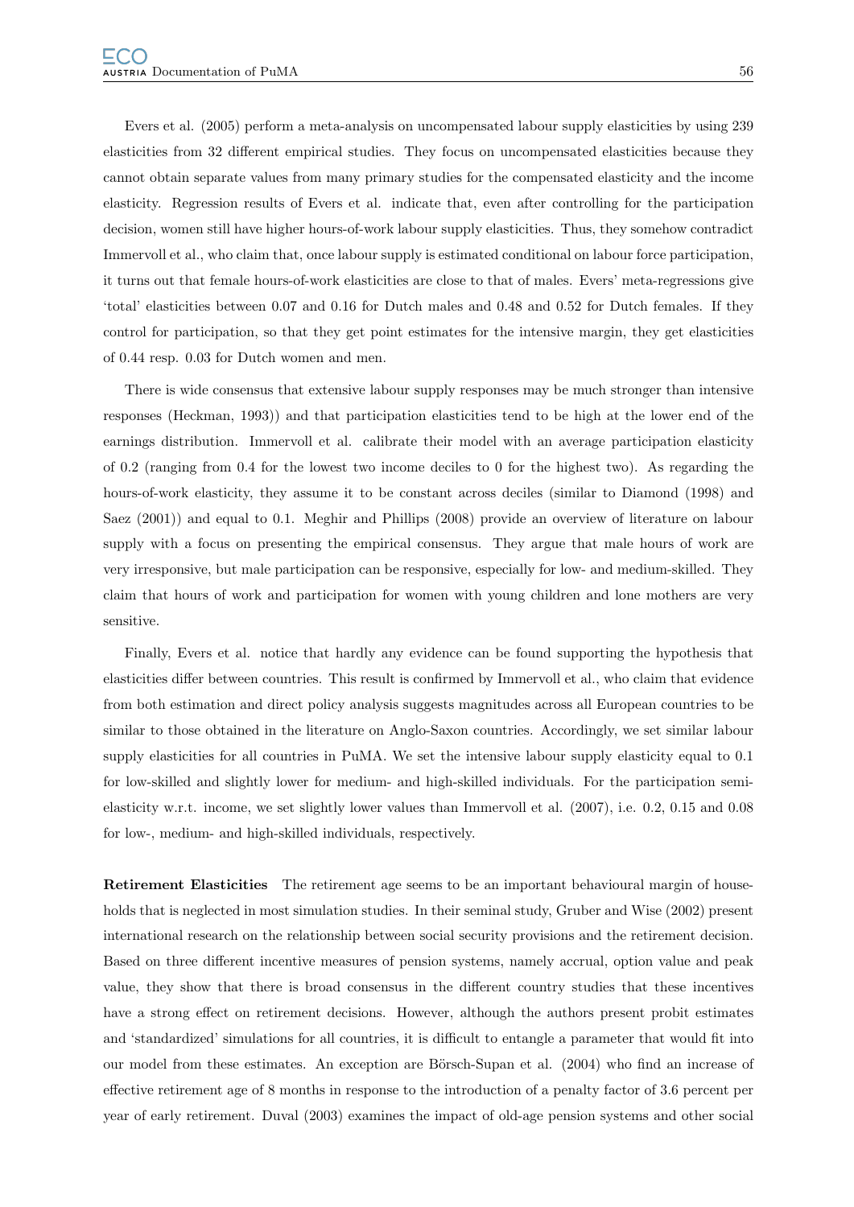Evers et al. (2005) perform a meta-analysis on uncompensated labour supply elasticities by using 239 elasticities from 32 different empirical studies. They focus on uncompensated elasticities because they cannot obtain separate values from many primary studies for the compensated elasticity and the income elasticity. Regression results of Evers et al. indicate that, even after controlling for the participation decision, women still have higher hours-of-work labour supply elasticities. Thus, they somehow contradict Immervoll et al., who claim that, once labour supply is estimated conditional on labour force participation, it turns out that female hours-of-work elasticities are close to that of males. Evers' meta-regressions give 'total' elasticities between 0.07 and 0.16 for Dutch males and 0.48 and 0.52 for Dutch females. If they control for participation, so that they get point estimates for the intensive margin, they get elasticities of 0.44 resp. 0.03 for Dutch women and men.

There is wide consensus that extensive labour supply responses may be much stronger than intensive responses (Heckman, 1993)) and that participation elasticities tend to be high at the lower end of the earnings distribution. Immervoll et al. calibrate their model with an average participation elasticity of 0.2 (ranging from 0.4 for the lowest two income deciles to 0 for the highest two). As regarding the hours-of-work elasticity, they assume it to be constant across deciles (similar to Diamond (1998) and Saez (2001)) and equal to 0.1. Meghir and Phillips (2008) provide an overview of literature on labour supply with a focus on presenting the empirical consensus. They argue that male hours of work are very irresponsive, but male participation can be responsive, especially for low- and medium-skilled. They claim that hours of work and participation for women with young children and lone mothers are very sensitive.

Finally, Evers et al. notice that hardly any evidence can be found supporting the hypothesis that elasticities differ between countries. This result is confirmed by Immervoll et al., who claim that evidence from both estimation and direct policy analysis suggests magnitudes across all European countries to be similar to those obtained in the literature on Anglo-Saxon countries. Accordingly, we set similar labour supply elasticities for all countries in PuMA. We set the intensive labour supply elasticity equal to 0.1 for low-skilled and slightly lower for medium- and high-skilled individuals. For the participation semi-elasticity w.r.t. income, we set slightly lower values than Immervoll et al. (2007), i.e. 0.2, 0.15 and 0.08 for low-, medium- and high-skilled individuals, respectively.

**Retirement Elasticities** The retirement age seems to be an important behavioural margin of households that is neglected in most simulation studies. In their seminal study, Gruber and Wise (2002) present international research on the relationship between social security provisions and the retirement decision. Based on three different incentive measures of pension systems, namely accrual, option value and peak value, they show that there is broad consensus in the different country studies that these incentives have a strong effect on retirement decisions. However, although the authors present probit estimates and 'standardized' simulations for all countries, it is difficult to entangle a parameter that would fit into our model from these estimates. An exception are Börsch-Supan et al. (2004) who find an increase of effective retirement age of 8 months in response to the introduction of a penalty factor of 3.6 percent per year of early retirement. Duval (2003) examines the impact of old-age pension systems and other social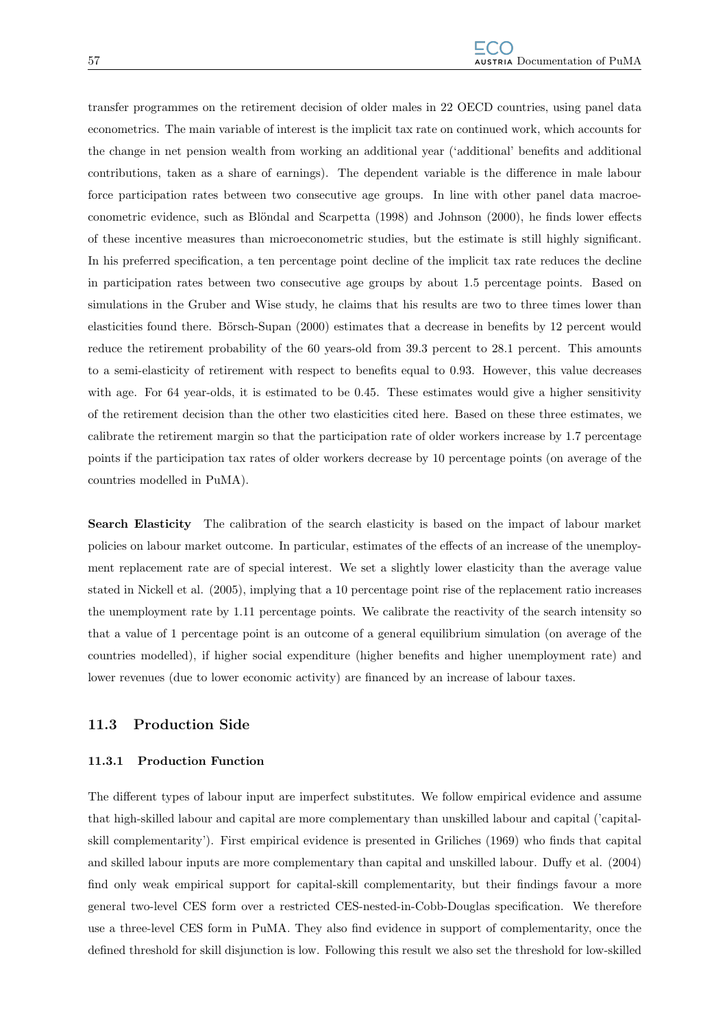transfer programmes on the retirement decision of older males in 22 OECD countries, using panel data econometrics. The main variable of interest is the implicit tax rate on continued work, which accounts for the change in net pension wealth from working an additional year ('additional' benefits and additional contributions, taken as a share of earnings). The dependent variable is the difference in male labour force participation rates between two consecutive age groups. In line with other panel data macroeconometric evidence, such as Blöndal and Scarpetta (1998) and Johnson (2000), he finds lower effects of these incentive measures than microeconometric studies, but the estimate is still highly significant. In his preferred specification, a ten percentage point decline of the implicit tax rate reduces the decline in participation rates between two consecutive age groups by about 1.5 percentage points. Based on simulations in the Gruber and Wise study, he claims that his results are two to three times lower than elasticities found there. Börsch-Supan (2000) estimates that a decrease in benefits by 12 percent would reduce the retirement probability of the 60 years-old from 39.3 percent to 28.1 percent. This amounts to a semi-elasticity of retirement with respect to benefits equal to 0.93. However, this value decreases with age. For 64 year-olds, it is estimated to be 0.45. These estimates would give a higher sensitivity of the retirement decision than the other two elasticities cited here. Based on these three estimates, we calibrate the retirement margin so that the participation rate of older workers increase by 1.7 percentage points if the participation tax rates of older workers decrease by 10 percentage points (on average of the countries modelled in PuMA).

**Search Elasticity** The calibration of the search elasticity is based on the impact of labour market policies on labour market outcome. In particular, estimates of the effects of an increase of the unemployment replacement rate are of special interest. We set a slightly lower elasticity than the average value stated in Nickell et al. (2005), implying that a 10 percentage point rise of the replacement ratio increases the unemployment rate by 1.11 percentage points. We calibrate the reactivity of the search intensity so that a value of 1 percentage point is an outcome of a general equilibrium simulation (on average of the countries modelled), if higher social expenditure (higher benefits and higher unemployment rate) and lower revenues (due to lower economic activity) are financed by an increase of labour taxes.

## 11.3 Production Side

### 11.3.1 Production Function

The different types of labour input are imperfect substitutes. We follow empirical evidence and assume that high-skilled labour and capital are more complementary than unskilled labour and capital ('capital-skill complementarity'). First empirical evidence is presented in Griliches (1969) who finds that capital and skilled labour inputs are more complementary than capital and unskilled labour. Duffy et al. (2004) find only weak empirical support for capital-skill complementarity, but their findings favour a more general two-level CES form over a restricted CES-nested-in-Cobb-Douglas specification. We therefore use a three-level CES form in PuMA. They also find evidence in support of complementarity, once the defined threshold for skill disjunction is low. Following this result we also set the threshold for low-skilled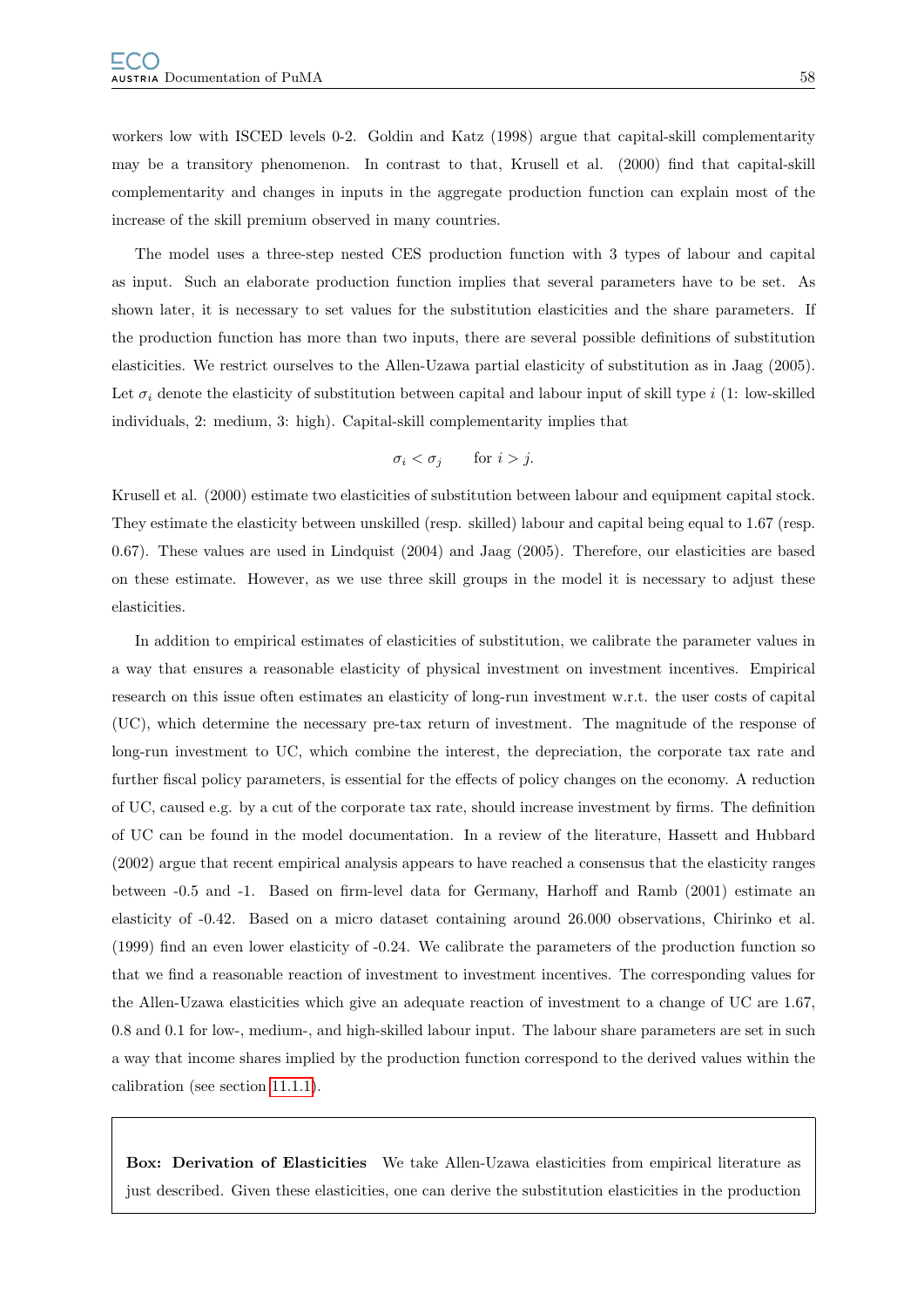workers low with ISCED levels 0-2. Goldin and Katz (1998) argue that capital-skill complementarity may be a transitory phenomenon. In contrast to that, Krusell et al. (2000) find that capital-skill complementarity and changes in inputs in the aggregate production function can explain most of the increase of the skill premium observed in many countries.

The model uses a three-step nested CES production function with 3 types of labour and capital as input. Such an elaborate production function implies that several parameters have to be set. As shown later, it is necessary to set values for the substitution elasticities and the share parameters. If the production function has more than two inputs, there are several possible definitions of substitution elasticities. We restrict ourselves to the Allen-Uzawa partial elasticity of substitution as in Jaag (2005). Let $\sigma_i$ denote the elasticity of substitution between capital and labour input of skill type $i$ (1: low-skilled individuals, 2: medium, 3: high). Capital-skill complementarity implies that

$$\sigma_i < \sigma_j \qquad \text{for } i > j.$$

Krusell et al. (2000) estimate two elasticities of substitution between labour and equipment capital stock. They estimate the elasticity between unskilled (resp. skilled) labour and capital being equal to 1.67 (resp. 0.67). These values are used in Lindquist (2004) and Jaag (2005). Therefore, our elasticities are based on these estimate. However, as we use three skill groups in the model it is necessary to adjust these elasticities.

In addition to empirical estimates of elasticities of substitution, we calibrate the parameter values in a way that ensures a reasonable elasticity of physical investment on investment incentives. Empirical research on this issue often estimates an elasticity of long-run investment w.r.t. the user costs of capital (UC), which determine the necessary pre-tax return of investment. The magnitude of the response of long-run investment to UC, which combine the interest, the depreciation, the corporate tax rate and further fiscal policy parameters, is essential for the effects of policy changes on the economy. A reduction of UC, caused e.g. by a cut of the corporate tax rate, should increase investment by firms. The definition of UC can be found in the model documentation. In a review of the literature, Hassett and Hubbard (2002) argue that recent empirical analysis appears to have reached a consensus that the elasticity ranges between -0.5 and -1. Based on firm-level data for Germany, Harhoff and Ramb (2001) estimate an elasticity of -0.42. Based on a micro dataset containing around 26.000 observations, Chirinko et al. (1999) find an even lower elasticity of -0.24. We calibrate the parameters of the production function so that we find a reasonable reaction of investment to investment incentives. The corresponding values for the Allen-Uzawa elasticities which give an adequate reaction of investment to a change of UC are 1.67, 0.8 and 0.1 for low-, medium-, and high-skilled labour input. The labour share parameters are set in such a way that income shares implied by the production function correspond to the derived values within the calibration (see section 11.1.1).

**Box: Derivation of Elasticities** We take Allen-Uzawa elasticities from empirical literature as just described. Given these elasticities, one can derive the substitution elasticities in the production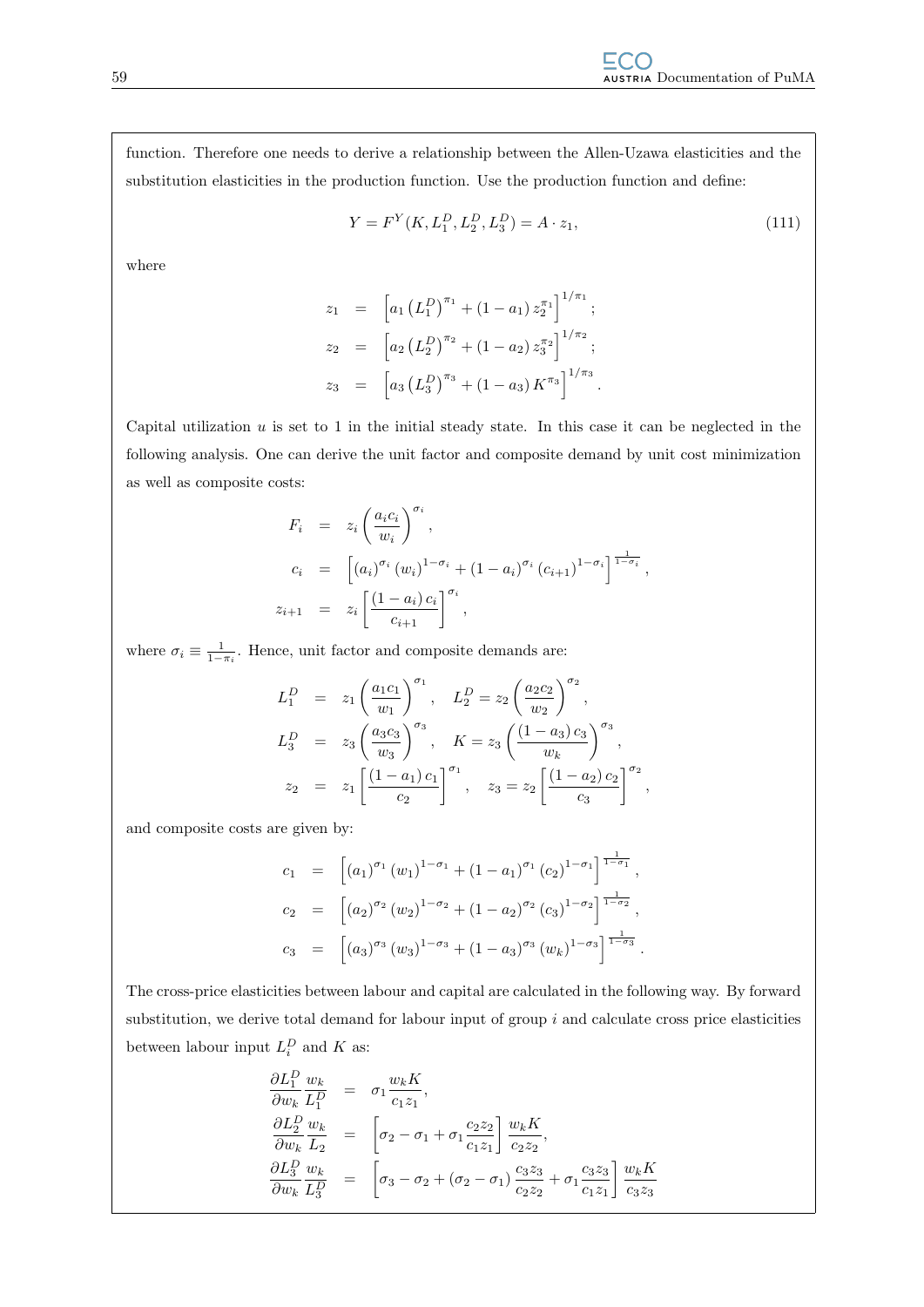function. Therefore one needs to derive a relationship between the Allen-Uzawa elasticities and the substitution elasticities in the production function. Use the production function and define:

$$Y = F^Y(K, L_1^D, L_2^D, L_3^D) = A \cdot z_1, \tag{111}$$

where

$$\begin{aligned}
z_1 &= \left[a_1 \left(L_1^D\right)^{\pi_1} + (1-a_1)\, z_2^{\pi_1}\right]^{1/\pi_1}; \\
z_2 &= \left[a_2 \left(L_2^D\right)^{\pi_2} + (1-a_2)\, z_3^{\pi_2}\right]^{1/\pi_2}; \\
z_3 &= \left[a_3 \left(L_3^D\right)^{\pi_3} + (1-a_3)\, K^{\pi_3}\right]^{1/\pi_3}.
\end{aligned}$$

Capital utilization $u$ is set to 1 in the initial steady state. In this case it can be neglected in the following analysis. One can derive the unit factor and composite demand by unit cost minimization as well as composite costs:

$$\begin{aligned}
F_i &= z_i \left(\frac{a_i c_i}{w_i}\right)^{\sigma_i}, \\
c_i &= \left[(a_i)^{\sigma_i} (w_i)^{1-\sigma_i} + (1-a_i)^{\sigma_i} (c_{i+1})^{1-\sigma_i}\right]^{\frac{1}{1-\sigma_i}}, \\
z_{i+1} &= z_i \left[\frac{(1-a_i)\, c_i}{c_{i+1}}\right]^{\sigma_i},
\end{aligned}$$

where $\sigma_i \equiv \frac{1}{1-\pi_i}$. Hence, unit factor and composite demands are:

$$\begin{aligned}
L_1^D &= z_1 \left(\frac{a_1 c_1}{w_1}\right)^{\sigma_1}, \quad L_2^D = z_2 \left(\frac{a_2 c_2}{w_2}\right)^{\sigma_2}, \\
L_3^D &= z_3 \left(\frac{a_3 c_3}{w_3}\right)^{\sigma_3}, \quad K = z_3 \left(\frac{(1-a_3)\, c_3}{w_k}\right)^{\sigma_3}, \\
z_2 &= z_1 \left[\frac{(1-a_1)\, c_1}{c_2}\right]^{\sigma_1}, \quad z_3 = z_2 \left[\frac{(1-a_2)\, c_2}{c_3}\right]^{\sigma_2},
\end{aligned}$$

and composite costs are given by:

$$\begin{aligned}
c_1 &= \left[(a_1)^{\sigma_1} (w_1)^{1-\sigma_1} + (1-a_1)^{\sigma_1} (c_2)^{1-\sigma_1}\right]^{\frac{1}{1-\sigma_1}}, \\
c_2 &= \left[(a_2)^{\sigma_2} (w_2)^{1-\sigma_2} + (1-a_2)^{\sigma_2} (c_3)^{1-\sigma_2}\right]^{\frac{1}{1-\sigma_2}}, \\
c_3 &= \left[(a_3)^{\sigma_3} (w_3)^{1-\sigma_3} + (1-a_3)^{\sigma_3} (w_k)^{1-\sigma_3}\right]^{\frac{1}{1-\sigma_3}}.
\end{aligned}$$

The cross-price elasticities between labour and capital are calculated in the following way. By forward substitution, we derive total demand for labour input of group $i$ and calculate cross price elasticities between labour input $L_i^D$ and $K$ as:

$$\begin{aligned}
\frac{\partial L_1^D}{\partial w_k} \frac{w_k}{L_1^D} &= \sigma_1 \frac{w_k K}{c_1 z_1}, \\
\frac{\partial L_2^D}{\partial w_k} \frac{w_k}{L_2} &= \left[\sigma_2 - \sigma_1 + \sigma_1 \frac{c_2 z_2}{c_1 z_1}\right] \frac{w_k K}{c_2 z_2}, \\
\frac{\partial L_3^D}{\partial w_k} \frac{w_k}{L_3^D} &= \left[\sigma_3 - \sigma_2 + (\sigma_2 - \sigma_1) \frac{c_3 z_3}{c_2 z_2} + \sigma_1 \frac{c_3 z_3}{c_1 z_1}\right] \frac{w_k K}{c_3 z_3}
\end{aligned}$$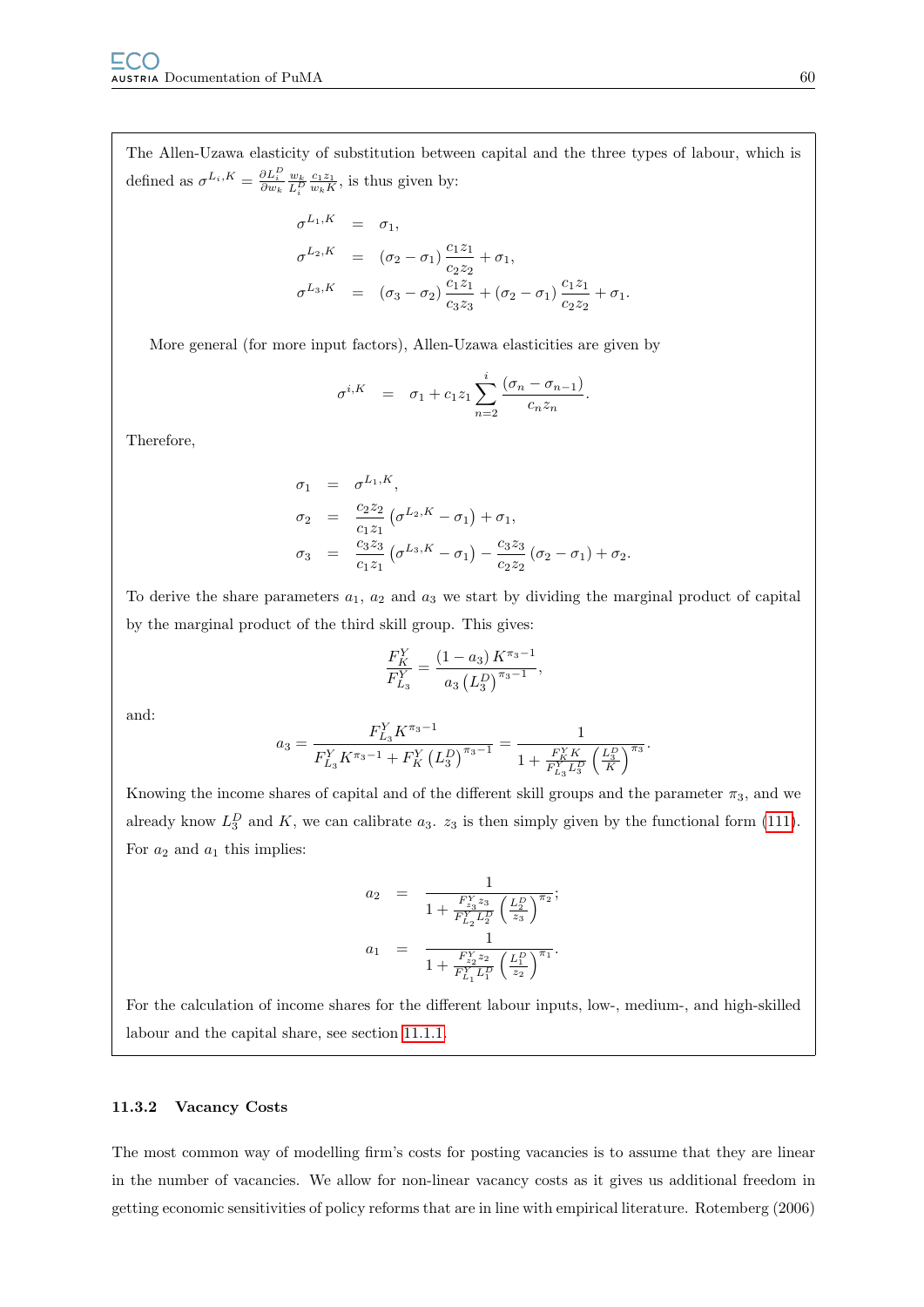The Allen-Uzawa elasticity of substitution between capital and the three types of labour, which is defined as $\sigma^{L_i,K} = \frac{\partial L_i^D}{\partial w_k} \frac{w_k}{L_i^D} \frac{c_1 z_1}{w_k K}$, is thus given by:

$$
\begin{aligned}
\sigma^{L_1,K} &= \sigma_1, \\
\sigma^{L_2,K} &= (\sigma_2 - \sigma_1) \frac{c_1 z_1}{c_2 z_2} + \sigma_1, \\
\sigma^{L_3,K} &= (\sigma_3 - \sigma_2) \frac{c_1 z_1}{c_3 z_3} + (\sigma_2 - \sigma_1) \frac{c_1 z_1}{c_2 z_2} + \sigma_1.
\end{aligned}
$$

More general (for more input factors), Allen-Uzawa elasticities are given by

$$
\sigma^{i,K} = \sigma_1 + c_1 z_1 \sum_{n=2}^{i} \frac{(\sigma_n - \sigma_{n-1})}{c_n z_n}.
$$

Therefore,

$$
\begin{aligned}
\sigma_1 &= \sigma^{L_1,K}, \\
\sigma_2 &= \frac{c_2 z_2}{c_1 z_1} \left( \sigma^{L_2,K} - \sigma_1 \right) + \sigma_1, \\
\sigma_3 &= \frac{c_3 z_3}{c_1 z_1} \left( \sigma^{L_3,K} - \sigma_1 \right) - \frac{c_3 z_3}{c_2 z_2} (\sigma_2 - \sigma_1) + \sigma_2.
\end{aligned}
$$

To derive the share parameters $a_1$, $a_2$ and $a_3$ we start by dividing the marginal product of capital by the marginal product of the third skill group. This gives:

$$
\frac{F_K^Y}{F_{L_3}^Y} = \frac{(1 - a_3) K^{\pi_3 - 1}}{a_3 \left( L_3^D \right)^{\pi_3 - 1}},
$$

and:

$$
a_3 = \frac{F_{L_3}^Y K^{\pi_3 - 1}}{F_{L_3}^Y K^{\pi_3 - 1} + F_K^Y \left( L_3^D \right)^{\pi_3 - 1}} = \frac{1}{1 + \frac{F_K^Y K}{F_{L_3}^Y L_3^D} \left( \frac{L_3^D}{K} \right)^{\pi_3}}.
$$

Knowing the income shares of capital and of the different skill groups and the parameter $\pi_3$, and we already know $L_3^D$ and $K$, we can calibrate $a_3$. $z_3$ is then simply given by the functional form (111). For $a_2$ and $a_1$ this implies:

$$
\begin{aligned}
a_2 &= \frac{1}{1 + \frac{F_{z_3}^Y z_3}{F_{L_2}^Y L_2^D} \left( \frac{L_2^D}{z_3} \right)^{\pi_2}}; \\
a_1 &= \frac{1}{1 + \frac{F_{z_2}^Y z_2}{F_{L_1}^Y L_1^D} \left( \frac{L_1^D}{z_2} \right)^{\pi_1}}.
\end{aligned}
$$

For the calculation of income shares for the different labour inputs, low-, medium-, and high-skilled labour and the capital share, see section 11.1.1.

### 11.3.2 Vacancy Costs

The most common way of modelling firm's costs for posting vacancies is to assume that they are linear in the number of vacancies. We allow for non-linear vacancy costs as it gives us additional freedom in getting economic sensitivities of policy reforms that are in line with empirical literature. Rotemberg (2006)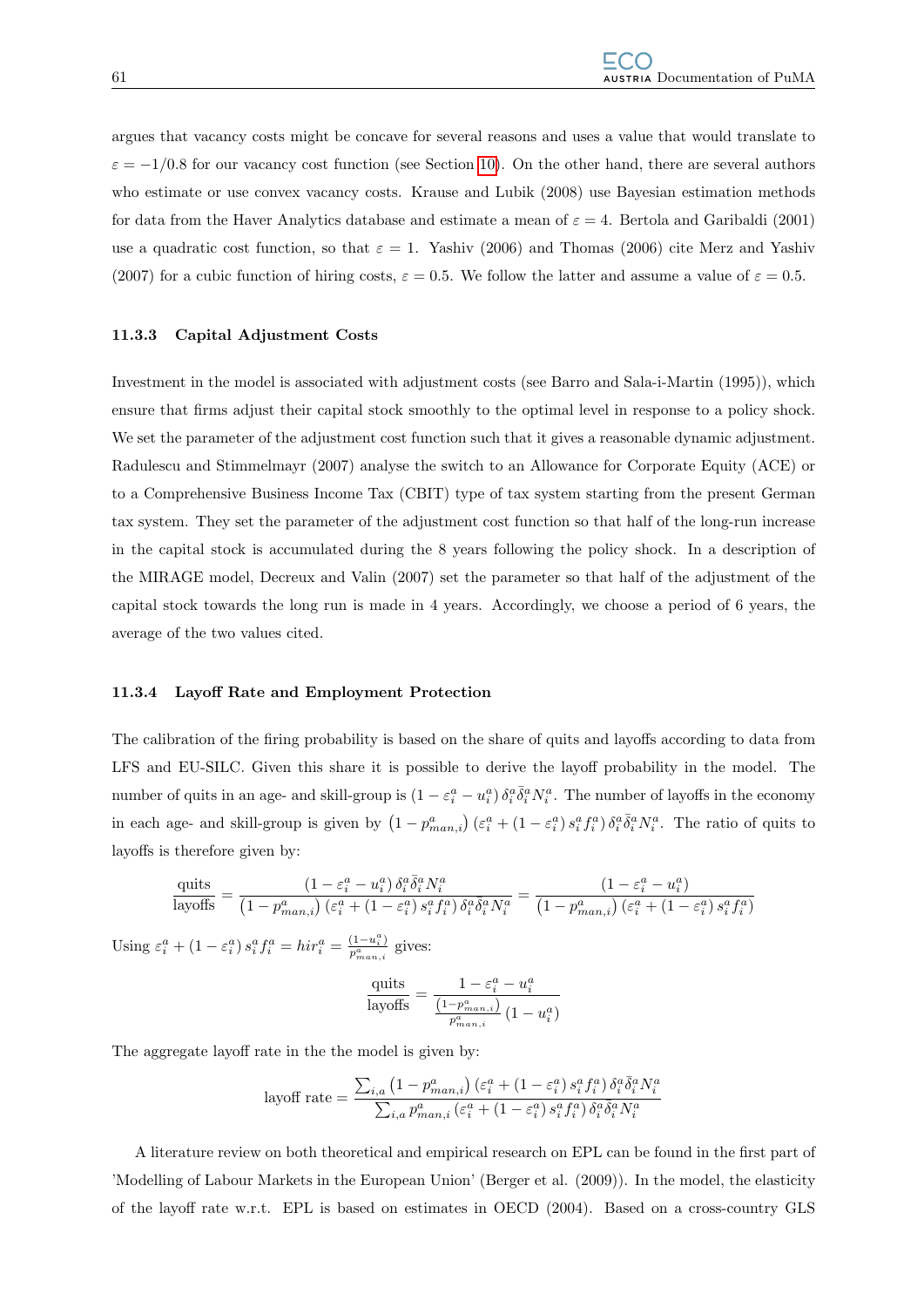argues that vacancy costs might be concave for several reasons and uses a value that would translate to $\varepsilon = -1/0.8$ for our vacancy cost function (see Section 10). On the other hand, there are several authors who estimate or use convex vacancy costs. Krause and Lubik (2008) use Bayesian estimation methods for data from the Haver Analytics database and estimate a mean of $\varepsilon = 4$. Bertola and Garibaldi (2001) use a quadratic cost function, so that $\varepsilon = 1$. Yashiv (2006) and Thomas (2006) cite Merz and Yashiv (2007) for a cubic function of hiring costs, $\varepsilon = 0.5$. We follow the latter and assume a value of $\varepsilon = 0.5$.

#### 11.3.3 Capital Adjustment Costs

Investment in the model is associated with adjustment costs (see Barro and Sala-i-Martin (1995)), which ensure that firms adjust their capital stock smoothly to the optimal level in response to a policy shock. We set the parameter of the adjustment cost function such that it gives a reasonable dynamic adjustment. Radulescu and Stimmelmayr (2007) analyse the switch to an Allowance for Corporate Equity (ACE) or to a Comprehensive Business Income Tax (CBIT) type of tax system starting from the present German tax system. They set the parameter of the adjustment cost function so that half of the long-run increase in the capital stock is accumulated during the 8 years following the policy shock. In a description of the MIRAGE model, Decreux and Valin (2007) set the parameter so that half of the adjustment of the capital stock towards the long run is made in 4 years. Accordingly, we choose a period of 6 years, the average of the two values cited.

#### 11.3.4 Layoff Rate and Employment Protection

The calibration of the firing probability is based on the share of quits and layoffs according to data from LFS and EU-SILC. Given this share it is possible to derive the layoff probability in the model. The number of quits in an age- and skill-group is $(1 - \varepsilon_i^a - u_i^a)\, \delta_i^a \bar{\delta}_i^a N_i^a$. The number of layoffs in the economy in each age- and skill-group is given by $\left(1 - p_{man,i}^a\right)(\varepsilon_i^a + (1 - \varepsilon_i^a)\, s_i^a f_i^a)\, \delta_i^a \bar{\delta}_i^a N_i^a$. The ratio of quits to layoffs is therefore given by:

$$\frac{\text{quits}}{\text{layoffs}} = \frac{(1 - \varepsilon_i^a - u_i^a)\, \delta_i^a \bar{\delta}_i^a N_i^a}{\left(1 - p_{man,i}^a\right)(\varepsilon_i^a + (1 - \varepsilon_i^a)\, s_i^a f_i^a)\, \delta_i^a \bar{\delta}_i^a N_i^a} = \frac{(1 - \varepsilon_i^a - u_i^a)}{\left(1 - p_{man,i}^a\right)(\varepsilon_i^a + (1 - \varepsilon_i^a)\, s_i^a f_i^a)}$$

Using $\varepsilon_i^a + (1 - \varepsilon_i^a)\, s_i^a f_i^a = hir_i^a = \frac{(1-u_i^a)}{p_{man,i}^a}$ gives:

$$\frac{\text{quits}}{\text{layoffs}} = \frac{1 - \varepsilon_i^a - u_i^a}{\frac{\left(1 - p_{man,i}^a\right)}{p_{man,i}^a}(1 - u_i^a)}$$

The aggregate layoff rate in the the model is given by:

$$\text{layoff rate} = \frac{\sum_{i,a}\left(1 - p_{man,i}^a\right)(\varepsilon_i^a + (1 - \varepsilon_i^a)\, s_i^a f_i^a)\, \delta_i^a \bar{\delta}_i^a N_i^a}{\sum_{i,a} p_{man,i}^a\, (\varepsilon_i^a + (1 - \varepsilon_i^a)\, s_i^a f_i^a)\, \delta_i^a \bar{\delta}_i^a N_i^a}$$

A literature review on both theoretical and empirical research on EPL can be found in the first part of 'Modelling of Labour Markets in the European Union' (Berger et al. (2009)). In the model, the elasticity of the layoff rate w.r.t. EPL is based on estimates in OECD (2004). Based on a cross-country GLS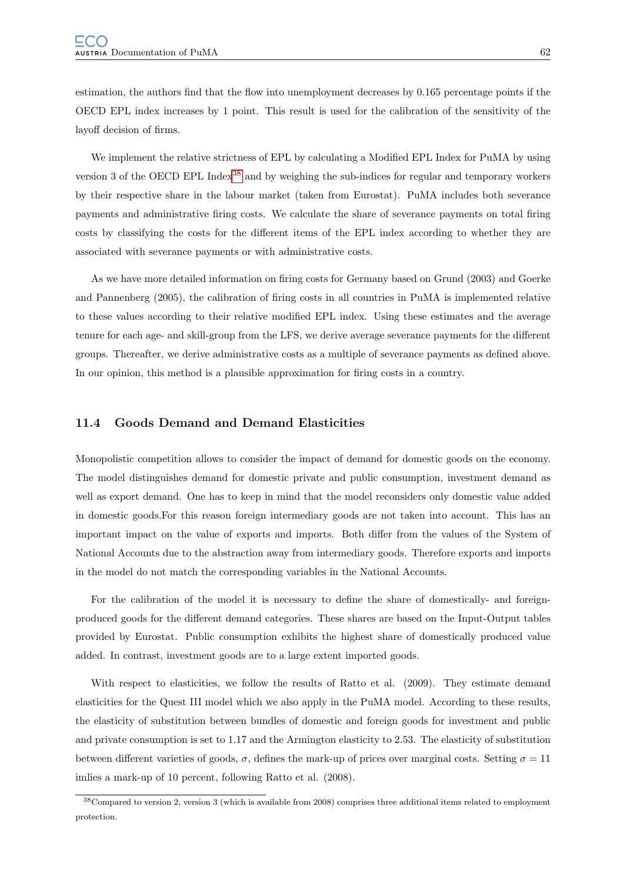estimation, the authors find that the flow into unemployment decreases by 0.165 percentage points if the OECD EPL index increases by 1 point. This result is used for the calibration of the sensitivity of the layoff decision of firms.

We implement the relative strictness of EPL by calculating a Modified EPL Index for PuMA by using version 3 of the OECD EPL Index[38] and by weighing the sub-indices for regular and temporary workers by their respective share in the labour market (taken from Eurostat). PuMA includes both severance payments and administrative firing costs. We calculate the share of severance payments on total firing costs by classifying the costs for the different items of the EPL index according to whether they are associated with severance payments or with administrative costs.

As we have more detailed information on firing costs for Germany based on Grund (2003) and Goerke and Pannenberg (2005), the calibration of firing costs in all countries in PuMA is implemented relative to these values according to their relative modified EPL index. Using these estimates and the average tenure for each age- and skill-group from the LFS, we derive average severance payments for the different groups. Thereafter, we derive administrative costs as a multiple of severance payments as defined above. In our opinion, this method is a plausible approximation for firing costs in a country.

### 11.4 Goods Demand and Demand Elasticities

Monopolistic competition allows to consider the impact of demand for domestic goods on the economy. The model distinguishes demand for domestic private and public consumption, investment demand as well as export demand. One has to keep in mind that the model reconsiders only domestic value added in domestic goods.For this reason foreign intermediary goods are not taken into account. This has an important impact on the value of exports and imports. Both differ from the values of the System of National Accounts due to the abstraction away from intermediary goods. Therefore exports and imports in the model do not match the corresponding variables in the National Accounts.

For the calibration of the model it is necessary to define the share of domestically- and foreign-produced goods for the different demand categories. These shares are based on the Input-Output tables provided by Eurostat. Public consumption exhibits the highest share of domestically produced value added. In contrast, investment goods are to a large extent imported goods.

With respect to elasticities, we follow the results of Ratto et al. (2009). They estimate demand elasticities for the Quest III model which we also apply in the PuMA model. According to these results, the elasticity of substitution between bundles of domestic and foreign goods for investment and public and private consumption is set to 1.17 and the Armington elasticity to 2.53. The elasticity of substitution between different varieties of goods, $\sigma$, defines the mark-up of prices over marginal costs. Setting $\sigma = 11$ imlies a mark-up of 10 percent, following Ratto et al. (2008).

[38] Compared to version 2, version 3 (which is available from 2008) comprises three additional items related to employment protection.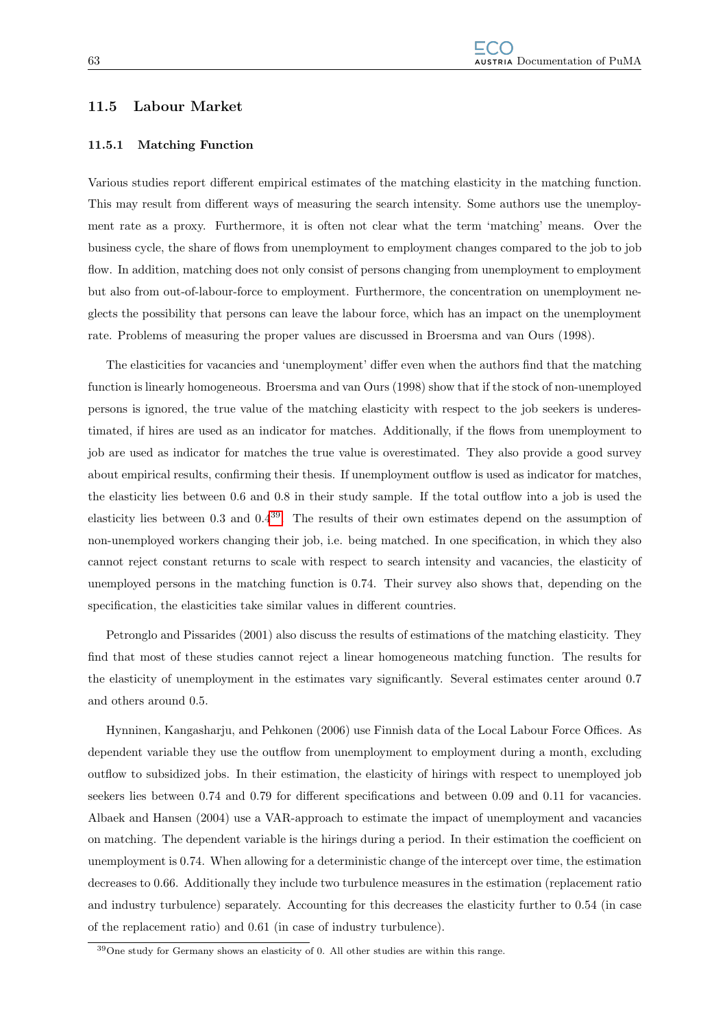## 11.5 Labour Market

### 11.5.1 Matching Function

Various studies report different empirical estimates of the matching elasticity in the matching function. This may result from different ways of measuring the search intensity. Some authors use the unemployment rate as a proxy. Furthermore, it is often not clear what the term 'matching' means. Over the business cycle, the share of flows from unemployment to employment changes compared to the job to job flow. In addition, matching does not only consist of persons changing from unemployment to employment but also from out-of-labour-force to employment. Furthermore, the concentration on unemployment neglects the possibility that persons can leave the labour force, which has an impact on the unemployment rate. Problems of measuring the proper values are discussed in Broersma and van Ours (1998).

The elasticities for vacancies and 'unemployment' differ even when the authors find that the matching function is linearly homogeneous. Broersma and van Ours (1998) show that if the stock of non-unemployed persons is ignored, the true value of the matching elasticity with respect to the job seekers is underestimated, if hires are used as an indicator for matches. Additionally, if the flows from unemployment to job are used as indicator for matches the true value is overestimated. They also provide a good survey about empirical results, confirming their thesis. If unemployment outflow is used as indicator for matches, the elasticity lies between 0.6 and 0.8 in their study sample. If the total outflow into a job is used the elasticity lies between 0.3 and 0.4[39]. The results of their own estimates depend on the assumption of non-unemployed workers changing their job, i.e. being matched. In one specification, in which they also cannot reject constant returns to scale with respect to search intensity and vacancies, the elasticity of unemployed persons in the matching function is 0.74. Their survey also shows that, depending on the specification, the elasticities take similar values in different countries.

Petronglo and Pissarides (2001) also discuss the results of estimations of the matching elasticity. They find that most of these studies cannot reject a linear homogeneous matching function. The results for the elasticity of unemployment in the estimates vary significantly. Several estimates center around 0.7 and others around 0.5.

Hynninen, Kangasharju, and Pehkonen (2006) use Finnish data of the Local Labour Force Offices. As dependent variable they use the outflow from unemployment to employment during a month, excluding outflow to subsidized jobs. In their estimation, the elasticity of hirings with respect to unemployed job seekers lies between 0.74 and 0.79 for different specifications and between 0.09 and 0.11 for vacancies. Albaek and Hansen (2004) use a VAR-approach to estimate the impact of unemployment and vacancies on matching. The dependent variable is the hirings during a period. In their estimation the coefficient on unemployment is 0.74. When allowing for a deterministic change of the intercept over time, the estimation decreases to 0.66. Additionally they include two turbulence measures in the estimation (replacement ratio and industry turbulence) separately. Accounting for this decreases the elasticity further to 0.54 (in case of the replacement ratio) and 0.61 (in case of industry turbulence).

[39] One study for Germany shows an elasticity of 0. All other studies are within this range.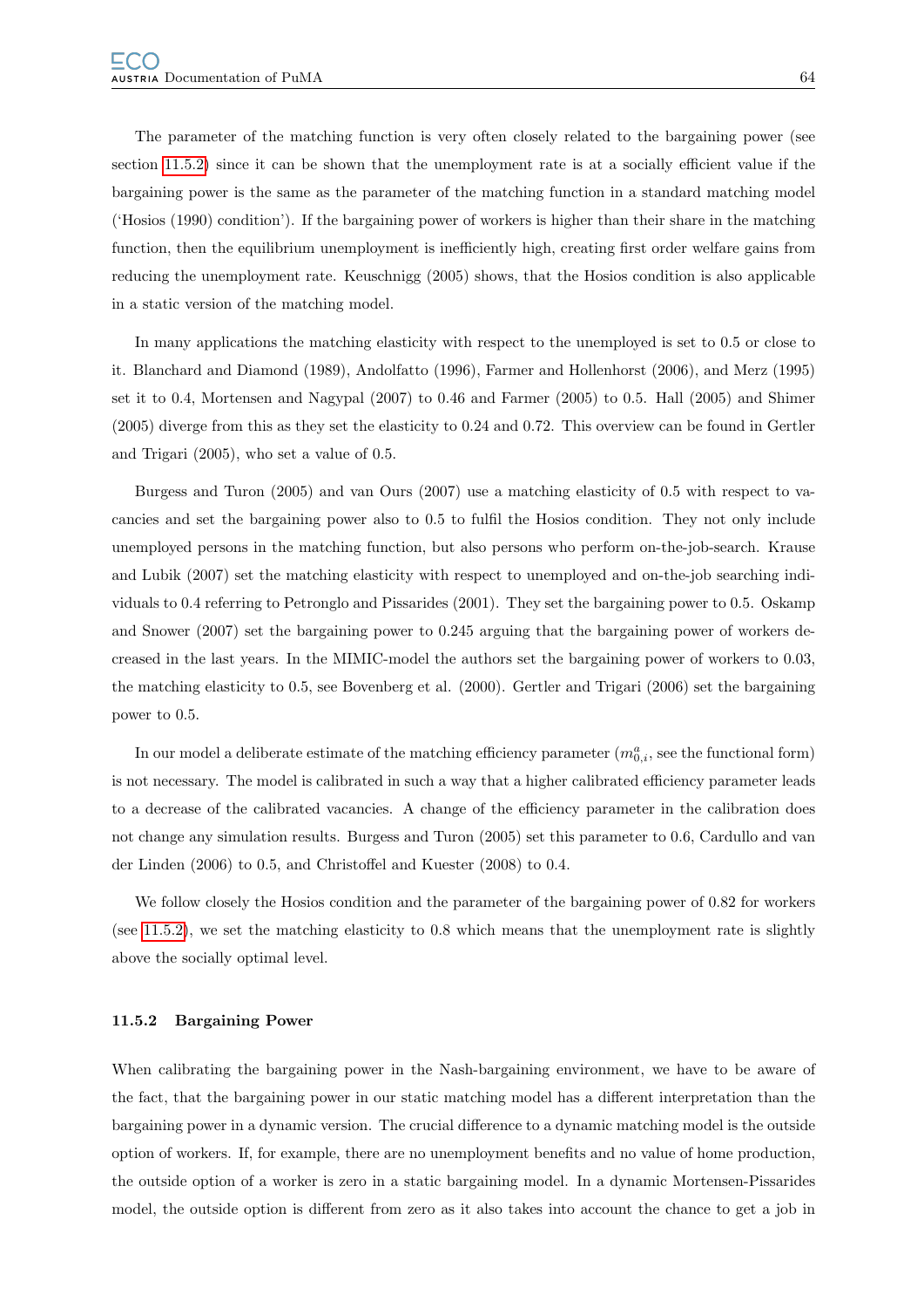The parameter of the matching function is very often closely related to the bargaining power (see section 11.5.2) since it can be shown that the unemployment rate is at a socially efficient value if the bargaining power is the same as the parameter of the matching function in a standard matching model ('Hosios (1990) condition'). If the bargaining power of workers is higher than their share in the matching function, then the equilibrium unemployment is inefficiently high, creating first order welfare gains from reducing the unemployment rate. Keuschnigg (2005) shows, that the Hosios condition is also applicable in a static version of the matching model.

In many applications the matching elasticity with respect to the unemployed is set to 0.5 or close to it. Blanchard and Diamond (1989), Andolfatto (1996), Farmer and Hollenhorst (2006), and Merz (1995) set it to 0.4, Mortensen and Nagypal (2007) to 0.46 and Farmer (2005) to 0.5. Hall (2005) and Shimer (2005) diverge from this as they set the elasticity to 0.24 and 0.72. This overview can be found in Gertler and Trigari (2005), who set a value of 0.5.

Burgess and Turon (2005) and van Ours (2007) use a matching elasticity of 0.5 with respect to vacancies and set the bargaining power also to 0.5 to fulfil the Hosios condition. They not only include unemployed persons in the matching function, but also persons who perform on-the-job-search. Krause and Lubik (2007) set the matching elasticity with respect to unemployed and on-the-job searching individuals to 0.4 referring to Petronglo and Pissarides (2001). They set the bargaining power to 0.5. Oskamp and Snower (2007) set the bargaining power to 0.245 arguing that the bargaining power of workers decreased in the last years. In the MIMIC-model the authors set the bargaining power of workers to 0.03, the matching elasticity to 0.5, see Bovenberg et al. (2000). Gertler and Trigari (2006) set the bargaining power to 0.5.

In our model a deliberate estimate of the matching efficiency parameter ($m^a_{0,i}$, see the functional form) is not necessary. The model is calibrated in such a way that a higher calibrated efficiency parameter leads to a decrease of the calibrated vacancies. A change of the efficiency parameter in the calibration does not change any simulation results. Burgess and Turon (2005) set this parameter to 0.6, Cardullo and van der Linden (2006) to 0.5, and Christoffel and Kuester (2008) to 0.4.

We follow closely the Hosios condition and the parameter of the bargaining power of 0.82 for workers (see 11.5.2), we set the matching elasticity to 0.8 which means that the unemployment rate is slightly above the socially optimal level.

#### 11.5.2 Bargaining Power

When calibrating the bargaining power in the Nash-bargaining environment, we have to be aware of the fact, that the bargaining power in our static matching model has a different interpretation than the bargaining power in a dynamic version. The crucial difference to a dynamic matching model is the outside option of workers. If, for example, there are no unemployment benefits and no value of home production, the outside option of a worker is zero in a static bargaining model. In a dynamic Mortensen-Pissarides model, the outside option is different from zero as it also takes into account the chance to get a job in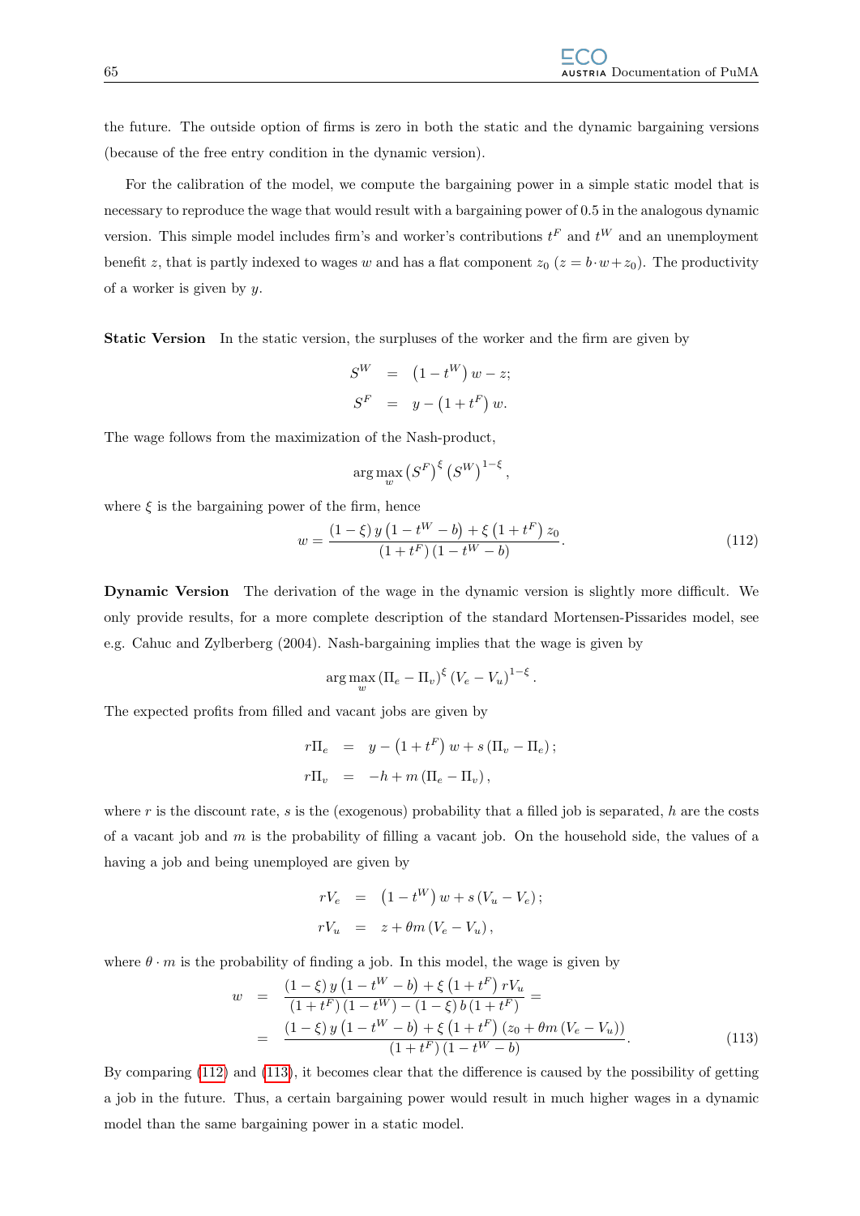the future. The outside option of firms is zero in both the static and the dynamic bargaining versions (because of the free entry condition in the dynamic version).

For the calibration of the model, we compute the bargaining power in a simple static model that is necessary to reproduce the wage that would result with a bargaining power of 0.5 in the analogous dynamic version. This simple model includes firm's and worker's contributions $t^F$ and $t^W$ and an unemployment benefit $z$, that is partly indexed to wages $w$ and has a flat component $z_0$ ($z = b \cdot w + z_0$). The productivity of a worker is given by $y$.

**Static Version** In the static version, the surpluses of the worker and the firm are given by

$$
\begin{aligned}
S^W &= \left(1 - t^W\right) w - z; \\
S^F &= y - \left(1 + t^F\right) w.
\end{aligned}
$$

The wage follows from the maximization of the Nash-product,

$$
\arg\max_w \left(S^F\right)^{\xi} \left(S^W\right)^{1-\xi},
$$

where $\xi$ is the bargaining power of the firm, hence

$$
w = \frac{(1-\xi)\, y \left(1 - t^W - b\right) + \xi \left(1 + t^F\right) z_0}{\left(1 + t^F\right)\left(1 - t^W - b\right)}. \tag{112}
$$

**Dynamic Version** The derivation of the wage in the dynamic version is slightly more difficult. We only provide results, for a more complete description of the standard Mortensen-Pissarides model, see e.g. Cahuc and Zylberberg (2004). Nash-bargaining implies that the wage is given by

$$
\arg\max_w \left(\Pi_e - \Pi_v\right)^{\xi} \left(V_e - V_u\right)^{1-\xi}.
$$

The expected profits from filled and vacant jobs are given by

$$
\begin{aligned}
r\Pi_e &= y - \left(1 + t^F\right) w + s\left(\Pi_v - \Pi_e\right); \\
r\Pi_v &= -h + m\left(\Pi_e - \Pi_v\right),
\end{aligned}
$$

where $r$ is the discount rate, $s$ is the (exogenous) probability that a filled job is separated, $h$ are the costs of a vacant job and $m$ is the probability of filling a vacant job. On the household side, the values of a having a job and being unemployed are given by

$$
\begin{aligned}
rV_e &= \left(1 - t^W\right) w + s\left(V_u - V_e\right); \\
rV_u &= z + \theta m \left(V_e - V_u\right),
\end{aligned}
$$

where $\theta \cdot m$ is the probability of finding a job. In this model, the wage is given by

$$
\begin{aligned}
w &= \frac{(1-\xi)\, y \left(1 - t^W - b\right) + \xi \left(1 + t^F\right) rV_u}{\left(1 + t^F\right)\left(1 - t^W\right) - (1-\xi)\, b \left(1 + t^F\right)} = \\
&= \frac{(1-\xi)\, y \left(1 - t^W - b\right) + \xi \left(1 + t^F\right)\left(z_0 + \theta m \left(V_e - V_u\right)\right)}{\left(1 + t^F\right)\left(1 - t^W - b\right)}.
\end{aligned} \tag{113}
$$

By comparing (112) and (113), it becomes clear that the difference is caused by the possibility of getting a job in the future. Thus, a certain bargaining power would result in much higher wages in a dynamic model than the same bargaining power in a static model.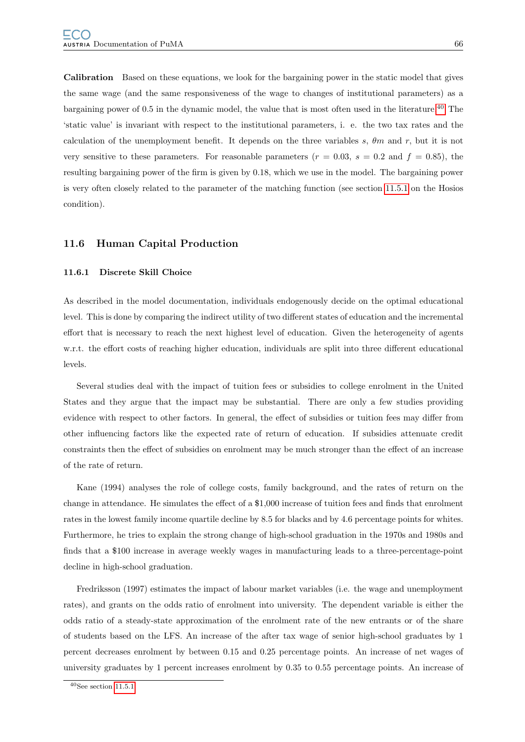**Calibration** Based on these equations, we look for the bargaining power in the static model that gives the same wage (and the same responsiveness of the wage to changes of institutional parameters) as a bargaining power of 0.5 in the dynamic model, the value that is most often used in the literature.[40] The 'static value' is invariant with respect to the institutional parameters, i. e. the two tax rates and the calculation of the unemployment benefit. It depends on the three variables $s$, $\theta m$ and $r$, but it is not very sensitive to these parameters. For reasonable parameters ($r = 0.03$, $s = 0.2$ and $f = 0.85$), the resulting bargaining power of the firm is given by 0.18, which we use in the model. The bargaining power is very often closely related to the parameter of the matching function (see section 11.5.1 on the Hosios condition).

## 11.6 Human Capital Production

### 11.6.1 Discrete Skill Choice

As described in the model documentation, individuals endogenously decide on the optimal educational level. This is done by comparing the indirect utility of two different states of education and the incremental effort that is necessary to reach the next highest level of education. Given the heterogeneity of agents w.r.t. the effort costs of reaching higher education, individuals are split into three different educational levels.

Several studies deal with the impact of tuition fees or subsidies to college enrolment in the United States and they argue that the impact may be substantial. There are only a few studies providing evidence with respect to other factors. In general, the effect of subsidies or tuition fees may differ from other influencing factors like the expected rate of return of education. If subsidies attenuate credit constraints then the effect of subsidies on enrolment may be much stronger than the effect of an increase of the rate of return.

Kane (1994) analyses the role of college costs, family background, and the rates of return on the change in attendance. He simulates the effect of a \$1,000 increase of tuition fees and finds that enrolment rates in the lowest family income quartile decline by 8.5 for blacks and by 4.6 percentage points for whites. Furthermore, he tries to explain the strong change of high-school graduation in the 1970s and 1980s and finds that a \$100 increase in average weekly wages in manufacturing leads to a three-percentage-point decline in high-school graduation.

Fredriksson (1997) estimates the impact of labour market variables (i.e. the wage and unemployment rates), and grants on the odds ratio of enrolment into university. The dependent variable is either the odds ratio of a steady-state approximation of the enrolment rate of the new entrants or of the share of students based on the LFS. An increase of the after tax wage of senior high-school graduates by 1 percent decreases enrolment by between 0.15 and 0.25 percentage points. An increase of net wages of university graduates by 1 percent increases enrolment by 0.35 to 0.55 percentage points. An increase of

[40] See section 11.5.1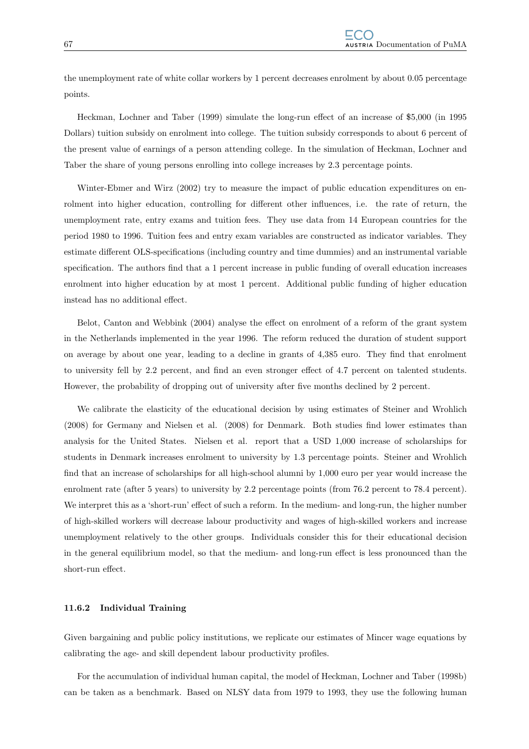the unemployment rate of white collar workers by 1 percent decreases enrolment by about 0.05 percentage points.

Heckman, Lochner and Taber (1999) simulate the long-run effect of an increase of $5,000 (in 1995 Dollars) tuition subsidy on enrolment into college. The tuition subsidy corresponds to about 6 percent of the present value of earnings of a person attending college. In the simulation of Heckman, Lochner and Taber the share of young persons enrolling into college increases by 2.3 percentage points.

Winter-Ebmer and Wirz (2002) try to measure the impact of public education expenditures on enrolment into higher education, controlling for different other influences, i.e. the rate of return, the unemployment rate, entry exams and tuition fees. They use data from 14 European countries for the period 1980 to 1996. Tuition fees and entry exam variables are constructed as indicator variables. They estimate different OLS-specifications (including country and time dummies) and an instrumental variable specification. The authors find that a 1 percent increase in public funding of overall education increases enrolment into higher education by at most 1 percent. Additional public funding of higher education instead has no additional effect.

Belot, Canton and Webbink (2004) analyse the effect on enrolment of a reform of the grant system in the Netherlands implemented in the year 1996. The reform reduced the duration of student support on average by about one year, leading to a decline in grants of 4,385 euro. They find that enrolment to university fell by 2.2 percent, and find an even stronger effect of 4.7 percent on talented students. However, the probability of dropping out of university after five months declined by 2 percent.

We calibrate the elasticity of the educational decision by using estimates of Steiner and Wrohlich (2008) for Germany and Nielsen et al. (2008) for Denmark. Both studies find lower estimates than analysis for the United States. Nielsen et al. report that a USD 1,000 increase of scholarships for students in Denmark increases enrolment to university by 1.3 percentage points. Steiner and Wrohlich find that an increase of scholarships for all high-school alumni by 1,000 euro per year would increase the enrolment rate (after 5 years) to university by 2.2 percentage points (from 76.2 percent to 78.4 percent). We interpret this as a 'short-run' effect of such a reform. In the medium- and long-run, the higher number of high-skilled workers will decrease labour productivity and wages of high-skilled workers and increase unemployment relatively to the other groups. Individuals consider this for their educational decision in the general equilibrium model, so that the medium- and long-run effect is less pronounced than the short-run effect.

#### 11.6.2 Individual Training

Given bargaining and public policy institutions, we replicate our estimates of Mincer wage equations by calibrating the age- and skill dependent labour productivity profiles.

For the accumulation of individual human capital, the model of Heckman, Lochner and Taber (1998b) can be taken as a benchmark. Based on NLSY data from 1979 to 1993, they use the following human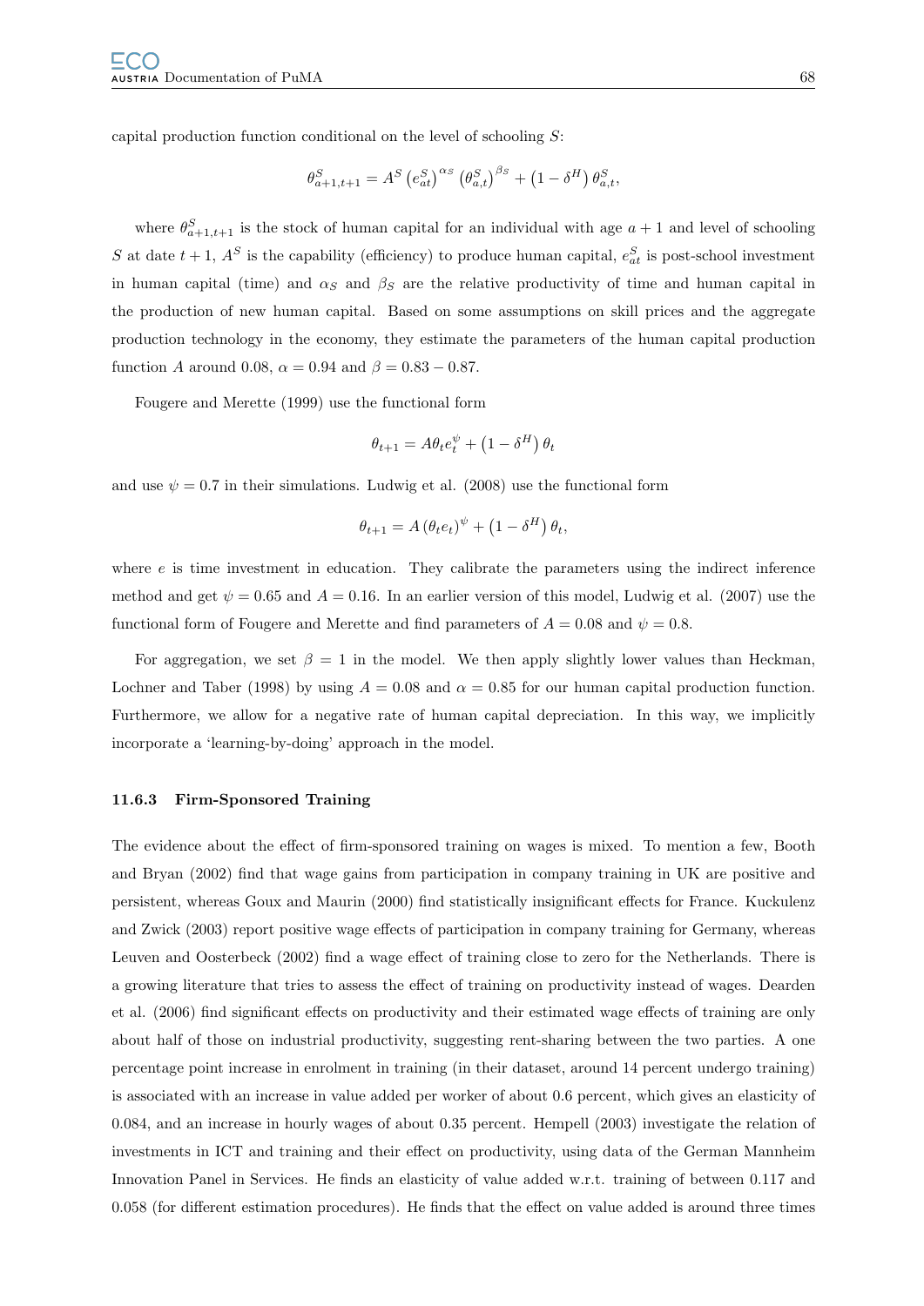capital production function conditional on the level of schooling $S$:

$$\theta^S_{a+1,t+1} = A^S \left(e^S_{at}\right)^{\alpha_S} \left(\theta^S_{a,t}\right)^{\beta_S} + \left(1-\delta^H\right)\theta^S_{a,t},$$

where $\theta^S_{a+1,t+1}$ is the stock of human capital for an individual with age $a+1$ and level of schooling $S$ at date $t+1$, $A^S$ is the capability (efficiency) to produce human capital, $e^S_{at}$ is post-school investment in human capital (time) and $\alpha_S$ and $\beta_S$ are the relative productivity of time and human capital in the production of new human capital. Based on some assumptions on skill prices and the aggregate production technology in the economy, they estimate the parameters of the human capital production function $A$ around 0.08, $\alpha = 0.94$ and $\beta = 0.83 - 0.87$.

Fougere and Merette (1999) use the functional form

$$\theta_{t+1} = A\theta_t e_t^{\psi} + \left(1-\delta^H\right)\theta_t$$

and use $\psi = 0.7$ in their simulations. Ludwig et al. (2008) use the functional form

$$\theta_{t+1} = A\left(\theta_t e_t\right)^{\psi} + \left(1-\delta^H\right)\theta_t,$$

where $e$ is time investment in education. They calibrate the parameters using the indirect inference method and get $\psi = 0.65$ and $A = 0.16$. In an earlier version of this model, Ludwig et al. (2007) use the functional form of Fougere and Merette and find parameters of $A = 0.08$ and $\psi = 0.8$.

For aggregation, we set $\beta = 1$ in the model. We then apply slightly lower values than Heckman, Lochner and Taber (1998) by using $A = 0.08$ and $\alpha = 0.85$ for our human capital production function. Furthermore, we allow for a negative rate of human capital depreciation. In this way, we implicitly incorporate a 'learning-by-doing' approach in the model.

### 11.6.3 Firm-Sponsored Training

The evidence about the effect of firm-sponsored training on wages is mixed. To mention a few, Booth and Bryan (2002) find that wage gains from participation in company training in UK are positive and persistent, whereas Goux and Maurin (2000) find statistically insignificant effects for France. Kuckulenz and Zwick (2003) report positive wage effects of participation in company training for Germany, whereas Leuven and Oosterbeck (2002) find a wage effect of training close to zero for the Netherlands. There is a growing literature that tries to assess the effect of training on productivity instead of wages. Dearden et al. (2006) find significant effects on productivity and their estimated wage effects of training are only about half of those on industrial productivity, suggesting rent-sharing between the two parties. A one percentage point increase in enrolment in training (in their dataset, around 14 percent undergo training) is associated with an increase in value added per worker of about 0.6 percent, which gives an elasticity of 0.084, and an increase in hourly wages of about 0.35 percent. Hempell (2003) investigate the relation of investments in ICT and training and their effect on productivity, using data of the German Mannheim Innovation Panel in Services. He finds an elasticity of value added w.r.t. training of between 0.117 and 0.058 (for different estimation procedures). He finds that the effect on value added is around three times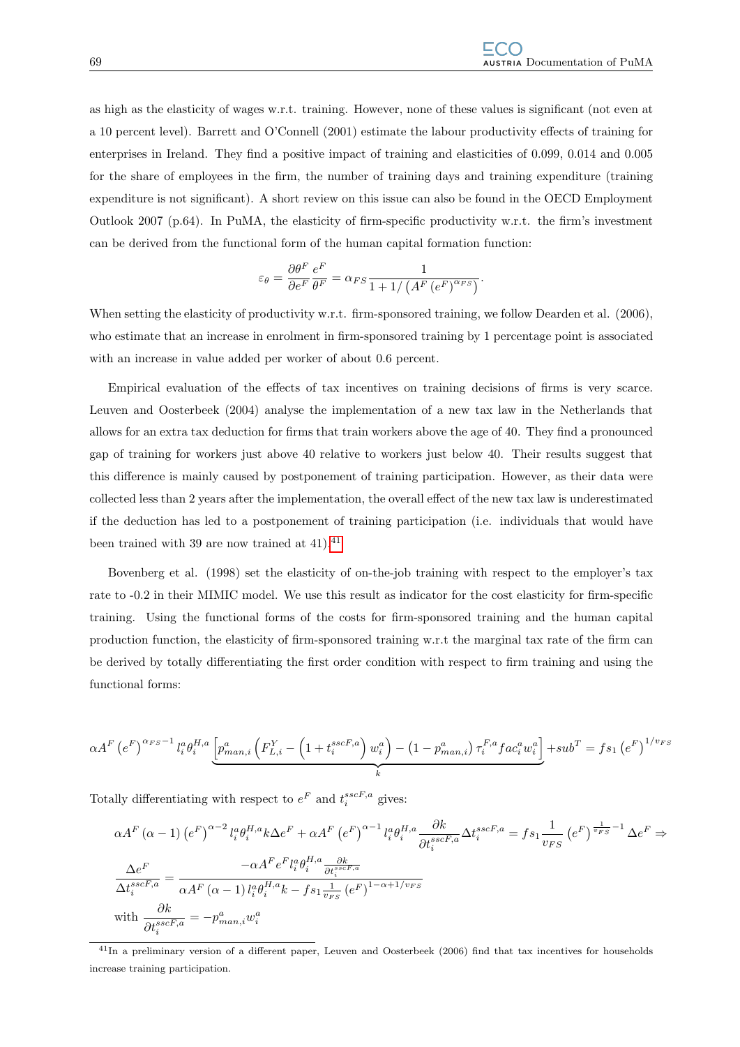as high as the elasticity of wages w.r.t. training. However, none of these values is significant (not even at a 10 percent level). Barrett and O'Connell (2001) estimate the labour productivity effects of training for enterprises in Ireland. They find a positive impact of training and elasticities of 0.099, 0.014 and 0.005 for the share of employees in the firm, the number of training days and training expenditure (training expenditure is not significant). A short review on this issue can also be found in the OECD Employment Outlook 2007 (p.64). In PuMA, the elasticity of firm-specific productivity w.r.t. the firm's investment can be derived from the functional form of the human capital formation function:

$$\varepsilon_\theta = \frac{\partial \theta^F}{\partial e^F}\frac{e^F}{\theta^F} = \alpha_{FS}\frac{1}{1+1/\left(A^F\left(e^F\right)^{\alpha_{FS}}\right)}.$$

When setting the elasticity of productivity w.r.t. firm-sponsored training, we follow Dearden et al. (2006), who estimate that an increase in enrolment in firm-sponsored training by 1 percentage point is associated with an increase in value added per worker of about 0.6 percent.

Empirical evaluation of the effects of tax incentives on training decisions of firms is very scarce. Leuven and Oosterbeek (2004) analyse the implementation of a new tax law in the Netherlands that allows for an extra tax deduction for firms that train workers above the age of 40. They find a pronounced gap of training for workers just above 40 relative to workers just below 40. Their results suggest that this difference is mainly caused by postponement of training participation. However, as their data were collected less than 2 years after the implementation, the overall effect of the new tax law is underestimated if the deduction has led to a postponement of training participation (i.e. individuals that would have been trained with 39 are now trained at 41).[41]

Bovenberg et al. (1998) set the elasticity of on-the-job training with respect to the employer's tax rate to -0.2 in their MIMIC model. We use this result as indicator for the cost elasticity for firm-specific training. Using the functional forms of the costs for firm-sponsored training and the human capital production function, the elasticity of firm-sponsored training w.r.t the marginal tax rate of the firm can be derived by totally differentiating the first order condition with respect to firm training and using the functional forms:

$$\alpha A^F\left(e^F\right)^{\alpha_{FS}-1} l_i^a \theta_i^{H,a} \underbrace{\left[p_{man,i}^a\left(F_{L,i}^Y-\left(1+t_i^{sscF,a}\right)w_i^a\right)-\left(1-p_{man,i}^a\right)\tau_i^{F,a} fac_i^a w_i^a\right]}_{k} + sub^T = fs_1\left(e^F\right)^{1/v_{FS}}$$

Totally differentiating with respect to $e^F$ and $t_i^{sscF,a}$ gives:

$$\alpha A^F(\alpha-1)\left(e^F\right)^{\alpha-2} l_i^a\theta_i^{H,a} k\Delta e^F + \alpha A^F\left(e^F\right)^{\alpha-1} l_i^a\theta_i^{H,a}\frac{\partial k}{\partial t_i^{sscF,a}}\Delta t_i^{sscF,a} = fs_1\frac{1}{v_{FS}}\left(e^F\right)^{\frac{1}{v_{FS}}-1}\Delta e^F \Rightarrow$$

$$\frac{\Delta e^F}{\Delta t_i^{sscF,a}} = \frac{-\alpha A^F e^F l_i^a\theta_i^{H,a}\frac{\partial k}{\partial t_i^{sscF,a}}}{\alpha A^F(\alpha-1) l_i^a\theta_i^{H,a} k - fs_1\frac{1}{v_{FS}}\left(e^F\right)^{1-\alpha+1/v_{FS}}}$$

$$\text{with } \frac{\partial k}{\partial t_i^{sscF,a}} = -p_{man,i}^a w_i^a$$

[41] In a preliminary version of a different paper, Leuven and Oosterbeek (2006) find that tax incentives for households increase training participation.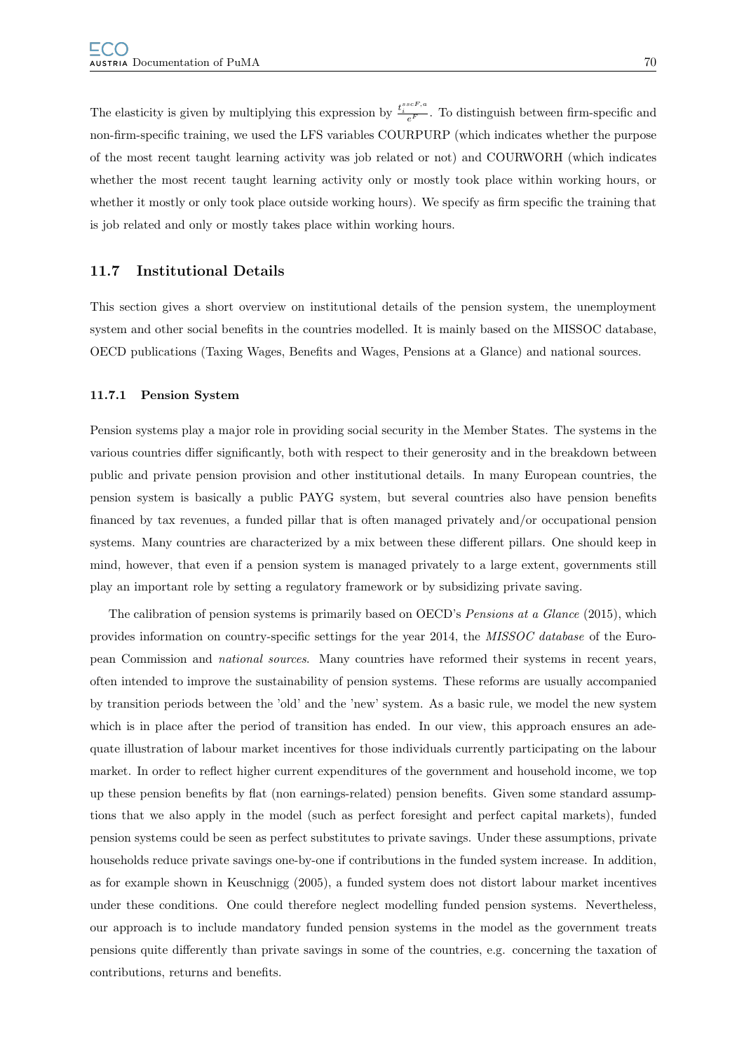The elasticity is given by multiplying this expression by $\frac{t_i^{sscF,a}}{e^F}$. To distinguish between firm-specific and non-firm-specific training, we used the LFS variables COURPURP (which indicates whether the purpose of the most recent taught learning activity was job related or not) and COURWORH (which indicates whether the most recent taught learning activity only or mostly took place within working hours, or whether it mostly or only took place outside working hours). We specify as firm specific the training that is job related and only or mostly takes place within working hours.

## 11.7 Institutional Details

This section gives a short overview on institutional details of the pension system, the unemployment system and other social benefits in the countries modelled. It is mainly based on the MISSOC database, OECD publications (Taxing Wages, Benefits and Wages, Pensions at a Glance) and national sources.

### 11.7.1 Pension System

Pension systems play a major role in providing social security in the Member States. The systems in the various countries differ significantly, both with respect to their generosity and in the breakdown between public and private pension provision and other institutional details. In many European countries, the pension system is basically a public PAYG system, but several countries also have pension benefits financed by tax revenues, a funded pillar that is often managed privately and/or occupational pension systems. Many countries are characterized by a mix between these different pillars. One should keep in mind, however, that even if a pension system is managed privately to a large extent, governments still play an important role by setting a regulatory framework or by subsidizing private saving.

The calibration of pension systems is primarily based on OECD's *Pensions at a Glance* (2015), which provides information on country-specific settings for the year 2014, the *MISSOC database* of the European Commission and *national sources*. Many countries have reformed their systems in recent years, often intended to improve the sustainability of pension systems. These reforms are usually accompanied by transition periods between the 'old' and the 'new' system. As a basic rule, we model the new system which is in place after the period of transition has ended. In our view, this approach ensures an adequate illustration of labour market incentives for those individuals currently participating on the labour market. In order to reflect higher current expenditures of the government and household income, we top up these pension benefits by flat (non earnings-related) pension benefits. Given some standard assumptions that we also apply in the model (such as perfect foresight and perfect capital markets), funded pension systems could be seen as perfect substitutes to private savings. Under these assumptions, private households reduce private savings one-by-one if contributions in the funded system increase. In addition, as for example shown in Keuschnigg (2005), a funded system does not distort labour market incentives under these conditions. One could therefore neglect modelling funded pension systems. Nevertheless, our approach is to include mandatory funded pension systems in the model as the government treats pensions quite differently than private savings in some of the countries, e.g. concerning the taxation of contributions, returns and benefits.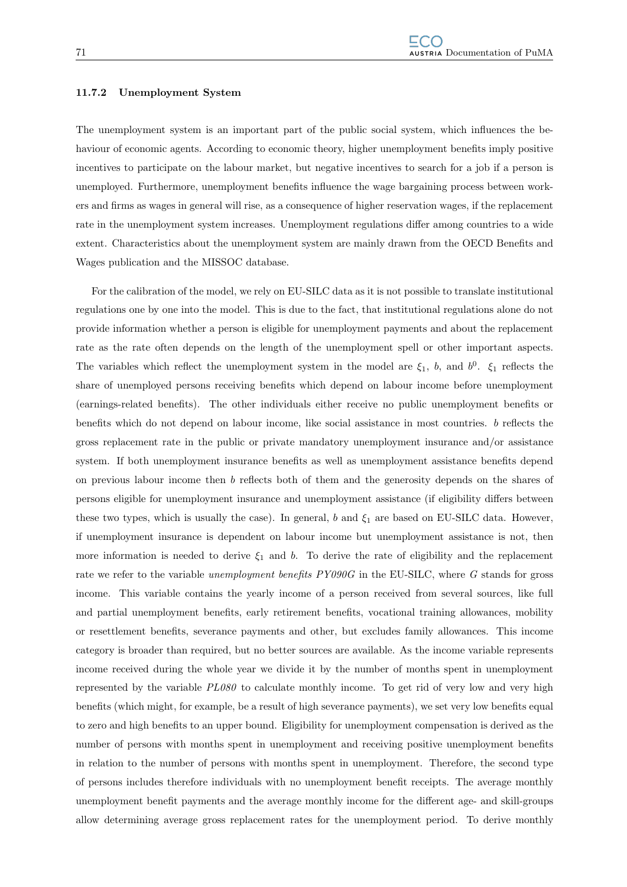### 11.7.2 Unemployment System

The unemployment system is an important part of the public social system, which influences the behaviour of economic agents. According to economic theory, higher unemployment benefits imply positive incentives to participate on the labour market, but negative incentives to search for a job if a person is unemployed. Furthermore, unemployment benefits influence the wage bargaining process between workers and firms as wages in general will rise, as a consequence of higher reservation wages, if the replacement rate in the unemployment system increases. Unemployment regulations differ among countries to a wide extent. Characteristics about the unemployment system are mainly drawn from the OECD Benefits and Wages publication and the MISSOC database.

For the calibration of the model, we rely on EU-SILC data as it is not possible to translate institutional regulations one by one into the model. This is due to the fact, that institutional regulations alone do not provide information whether a person is eligible for unemployment payments and about the replacement rate as the rate often depends on the length of the unemployment spell or other important aspects. The variables which reflect the unemployment system in the model are $\xi_1$, $b$, and $b^0$. $\xi_1$ reflects the share of unemployed persons receiving benefits which depend on labour income before unemployment (earnings-related benefits). The other individuals either receive no public unemployment benefits or benefits which do not depend on labour income, like social assistance in most countries. $b$ reflects the gross replacement rate in the public or private mandatory unemployment insurance and/or assistance system. If both unemployment insurance benefits as well as unemployment assistance benefits depend on previous labour income then $b$ reflects both of them and the generosity depends on the shares of persons eligible for unemployment insurance and unemployment assistance (if eligibility differs between these two types, which is usually the case). In general, $b$ and $\xi_1$ are based on EU-SILC data. However, if unemployment insurance is dependent on labour income but unemployment assistance is not, then more information is needed to derive $\xi_1$ and $b$. To derive the rate of eligibility and the replacement rate we refer to the variable *unemployment benefits PY090G* in the EU-SILC, where $G$ stands for gross income. This variable contains the yearly income of a person received from several sources, like full and partial unemployment benefits, early retirement benefits, vocational training allowances, mobility or resettlement benefits, severance payments and other, but excludes family allowances. This income category is broader than required, but no better sources are available. As the income variable represents income received during the whole year we divide it by the number of months spent in unemployment represented by the variable *PL080* to calculate monthly income. To get rid of very low and very high benefits (which might, for example, be a result of high severance payments), we set very low benefits equal to zero and high benefits to an upper bound. Eligibility for unemployment compensation is derived as the number of persons with months spent in unemployment and receiving positive unemployment benefits in relation to the number of persons with months spent in unemployment. Therefore, the second type of persons includes therefore individuals with no unemployment benefit receipts. The average monthly unemployment benefit payments and the average monthly income for the different age- and skill-groups allow determining average gross replacement rates for the unemployment period. To derive monthly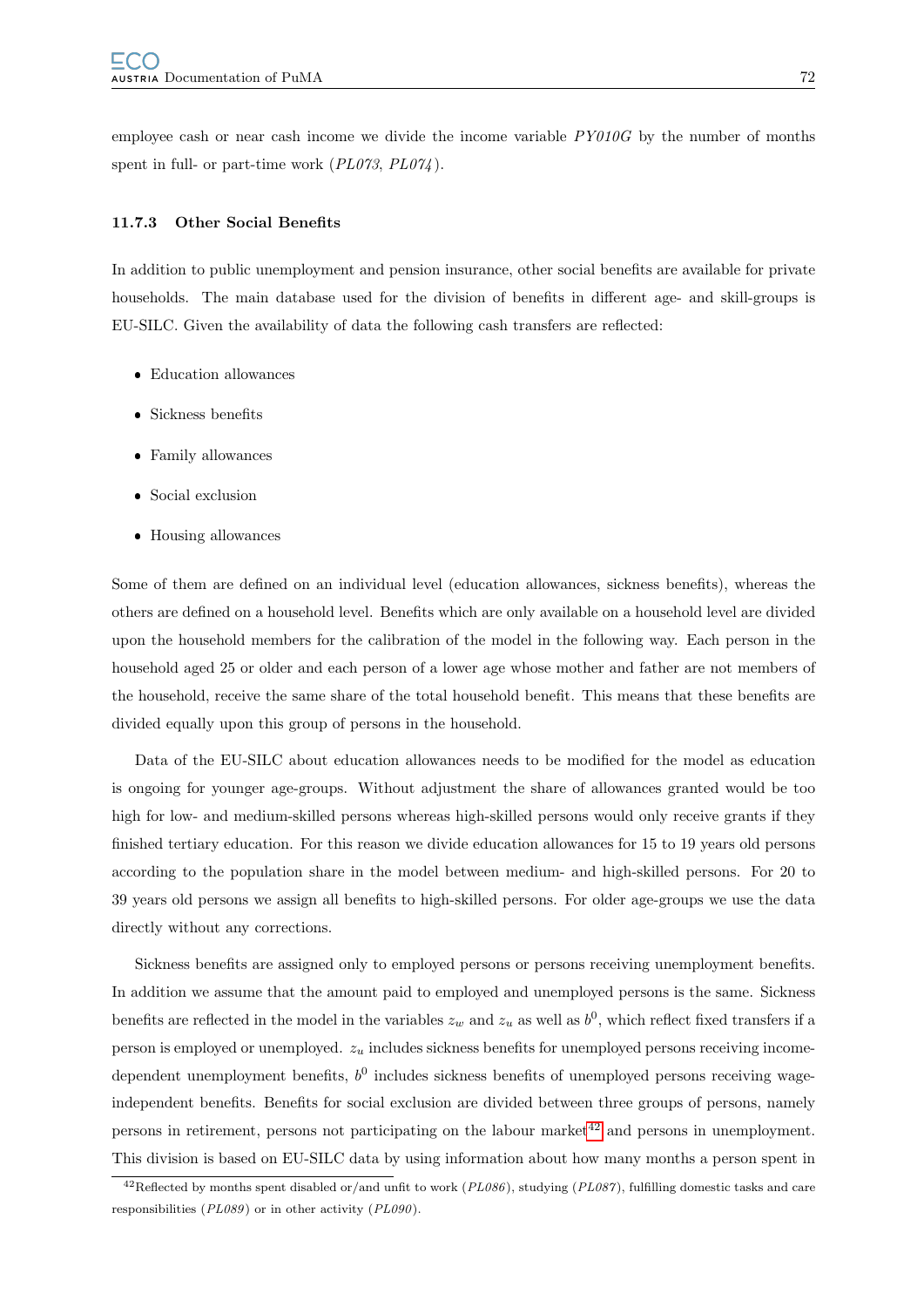employee cash or near cash income we divide the income variable *PY010G* by the number of months spent in full- or part-time work (*PL073*, *PL074*).

### 11.7.3 Other Social Benefits

In addition to public unemployment and pension insurance, other social benefits are available for private households. The main database used for the division of benefits in different age- and skill-groups is EU-SILC. Given the availability of data the following cash transfers are reflected:

- Education allowances
- Sickness benefits
- Family allowances
- Social exclusion
- Housing allowances

Some of them are defined on an individual level (education allowances, sickness benefits), whereas the others are defined on a household level. Benefits which are only available on a household level are divided upon the household members for the calibration of the model in the following way. Each person in the household aged 25 or older and each person of a lower age whose mother and father are not members of the household, receive the same share of the total household benefit. This means that these benefits are divided equally upon this group of persons in the household.

Data of the EU-SILC about education allowances needs to be modified for the model as education is ongoing for younger age-groups. Without adjustment the share of allowances granted would be too high for low- and medium-skilled persons whereas high-skilled persons would only receive grants if they finished tertiary education. For this reason we divide education allowances for 15 to 19 years old persons according to the population share in the model between medium- and high-skilled persons. For 20 to 39 years old persons we assign all benefits to high-skilled persons. For older age-groups we use the data directly without any corrections.

Sickness benefits are assigned only to employed persons or persons receiving unemployment benefits. In addition we assume that the amount paid to employed and unemployed persons is the same. Sickness benefits are reflected in the model in the variables $z_w$ and $z_u$ as well as $b^0$, which reflect fixed transfers if a person is employed or unemployed. $z_u$ includes sickness benefits for unemployed persons receiving income-dependent unemployment benefits, $b^0$ includes sickness benefits of unemployed persons receiving wage-independent benefits. Benefits for social exclusion are divided between three groups of persons, namely persons in retirement, persons not participating on the labour market[42] and persons in unemployment. This division is based on EU-SILC data by using information about how many months a person spent in

[42] Reflected by months spent disabled or/and unfit to work (*PL086*), studying (*PL087*), fulfilling domestic tasks and care responsibilities (*PL089*) or in other activity (*PL090*).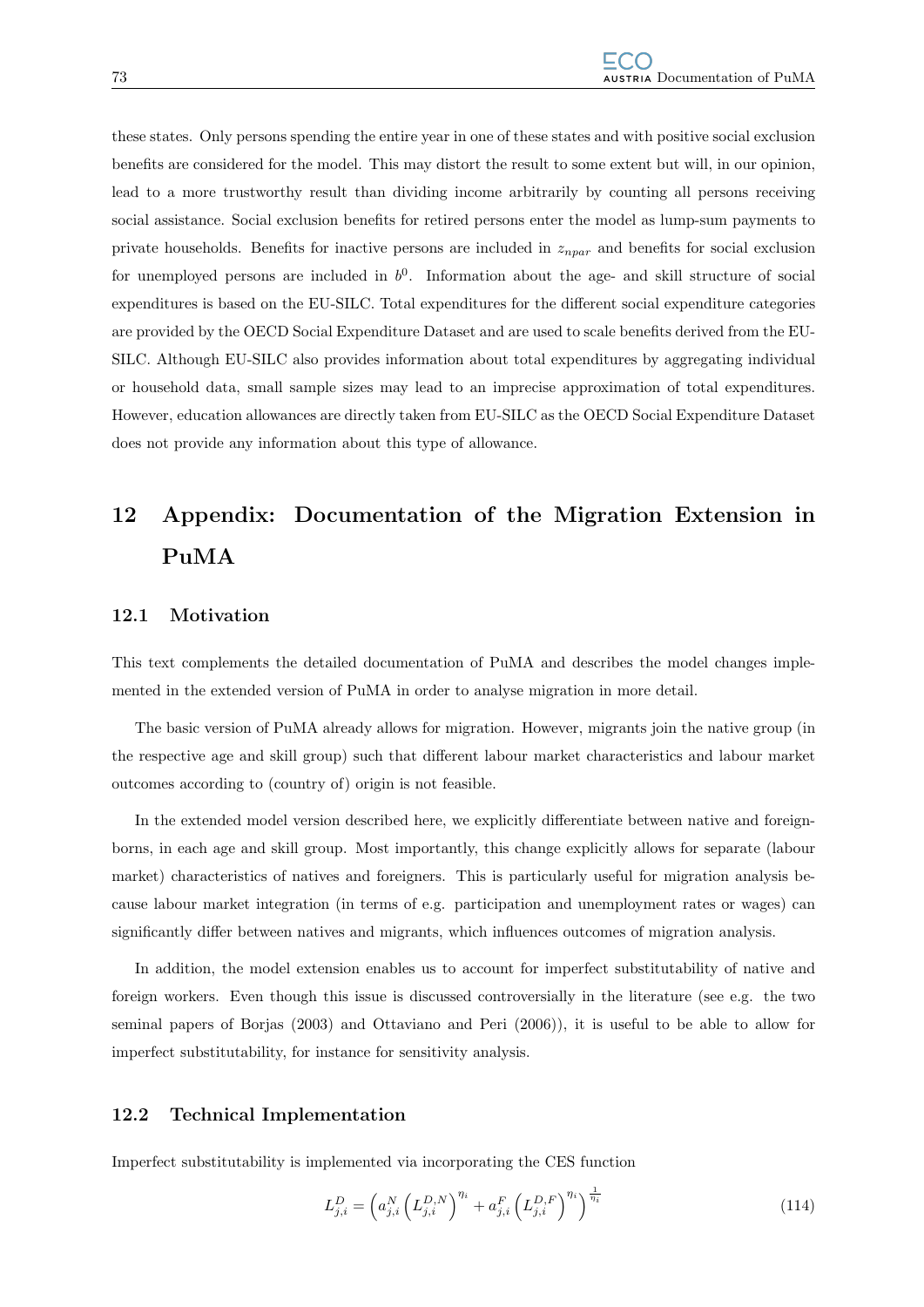these states. Only persons spending the entire year in one of these states and with positive social exclusion benefits are considered for the model. This may distort the result to some extent but will, in our opinion, lead to a more trustworthy result than dividing income arbitrarily by counting all persons receiving social assistance. Social exclusion benefits for retired persons enter the model as lump-sum payments to private households. Benefits for inactive persons are included in $z_{npar}$ and benefits for social exclusion for unemployed persons are included in $b^0$. Information about the age- and skill structure of social expenditures is based on the EU-SILC. Total expenditures for the different social expenditure categories are provided by the OECD Social Expenditure Dataset and are used to scale benefits derived from the EU-SILC. Although EU-SILC also provides information about total expenditures by aggregating individual or household data, small sample sizes may lead to an imprecise approximation of total expenditures. However, education allowances are directly taken from EU-SILC as the OECD Social Expenditure Dataset does not provide any information about this type of allowance.

# 12 Appendix: Documentation of the Migration Extension in PuMA

## 12.1 Motivation

This text complements the detailed documentation of PuMA and describes the model changes implemented in the extended version of PuMA in order to analyse migration in more detail.

The basic version of PuMA already allows for migration. However, migrants join the native group (in the respective age and skill group) such that different labour market characteristics and labour market outcomes according to (country of) origin is not feasible.

In the extended model version described here, we explicitly differentiate between native and foreign-borns, in each age and skill group. Most importantly, this change explicitly allows for separate (labour market) characteristics of natives and foreigners. This is particularly useful for migration analysis because labour market integration (in terms of e.g. participation and unemployment rates or wages) can significantly differ between natives and migrants, which influences outcomes of migration analysis.

In addition, the model extension enables us to account for imperfect substitutability of native and foreign workers. Even though this issue is discussed controversially in the literature (see e.g. the two seminal papers of Borjas (2003) and Ottaviano and Peri (2006)), it is useful to be able to allow for imperfect substitutability, for instance for sensitivity analysis.

## 12.2 Technical Implementation

Imperfect substitutability is implemented via incorporating the CES function

$$L_{j,i}^{D} = \left( a_{j,i}^{N} \left( L_{j,i}^{D,N} \right)^{\eta_i} + a_{j,i}^{F} \left( L_{j,i}^{D,F} \right)^{\eta_i} \right)^{\frac{1}{\eta_i}} \tag{114}$$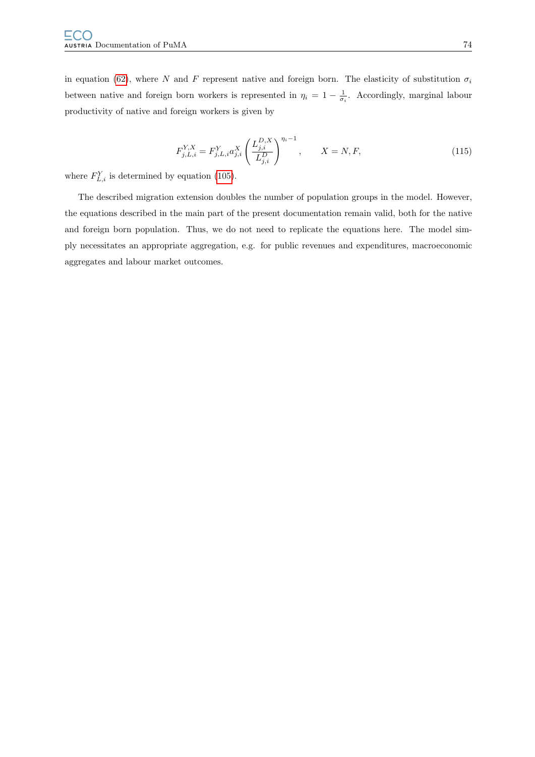in equation (62), where $N$ and $F$ represent native and foreign born. The elasticity of substitution $\sigma_i$ between native and foreign born workers is represented in $\eta_i = 1 - \frac{1}{\sigma_i}$. Accordingly, marginal labour productivity of native and foreign workers is given by

$$F^{Y,X}_{j,L,i} = F^{Y}_{j,L,i} a^{X}_{j,i} \left( \frac{L^{D,X}_{j,i}}{L^{D}_{j,i}} \right)^{\eta_i - 1}, \qquad X = N, F, \tag{115}$$

where $F^{Y}_{L,i}$ is determined by equation (105).

The described migration extension doubles the number of population groups in the model. However, the equations described in the main part of the present documentation remain valid, both for the native and foreign born population. Thus, we do not need to replicate the equations here. The model simply necessitates an appropriate aggregation, e.g. for public revenues and expenditures, macroeconomic aggregates and labour market outcomes.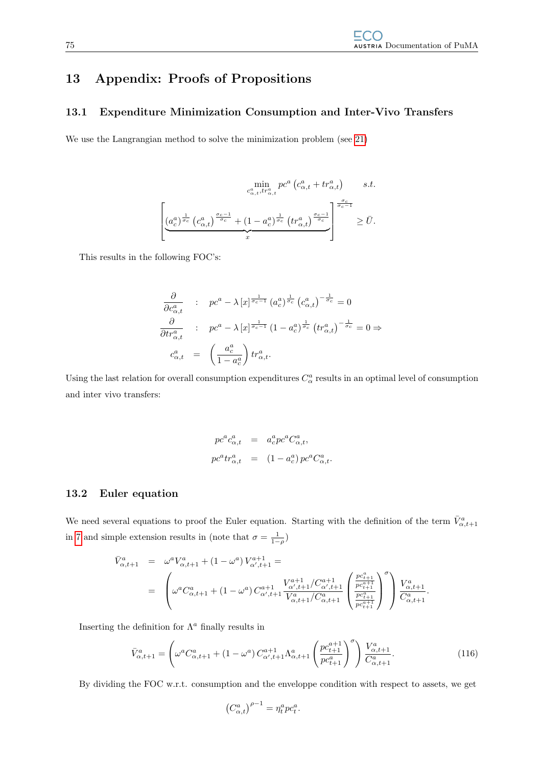# 13 Appendix: Proofs of Propositions

## 13.1 Expenditure Minimization Consumption and Inter-Vivo Transfers

We use the Langrangian method to solve the minimization problem (see 21)

$$\min_{c^a_{\alpha,t}, tr^a_{\alpha,t}} pc^a \left(c^a_{\alpha,t} + tr^a_{\alpha,t}\right) \qquad s.t.$$

$$\Bigg[\underbrace{\left(a^a_c\right)^{\frac{1}{\sigma_c}} \left(c^a_{\alpha,t}\right)^{\frac{\sigma_c-1}{\sigma_c}} + \left(1-a^a_c\right)^{\frac{1}{\sigma_c}} \left(tr^a_{\alpha,t}\right)^{\frac{\sigma_c-1}{\sigma_c}}}_{x}\Bigg]^{\frac{\sigma_c}{\sigma_c-1}} \geq \bar{U}.$$

This results in the following FOC's:

$$\begin{aligned}
\frac{\partial}{\partial c^a_{\alpha,t}} &: \quad pc^a - \lambda \left[x\right]^{\frac{1}{\sigma_c-1}} \left(a^a_c\right)^{\frac{1}{\sigma_c}} \left(c^a_{\alpha,t}\right)^{-\frac{1}{\sigma_c}} = 0 \\
\frac{\partial}{\partial tr^a_{\alpha,t}} &: \quad pc^a - \lambda \left[x\right]^{\frac{1}{\sigma_c-1}} \left(1-a^a_c\right)^{\frac{1}{\sigma_c}} \left(tr^a_{\alpha,t}\right)^{-\frac{1}{\sigma_c}} = 0 \Rightarrow \\
c^a_{\alpha,t} &= \left(\frac{a^a_c}{1-a^a_c}\right) tr^a_{\alpha,t}.
\end{aligned}$$

Using the last relation for overall consumption expenditures $C^a_\alpha$ results in an optimal level of consumption and inter vivo transfers:

$$\begin{aligned}
pc^a c^a_{\alpha,t} &= a^a_c pc^a C^a_{\alpha,t}, \\
pc^a tr^a_{\alpha,t} &= \left(1-a^a_c\right) pc^a C^a_{\alpha,t}.
\end{aligned}$$

## 13.2 Euler equation

We need several equations to proof the Euler equation. Starting with the definition of the term $\bar{V}^a_{\alpha,t+1}$ in 7 and simple extension results in (note that $\sigma = \frac{1}{1-\rho}$)

$$\begin{aligned}
\bar{V}^a_{\alpha,t+1} &= \omega^a V^a_{\alpha,t+1} + \left(1-\omega^a\right) V^{a+1}_{\alpha',t+1} = \\
&= \left(\omega^a C^a_{\alpha,t+1} + \left(1-\omega^a\right) C^{a+1}_{\alpha',t+1} \frac{V^{a+1}_{\alpha',t+1}/C^{a+1}_{\alpha',t+1}}{V^a_{\alpha,t+1}/C^a_{\alpha,t+1}} \left(\frac{\frac{pc^a_{t+1}}{pc^{a+1}_{t+1}}}{\frac{pc^a_{t+1}}{pc^{a+1}_{t+1}}}\right)^\sigma\right) \frac{V^a_{\alpha,t+1}}{C^a_{\alpha,t+1}}.
\end{aligned}$$

Inserting the definition for $\Lambda^a$ finally results in

$$\bar{V}^a_{\alpha,t+1} = \left(\omega^a C^a_{\alpha,t+1} + \left(1-\omega^a\right) C^{a+1}_{\alpha',t+1} \Lambda^a_{\alpha,t+1} \left(\frac{pc^{a+1}_{t+1}}{pc^a_{t+1}}\right)^\sigma\right) \frac{V^a_{\alpha,t+1}}{C^a_{\alpha,t+1}}. \tag{116}$$

By dividing the FOC w.r.t. consumption and the enveloppe condition with respect to assets, we get

$$\left(C^a_{\alpha,t}\right)^{\rho-1} = \eta^a_t pc^a_t.$$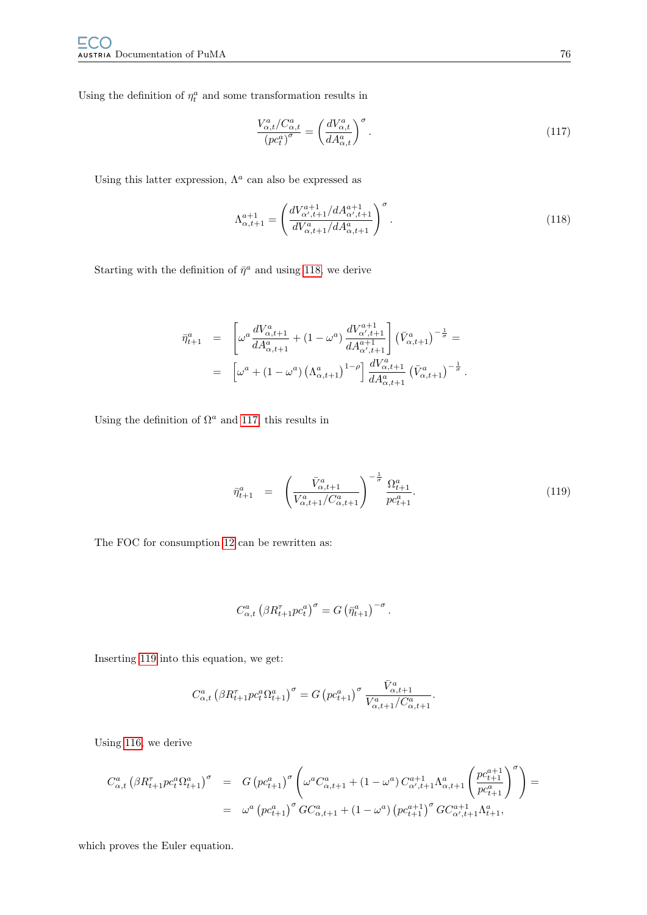Using the definition of $\eta_t^a$ and some transformation results in

$$\frac{V_{\alpha,t}^a / C_{\alpha,t}^a}{\left(pc_t^a\right)^\sigma} = \left(\frac{dV_{\alpha,t}^a}{dA_{\alpha,t}^a}\right)^\sigma. \tag{117}$$

Using this latter expression, $\Lambda^a$ can also be expressed as

$$\Lambda_{\alpha,t+1}^{a+1} = \left(\frac{dV_{\alpha',t+1}^{a+1}/dA_{\alpha',t+1}^{a+1}}{dV_{\alpha,t+1}^{a}/dA_{\alpha,t+1}^{a}}\right)^\sigma. \tag{118}$$

Starting with the definition of $\bar{\eta}^a$ and using 118, we derive

$$\begin{aligned}
\bar{\eta}_{t+1}^a &= \left[\omega^a \frac{dV_{\alpha,t+1}^a}{dA_{\alpha,t+1}^a} + (1-\omega^a)\frac{dV_{\alpha',t+1}^{a+1}}{dA_{\alpha',t+1}^{a+1}}\right]\left(\bar{V}_{\alpha,t+1}^a\right)^{-\frac{1}{\sigma}} = \\
&= \left[\omega^a + (1-\omega^a)\left(\Lambda_{\alpha,t+1}^a\right)^{1-\rho}\right]\frac{dV_{\alpha,t+1}^a}{dA_{\alpha,t+1}^a}\left(\bar{V}_{\alpha,t+1}^a\right)^{-\frac{1}{\sigma}}.
\end{aligned}$$

Using the definition of $\Omega^a$ and 117, this results in

$$\bar{\eta}_{t+1}^a = \left(\frac{\bar{V}_{\alpha,t+1}^a}{V_{\alpha,t+1}^a / C_{\alpha,t+1}^a}\right)^{-\frac{1}{\sigma}}\frac{\Omega_{t+1}^a}{pc_{t+1}^a}. \tag{119}$$

The FOC for consumption 12 can be rewritten as:

$$C_{\alpha,t}^a\left(\beta R_{t+1}^\tau pc_t^a\right)^\sigma = G\left(\bar{\eta}_{t+1}^a\right)^{-\sigma}.$$

Inserting 119 into this equation, we get:

$$C_{\alpha,t}^a\left(\beta R_{t+1}^\tau pc_t^a \Omega_{t+1}^a\right)^\sigma = G\left(pc_{t+1}^a\right)^\sigma \frac{\bar{V}_{\alpha,t+1}^a}{V_{\alpha,t+1}^a / C_{\alpha,t+1}^a}.$$

Using 116, we derive

$$\begin{aligned}
C_{\alpha,t}^a\left(\beta R_{t+1}^\tau pc_t^a \Omega_{t+1}^a\right)^\sigma &= G\left(pc_{t+1}^a\right)^\sigma\left(\omega^a C_{\alpha,t+1}^a + (1-\omega^a)\, C_{\alpha',t+1}^{a+1}\Lambda_{\alpha,t+1}^a\left(\frac{pc_{t+1}^{a+1}}{pc_{t+1}^a}\right)^\sigma\right) = \\
&= \omega^a\left(pc_{t+1}^a\right)^\sigma G C_{\alpha,t+1}^a + (1-\omega^a)\left(pc_{t+1}^{a+1}\right)^\sigma G C_{\alpha',t+1}^{a+1}\Lambda_{t+1}^a,
\end{aligned}$$

which proves the Euler equation.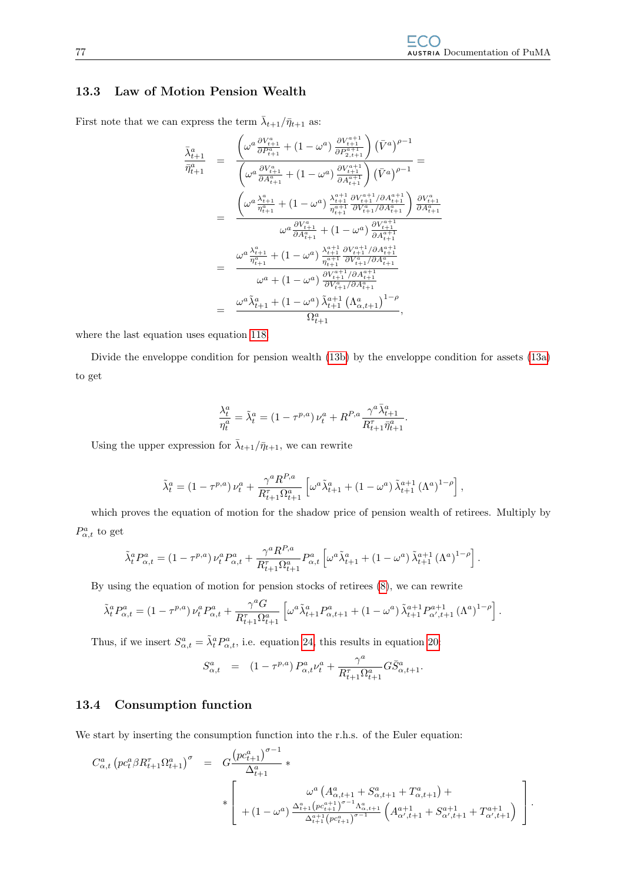### 13.3 Law of Motion Pension Wealth

First note that we can express the term $\bar{\lambda}_{t+1}/\bar{\eta}_{t+1}$ as:

$$
\begin{aligned}
\frac{\bar{\lambda}_{t+1}^{a}}{\bar{\eta}_{t+1}^{a}} &= \frac{\left(\omega^{a}\frac{\partial V_{t+1}^{a}}{\partial P_{t+1}^{a}} + (1-\omega^{a})\frac{\partial V_{t+1}^{a+1}}{\partial P_{2,t+1}^{a+1}}\right)\left(\bar{V}^{a}\right)^{\rho-1}}{\left(\omega^{a}\frac{\partial V_{t+1}^{a}}{\partial A_{t+1}^{a}} + (1-\omega^{a})\frac{\partial V_{t+1}^{a+1}}{\partial A_{t+1}^{a+1}}\right)\left(\bar{V}^{a}\right)^{\rho-1}} = \\
&= \frac{\left(\omega^{a}\frac{\lambda_{t+1}^{a}}{\eta_{t+1}^{a}} + (1-\omega^{a})\frac{\lambda_{t+1}^{a+1}}{\eta_{t+1}^{a+1}}\frac{\partial V_{t+1}^{a+1}/\partial A_{t+1}^{a+1}}{\partial V_{t+1}^{a}/\partial A_{t+1}^{a}}\right)\frac{\partial V_{t+1}^{a}}{\partial A_{t+1}^{a}}}{\omega^{a}\frac{\partial V_{t+1}^{a}}{\partial A_{t+1}^{a}} + (1-\omega^{a})\frac{\partial V_{t+1}^{a+1}}{\partial A_{t+1}^{a+1}}} \\
&= \frac{\omega^{a}\frac{\lambda_{t+1}^{a}}{\eta_{t+1}^{a}} + (1-\omega^{a})\frac{\lambda_{t+1}^{a+1}}{\eta_{t+1}^{a+1}}\frac{\partial V_{t+1}^{a+1}/\partial A_{t+1}^{a+1}}{\partial V_{t+1}^{a}/\partial A_{t+1}^{a}}}{\omega^{a} + (1-\omega^{a})\frac{\partial V_{t+1}^{a+1}/\partial A_{t+1}^{a+1}}{\partial V_{t+1}^{a}/\partial A_{t+1}^{a}}} \\
&= \frac{\omega^{a}\tilde{\lambda}_{t+1}^{a} + (1-\omega^{a})\tilde{\lambda}_{t+1}^{a+1}\left(\Lambda_{\alpha,t+1}^{a}\right)^{1-\rho}}{\Omega_{t+1}^{a}},
\end{aligned}
$$

where the last equation uses equation 118.

Divide the enveloppe condition for pension wealth (13b) by the enveloppe condition for assets (13a) to get

$$
\frac{\lambda_{t}^{a}}{\eta_{t}^{a}} = \tilde{\lambda}_{t}^{a} = \left(1-\tau^{p,a}\right)\nu_{t}^{a} + R^{P,a}\frac{\gamma^{a}\bar{\lambda}_{t+1}^{a}}{R_{t+1}^{\tau}\bar{\eta}_{t+1}^{a}}.
$$

Using the upper expression for $\bar{\lambda}_{t+1}/\bar{\eta}_{t+1}$, we can rewrite

$$
\tilde{\lambda}_{t}^{a} = \left(1-\tau^{p,a}\right)\nu_{t}^{a} + \frac{\gamma^{a}R^{P,a}}{R_{t+1}^{\tau}\Omega_{t+1}^{a}}\left[\omega^{a}\tilde{\lambda}_{t+1}^{a} + (1-\omega^{a})\tilde{\lambda}_{t+1}^{a+1}\left(\Lambda^{a}\right)^{1-\rho}\right],
$$

which proves the equation of motion for the shadow price of pension wealth of retirees. Multiply by $P_{\alpha,t}^{a}$ to get

$$
\tilde{\lambda}_{t}^{a}P_{\alpha,t}^{a} = \left(1-\tau^{p,a}\right)\nu_{t}^{a}P_{\alpha,t}^{a} + \frac{\gamma^{a}R^{P,a}}{R_{t+1}^{\tau}\Omega_{t+1}^{a}}P_{\alpha,t}^{a}\left[\omega^{a}\tilde{\lambda}_{t+1}^{a} + (1-\omega^{a})\tilde{\lambda}_{t+1}^{a+1}\left(\Lambda^{a}\right)^{1-\rho}\right].
$$

By using the equation of motion for pension stocks of retirees (8), we can rewrite

$$
\tilde{\lambda}_{t}^{a}P_{\alpha,t}^{a} = \left(1-\tau^{p,a}\right)\nu_{t}^{a}P_{\alpha,t}^{a} + \frac{\gamma^{a}G}{R_{t+1}^{\tau}\Omega_{t+1}^{a}}\left[\omega^{a}\tilde{\lambda}_{t+1}^{a}P_{\alpha,t+1}^{a} + (1-\omega^{a})\tilde{\lambda}_{t+1}^{a+1}P_{\alpha',t+1}^{a+1}\left(\Lambda^{a}\right)^{1-\rho}\right].
$$

Thus, if we insert $S_{\alpha,t}^{a} = \tilde{\lambda}_{t}^{a}P_{\alpha,t}^{a}$, i.e. equation 24, this results in equation 20:

$$
S_{\alpha,t}^{a} = \left(1-\tau^{p,a}\right)P_{\alpha,t}^{a}\nu_{t}^{a} + \frac{\gamma^{a}}{R_{t+1}^{\tau}\Omega_{t+1}^{a}}G\bar{S}_{\alpha,t+1}^{a}.
$$

### 13.4 Consumption function

We start by inserting the consumption function into the r.h.s. of the Euler equation:

$$
\begin{aligned}
C_{\alpha,t}^{a}\left(pc_{t}^{a}\beta R_{t+1}^{\tau}\Omega_{t+1}^{a}\right)^{\sigma} &= G\frac{\left(pc_{t+1}^{a}\right)^{\sigma-1}}{\Delta_{t+1}^{a}} * \\
&* \left[\begin{array}{c} \omega^{a}\left(A_{\alpha,t+1}^{a} + S_{\alpha,t+1}^{a} + T_{\alpha,t+1}^{a}\right) + \\ +(1-\omega^{a})\frac{\Delta_{t+1}^{a}\left(pc_{t+1}^{a+1}\right)^{\sigma-1}\Lambda_{\alpha,t+1}^{a}}{\Delta_{t+1}^{a+1}\left(pc_{t+1}^{a}\right)^{\sigma-1}}\left(A_{\alpha',t+1}^{a+1} + S_{\alpha',t+1}^{a+1} + T_{\alpha',t+1}^{a+1}\right) \end{array}\right].
\end{aligned}
$$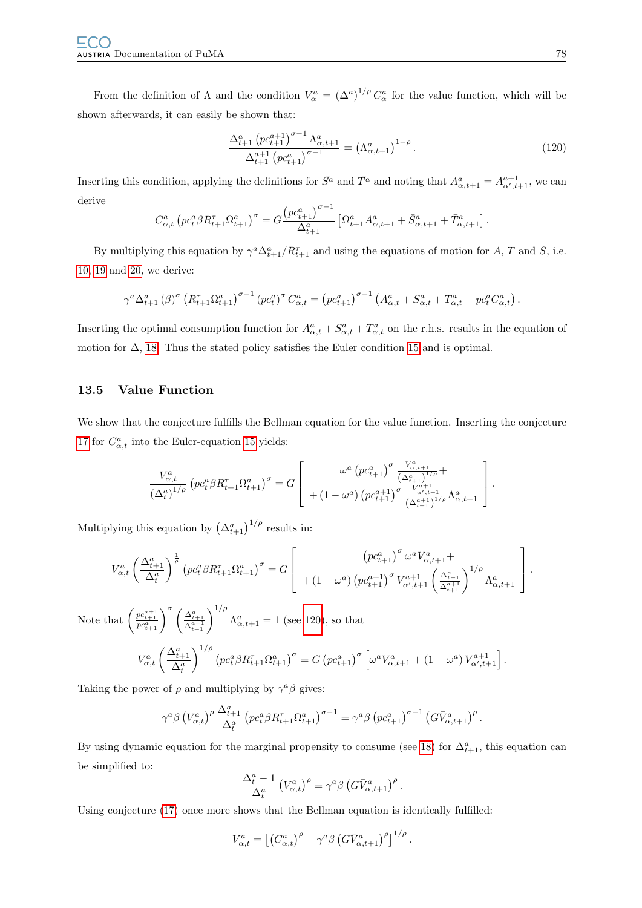From the definition of $\Lambda$ and the condition $V_{\alpha}^{a} = \left(\Delta^{a}\right)^{1/\rho} C_{\alpha}^{a}$ for the value function, which will be shown afterwards, it can easily be shown that:

$$\frac{\Delta_{t+1}^{a}\left(pc_{t+1}^{a+1}\right)^{\sigma-1}\Lambda_{\alpha,t+1}^{a}}{\Delta_{t+1}^{a+1}\left(pc_{t+1}^{a}\right)^{\sigma-1}} = \left(\Lambda_{\alpha,t+1}^{a}\right)^{1-\rho}. \tag{120}$$

Inserting this condition, applying the definitions for $\bar{S}^{a}$ and $\bar{T}^{a}$ and noting that $A_{\alpha,t+1}^{a} = A_{\alpha',t+1}^{a+1}$, we can derive

$$C_{\alpha,t}^{a}\left(pc_{t}^{a}\beta R_{t+1}^{\tau}\Omega_{t+1}^{a}\right)^{\sigma} = G\frac{\left(pc_{t+1}^{a}\right)^{\sigma-1}}{\Delta_{t+1}^{a}}\left[\Omega_{t+1}^{a}A_{\alpha,t+1}^{a} + \bar{S}_{\alpha,t+1}^{a} + \bar{T}_{\alpha,t+1}^{a}\right].$$

By multiplying this equation by $\gamma^{a}\Delta_{t+1}^{a}/R_{t+1}^{\tau}$ and using the equations of motion for $A$, $T$ and $S$, i.e. 10, 19 and 20, we derive:

$$\gamma^{a}\Delta_{t+1}^{a}\left(\beta\right)^{\sigma}\left(R_{t+1}^{\tau}\Omega_{t+1}^{a}\right)^{\sigma-1}\left(pc_{t}^{a}\right)^{\sigma}C_{\alpha,t}^{a} = \left(pc_{t+1}^{a}\right)^{\sigma-1}\left(A_{\alpha,t}^{a} + S_{\alpha,t}^{a} + T_{\alpha,t}^{a} - pc_{t}^{a}C_{\alpha,t}^{a}\right).$$

Inserting the optimal consumption function for $A_{\alpha,t}^{a} + S_{\alpha,t}^{a} + T_{\alpha,t}^{a}$ on the r.h.s. results in the equation of motion for $\Delta$, 18. Thus the stated policy satisfies the Euler condition 15 and is optimal.

## 13.5 Value Function

We show that the conjecture fulfills the Bellman equation for the value function. Inserting the conjecture 17 for $C_{\alpha,t}^{a}$ into the Euler-equation 15 yields:

$$\frac{V_{\alpha,t}^{a}}{\left(\Delta_{t}^{a}\right)^{1/\rho}}\left(pc_{t}^{a}\beta R_{t+1}^{\tau}\Omega_{t+1}^{a}\right)^{\sigma} = G\left[\begin{array}{c}\omega^{a}\left(pc_{t+1}^{a}\right)^{\sigma}\frac{V_{\alpha,t+1}^{a}}{\left(\Delta_{t+1}^{a}\right)^{1/\rho}} + \\ +\left(1-\omega^{a}\right)\left(pc_{t+1}^{a+1}\right)^{\sigma}\frac{V_{\alpha',t+1}^{a+1}}{\left(\Delta_{t+1}^{a+1}\right)^{1/\rho}}\Lambda_{\alpha,t+1}^{a}\end{array}\right].$$

Multiplying this equation by $\left(\Delta_{t+1}^{a}\right)^{1/\rho}$ results in:

$$V_{\alpha,t}^{a}\left(\frac{\Delta_{t+1}^{a}}{\Delta_{t}^{a}}\right)^{\frac{1}{\rho}}\left(pc_{t}^{a}\beta R_{t+1}^{\tau}\Omega_{t+1}^{a}\right)^{\sigma} = G\left[\begin{array}{c}\left(pc_{t+1}^{a}\right)^{\sigma}\omega^{a}V_{\alpha,t+1}^{a} + \\ +\left(1-\omega^{a}\right)\left(pc_{t+1}^{a+1}\right)^{\sigma}V_{\alpha',t+1}^{a+1}\left(\frac{\Delta_{t+1}^{a}}{\Delta_{t+1}^{a+1}}\right)^{1/\rho}\Lambda_{\alpha,t+1}^{a}\end{array}\right].$$

Note that $\left(\frac{pc_{t+1}^{a+1}}{pc_{t+1}^{a}}\right)^{\sigma}\left(\frac{\Delta_{t+1}^{a}}{\Delta_{t+1}^{a+1}}\right)^{1/\rho}\Lambda_{\alpha,t+1}^{a} = 1$ (see 120), so that

$$V_{\alpha,t}^{a}\left(\frac{\Delta_{t+1}^{a}}{\Delta_{t}^{a}}\right)^{1/\rho}\left(pc_{t}^{a}\beta R_{t+1}^{\tau}\Omega_{t+1}^{a}\right)^{\sigma} = G\left(pc_{t+1}^{a}\right)^{\sigma}\left[\omega^{a}V_{\alpha,t+1}^{a} + \left(1-\omega^{a}\right)V_{\alpha',t+1}^{a+1}\right].$$

Taking the power of $\rho$ and multiplying by $\gamma^{a}\beta$ gives:

$$\gamma^{a}\beta\left(V_{\alpha,t}^{a}\right)^{\rho}\frac{\Delta_{t+1}^{a}}{\Delta_{t}^{a}}\left(pc_{t}^{a}\beta R_{t+1}^{\tau}\Omega_{t+1}^{a}\right)^{\sigma-1} = \gamma^{a}\beta\left(pc_{t+1}^{a}\right)^{\sigma-1}\left(G\bar{V}_{\alpha,t+1}^{a}\right)^{\rho}.$$

By using dynamic equation for the marginal propensity to consume (see 18) for $\Delta_{t+1}^{a}$, this equation can be simplified to:

$$\frac{\Delta_{t}^{a}-1}{\Delta_{t}^{a}}\left(V_{\alpha,t}^{a}\right)^{\rho} = \gamma^{a}\beta\left(G\bar{V}_{\alpha,t+1}^{a}\right)^{\rho}.$$

Using conjecture (17) once more shows that the Bellman equation is identically fulfilled:

$$V_{\alpha,t}^{a} = \left[\left(C_{\alpha,t}^{a}\right)^{\rho} + \gamma^{a}\beta\left(G\bar{V}_{\alpha,t+1}^{a}\right)^{\rho}\right]^{1/\rho}.$$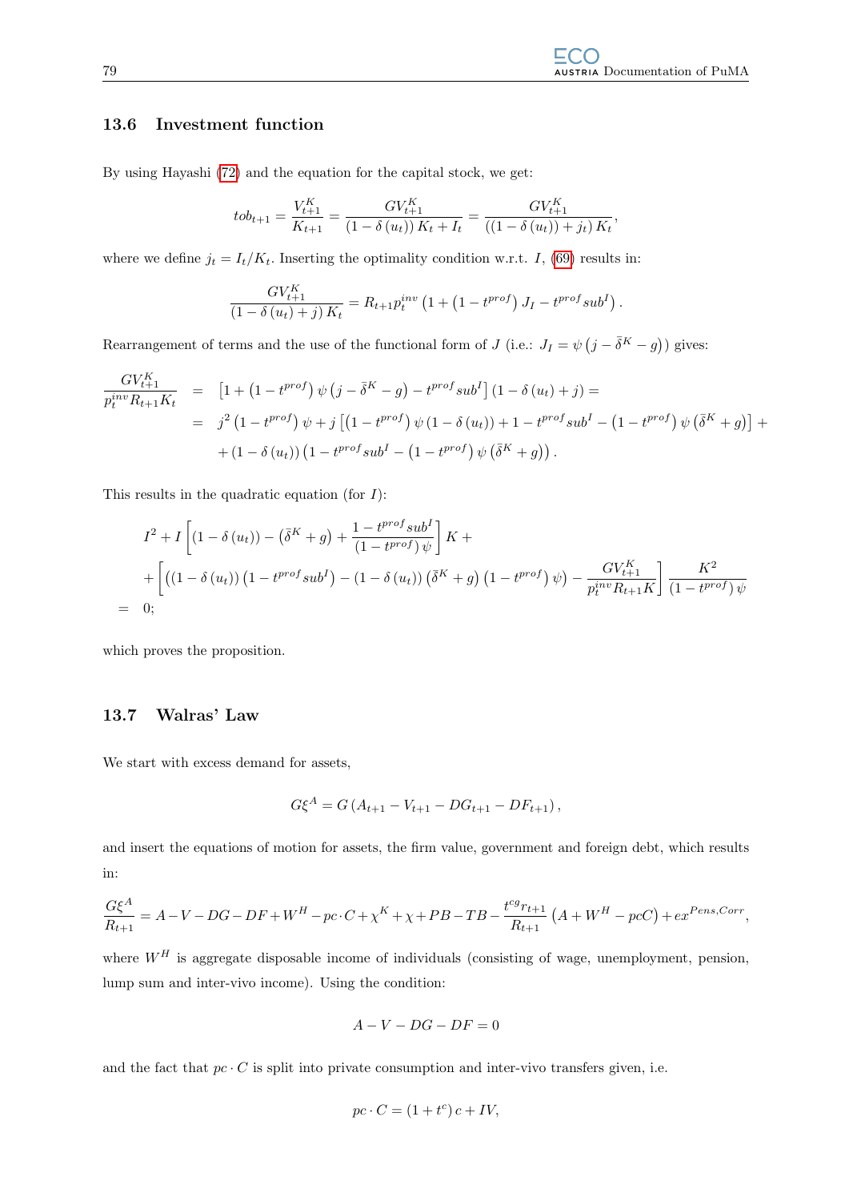### 13.6 Investment function

By using Hayashi (72) and the equation for the capital stock, we get:

$$tob_{t+1} = \frac{V_{t+1}^K}{K_{t+1}} = \frac{GV_{t+1}^K}{(1-\delta(u_t))K_t + I_t} = \frac{GV_{t+1}^K}{((1-\delta(u_t)) + j_t)K_t},$$

where we define $j_t = I_t/K_t$. Inserting the optimality condition w.r.t. $I$, (69) results in:

$$\frac{GV_{t+1}^K}{(1-\delta(u_t)+j)K_t} = R_{t+1}p_t^{inv}\left(1+\left(1-t^{prof}\right)J_I - t^{prof}sub^I\right).$$

Rearrangement of terms and the use of the functional form of $J$ (i.e.: $J_I = \psi\left(j - \bar{\delta}^K - g\right)$) gives:

$$\begin{aligned}
\frac{GV_{t+1}^K}{p_t^{inv}R_{t+1}K_t} &= \left[1+\left(1-t^{prof}\right)\psi\left(j-\bar{\delta}^K-g\right)-t^{prof}sub^I\right](1-\delta(u_t)+j) = \\
&= j^2\left(1-t^{prof}\right)\psi + j\left[\left(1-t^{prof}\right)\psi(1-\delta(u_t)) + 1 - t^{prof}sub^I - \left(1-t^{prof}\right)\psi\left(\bar{\delta}^K+g\right)\right] + \\
&\quad + (1-\delta(u_t))\left(1-t^{prof}sub^I - \left(1-t^{prof}\right)\psi\left(\bar{\delta}^K+g\right)\right).
\end{aligned}$$

This results in the quadratic equation (for $I$):

$$\begin{aligned}
& I^2 + I\left[(1-\delta(u_t)) - \left(\bar{\delta}^K+g\right) + \frac{1-t^{prof}sub^I}{\left(1-t^{prof}\right)\psi}\right]K + \\
& + \left[\left((1-\delta(u_t))\left(1-t^{prof}sub^I\right) - (1-\delta(u_t))\left(\bar{\delta}^K+g\right)\left(1-t^{prof}\right)\psi\right) - \frac{GV_{t+1}^K}{p_t^{inv}R_{t+1}K}\right]\frac{K^2}{\left(1-t^{prof}\right)\psi} \\
= \; & 0;
\end{aligned}$$

which proves the proposition.

### 13.7 Walras' Law

We start with excess demand for assets,

$$G\xi^A = G\left(A_{t+1} - V_{t+1} - DG_{t+1} - DF_{t+1}\right),$$

and insert the equations of motion for assets, the firm value, government and foreign debt, which results in:

$$\frac{G\xi^A}{R_{t+1}} = A - V - DG - DF + W^H - pc\cdot C + \chi^K + \chi + PB - TB - \frac{t^{cg}r_{t+1}}{R_{t+1}}\left(A + W^H - pcC\right) + ex^{Pens,Corr},$$

where $W^H$ is aggregate disposable income of individuals (consisting of wage, unemployment, pension, lump sum and inter-vivo income). Using the condition:

$$A - V - DG - DF = 0$$

and the fact that $pc \cdot C$ is split into private consumption and inter-vivo transfers given, i.e.

$$pc\cdot C = (1+t^c)\,c + IV,$$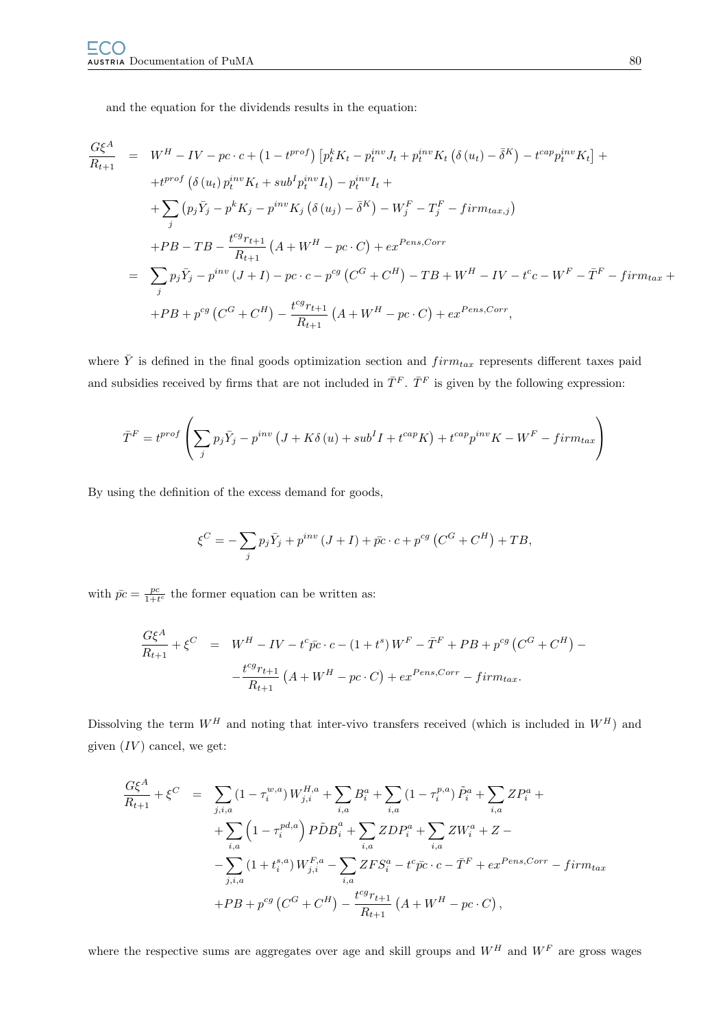and the equation for the dividends results in the equation:

$$
\begin{aligned}
\frac{G\xi^A}{R_{t+1}} &= W^H - IV - pc\cdot c + \left(1-t^{prof}\right)\left[p_t^k K_t - p_t^{inv} J_t + p_t^{inv} K_t\left(\delta\left(u_t\right) - \bar{\delta}^K\right) - t^{cap} p_t^{inv} K_t\right] + \\
&+ t^{prof}\left(\delta\left(u_t\right) p_t^{inv} K_t + sub^I p_t^{inv} I_t\right) - p_t^{inv} I_t + \\
&+ \sum_j \left(p_j \bar{Y}_j - p^k K_j - p^{inv} K_j\left(\delta\left(u_j\right) - \bar{\delta}^K\right) - W_j^F - T_j^F - firm_{tax,j}\right) \\
&+ PB - TB - \frac{t^{cg} r_{t+1}}{R_{t+1}}\left(A + W^H - pc\cdot C\right) + ex^{Pens,Corr} \\
&= \sum_j p_j \bar{Y}_j - p^{inv}\left(J + I\right) - pc\cdot c - p^{cg}\left(C^G + C^H\right) - TB + W^H - IV - t^c c - W^F - \bar{T}^F - firm_{tax} + \\
&+ PB + p^{cg}\left(C^G + C^H\right) - \frac{t^{cg} r_{t+1}}{R_{t+1}}\left(A + W^H - pc\cdot C\right) + ex^{Pens,Corr},
\end{aligned}
$$

where $\bar{Y}$ is defined in the final goods optimization section and $firm_{tax}$ represents different taxes paid and subsidies received by firms that are not included in $\bar{T}^F$. $\bar{T}^F$ is given by the following expression:

$$
\bar{T}^F = t^{prof}\left(\sum_j p_j \bar{Y}_j - p^{inv}\left(J + K\delta\left(u\right) + sub^I I + t^{cap} K\right) + t^{cap} p^{inv} K - W^F - firm_{tax}\right)
$$

By using the definition of the excess demand for goods,

$$
\xi^C = -\sum_j p_j \bar{Y}_j + p^{inv}\left(J + I\right) + \bar{pc}\cdot c + p^{cg}\left(C^G + C^H\right) + TB,
$$

with $\bar{pc} = \frac{pc}{1+t^c}$ the former equation can be written as:

$$
\begin{aligned}
\frac{G\xi^A}{R_{t+1}} + \xi^C &= W^H - IV - t^c \bar{pc}\cdot c - \left(1 + t^s\right) W^F - \bar{T}^F + PB + p^{cg}\left(C^G + C^H\right) - \\
&- \frac{t^{cg} r_{t+1}}{R_{t+1}}\left(A + W^H - pc\cdot C\right) + ex^{Pens,Corr} - firm_{tax}.
\end{aligned}
$$

Dissolving the term $W^H$ and noting that inter-vivo transfers received (which is included in $W^H$) and given $(IV)$ cancel, we get:

$$
\begin{aligned}
\frac{G\xi^A}{R_{t+1}} + \xi^C &= \sum_{j,i,a}\left(1 - \tau_i^{w,a}\right) W_{j,i}^{H,a} + \sum_{i,a} B_i^a + \sum_{i,a}\left(1 - \tau_i^{p,a}\right)\tilde{P}_i^a + \sum_{i,a} ZP_i^a + \\
&+ \sum_{i,a}\left(1 - \tau_i^{pd,a}\right) P\tilde{D}B_i^a + \sum_{i,a} ZDP_i^a + \sum_{i,a} ZW_i^a + Z - \\
&- \sum_{j,i,a}\left(1 + t_i^{s,a}\right) W_{j,i}^{F,a} - \sum_{i,a} ZFS_i^a - t^c \bar{pc}\cdot c - \bar{T}^F + ex^{Pens,Corr} - firm_{tax} \\
&+ PB + p^{cg}\left(C^G + C^H\right) - \frac{t^{cg} r_{t+1}}{R_{t+1}}\left(A + W^H - pc\cdot C\right),
\end{aligned}
$$

where the respective sums are aggregates over age and skill groups and $W^H$ and $W^F$ are gross wages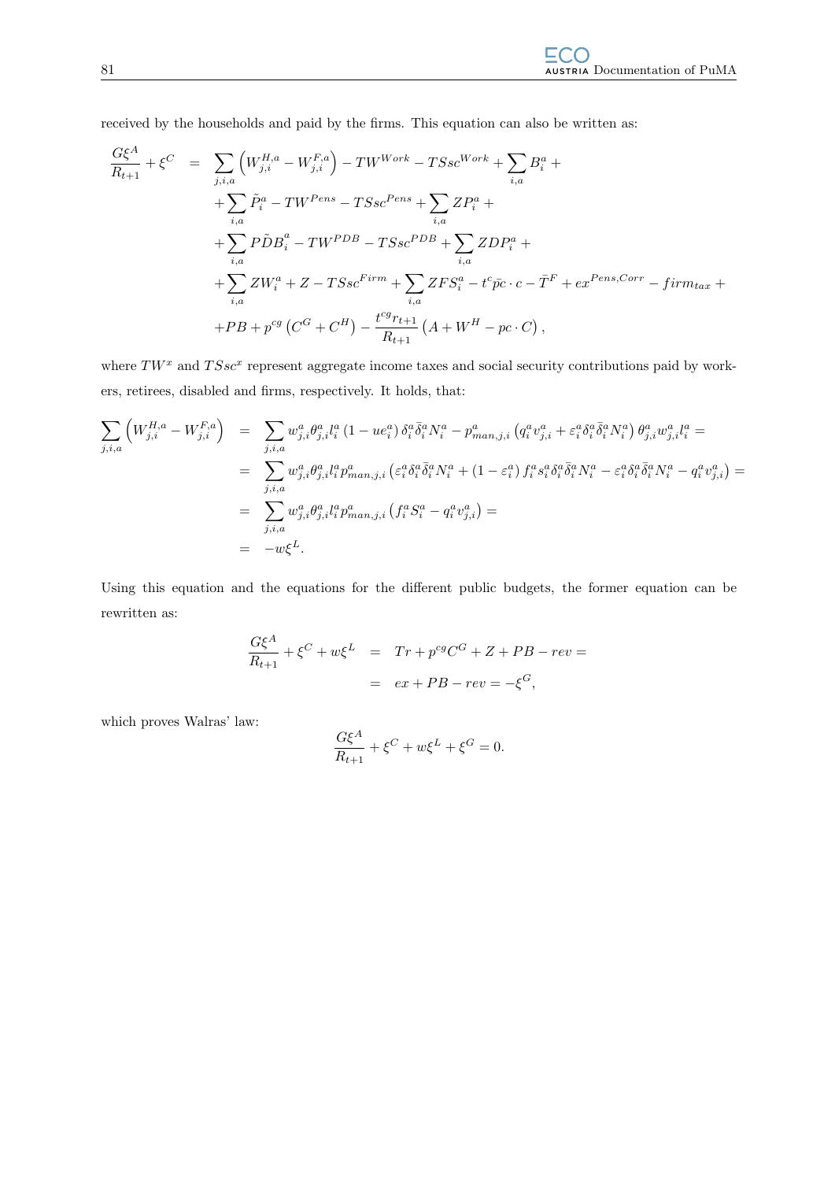received by the households and paid by the firms. This equation can also be written as:

$$
\begin{aligned}
\frac{G\xi^A}{R_{t+1}} + \xi^C &= \sum_{j,i,a}\left(W_{j,i}^{H,a} - W_{j,i}^{F,a}\right) - TW^{Work} - TSsc^{Work} + \sum_{i,a} B_i^a + \\
&+ \sum_{i,a} \tilde{P}_i^a - TW^{Pens} - TSsc^{Pens} + \sum_{i,a} ZP_i^a + \\
&+ \sum_{i,a} P\tilde{D}B_i^a - TW^{PDB} - TSsc^{PDB} + \sum_{i,a} ZDP_i^a + \\
&+ \sum_{i,a} ZW_i^a + Z - TSsc^{Firm} + \sum_{i,a} ZFS_i^a - t^c \bar{pc} \cdot c - \bar{T}^F + ex^{Pens,Corr} - firm_{tax} + \\
&+ PB + p^{cg}\left(C^G + C^H\right) - \frac{t^{cg} r_{t+1}}{R_{t+1}}\left(A + W^H - pc \cdot C\right),
\end{aligned}
$$

where $TW^x$ and $TSsc^x$ represent aggregate income taxes and social security contributions paid by workers, retirees, disabled and firms, respectively. It holds, that:

$$
\begin{aligned}
\sum_{j,i,a}\left(W_{j,i}^{H,a} - W_{j,i}^{F,a}\right) &= \sum_{j,i,a} w_{j,i}^a \theta_{j,i}^a l_i^a \left(1 - ue_i^a\right) \delta_i^a \bar{\delta}_i^a N_i^a - p_{man,j,i}^a \left(q_i^a v_{j,i}^a + \varepsilon_i^a \delta_i^a \bar{\delta}_i^a N_i^a\right) \theta_{j,i}^a w_{j,i}^a l_i^a = \\
&= \sum_{j,i,a} w_{j,i}^a \theta_{j,i}^a l_i^a p_{man,j,i}^a \left(\varepsilon_i^a \delta_i^a \bar{\delta}_i^a N_i^a + \left(1 - \varepsilon_i^a\right) f_i^a s_i^a \delta_i^a \bar{\delta}_i^a N_i^a - \varepsilon_i^a \delta_i^a \bar{\delta}_i^a N_i^a - q_i^a v_{j,i}^a\right) = \\
&= \sum_{j,i,a} w_{j,i}^a \theta_{j,i}^a l_i^a p_{man,j,i}^a \left(f_i^a S_i^a - q_i^a v_{j,i}^a\right) = \\
&= -w\xi^L.
\end{aligned}
$$

Using this equation and the equations for the different public budgets, the former equation can be rewritten as:

$$
\begin{aligned}
\frac{G\xi^A}{R_{t+1}} + \xi^C + w\xi^L &= Tr + p^{cg} C^G + Z + PB - rev = \\
&= ex + PB - rev = -\xi^G,
\end{aligned}
$$

which proves Walras' law:

$$
\frac{G\xi^A}{R_{t+1}} + \xi^C + w\xi^L + \xi^G = 0.
$$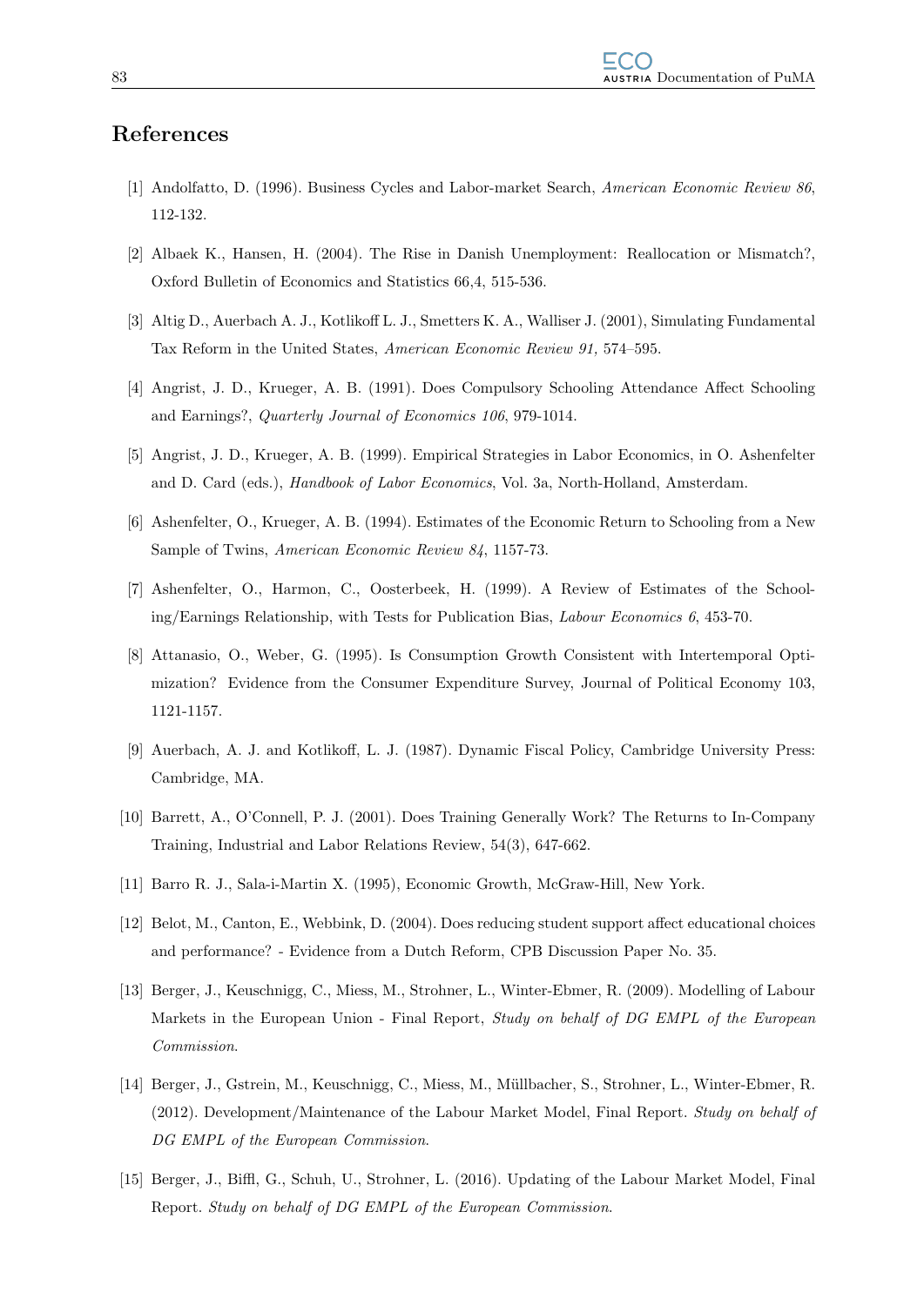# References

[1] Andolfatto, D. (1996). Business Cycles and Labor-market Search, *American Economic Review 86*, 112-132.

[2] Albaek K., Hansen, H. (2004). The Rise in Danish Unemployment: Reallocation or Mismatch?, Oxford Bulletin of Economics and Statistics 66,4, 515-536.

[3] Altig D., Auerbach A. J., Kotlikoff L. J., Smetters K. A., Walliser J. (2001), Simulating Fundamental Tax Reform in the United States, *American Economic Review 91*, 574–595.

[4] Angrist, J. D., Krueger, A. B. (1991). Does Compulsory Schooling Attendance Affect Schooling and Earnings?, *Quarterly Journal of Economics 106*, 979-1014.

[5] Angrist, J. D., Krueger, A. B. (1999). Empirical Strategies in Labor Economics, in O. Ashenfelter and D. Card (eds.), *Handbook of Labor Economics*, Vol. 3a, North-Holland, Amsterdam.

[6] Ashenfelter, O., Krueger, A. B. (1994). Estimates of the Economic Return to Schooling from a New Sample of Twins, *American Economic Review 84*, 1157-73.

[7] Ashenfelter, O., Harmon, C., Oosterbeek, H. (1999). A Review of Estimates of the Schooling/Earnings Relationship, with Tests for Publication Bias, *Labour Economics 6*, 453-70.

[8] Attanasio, O., Weber, G. (1995). Is Consumption Growth Consistent with Intertemporal Optimization? Evidence from the Consumer Expenditure Survey, Journal of Political Economy 103, 1121-1157.

[9] Auerbach, A. J. and Kotlikoff, L. J. (1987). Dynamic Fiscal Policy, Cambridge University Press: Cambridge, MA.

[10] Barrett, A., O'Connell, P. J. (2001). Does Training Generally Work? The Returns to In-Company Training, Industrial and Labor Relations Review, 54(3), 647-662.

[11] Barro R. J., Sala-i-Martin X. (1995), Economic Growth, McGraw-Hill, New York.

[12] Belot, M., Canton, E., Webbink, D. (2004). Does reducing student support affect educational choices and performance? - Evidence from a Dutch Reform, CPB Discussion Paper No. 35.

[13] Berger, J., Keuschnigg, C., Miess, M., Strohner, L., Winter-Ebmer, R. (2009). Modelling of Labour Markets in the European Union - Final Report, *Study on behalf of DG EMPL of the European Commission*.

[14] Berger, J., Gstrein, M., Keuschnigg, C., Miess, M., Müllbacher, S., Strohner, L., Winter-Ebmer, R. (2012). Development/Maintenance of the Labour Market Model, Final Report. *Study on behalf of DG EMPL of the European Commission*.

[15] Berger, J., Biffl, G., Schuh, U., Strohner, L. (2016). Updating of the Labour Market Model, Final Report. *Study on behalf of DG EMPL of the European Commission*.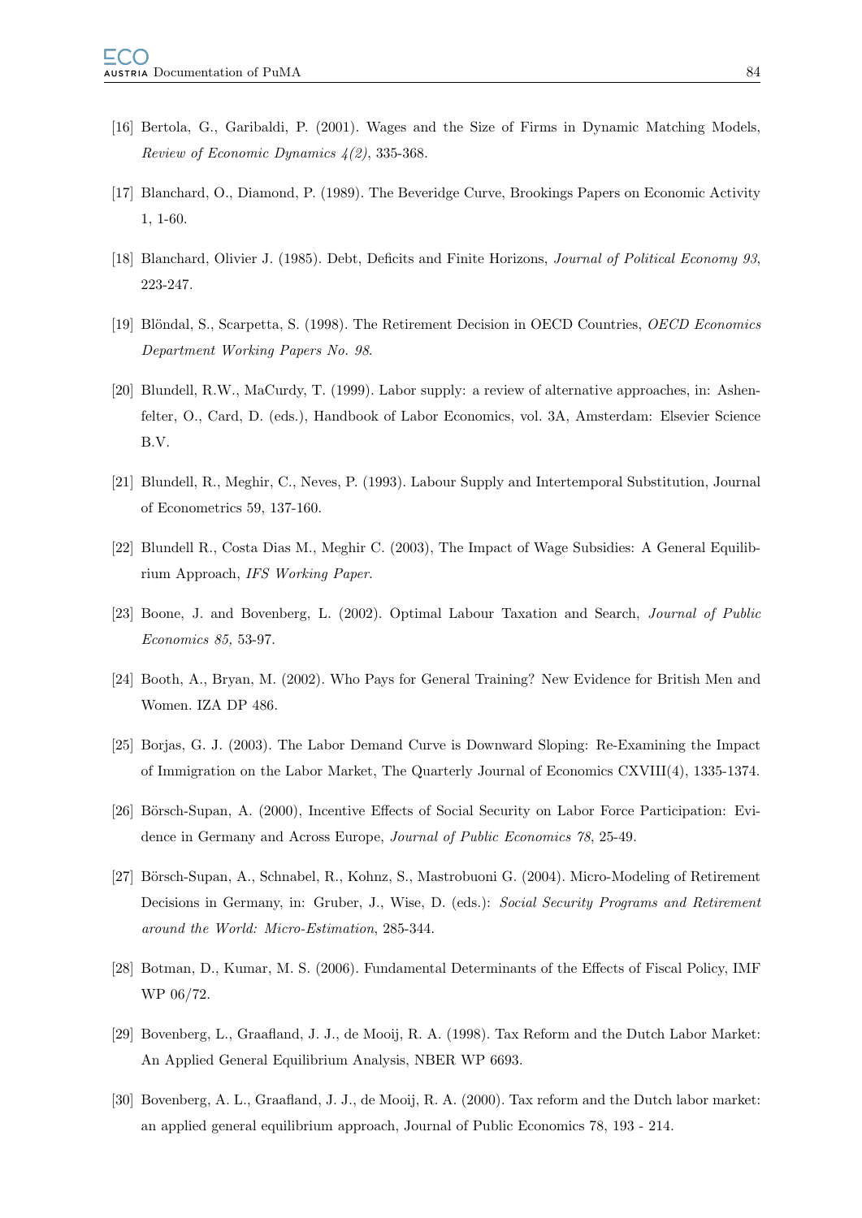[16] Bertola, G., Garibaldi, P. (2001). Wages and the Size of Firms in Dynamic Matching Models, *Review of Economic Dynamics 4(2)*, 335-368.

[17] Blanchard, O., Diamond, P. (1989). The Beveridge Curve, Brookings Papers on Economic Activity 1, 1-60.

[18] Blanchard, Olivier J. (1985). Debt, Deficits and Finite Horizons, *Journal of Political Economy 93*, 223-247.

[19] Blöndal, S., Scarpetta, S. (1998). The Retirement Decision in OECD Countries, *OECD Economics Department Working Papers No. 98*.

[20] Blundell, R.W., MaCurdy, T. (1999). Labor supply: a review of alternative approaches, in: Ashenfelter, O., Card, D. (eds.), Handbook of Labor Economics, vol. 3A, Amsterdam: Elsevier Science B.V.

[21] Blundell, R., Meghir, C., Neves, P. (1993). Labour Supply and Intertemporal Substitution, Journal of Econometrics 59, 137-160.

[22] Blundell R., Costa Dias M., Meghir C. (2003), The Impact of Wage Subsidies: A General Equilibrium Approach, *IFS Working Paper*.

[23] Boone, J. and Bovenberg, L. (2002). Optimal Labour Taxation and Search, *Journal of Public Economics 85,* 53-97.

[24] Booth, A., Bryan, M. (2002). Who Pays for General Training? New Evidence for British Men and Women. IZA DP 486.

[25] Borjas, G. J. (2003). The Labor Demand Curve is Downward Sloping: Re-Examining the Impact of Immigration on the Labor Market, The Quarterly Journal of Economics CXVIII(4), 1335-1374.

[26] Börsch-Supan, A. (2000), Incentive Effects of Social Security on Labor Force Participation: Evidence in Germany and Across Europe, *Journal of Public Economics 78*, 25-49.

[27] Börsch-Supan, A., Schnabel, R., Kohnz, S., Mastrobuoni G. (2004). Micro-Modeling of Retirement Decisions in Germany, in: Gruber, J., Wise, D. (eds.): *Social Security Programs and Retirement around the World: Micro-Estimation*, 285-344.

[28] Botman, D., Kumar, M. S. (2006). Fundamental Determinants of the Effects of Fiscal Policy, IMF WP 06/72.

[29] Bovenberg, L., Graafland, J. J., de Mooij, R. A. (1998). Tax Reform and the Dutch Labor Market: An Applied General Equilibrium Analysis, NBER WP 6693.

[30] Bovenberg, A. L., Graafland, J. J., de Mooij, R. A. (2000). Tax reform and the Dutch labor market: an applied general equilibrium approach, Journal of Public Economics 78, 193 - 214.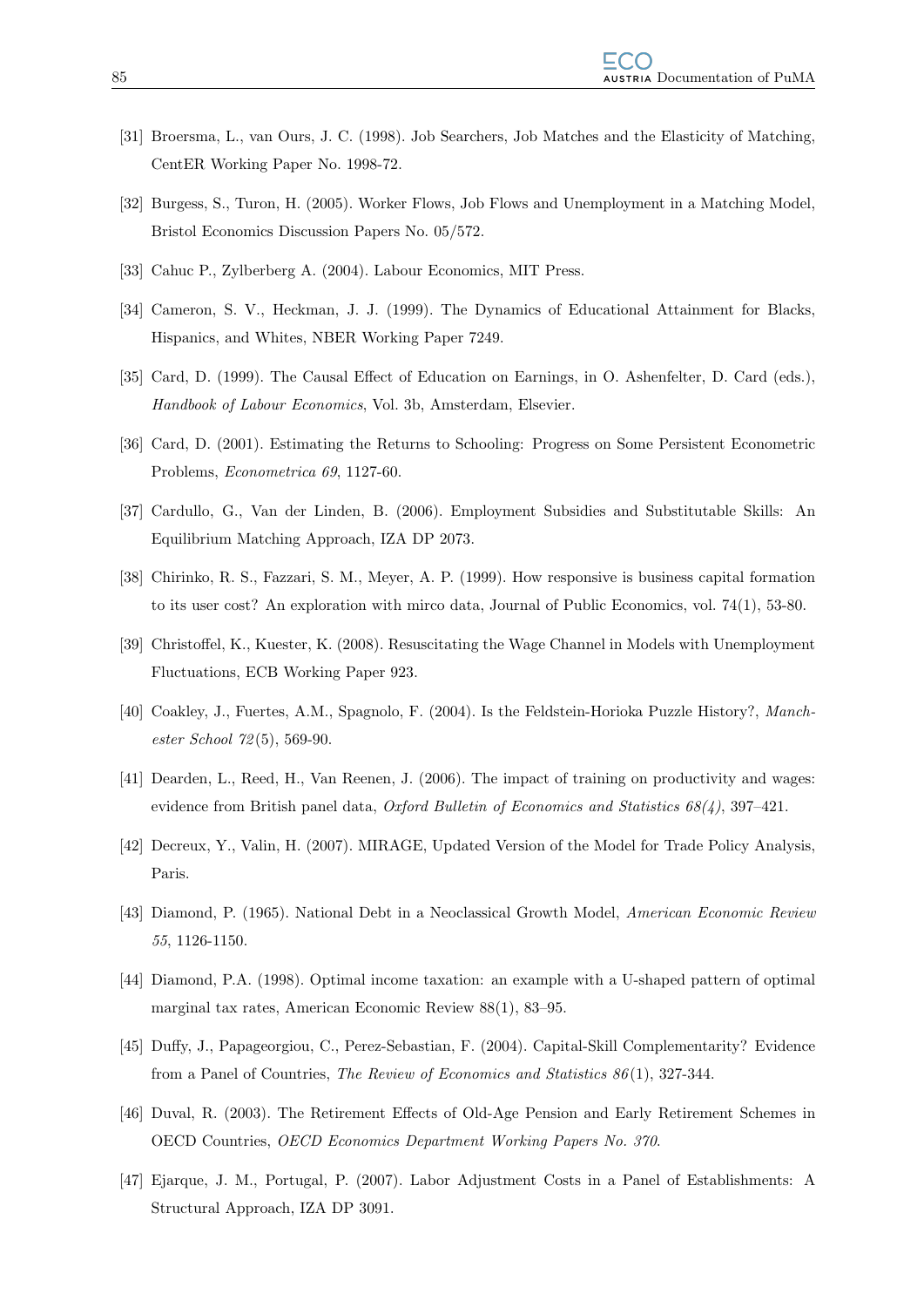[31] Broersma, L., van Ours, J. C. (1998). Job Searchers, Job Matches and the Elasticity of Matching, CentER Working Paper No. 1998-72.

[32] Burgess, S., Turon, H. (2005). Worker Flows, Job Flows and Unemployment in a Matching Model, Bristol Economics Discussion Papers No. 05/572.

[33] Cahuc P., Zylberberg A. (2004). Labour Economics, MIT Press.

[34] Cameron, S. V., Heckman, J. J. (1999). The Dynamics of Educational Attainment for Blacks, Hispanics, and Whites, NBER Working Paper 7249.

[35] Card, D. (1999). The Causal Effect of Education on Earnings, in O. Ashenfelter, D. Card (eds.), *Handbook of Labour Economics*, Vol. 3b, Amsterdam, Elsevier.

[36] Card, D. (2001). Estimating the Returns to Schooling: Progress on Some Persistent Econometric Problems, *Econometrica 69*, 1127-60.

[37] Cardullo, G., Van der Linden, B. (2006). Employment Subsidies and Substitutable Skills: An Equilibrium Matching Approach, IZA DP 2073.

[38] Chirinko, R. S., Fazzari, S. M., Meyer, A. P. (1999). How responsive is business capital formation to its user cost? An exploration with mirco data, Journal of Public Economics, vol. 74(1), 53-80.

[39] Christoffel, K., Kuester, K. (2008). Resuscitating the Wage Channel in Models with Unemployment Fluctuations, ECB Working Paper 923.

[40] Coakley, J., Fuertes, A.M., Spagnolo, F. (2004). Is the Feldstein-Horioka Puzzle History?, *Manchester School 72*(5), 569-90.

[41] Dearden, L., Reed, H., Van Reenen, J. (2006). The impact of training on productivity and wages: evidence from British panel data, *Oxford Bulletin of Economics and Statistics 68(4)*, 397–421.

[42] Decreux, Y., Valin, H. (2007). MIRAGE, Updated Version of the Model for Trade Policy Analysis, Paris.

[43] Diamond, P. (1965). National Debt in a Neoclassical Growth Model, *American Economic Review 55*, 1126-1150.

[44] Diamond, P.A. (1998). Optimal income taxation: an example with a U-shaped pattern of optimal marginal tax rates, American Economic Review 88(1), 83–95.

[45] Duffy, J., Papageorgiou, C., Perez-Sebastian, F. (2004). Capital-Skill Complementarity? Evidence from a Panel of Countries, *The Review of Economics and Statistics 86*(1), 327-344.

[46] Duval, R. (2003). The Retirement Effects of Old-Age Pension and Early Retirement Schemes in OECD Countries, *OECD Economics Department Working Papers No. 370*.

[47] Ejarque, J. M., Portugal, P. (2007). Labor Adjustment Costs in a Panel of Establishments: A Structural Approach, IZA DP 3091.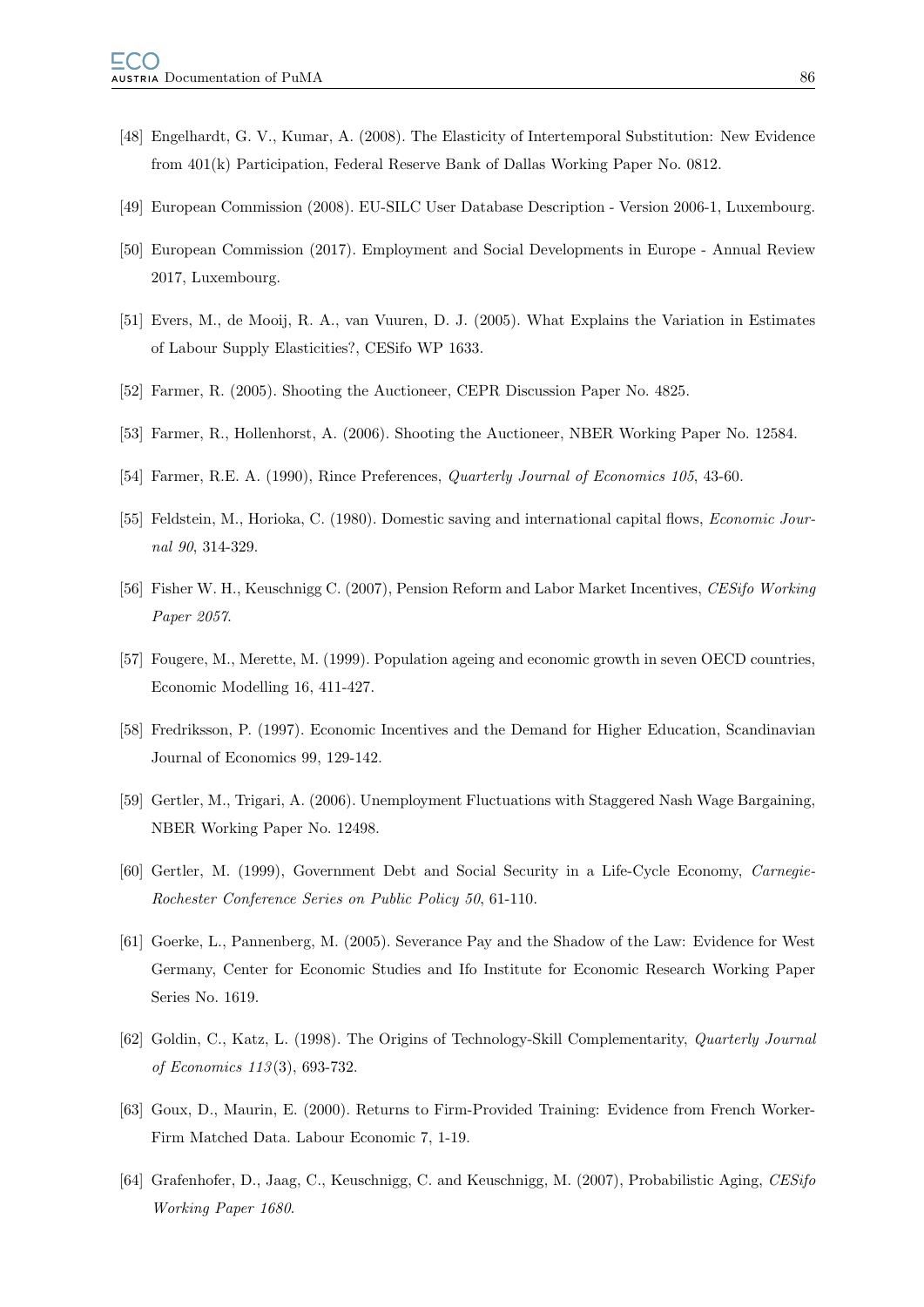[48] Engelhardt, G. V., Kumar, A. (2008). The Elasticity of Intertemporal Substitution: New Evidence from 401(k) Participation, Federal Reserve Bank of Dallas Working Paper No. 0812.

[49] European Commission (2008). EU-SILC User Database Description - Version 2006-1, Luxembourg.

[50] European Commission (2017). Employment and Social Developments in Europe - Annual Review 2017, Luxembourg.

[51] Evers, M., de Mooij, R. A., van Vuuren, D. J. (2005). What Explains the Variation in Estimates of Labour Supply Elasticities?, CESifo WP 1633.

[52] Farmer, R. (2005). Shooting the Auctioneer, CEPR Discussion Paper No. 4825.

[53] Farmer, R., Hollenhorst, A. (2006). Shooting the Auctioneer, NBER Working Paper No. 12584.

[54] Farmer, R.E. A. (1990), Rince Preferences, *Quarterly Journal of Economics 105*, 43-60.

[55] Feldstein, M., Horioka, C. (1980). Domestic saving and international capital flows, *Economic Journal 90*, 314-329.

[56] Fisher W. H., Keuschnigg C. (2007), Pension Reform and Labor Market Incentives, *CESifo Working Paper 2057*.

[57] Fougere, M., Merette, M. (1999). Population ageing and economic growth in seven OECD countries, Economic Modelling 16, 411-427.

[58] Fredriksson, P. (1997). Economic Incentives and the Demand for Higher Education, Scandinavian Journal of Economics 99, 129-142.

[59] Gertler, M., Trigari, A. (2006). Unemployment Fluctuations with Staggered Nash Wage Bargaining, NBER Working Paper No. 12498.

[60] Gertler, M. (1999), Government Debt and Social Security in a Life-Cycle Economy, *Carnegie-Rochester Conference Series on Public Policy 50*, 61-110.

[61] Goerke, L., Pannenberg, M. (2005). Severance Pay and the Shadow of the Law: Evidence for West Germany, Center for Economic Studies and Ifo Institute for Economic Research Working Paper Series No. 1619.

[62] Goldin, C., Katz, L. (1998). The Origins of Technology-Skill Complementarity, *Quarterly Journal of Economics 113*(3), 693-732.

[63] Goux, D., Maurin, E. (2000). Returns to Firm-Provided Training: Evidence from French Worker-Firm Matched Data. Labour Economic 7, 1-19.

[64] Grafenhofer, D., Jaag, C., Keuschnigg, C. and Keuschnigg, M. (2007), Probabilistic Aging, *CESifo Working Paper 1680*.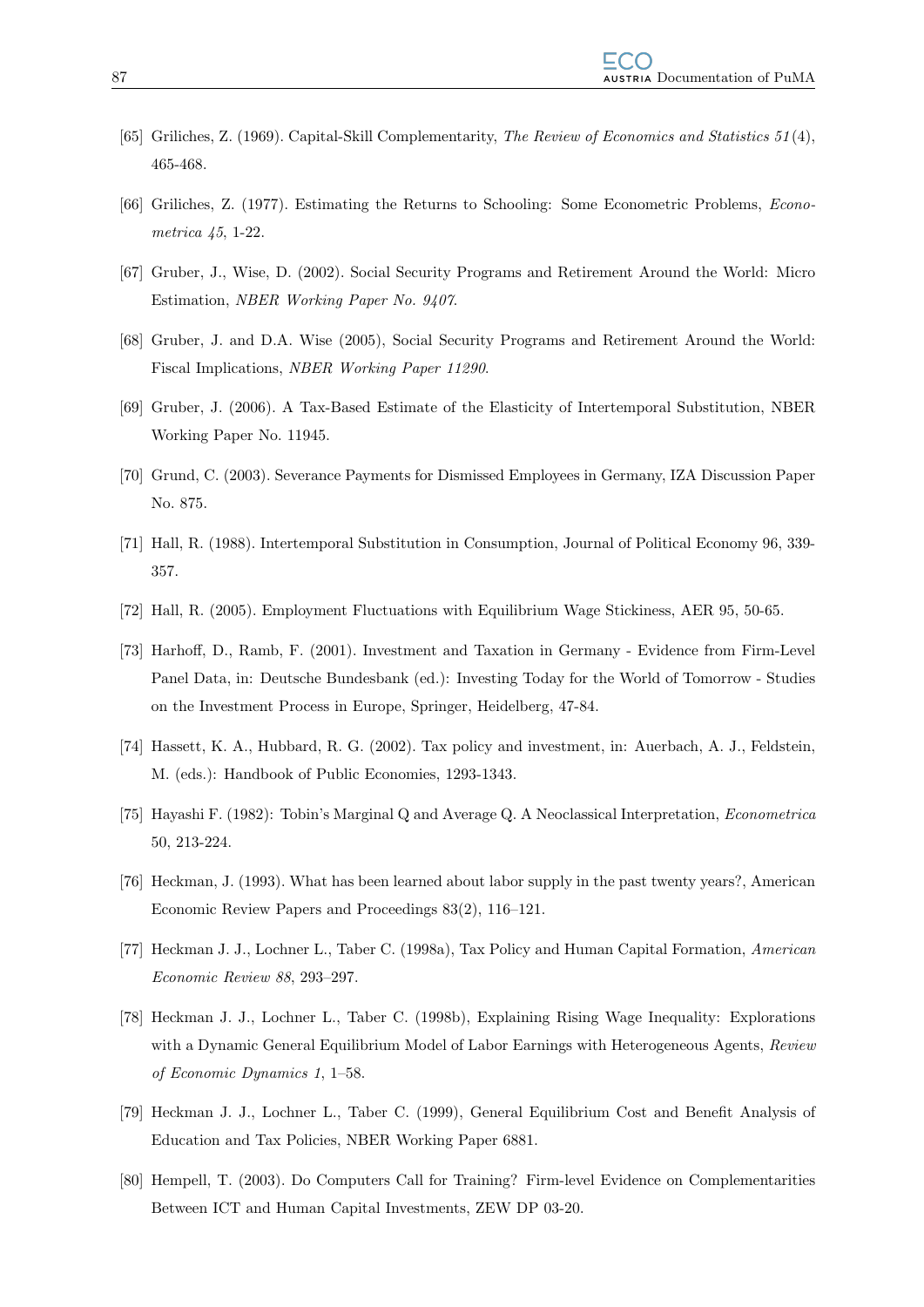[65] Griliches, Z. (1969). Capital-Skill Complementarity, *The Review of Economics and Statistics 51*(4), 465-468.

[66] Griliches, Z. (1977). Estimating the Returns to Schooling: Some Econometric Problems, *Econometrica 45*, 1-22.

[67] Gruber, J., Wise, D. (2002). Social Security Programs and Retirement Around the World: Micro Estimation, *NBER Working Paper No. 9407*.

[68] Gruber, J. and D.A. Wise (2005), Social Security Programs and Retirement Around the World: Fiscal Implications, *NBER Working Paper 11290*.

[69] Gruber, J. (2006). A Tax-Based Estimate of the Elasticity of Intertemporal Substitution, NBER Working Paper No. 11945.

[70] Grund, C. (2003). Severance Payments for Dismissed Employees in Germany, IZA Discussion Paper No. 875.

[71] Hall, R. (1988). Intertemporal Substitution in Consumption, Journal of Political Economy 96, 339-357.

[72] Hall, R. (2005). Employment Fluctuations with Equilibrium Wage Stickiness, AER 95, 50-65.

[73] Harhoff, D., Ramb, F. (2001). Investment and Taxation in Germany - Evidence from Firm-Level Panel Data, in: Deutsche Bundesbank (ed.): Investing Today for the World of Tomorrow - Studies on the Investment Process in Europe, Springer, Heidelberg, 47-84.

[74] Hassett, K. A., Hubbard, R. G. (2002). Tax policy and investment, in: Auerbach, A. J., Feldstein, M. (eds.): Handbook of Public Economies, 1293-1343.

[75] Hayashi F. (1982): Tobin's Marginal Q and Average Q. A Neoclassical Interpretation, *Econometrica* 50, 213-224.

[76] Heckman, J. (1993). What has been learned about labor supply in the past twenty years?, American Economic Review Papers and Proceedings 83(2), 116–121.

[77] Heckman J. J., Lochner L., Taber C. (1998a), Tax Policy and Human Capital Formation, *American Economic Review 88*, 293–297.

[78] Heckman J. J., Lochner L., Taber C. (1998b), Explaining Rising Wage Inequality: Explorations with a Dynamic General Equilibrium Model of Labor Earnings with Heterogeneous Agents, *Review of Economic Dynamics 1*, 1–58.

[79] Heckman J. J., Lochner L., Taber C. (1999), General Equilibrium Cost and Benefit Analysis of Education and Tax Policies, NBER Working Paper 6881.

[80] Hempell, T. (2003). Do Computers Call for Training? Firm-level Evidence on Complementarities Between ICT and Human Capital Investments, ZEW DP 03-20.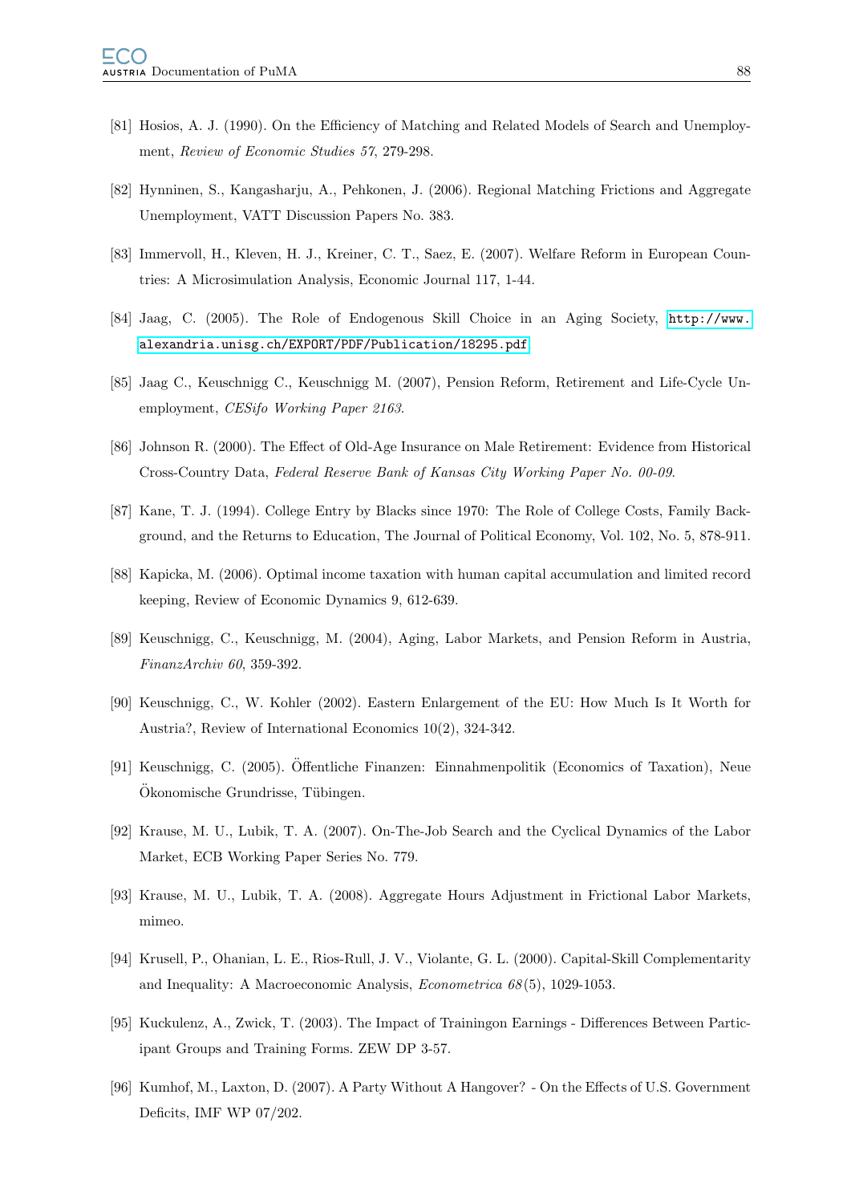[81] Hosios, A. J. (1990). On the Efficiency of Matching and Related Models of Search and Unemployment, *Review of Economic Studies 57*, 279-298.

[82] Hynninen, S., Kangasharju, A., Pehkonen, J. (2006). Regional Matching Frictions and Aggregate Unemployment, VATT Discussion Papers No. 383.

[83] Immervoll, H., Kleven, H. J., Kreiner, C. T., Saez, E. (2007). Welfare Reform in European Countries: A Microsimulation Analysis, Economic Journal 117, 1-44.

[84] Jaag, C. (2005). The Role of Endogenous Skill Choice in an Aging Society, http://www.alexandria.unisg.ch/EXPORT/PDF/Publication/18295.pdf

[85] Jaag C., Keuschnigg C., Keuschnigg M. (2007), Pension Reform, Retirement and Life-Cycle Unemployment, *CESifo Working Paper 2163*.

[86] Johnson R. (2000). The Effect of Old-Age Insurance on Male Retirement: Evidence from Historical Cross-Country Data, *Federal Reserve Bank of Kansas City Working Paper No. 00-09*.

[87] Kane, T. J. (1994). College Entry by Blacks since 1970: The Role of College Costs, Family Background, and the Returns to Education, The Journal of Political Economy, Vol. 102, No. 5, 878-911.

[88] Kapicka, M. (2006). Optimal income taxation with human capital accumulation and limited record keeping, Review of Economic Dynamics 9, 612-639.

[89] Keuschnigg, C., Keuschnigg, M. (2004), Aging, Labor Markets, and Pension Reform in Austria, *FinanzArchiv 60*, 359-392.

[90] Keuschnigg, C., W. Kohler (2002). Eastern Enlargement of the EU: How Much Is It Worth for Austria?, Review of International Economics 10(2), 324-342.

[91] Keuschnigg, C. (2005). Öffentliche Finanzen: Einnahmenpolitik (Economics of Taxation), Neue Ökonomische Grundrisse, Tübingen.

[92] Krause, M. U., Lubik, T. A. (2007). On-The-Job Search and the Cyclical Dynamics of the Labor Market, ECB Working Paper Series No. 779.

[93] Krause, M. U., Lubik, T. A. (2008). Aggregate Hours Adjustment in Frictional Labor Markets, mimeo.

[94] Krusell, P., Ohanian, L. E., Rios-Rull, J. V., Violante, G. L. (2000). Capital-Skill Complementarity and Inequality: A Macroeconomic Analysis, *Econometrica 68*(5), 1029-1053.

[95] Kuckulenz, A., Zwick, T. (2003). The Impact of Trainingon Earnings - Differences Between Participant Groups and Training Forms. ZEW DP 3-57.

[96] Kumhof, M., Laxton, D. (2007). A Party Without A Hangover? - On the Effects of U.S. Government Deficits, IMF WP 07/202.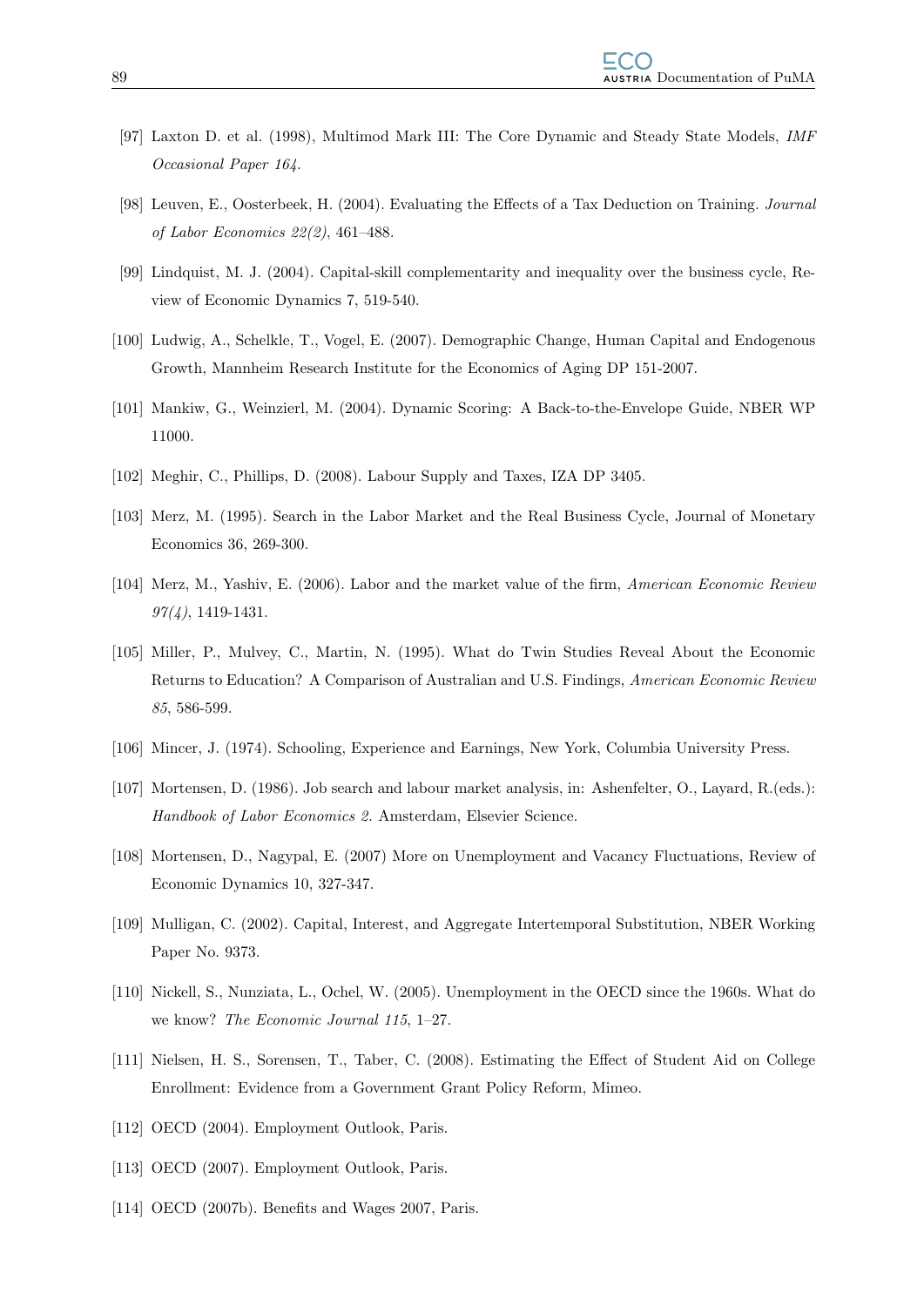[97] Laxton D. et al. (1998), Multimod Mark III: The Core Dynamic and Steady State Models, *IMF Occasional Paper 164*.

[98] Leuven, E., Oosterbeek, H. (2004). Evaluating the Effects of a Tax Deduction on Training. *Journal of Labor Economics 22(2)*, 461–488.

[99] Lindquist, M. J. (2004). Capital-skill complementarity and inequality over the business cycle, Review of Economic Dynamics 7, 519-540.

[100] Ludwig, A., Schelkle, T., Vogel, E. (2007). Demographic Change, Human Capital and Endogenous Growth, Mannheim Research Institute for the Economics of Aging DP 151-2007.

[101] Mankiw, G., Weinzierl, M. (2004). Dynamic Scoring: A Back-to-the-Envelope Guide, NBER WP 11000.

[102] Meghir, C., Phillips, D. (2008). Labour Supply and Taxes, IZA DP 3405.

[103] Merz, M. (1995). Search in the Labor Market and the Real Business Cycle, Journal of Monetary Economics 36, 269-300.

[104] Merz, M., Yashiv, E. (2006). Labor and the market value of the firm, *American Economic Review 97(4)*, 1419-1431.

[105] Miller, P., Mulvey, C., Martin, N. (1995). What do Twin Studies Reveal About the Economic Returns to Education? A Comparison of Australian and U.S. Findings, *American Economic Review 85*, 586-599.

[106] Mincer, J. (1974). Schooling, Experience and Earnings, New York, Columbia University Press.

[107] Mortensen, D. (1986). Job search and labour market analysis, in: Ashenfelter, O., Layard, R.(eds.): *Handbook of Labor Economics 2*. Amsterdam, Elsevier Science.

[108] Mortensen, D., Nagypal, E. (2007) More on Unemployment and Vacancy Fluctuations, Review of Economic Dynamics 10, 327-347.

[109] Mulligan, C. (2002). Capital, Interest, and Aggregate Intertemporal Substitution, NBER Working Paper No. 9373.

[110] Nickell, S., Nunziata, L., Ochel, W. (2005). Unemployment in the OECD since the 1960s. What do we know? *The Economic Journal 115*, 1–27.

[111] Nielsen, H. S., Sorensen, T., Taber, C. (2008). Estimating the Effect of Student Aid on College Enrollment: Evidence from a Government Grant Policy Reform, Mimeo.

[112] OECD (2004). Employment Outlook, Paris.

[113] OECD (2007). Employment Outlook, Paris.

[114] OECD (2007b). Benefits and Wages 2007, Paris.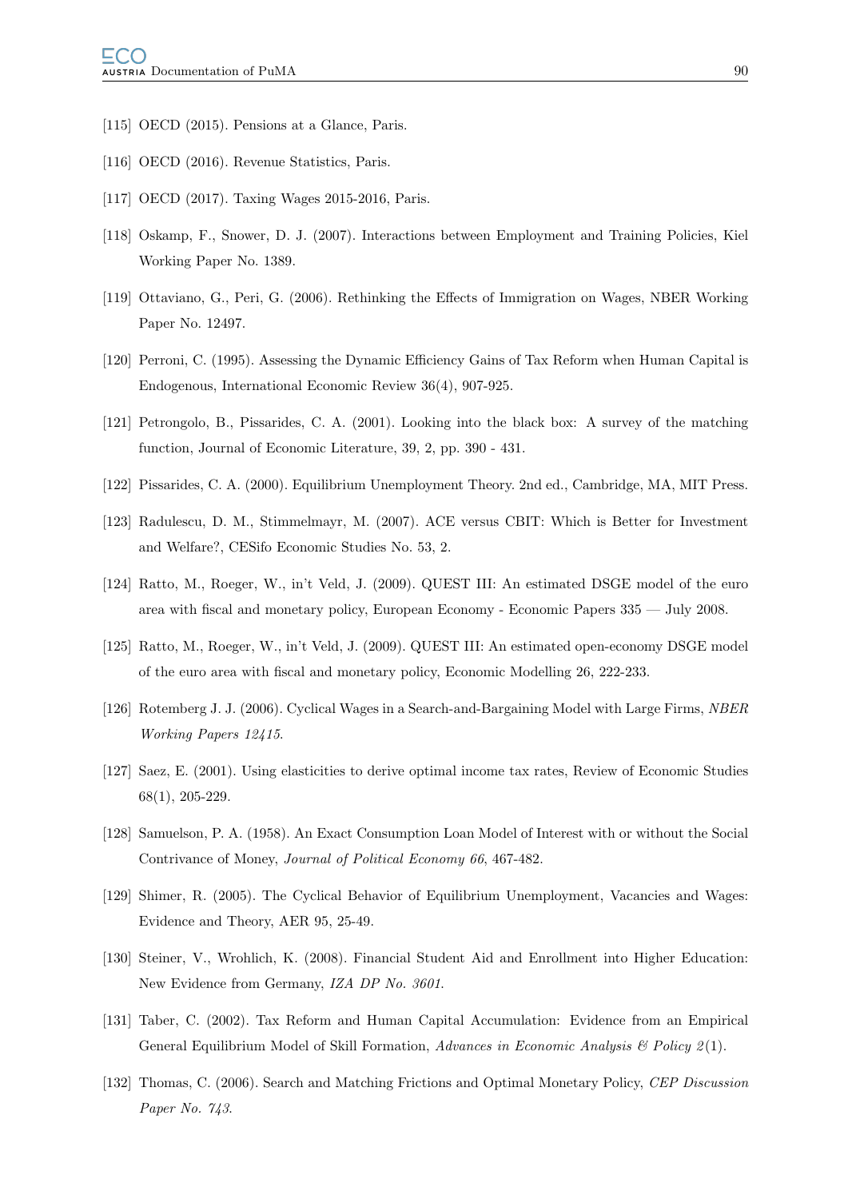[115] OECD (2015). Pensions at a Glance, Paris.

[116] OECD (2016). Revenue Statistics, Paris.

[117] OECD (2017). Taxing Wages 2015-2016, Paris.

[118] Oskamp, F., Snower, D. J. (2007). Interactions between Employment and Training Policies, Kiel Working Paper No. 1389.

[119] Ottaviano, G., Peri, G. (2006). Rethinking the Effects of Immigration on Wages, NBER Working Paper No. 12497.

[120] Perroni, C. (1995). Assessing the Dynamic Efficiency Gains of Tax Reform when Human Capital is Endogenous, International Economic Review 36(4), 907-925.

[121] Petrongolo, B., Pissarides, C. A. (2001). Looking into the black box: A survey of the matching function, Journal of Economic Literature, 39, 2, pp. 390 - 431.

[122] Pissarides, C. A. (2000). Equilibrium Unemployment Theory. 2nd ed., Cambridge, MA, MIT Press.

[123] Radulescu, D. M., Stimmelmayr, M. (2007). ACE versus CBIT: Which is Better for Investment and Welfare?, CESifo Economic Studies No. 53, 2.

[124] Ratto, M., Roeger, W., in't Veld, J. (2009). QUEST III: An estimated DSGE model of the euro area with fiscal and monetary policy, European Economy - Economic Papers 335 — July 2008.

[125] Ratto, M., Roeger, W., in't Veld, J. (2009). QUEST III: An estimated open-economy DSGE model of the euro area with fiscal and monetary policy, Economic Modelling 26, 222-233.

[126] Rotemberg J. J. (2006). Cyclical Wages in a Search-and-Bargaining Model with Large Firms, *NBER Working Papers 12415*.

[127] Saez, E. (2001). Using elasticities to derive optimal income tax rates, Review of Economic Studies 68(1), 205-229.

[128] Samuelson, P. A. (1958). An Exact Consumption Loan Model of Interest with or without the Social Contrivance of Money, *Journal of Political Economy 66*, 467-482.

[129] Shimer, R. (2005). The Cyclical Behavior of Equilibrium Unemployment, Vacancies and Wages: Evidence and Theory, AER 95, 25-49.

[130] Steiner, V., Wrohlich, K. (2008). Financial Student Aid and Enrollment into Higher Education: New Evidence from Germany, *IZA DP No. 3601*.

[131] Taber, C. (2002). Tax Reform and Human Capital Accumulation: Evidence from an Empirical General Equilibrium Model of Skill Formation, *Advances in Economic Analysis & Policy 2*(1).

[132] Thomas, C. (2006). Search and Matching Frictions and Optimal Monetary Policy, *CEP Discussion Paper No. 743*.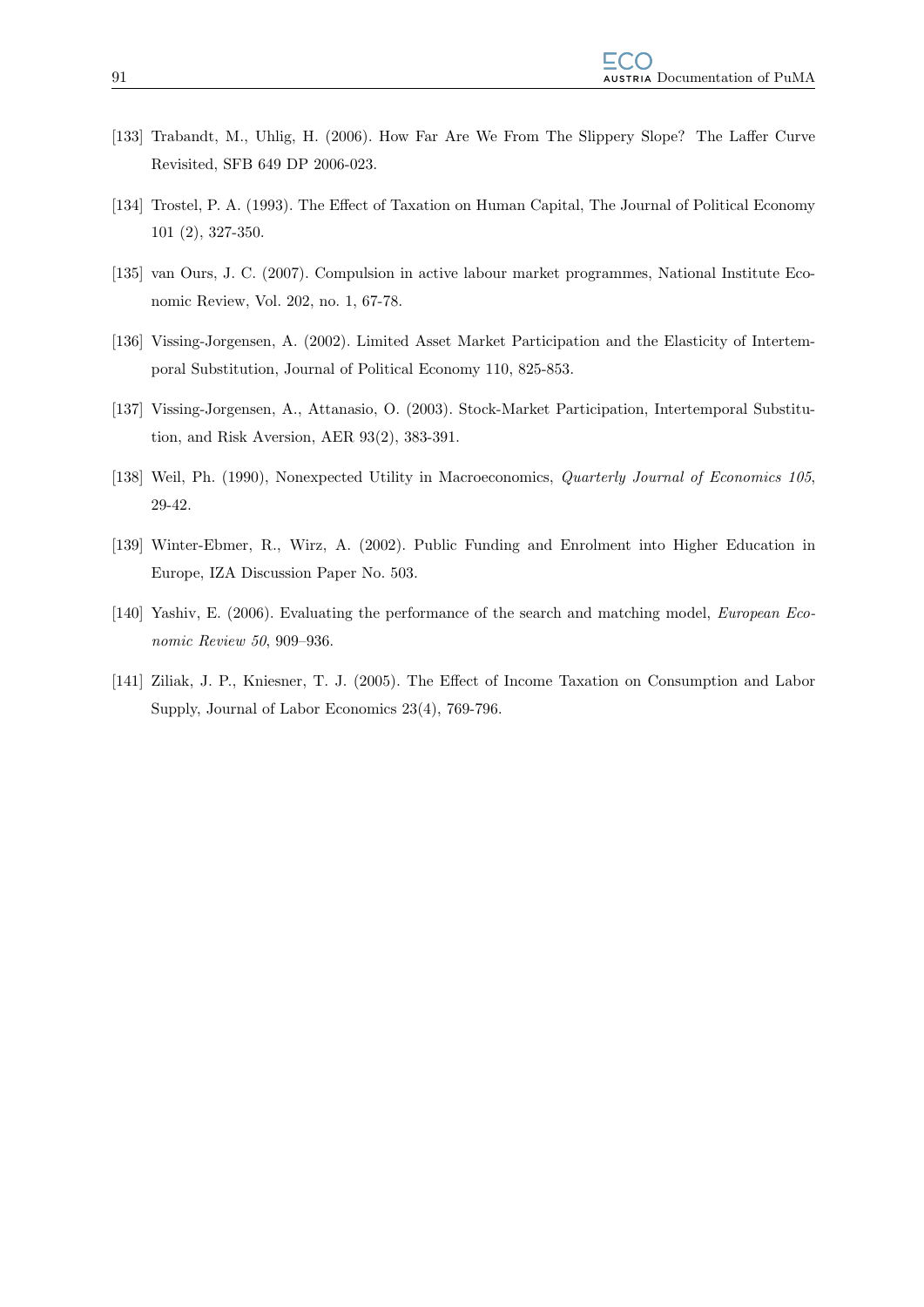[133] Trabandt, M., Uhlig, H. (2006). How Far Are We From The Slippery Slope? The Laffer Curve Revisited, SFB 649 DP 2006-023.

[134] Trostel, P. A. (1993). The Effect of Taxation on Human Capital, The Journal of Political Economy 101 (2), 327-350.

[135] van Ours, J. C. (2007). Compulsion in active labour market programmes, National Institute Economic Review, Vol. 202, no. 1, 67-78.

[136] Vissing-Jorgensen, A. (2002). Limited Asset Market Participation and the Elasticity of Intertemporal Substitution, Journal of Political Economy 110, 825-853.

[137] Vissing-Jorgensen, A., Attanasio, O. (2003). Stock-Market Participation, Intertemporal Substitution, and Risk Aversion, AER 93(2), 383-391.

[138] Weil, Ph. (1990), Nonexpected Utility in Macroeconomics, *Quarterly Journal of Economics 105*, 29-42.

[139] Winter-Ebmer, R., Wirz, A. (2002). Public Funding and Enrolment into Higher Education in Europe, IZA Discussion Paper No. 503.

[140] Yashiv, E. (2006). Evaluating the performance of the search and matching model, *European Economic Review 50*, 909–936.

[141] Ziliak, J. P., Kniesner, T. J. (2005). The Effect of Income Taxation on Consumption and Labor Supply, Journal of Labor Economics 23(4), 769-796.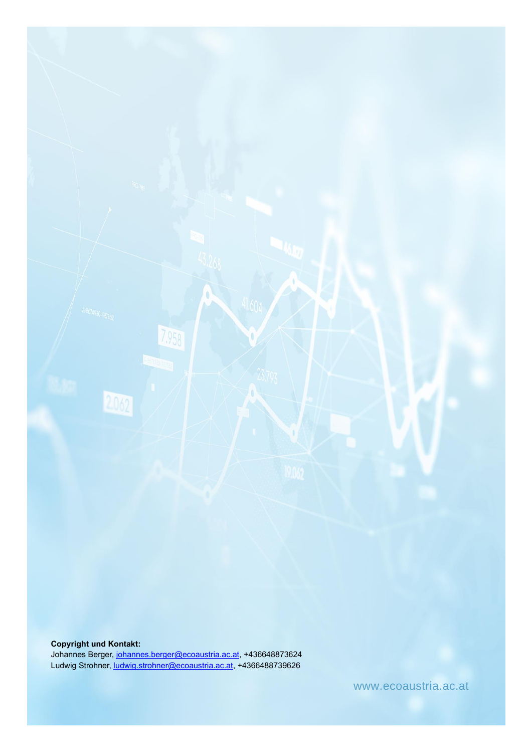**Copyright und Kontakt:**
Johannes Berger, johannes.berger@ecoaustria.ac.at, +436648873624
Ludwig Strohner, ludwig.strohner@ecoaustria.ac.at, +4366488739626

www.ecoaustria.ac.at